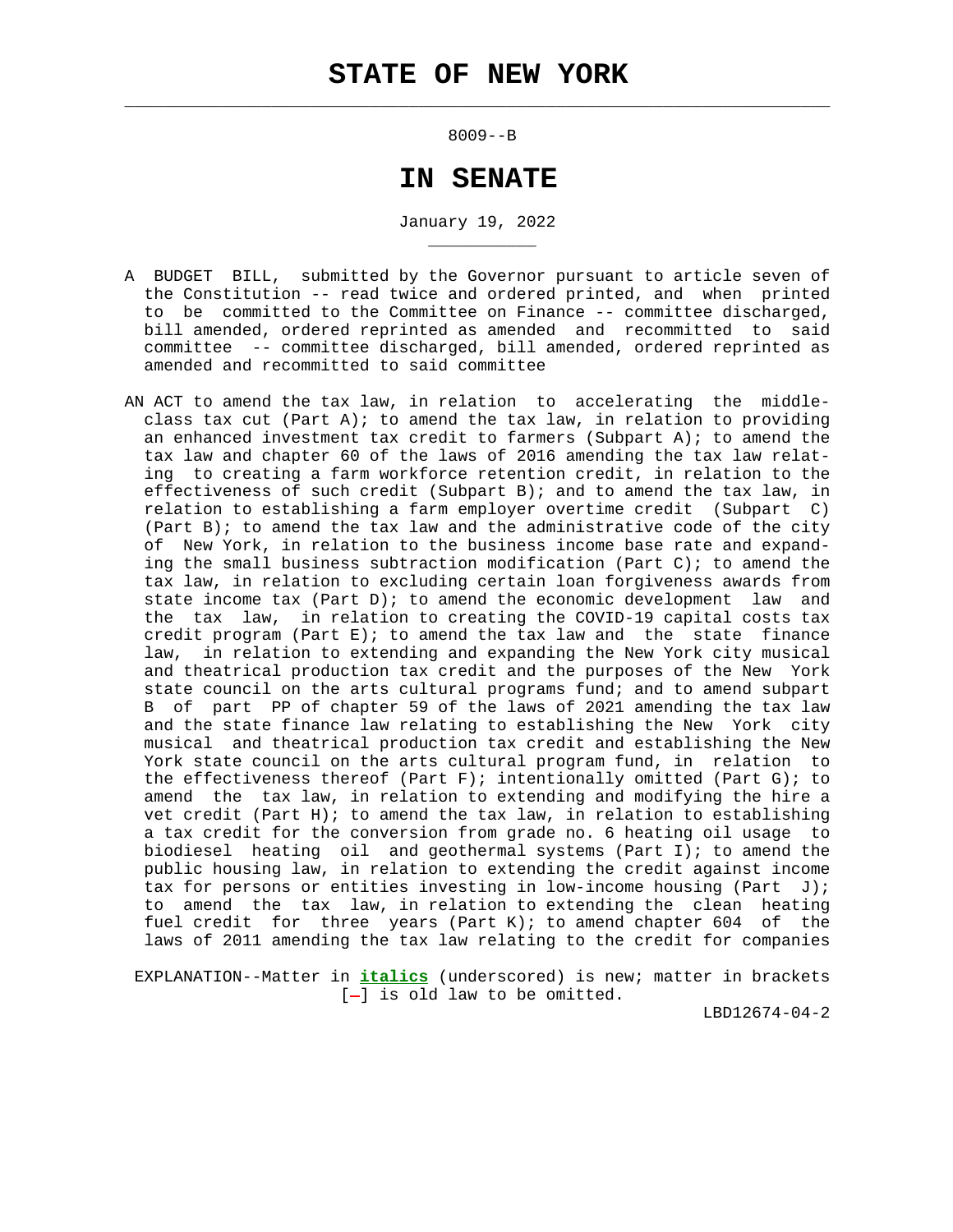# STATE OF NEW YORK

8009--B

## IN SENATE

January 19, 2022

A BUDGET BILL, submitted by the Governor pursuant to article seven of the Constitution -- read twice and ordered printed, and when printed to be committed to the Committee on Finance -- committee discharged, bill amended, ordered reprinted as amended and recommitted to said committee -- committee discharged, bill amended, ordered reprinted as amended and recommitted to said committee

AN ACT to amend the tax law, in relation to accelerating the middle-class tax cut (Part A); to amend the tax law, in relation to providing an enhanced investment tax credit to farmers (Subpart A); to amend the tax law and chapter 60 of the laws of 2016 amending the tax law relating to creating a farm workforce retention credit, in relation to the effectiveness of such credit (Subpart B); and to amend the tax law, in relation to establishing a farm employer overtime credit (Subpart C) (Part B); to amend the tax law and the administrative code of the city of New York, in relation to the business income base rate and expanding the small business subtraction modification (Part C); to amend the tax law, in relation to excluding certain loan forgiveness awards from state income tax (Part D); to amend the economic development law and the tax law, in relation to creating the COVID-19 capital costs tax credit program (Part E); to amend the tax law and the state finance law, in relation to extending and expanding the New York city musical and theatrical production tax credit and the purposes of the New York state council on the arts cultural programs fund; and to amend subpart B of part PP of chapter 59 of the laws of 2021 amending the tax law and the state finance law relating to establishing the New York city musical and theatrical production tax credit and establishing the New York state council on the arts cultural program fund, in relation to the effectiveness thereof (Part F); intentionally omitted (Part G); to amend the tax law, in relation to extending and modifying the hire a vet credit (Part H); to amend the tax law, in relation to establishing a tax credit for the conversion from grade no. 6 heating oil usage to biodiesel heating oil and geothermal systems (Part I); to amend the public housing law, in relation to extending the credit against income tax for persons or entities investing in low-income housing (Part J); to amend the tax law, in relation to extending the clean heating fuel credit for three years (Part K); to amend chapter 604 of the laws of 2011 amending the tax law relating to the credit for companies

EXPLANATION--Matter in ***italics*** (underscored) is new; matter in brackets [-] is old law to be omitted.

LBD12674-04-2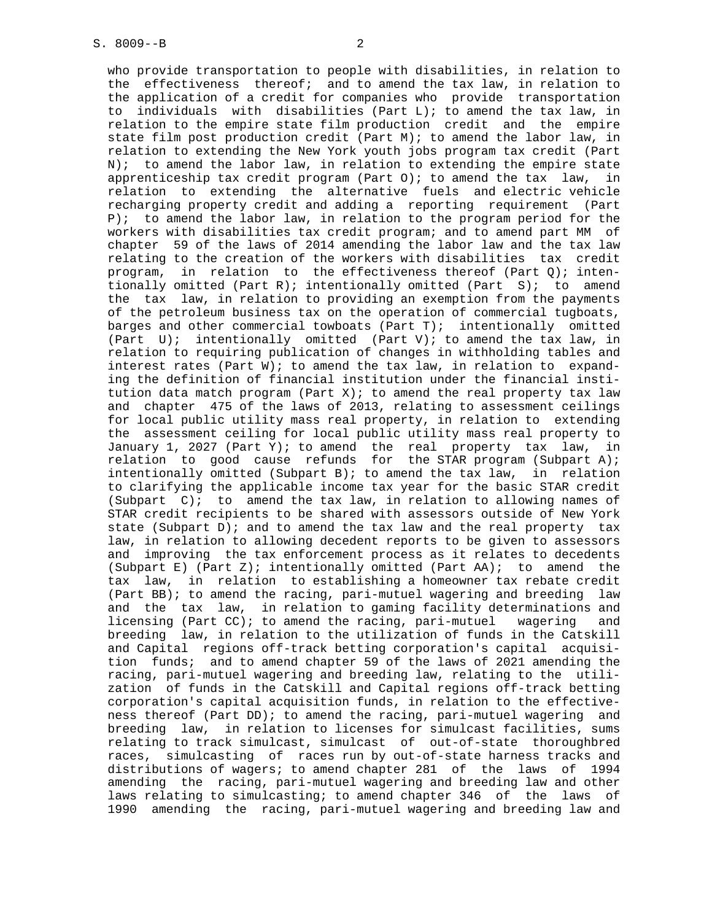who provide transportation to people with disabilities, in relation to the effectiveness thereof; and to amend the tax law, in relation to the application of a credit for companies who provide transportation to individuals with disabilities (Part L); to amend the tax law, in relation to the empire state film production credit and the empire state film post production credit (Part M); to amend the labor law, in relation to extending the New York youth jobs program tax credit (Part N); to amend the labor law, in relation to extending the empire state apprenticeship tax credit program (Part O); to amend the tax law, in relation to extending the alternative fuels and electric vehicle recharging property credit and adding a reporting requirement (Part P); to amend the labor law, in relation to the program period for the workers with disabilities tax credit program; and to amend part MM of chapter 59 of the laws of 2014 amending the labor law and the tax law relating to the creation of the workers with disabilities tax credit program, in relation to the effectiveness thereof (Part Q); intentionally omitted (Part R); intentionally omitted (Part S); to amend the tax law, in relation to providing an exemption from the payments of the petroleum business tax on the operation of commercial tugboats, barges and other commercial towboats (Part T); intentionally omitted (Part U); intentionally omitted (Part V); to amend the tax law, in relation to requiring publication of changes in withholding tables and interest rates (Part W); to amend the tax law, in relation to expanding the definition of financial institution under the financial institution data match program (Part X); to amend the real property tax law and chapter 475 of the laws of 2013, relating to assessment ceilings for local public utility mass real property, in relation to extending the assessment ceiling for local public utility mass real property to January 1, 2027 (Part Y); to amend the real property tax law, in relation to good cause refunds for the STAR program (Subpart A); intentionally omitted (Subpart B); to amend the tax law, in relation to clarifying the applicable income tax year for the basic STAR credit (Subpart C); to amend the tax law, in relation to allowing names of STAR credit recipients to be shared with assessors outside of New York state (Subpart D); and to amend the tax law and the real property tax law, in relation to allowing decedent reports to be given to assessors and improving the tax enforcement process as it relates to decedents (Subpart E) (Part Z); intentionally omitted (Part AA); to amend the tax law, in relation to establishing a homeowner tax rebate credit (Part BB); to amend the racing, pari-mutuel wagering and breeding law and the tax law, in relation to gaming facility determinations and licensing (Part CC); to amend the racing, pari-mutuel wagering and breeding law, in relation to the utilization of funds in the Catskill and Capital regions off-track betting corporation's capital acquisition funds; and to amend chapter 59 of the laws of 2021 amending the racing, pari-mutuel wagering and breeding law, relating to the utilization of funds in the Catskill and Capital regions off-track betting corporation's capital acquisition funds, in relation to the effectiveness thereof (Part DD); to amend the racing, pari-mutuel wagering and breeding law, in relation to licenses for simulcast facilities, sums relating to track simulcast, simulcast of out-of-state thoroughbred races, simulcasting of races run by out-of-state harness tracks and distributions of wagers; to amend chapter 281 of the laws of 1994 amending the racing, pari-mutuel wagering and breeding law and other laws relating to simulcasting; to amend chapter 346 of the laws of 1990 amending the racing, pari-mutuel wagering and breeding law and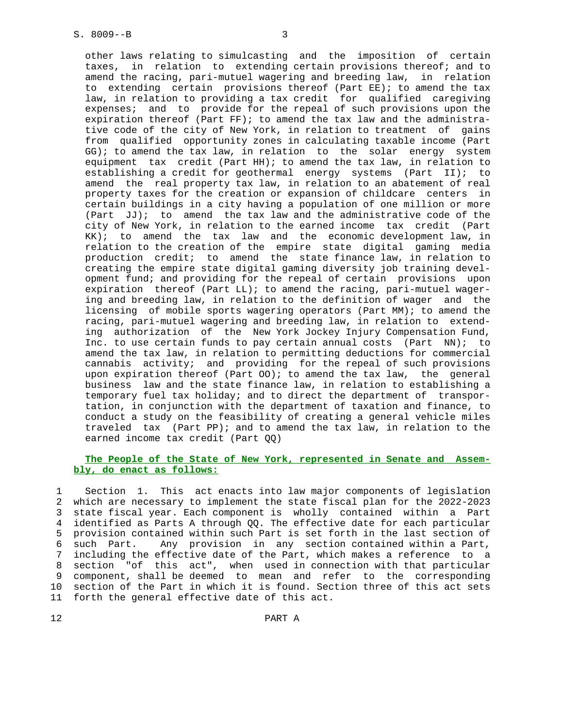other laws relating to simulcasting and the imposition of certain taxes, in relation to extending certain provisions thereof; and to amend the racing, pari-mutuel wagering and breeding law, in relation to extending certain provisions thereof (Part EE); to amend the tax law, in relation to providing a tax credit for qualified caregiving expenses; and to provide for the repeal of such provisions upon the expiration thereof (Part FF); to amend the tax law and the administrative code of the city of New York, in relation to treatment of gains from qualified opportunity zones in calculating taxable income (Part GG); to amend the tax law, in relation to the solar energy system equipment tax credit (Part HH); to amend the tax law, in relation to establishing a credit for geothermal energy systems (Part II); to amend the real property tax law, in relation to an abatement of real property taxes for the creation or expansion of childcare centers in certain buildings in a city having a population of one million or more (Part JJ); to amend the tax law and the administrative code of the city of New York, in relation to the earned income tax credit (Part KK); to amend the tax law and the economic development law, in relation to the creation of the empire state digital gaming media production credit; to amend the state finance law, in relation to creating the empire state digital gaming diversity job training development fund; and providing for the repeal of certain provisions upon expiration thereof (Part LL); to amend the racing, pari-mutuel wagering and breeding law, in relation to the definition of wager and the licensing of mobile sports wagering operators (Part MM); to amend the racing, pari-mutuel wagering and breeding law, in relation to extending authorization of the New York Jockey Injury Compensation Fund, Inc. to use certain funds to pay certain annual costs (Part NN); to amend the tax law, in relation to permitting deductions for commercial cannabis activity; and providing for the repeal of such provisions upon expiration thereof (Part OO); to amend the tax law, the general business law and the state finance law, in relation to establishing a temporary fuel tax holiday; and to direct the department of transportation, in conjunction with the department of taxation and finance, to conduct a study on the feasibility of creating a general vehicle miles traveled tax (Part PP); and to amend the tax law, in relation to the earned income tax credit (Part QQ)

**The People of the State of New York, represented in Senate and Assembly, do enact as follows:**

Section 1. This act enacts into law major components of legislation which are necessary to implement the state fiscal plan for the 2022-2023 state fiscal year. Each component is wholly contained within a Part identified as Parts A through QQ. The effective date for each particular provision contained within such Part is set forth in the last section of such Part. Any provision in any section contained within a Part, including the effective date of the Part, which makes a reference to a section "of this act", when used in connection with that particular component, shall be deemed to mean and refer to the corresponding section of the Part in which it is found. Section three of this act sets forth the general effective date of this act.

PART A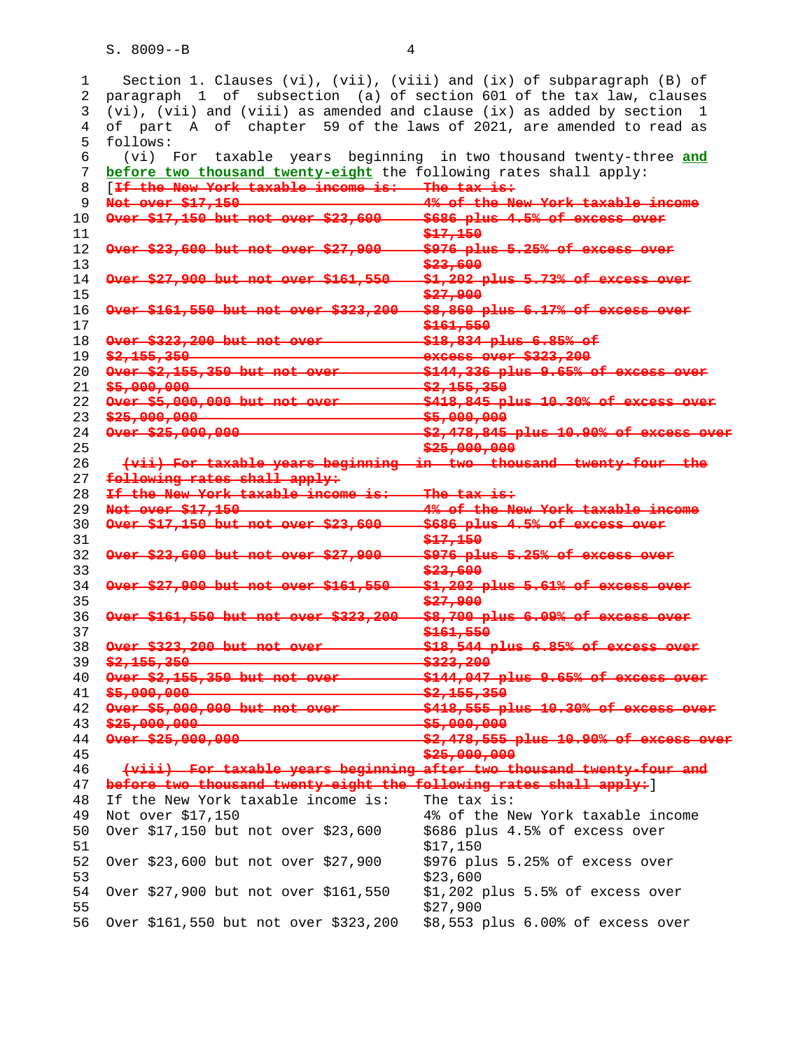Section 1. Clauses (vi), (vii), (viii) and (ix) of subparagraph (B) of paragraph 1 of subsection (a) of section 601 of the tax law, clauses (vi), (vii) and (viii) as amended and clause (ix) as added by section 1 of part A of chapter 59 of the laws of 2021, are amended to read as follows:

(vi) For taxable years beginning in two thousand twenty-three **and before two thousand twenty-eight** the following rates shall apply:

[~~If the New York taxable income is: The tax is:~~

| ~~If the New York taxable income is:~~ | ~~The tax is:~~ |
|---|---|
| ~~Not over $17,150~~ | ~~4% of the New York taxable income~~ |
| ~~Over $17,150 but not over $23,600~~ | ~~$686 plus 4.5% of excess over $17,150~~ |
| ~~Over $23,600 but not over $27,900~~ | ~~$976 plus 5.25% of excess over $23,600~~ |
| ~~Over $27,900 but not over $161,550~~ | ~~$1,202 plus 5.73% of excess over $27,900~~ |
| ~~Over $161,550 but not over $323,200~~ | ~~$8,860 plus 6.17% of excess over $161,550~~ |
| ~~Over $323,200 but not over $2,155,350~~ | ~~$18,834 plus 6.85% of excess over $323,200~~ |
| ~~Over $2,155,350 but not over $5,000,000~~ | ~~$144,336 plus 9.65% of excess over $2,155,350~~ |
| ~~Over $5,000,000 but not over $25,000,000~~ | ~~$418,845 plus 10.30% of excess over $5,000,000~~ |
| ~~Over $25,000,000~~ | ~~$2,478,845 plus 10.90% of excess over $25,000,000~~ |

~~(vii) For taxable years beginning in two thousand twenty-four the following rates shall apply:~~

| ~~If the New York taxable income is:~~ | ~~The tax is:~~ |
|---|---|
| ~~Not over $17,150~~ | ~~4% of the New York taxable income~~ |
| ~~Over $17,150 but not over $23,600~~ | ~~$686 plus 4.5% of excess over $17,150~~ |
| ~~Over $23,600 but not over $27,900~~ | ~~$976 plus 5.25% of excess over $23,600~~ |
| ~~Over $27,900 but not over $161,550~~ | ~~$1,202 plus 5.61% of excess over $27,900~~ |
| ~~Over $161,550 but not over $323,200~~ | ~~$8,700 plus 6.09% of excess over $161,550~~ |
| ~~Over $323,200 but not over $2,155,350~~ | ~~$18,544 plus 6.85% of excess over $323,200~~ |
| ~~Over $2,155,350 but not over $5,000,000~~ | ~~$144,047 plus 9.65% of excess over $2,155,350~~ |
| ~~Over $5,000,000 but not over $25,000,000~~ | ~~$418,555 plus 10.30% of excess over $5,000,000~~ |
| ~~Over $25,000,000~~ | ~~$2,478,555 plus 10.90% of excess over $25,000,000~~ |

~~(viii) For taxable years beginning after two thousand twenty-four and before two thousand twenty-eight the following rates shall apply:~~]

| If the New York taxable income is: | The tax is: |
|---|---|
| Not over $17,150 | 4% of the New York taxable income |
| Over $17,150 but not over $23,600 | $686 plus 4.5% of excess over $17,150 |
| Over $23,600 but not over $27,900 | $976 plus 5.25% of excess over $23,600 |
| Over $27,900 but not over $161,550 | $1,202 plus 5.5% of excess over $27,900 |
| Over $161,550 but not over $323,200 | $8,553 plus 6.00% of excess over |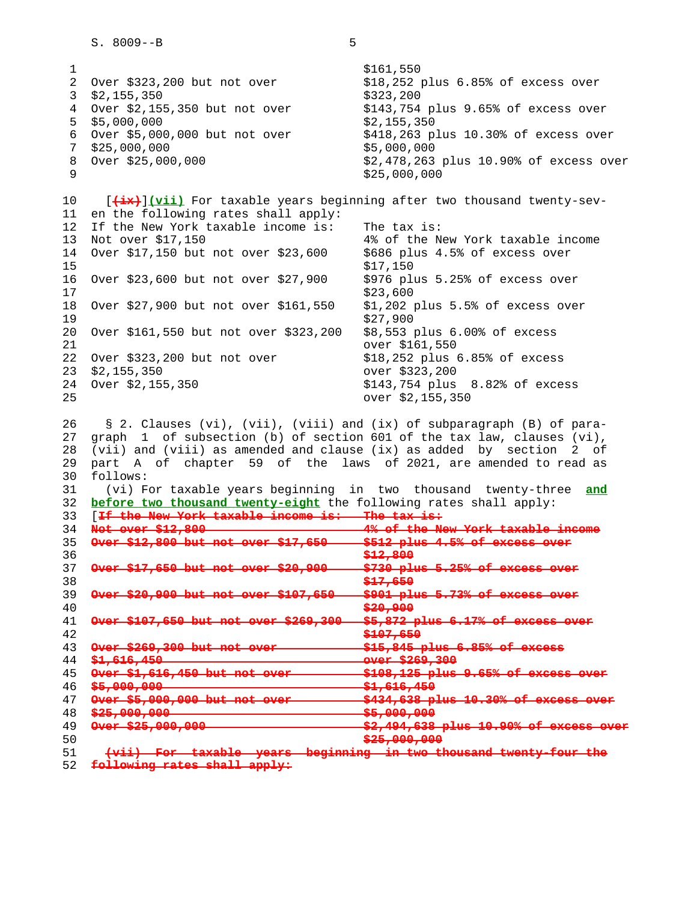| | |
|---|---|
| | $161,550 |
| Over $323,200 but not over $2,155,350 | $18,252 plus 6.85% of excess over $323,200 |
| Over $2,155,350 but not over $5,000,000 | $143,754 plus 9.65% of excess over $2,155,350 |
| Over $5,000,000 but not over $25,000,000 | $418,263 plus 10.30% of excess over $5,000,000 |
| Over $25,000,000 | $2,478,263 plus 10.90% of excess over $25,000,000 |

[~~(ix)~~]**(vii)** For taxable years beginning after two thousand twenty-seven the following rates shall apply:

| If the New York taxable income is: | The tax is: |
|---|---|
| Not over $17,150 | 4% of the New York taxable income |
| Over $17,150 but not over $23,600 | $686 plus 4.5% of excess over $17,150 |
| Over $23,600 but not over $27,900 | $976 plus 5.25% of excess over $23,600 |
| Over $27,900 but not over $161,550 | $1,202 plus 5.5% of excess over $27,900 |
| Over $161,550 but not over $323,200 | $8,553 plus 6.00% of excess over $161,550 |
| Over $323,200 but not over $2,155,350 | $18,252 plus 6.85% of excess over $323,200 |
| Over $2,155,350 | $143,754 plus 8.82% of excess over $2,155,350 |

§ 2. Clauses (vi), (vii), (viii) and (ix) of subparagraph (B) of paragraph 1 of subsection (b) of section 601 of the tax law, clauses (vi), (vii) and (viii) as amended and clause (ix) as added by section 2 of part A of chapter 59 of the laws of 2021, are amended to read as follows:

(vi) For taxable years beginning in two thousand twenty-three **and before two thousand twenty-eight** the following rates shall apply:

[~~If the New York taxable income is: The tax is:~~

| | |
|---|---|
| ~~Not over $12,800~~ | ~~4% of the New York taxable income~~ |
| ~~Over $12,800 but not over $17,650~~ | ~~$512 plus 4.5% of excess over $12,800~~ |
| ~~Over $17,650 but not over $20,900~~ | ~~$730 plus 5.25% of excess over $17,650~~ |
| ~~Over $20,900 but not over $107,650~~ | ~~$901 plus 5.73% of excess over $20,900~~ |
| ~~Over $107,650 but not over $269,300~~ | ~~$5,872 plus 6.17% of excess over $107,650~~ |
| ~~Over $269,300 but not over $1,616,450~~ | ~~$15,845 plus 6.85% of excess over $269,300~~ |
| ~~Over $1,616,450 but not over $5,000,000~~ | ~~$108,125 plus 9.65% of excess over $1,616,450~~ |
| ~~Over $5,000,000 but not over $25,000,000~~ | ~~$434,638 plus 10.30% of excess over $5,000,000~~ |
| ~~Over $25,000,000~~ | ~~$2,494,638 plus 10.90% of excess over $25,000,000~~ |

~~(vii) For taxable years beginning in two thousand twenty-four the following rates shall apply:~~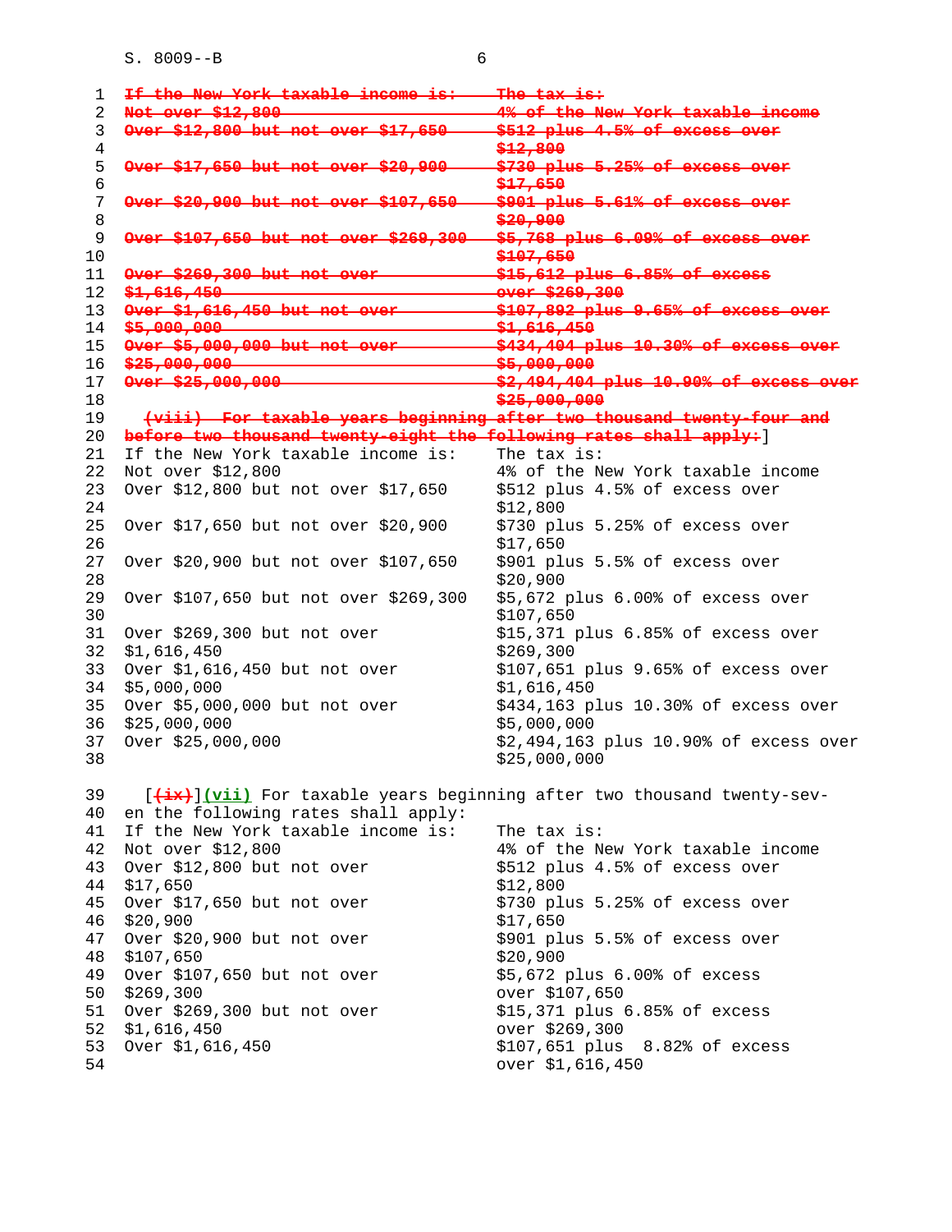~~If the New York taxable income is: The tax is:~~

| ~~If the New York taxable income is:~~ | ~~The tax is:~~ |
|---|---|
| ~~Not over $12,800~~ | ~~4% of the New York taxable income~~ |
| ~~Over $12,800 but not over $17,650~~ | ~~$512 plus 4.5% of excess over $12,800~~ |
| ~~Over $17,650 but not over $20,900~~ | ~~$730 plus 5.25% of excess over $17,650~~ |
| ~~Over $20,900 but not over $107,650~~ | ~~$901 plus 5.61% of excess over $20,900~~ |
| ~~Over $107,650 but not over $269,300~~ | ~~$5,768 plus 6.09% of excess over $107,650~~ |
| ~~Over $269,300 but not over $1,616,450~~ | ~~$15,612 plus 6.85% of excess over $269,300~~ |
| ~~Over $1,616,450 but not over $5,000,000~~ | ~~$107,892 plus 9.65% of excess over $1,616,450~~ |
| ~~Over $5,000,000 but not over $25,000,000~~ | ~~$434,404 plus 10.30% of excess over $5,000,000~~ |
| ~~Over $25,000,000~~ | ~~$2,494,404 plus 10.90% of excess over $25,000,000~~ |

~~(viii) For taxable years beginning after two thousand twenty-four and before two thousand twenty-eight the following rates shall apply:~~]

| If the New York taxable income is: | The tax is: |
|---|---|
| Not over $12,800 | 4% of the New York taxable income |
| Over $12,800 but not over $17,650 | $512 plus 4.5% of excess over $12,800 |
| Over $17,650 but not over $20,900 | $730 plus 5.25% of excess over $17,650 |
| Over $20,900 but not over $107,650 | $901 plus 5.5% of excess over $20,900 |
| Over $107,650 but not over $269,300 | $5,672 plus 6.00% of excess over $107,650 |
| Over $269,300 but not over $1,616,450 | $15,371 plus 6.85% of excess over $269,300 |
| Over $1,616,450 but not over $5,000,000 | $107,651 plus 9.65% of excess over $1,616,450 |
| Over $5,000,000 but not over $25,000,000 | $434,163 plus 10.30% of excess over $5,000,000 |
| Over $25,000,000 | $2,494,163 plus 10.90% of excess over $25,000,000 |

[~~(ix)~~]<u>(vii)</u> For taxable years beginning after two thousand twenty-seven the following rates shall apply:

| If the New York taxable income is: | The tax is: |
|---|---|
| Not over $12,800 | 4% of the New York taxable income |
| Over $12,800 but not over $17,650 | $512 plus 4.5% of excess over $12,800 |
| Over $17,650 but not over $20,900 | $730 plus 5.25% of excess over $17,650 |
| Over $20,900 but not over $107,650 | $901 plus 5.5% of excess over $20,900 |
| Over $107,650 but not over $269,300 | $5,672 plus 6.00% of excess over $107,650 |
| Over $269,300 but not over $1,616,450 | $15,371 plus 6.85% of excess over $269,300 |
| Over $1,616,450 | $107,651 plus 8.82% of excess over $1,616,450 |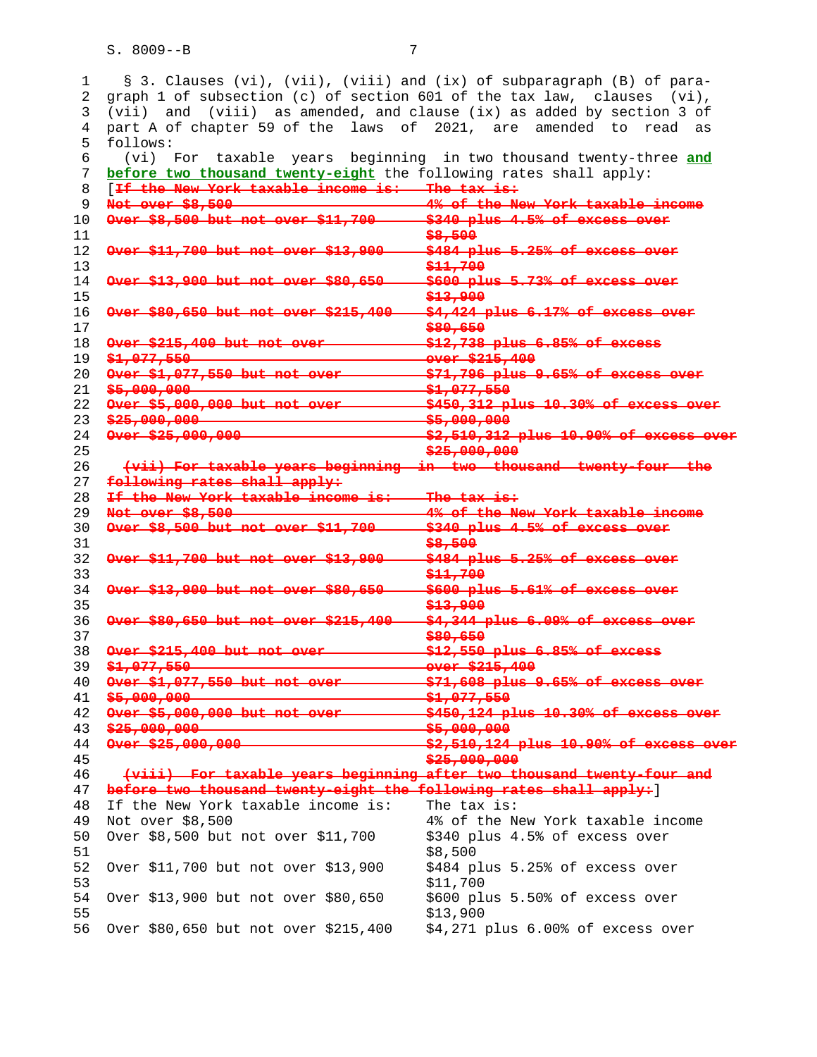§ 3. Clauses (vi), (vii), (viii) and (ix) of subparagraph (B) of paragraph 1 of subsection (c) of section 601 of the tax law, clauses (vi), (vii) and (viii) as amended, and clause (ix) as added by section 3 of part A of chapter 59 of the laws of 2021, are amended to read as follows:

(vi) For taxable years beginning in two thousand twenty-three **and before two thousand twenty-eight** the following rates shall apply:

[~~If the New York taxable income is: The tax is:~~

| ~~If the New York taxable income is:~~ | ~~The tax is:~~ |
|---|---|
| ~~Not over $8,500~~ | ~~4% of the New York taxable income~~ |
| ~~Over $8,500 but not over $11,700~~ | ~~$340 plus 4.5% of excess over $8,500~~ |
| ~~Over $11,700 but not over $13,900~~ | ~~$484 plus 5.25% of excess over $11,700~~ |
| ~~Over $13,900 but not over $80,650~~ | ~~$600 plus 5.73% of excess over $13,900~~ |
| ~~Over $80,650 but not over $215,400~~ | ~~$4,424 plus 6.17% of excess over $80,650~~ |
| ~~Over $215,400 but not over $1,077,550~~ | ~~$12,738 plus 6.85% of excess over $215,400~~ |
| ~~Over $1,077,550 but not over $5,000,000~~ | ~~$71,796 plus 9.65% of excess over $1,077,550~~ |
| ~~Over $5,000,000 but not over $25,000,000~~ | ~~$450,312 plus 10.30% of excess over $5,000,000~~ |
| ~~Over $25,000,000~~ | ~~$2,510,312 plus 10.90% of excess over $25,000,000~~ |

~~(vii) For taxable years beginning in two thousand twenty-four the following rates shall apply:~~

| ~~If the New York taxable income is:~~ | ~~The tax is:~~ |
|---|---|
| ~~Not over $8,500~~ | ~~4% of the New York taxable income~~ |
| ~~Over $8,500 but not over $11,700~~ | ~~$340 plus 4.5% of excess over $8,500~~ |
| ~~Over $11,700 but not over $13,900~~ | ~~$484 plus 5.25% of excess over $11,700~~ |
| ~~Over $13,900 but not over $80,650~~ | ~~$600 plus 5.61% of excess over $13,900~~ |
| ~~Over $80,650 but not over $215,400~~ | ~~$4,344 plus 6.09% of excess over $80,650~~ |
| ~~Over $215,400 but not over $1,077,550~~ | ~~$12,550 plus 6.85% of excess over $215,400~~ |
| ~~Over $1,077,550 but not over $5,000,000~~ | ~~$71,608 plus 9.65% of excess over $1,077,550~~ |
| ~~Over $5,000,000 but not over $25,000,000~~ | ~~$450,124 plus 10.30% of excess over $5,000,000~~ |
| ~~Over $25,000,000~~ | ~~$2,510,124 plus 10.90% of excess over $25,000,000~~ |

~~(viii) For taxable years beginning after two thousand twenty-four and before two thousand twenty-eight the following rates shall apply:~~]

| If the New York taxable income is: | The tax is: |
|---|---|
| Not over $8,500 | 4% of the New York taxable income |
| Over $8,500 but not over $11,700 | $340 plus 4.5% of excess over $8,500 |
| Over $11,700 but not over $13,900 | $484 plus 5.25% of excess over $11,700 |
| Over $13,900 but not over $80,650 | $600 plus 5.50% of excess over $13,900 |
| Over $80,650 but not over $215,400 | $4,271 plus 6.00% of excess over |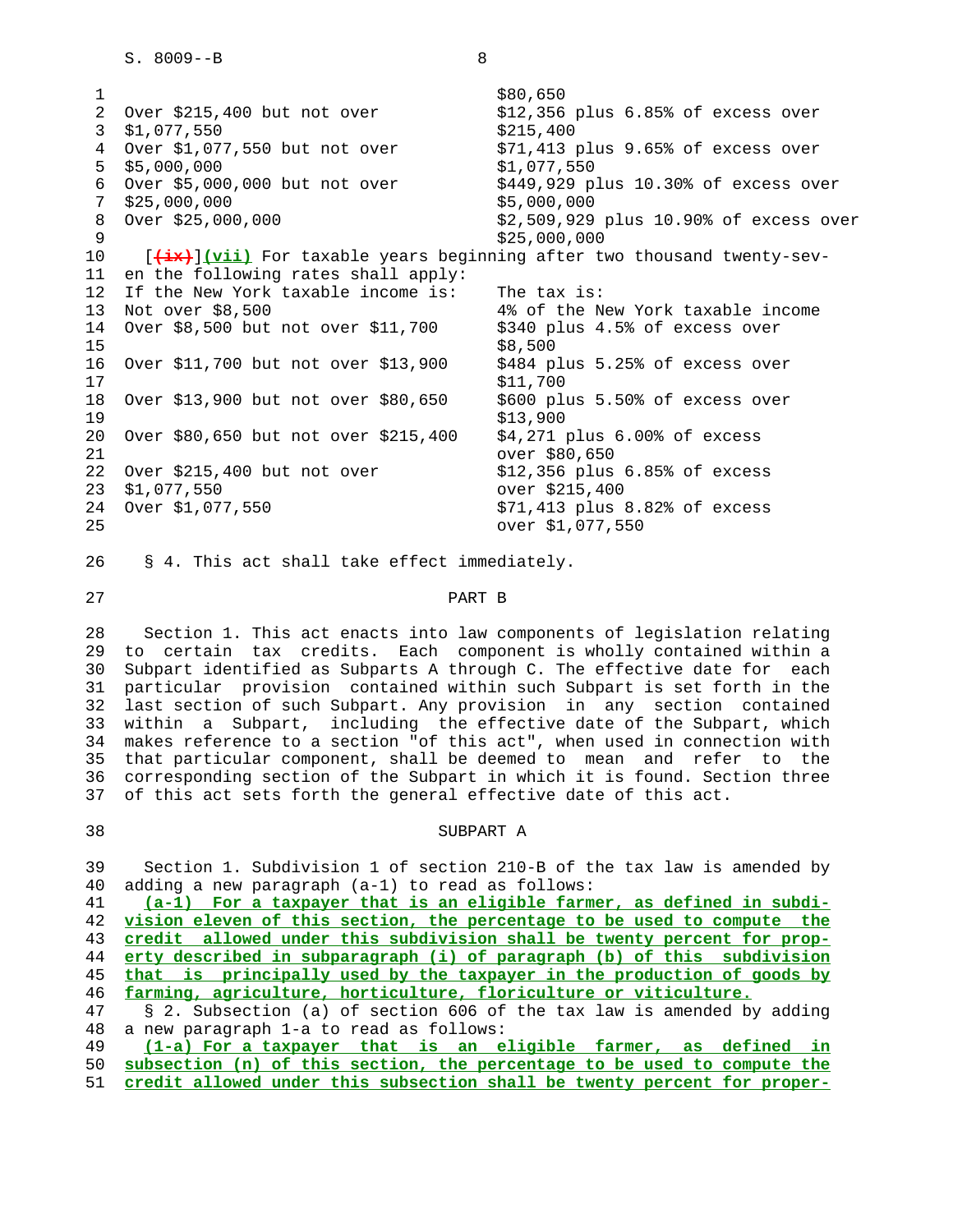| | |
|---|---|
| | $80,650 |
| Over $215,400 but not over $1,077,550 | $12,356 plus 6.85% of excess over $215,400 |
| Over $1,077,550 but not over $5,000,000 | $71,413 plus 9.65% of excess over $1,077,550 |
| Over $5,000,000 but not over $25,000,000 | $449,929 plus 10.30% of excess over $5,000,000 |
| Over $25,000,000 | $2,509,929 plus 10.90% of excess over $25,000,000 |

[~~(ix)~~] **(vii)** For taxable years beginning after two thousand twenty-seven the following rates shall apply:

| If the New York taxable income is: | The tax is: |
|---|---|
| Not over $8,500 | 4% of the New York taxable income |
| Over $8,500 but not over $11,700 | $340 plus 4.5% of excess over $8,500 |
| Over $11,700 but not over $13,900 | $484 plus 5.25% of excess over $11,700 |
| Over $13,900 but not over $80,650 | $600 plus 5.50% of excess over $13,900 |
| Over $80,650 but not over $215,400 | $4,271 plus 6.00% of excess over $80,650 |
| Over $215,400 but not over $1,077,550 | $12,356 plus 6.85% of excess over $215,400 |
| Over $1,077,550 | $71,413 plus 8.82% of excess over $1,077,550 |

§ 4. This act shall take effect immediately.

## PART B

Section 1. This act enacts into law components of legislation relating to certain tax credits. Each component is wholly contained within a Subpart identified as Subparts A through C. The effective date for each particular provision contained within such Subpart is set forth in the last section of such Subpart. Any provision in any section contained within a Subpart, including the effective date of the Subpart, which makes reference to a section "of this act", when used in connection with that particular component, shall be deemed to mean and refer to the corresponding section of the Subpart in which it is found. Section three of this act sets forth the general effective date of this act.

### SUBPART A

Section 1. Subdivision 1 of section 210-B of the tax law is amended by adding a new paragraph (a-1) to read as follows:

**(a-1) For a taxpayer that is an eligible farmer, as defined in subdivision eleven of this section, the percentage to be used to compute the credit allowed under this subdivision shall be twenty percent for property described in subparagraph (i) of paragraph (b) of this subdivision that is principally used by the taxpayer in the production of goods by farming, agriculture, horticulture, floriculture or viticulture.**

§ 2. Subsection (a) of section 606 of the tax law is amended by adding a new paragraph 1-a to read as follows:

**(1-a) For a taxpayer that is an eligible farmer, as defined in subsection (n) of this section, the percentage to be used to compute the credit allowed under this subsection shall be twenty percent for proper-**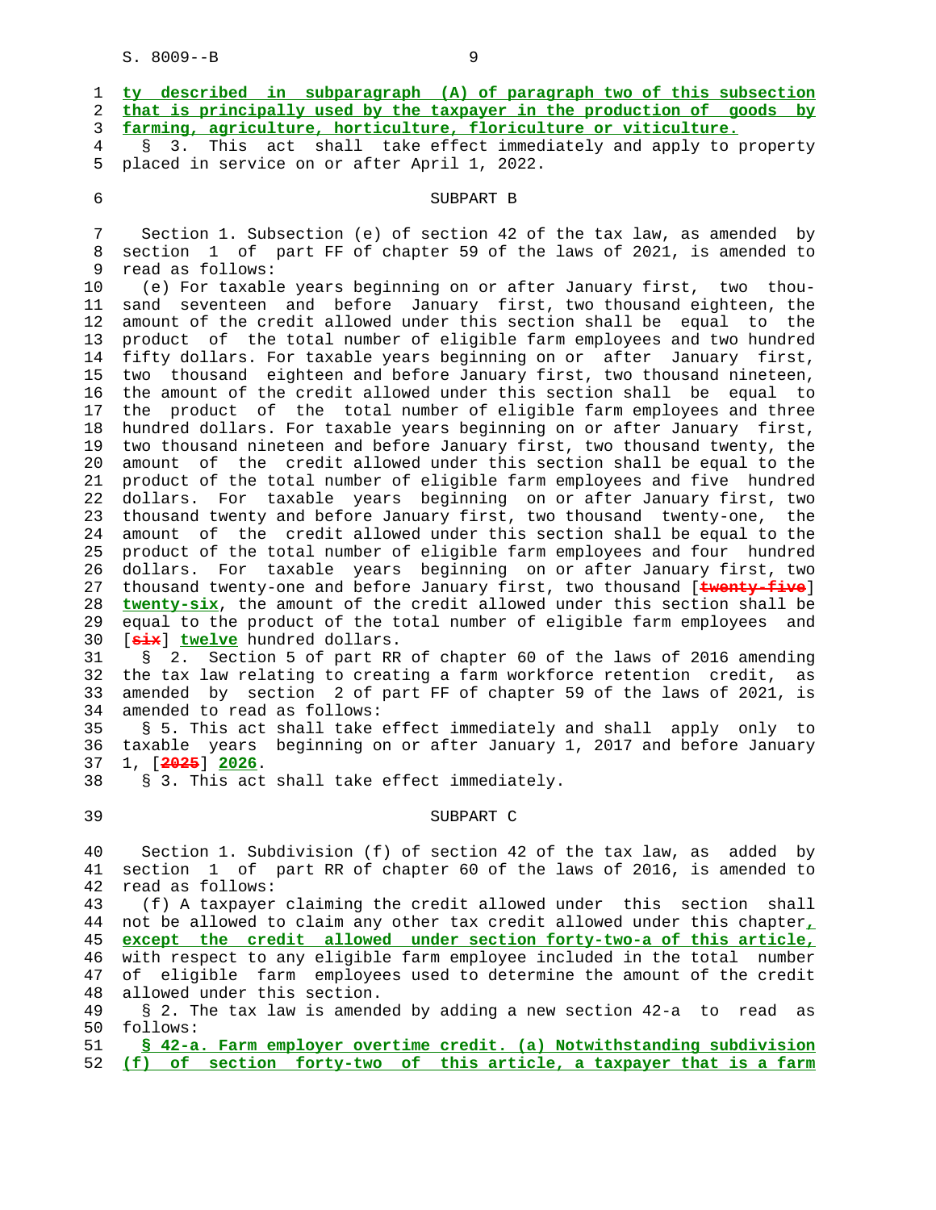ty described in subparagraph (A) of paragraph two of this subsection that is principally used by the taxpayer in the production of goods by farming, agriculture, horticulture, floriculture or viticulture.

§ 3. This act shall take effect immediately and apply to property placed in service on or after April 1, 2022.

SUBPART B

Section 1. Subsection (e) of section 42 of the tax law, as amended by section 1 of part FF of chapter 59 of the laws of 2021, is amended to read as follows:

(e) For taxable years beginning on or after January first, two thousand seventeen and before January first, two thousand eighteen, the amount of the credit allowed under this section shall be equal to the product of the total number of eligible farm employees and two hundred fifty dollars. For taxable years beginning on or after January first, two thousand eighteen and before January first, two thousand nineteen, the amount of the credit allowed under this section shall be equal to the product of the total number of eligible farm employees and three hundred dollars. For taxable years beginning on or after January first, two thousand nineteen and before January first, two thousand twenty, the amount of the credit allowed under this section shall be equal to the product of the total number of eligible farm employees and five hundred dollars. For taxable years beginning on or after January first, two thousand twenty and before January first, two thousand twenty-one, the amount of the credit allowed under this section shall be equal to the product of the total number of eligible farm employees and four hundred dollars. For taxable years beginning on or after January first, two thousand twenty-one and before January first, two thousand [twenty-five] twenty-six, the amount of the credit allowed under this section shall be equal to the product of the total number of eligible farm employees and [six] twelve hundred dollars.

§ 2. Section 5 of part RR of chapter 60 of the laws of 2016 amending the tax law relating to creating a farm workforce retention credit, as amended by section 2 of part FF of chapter 59 of the laws of 2021, is amended to read as follows:

§ 5. This act shall take effect immediately and shall apply only to taxable years beginning on or after January 1, 2017 and before January 1, [2025] 2026.

§ 3. This act shall take effect immediately.

SUBPART C

Section 1. Subdivision (f) of section 42 of the tax law, as added by section 1 of part RR of chapter 60 of the laws of 2016, is amended to read as follows:

(f) A taxpayer claiming the credit allowed under this section shall not be allowed to claim any other tax credit allowed under this chapter, except the credit allowed under section forty-two-a of this article, with respect to any eligible farm employee included in the total number of eligible farm employees used to determine the amount of the credit allowed under this section.

§ 2. The tax law is amended by adding a new section 42-a to read as follows:

§ 42-a. Farm employer overtime credit. (a) Notwithstanding subdivision (f) of section forty-two of this article, a taxpayer that is a farm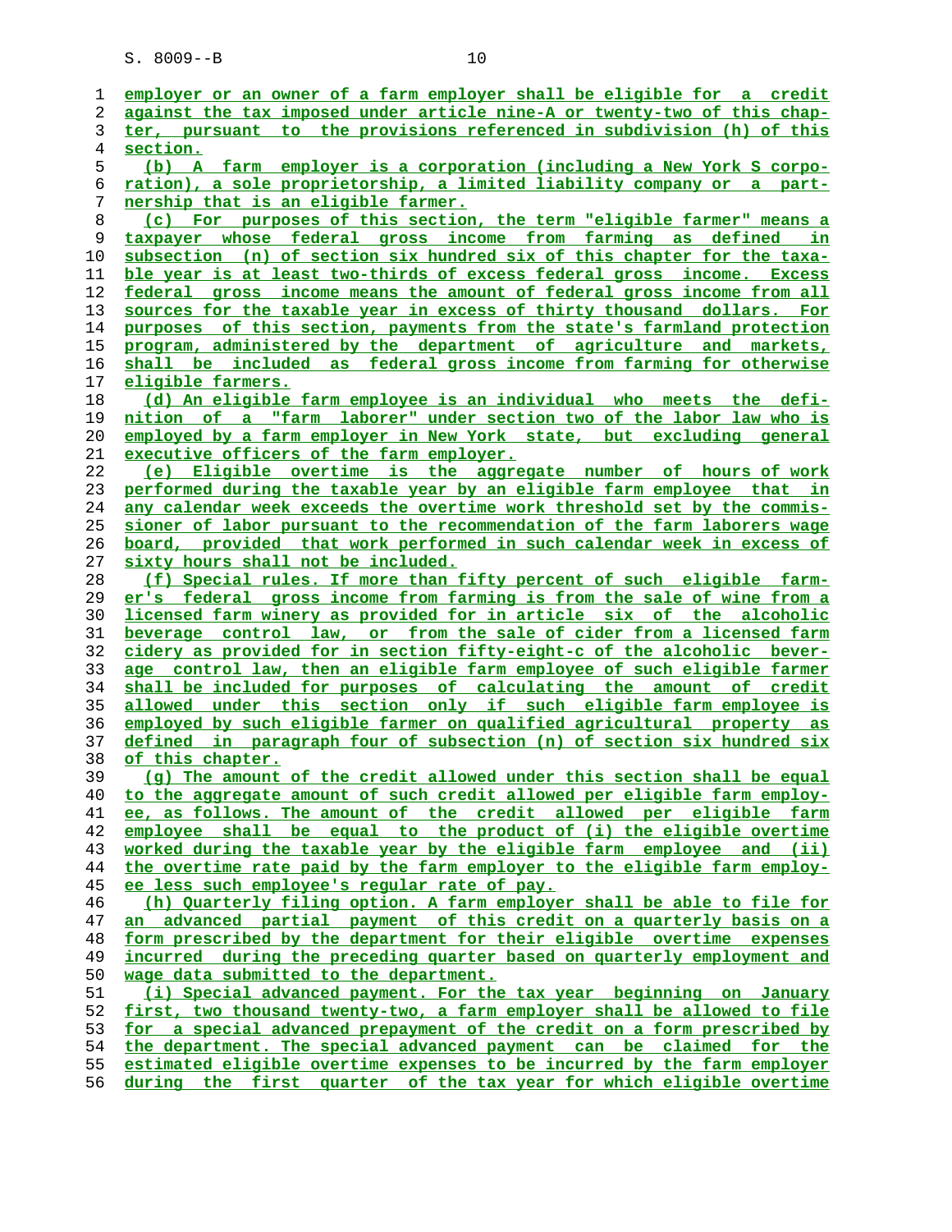employer or an owner of a farm employer shall be eligible for a credit against the tax imposed under article nine-A or twenty-two of this chapter, pursuant to the provisions referenced in subdivision (h) of this section.

(b) A farm employer is a corporation (including a New York S corporation), a sole proprietorship, a limited liability company or a partnership that is an eligible farmer.

(c) For purposes of this section, the term "eligible farmer" means a taxpayer whose federal gross income from farming as defined in subsection (n) of section six hundred six of this chapter for the taxable year is at least two-thirds of excess federal gross income. Excess federal gross income means the amount of federal gross income from all sources for the taxable year in excess of thirty thousand dollars. For purposes of this section, payments from the state's farmland protection program, administered by the department of agriculture and markets, shall be included as federal gross income from farming for otherwise eligible farmers.

(d) An eligible farm employee is an individual who meets the definition of a "farm laborer" under section two of the labor law who is employed by a farm employer in New York state, but excluding general executive officers of the farm employer.

(e) Eligible overtime is the aggregate number of hours of work performed during the taxable year by an eligible farm employee that in any calendar week exceeds the overtime work threshold set by the commissioner of labor pursuant to the recommendation of the farm laborers wage board, provided that work performed in such calendar week in excess of sixty hours shall not be included.

(f) Special rules. If more than fifty percent of such eligible farmer's federal gross income from farming is from the sale of wine from a licensed farm winery as provided for in article six of the alcoholic beverage control law, or from the sale of cider from a licensed farm cidery as provided for in section fifty-eight-c of the alcoholic beverage control law, then an eligible farm employee of such eligible farmer shall be included for purposes of calculating the amount of credit allowed under this section only if such eligible farm employee is employed by such eligible farmer on qualified agricultural property as defined in paragraph four of subsection (n) of section six hundred six of this chapter.

(g) The amount of the credit allowed under this section shall be equal to the aggregate amount of such credit allowed per eligible farm employee, as follows. The amount of the credit allowed per eligible farm employee shall be equal to the product of (i) the eligible overtime worked during the taxable year by the eligible farm employee and (ii) the overtime rate paid by the farm employer to the eligible farm employee less such employee's regular rate of pay.

(h) Quarterly filing option. A farm employer shall be able to file for an advanced partial payment of this credit on a quarterly basis on a form prescribed by the department for their eligible overtime expenses incurred during the preceding quarter based on quarterly employment and wage data submitted to the department.

(i) Special advanced payment. For the tax year beginning on January first, two thousand twenty-two, a farm employer shall be allowed to file for a special advanced prepayment of the credit on a form prescribed by the department. The special advanced payment can be claimed for the estimated eligible overtime expenses to be incurred by the farm employer during the first quarter of the tax year for which eligible overtime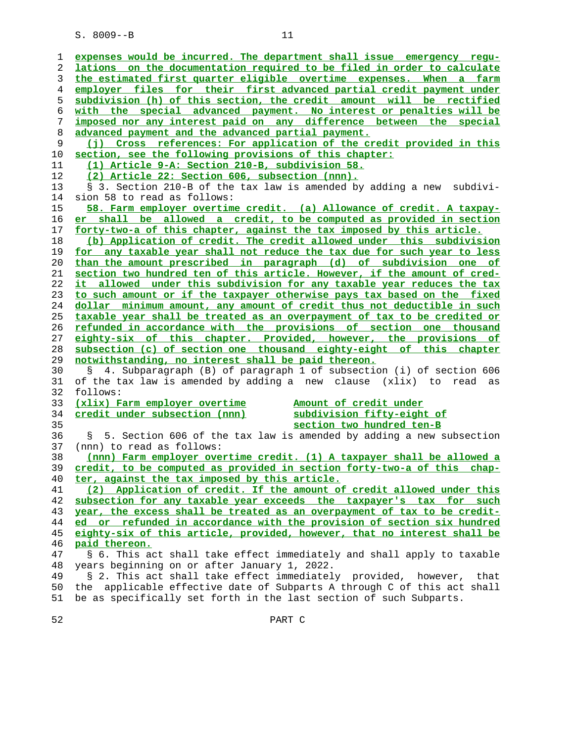expenses would be incurred. The department shall issue emergency regulations on the documentation required to be filed in order to calculate the estimated first quarter eligible overtime expenses. When a farm employer files for their first advanced partial credit payment under subdivision (h) of this section, the credit amount will be rectified with the special advanced payment. No interest or penalties will be imposed nor any interest paid on any difference between the special advanced payment and the advanced partial payment.

(j) Cross references: For application of the credit provided in this section, see the following provisions of this chapter:

(1) Article 9-A: Section 210-B, subdivision 58.

(2) Article 22: Section 606, subsection (nnn).

§ 3. Section 210-B of the tax law is amended by adding a new subdivision 58 to read as follows:

58. Farm employer overtime credit. (a) Allowance of credit. A taxpayer shall be allowed a credit, to be computed as provided in section forty-two-a of this chapter, against the tax imposed by this article.

(b) Application of credit. The credit allowed under this subdivision for any taxable year shall not reduce the tax due for such year to less than the amount prescribed in paragraph (d) of subdivision one of section two hundred ten of this article. However, if the amount of credit allowed under this subdivision for any taxable year reduces the tax to such amount or if the taxpayer otherwise pays tax based on the fixed dollar minimum amount, any amount of credit thus not deductible in such taxable year shall be treated as an overpayment of tax to be credited or refunded in accordance with the provisions of section one thousand eighty-six of this chapter. Provided, however, the provisions of subsection (c) of section one thousand eighty-eight of this chapter notwithstanding, no interest shall be paid thereon.

§ 4. Subparagraph (B) of paragraph 1 of subsection (i) of section 606 of the tax law is amended by adding a new clause (xlix) to read as follows:

| | |
|---|---|
| (xlix) Farm employer overtime credit under subsection (nnn) | Amount of credit under subdivision fifty-eight of section two hundred ten-B |

§ 5. Section 606 of the tax law is amended by adding a new subsection (nnn) to read as follows:

(nnn) Farm employer overtime credit. (1) A taxpayer shall be allowed a credit, to be computed as provided in section forty-two-a of this chapter, against the tax imposed by this article.

(2) Application of credit. If the amount of credit allowed under this subsection for any taxable year exceeds the taxpayer's tax for such year, the excess shall be treated as an overpayment of tax to be credited or refunded in accordance with the provision of section six hundred eighty-six of this article, provided, however, that no interest shall be paid thereon.

§ 6. This act shall take effect immediately and shall apply to taxable years beginning on or after January 1, 2022.

§ 2. This act shall take effect immediately provided, however, that the applicable effective date of Subparts A through C of this act shall be as specifically set forth in the last section of such Subparts.

PART C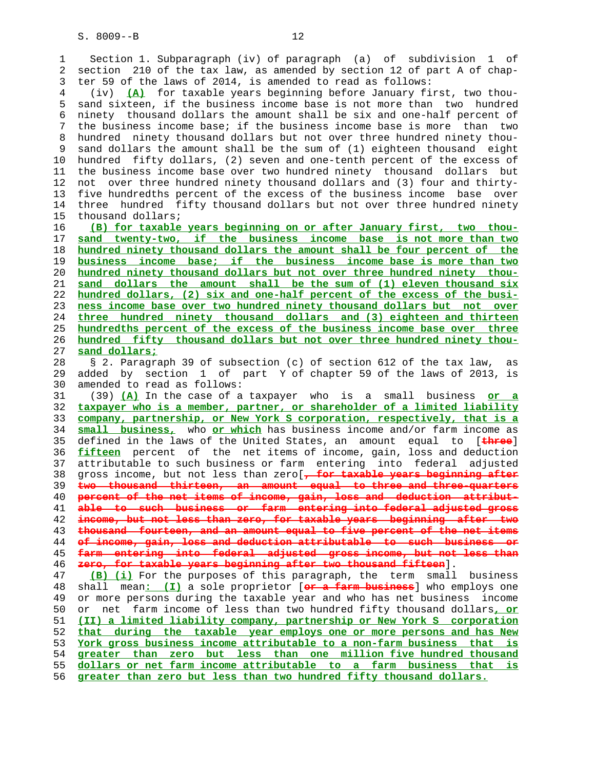Section 1. Subparagraph (iv) of paragraph (a) of subdivision 1 of section 210 of the tax law, as amended by section 12 of part A of chapter 59 of the laws of 2014, is amended to read as follows:

(iv) <u>(A)</u> for taxable years beginning before January first, two thousand sixteen, if the business income base is not more than two hundred ninety thousand dollars the amount shall be six and one-half percent of the business income base; if the business income base is more than two hundred ninety thousand dollars but not over three hundred ninety thousand dollars the amount shall be the sum of (1) eighteen thousand eight hundred fifty dollars, (2) seven and one-tenth percent of the excess of the business income base over two hundred ninety thousand dollars but not over three hundred ninety thousand dollars and (3) four and thirty-five hundredths percent of the excess of the business income base over three hundred fifty thousand dollars but not over three hundred ninety thousand dollars;

<u>(B) for taxable years beginning on or after January first, two thousand twenty-two, if the business income base is not more than two hundred ninety thousand dollars the amount shall be four percent of the business income base; if the business income base is more than two hundred ninety thousand dollars but not over three hundred ninety thousand dollars the amount shall be the sum of (1) eleven thousand six hundred dollars, (2) six and one-half percent of the excess of the business income base over two hundred ninety thousand dollars but not over three hundred ninety thousand dollars and (3) eighteen and thirteen hundredths percent of the excess of the business income base over three hundred fifty thousand dollars but not over three hundred ninety thousand dollars;</u>

§ 2. Paragraph 39 of subsection (c) of section 612 of the tax law, as added by section 1 of part Y of chapter 59 of the laws of 2013, is amended to read as follows:

(39) <u>(A)</u> In the case of a taxpayer who is a small business <u>or a taxpayer who is a member, partner, or shareholder of a limited liability company, partnership, or New York S corporation, respectively, that is a small business,</u> who <u>or which</u> has business income and/or farm income as defined in the laws of the United States, an amount equal to [~~three~~] <u>fifteen</u> percent of the net items of income, gain, loss and deduction attributable to such business or farm entering into federal adjusted gross income, but not less than zero[~~, for taxable years beginning after two thousand thirteen, an amount equal to three and three-quarters percent of the net items of income, gain, loss and deduction attributable to such business or farm entering into federal adjusted gross income, but not less than zero, for taxable years beginning after two thousand fourteen, and an amount equal to five percent of the net items of income, gain, loss and deduction attributable to such business or farm entering into federal adjusted gross income, but not less than zero, for taxable years beginning after two thousand fifteen~~].

<u>(B) (i)</u> For the purposes of this paragraph, the term small business shall mean<u>: (I)</u> a sole proprietor [~~or a farm business~~] who employs one or more persons during the taxable year and who has net business income or net farm income of less than two hundred fifty thousand dollars<u>, or (II) a limited liability company, partnership or New York S corporation that during the taxable year employs one or more persons and has New York gross business income attributable to a non-farm business that is greater than zero but less than one million five hundred thousand dollars or net farm income attributable to a farm business that is greater than zero but less than two hundred fifty thousand dollars.</u>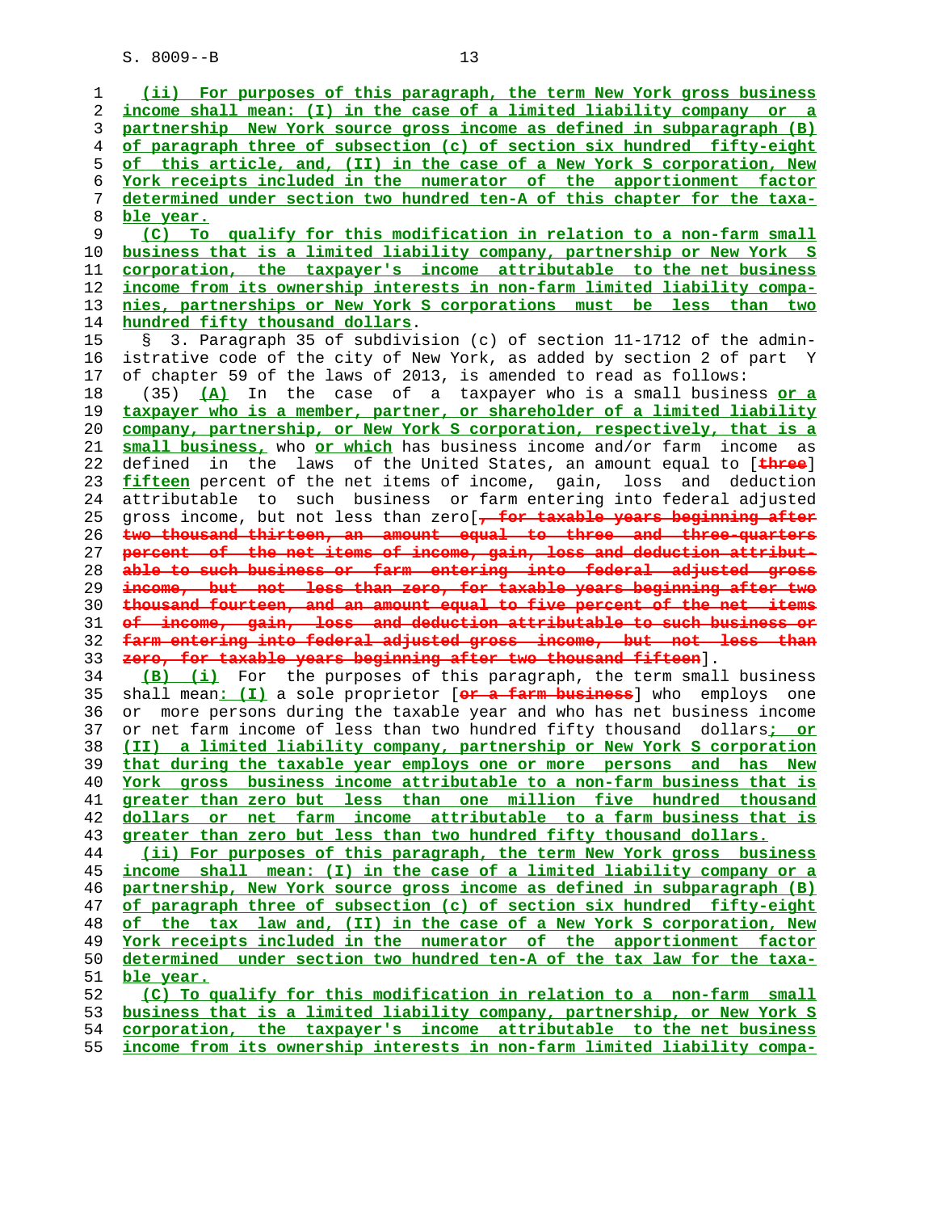(ii) For purposes of this paragraph, the term New York gross business income shall mean: (I) in the case of a limited liability company or a partnership New York source gross income as defined in subparagraph (B) of paragraph three of subsection (c) of section six hundred fifty-eight of this article, and, (II) in the case of a New York S corporation, New York receipts included in the numerator of the apportionment factor determined under section two hundred ten-A of this chapter for the taxable year.

(C) To qualify for this modification in relation to a non-farm small business that is a limited liability company, partnership or New York S corporation, the taxpayer's income attributable to the net business income from its ownership interests in non-farm limited liability companies, partnerships or New York S corporations must be less than two hundred fifty thousand dollars.

§ 3. Paragraph 35 of subdivision (c) of section 11-1712 of the administrative code of the city of New York, as added by section 2 of part Y of chapter 59 of the laws of 2013, is amended to read as follows:

(35) (A) In the case of a taxpayer who is a small business or a taxpayer who is a member, partner, or shareholder of a limited liability company, partnership, or New York S corporation, respectively, that is a small business, who or which has business income and/or farm income as defined in the laws of the United States, an amount equal to [three] fifteen percent of the net items of income, gain, loss and deduction attributable to such business or farm entering into federal adjusted gross income, but not less than zero[, for taxable years beginning after two thousand thirteen, an amount equal to three and three-quarters percent of the net items of income, gain, loss and deduction attributable to such business or farm entering into federal adjusted gross income, but not less than zero, for taxable years beginning after two thousand fourteen, and an amount equal to five percent of the net items of income, gain, loss and deduction attributable to such business or farm entering into federal adjusted gross income, but not less than zero, for taxable years beginning after two thousand fifteen].

(B) (i) For the purposes of this paragraph, the term small business shall mean: (I) a sole proprietor [or a farm business] who employs one or more persons during the taxable year and who has net business income or net farm income of less than two hundred fifty thousand dollars; or (II) a limited liability company, partnership or New York S corporation that during the taxable year employs one or more persons and has New York gross business income attributable to a non-farm business that is greater than zero but less than one million five hundred thousand dollars or net farm income attributable to a farm business that is greater than zero but less than two hundred fifty thousand dollars.

(ii) For purposes of this paragraph, the term New York gross business income shall mean: (I) in the case of a limited liability company or a partnership, New York source gross income as defined in subparagraph (B) of paragraph three of subsection (c) of section six hundred fifty-eight of the tax law and, (II) in the case of a New York S corporation, New York receipts included in the numerator of the apportionment factor determined under section two hundred ten-A of the tax law for the taxable year.

(C) To qualify for this modification in relation to a non-farm small business that is a limited liability company, partnership, or New York S corporation, the taxpayer's income attributable to the net business income from its ownership interests in non-farm limited liability compa-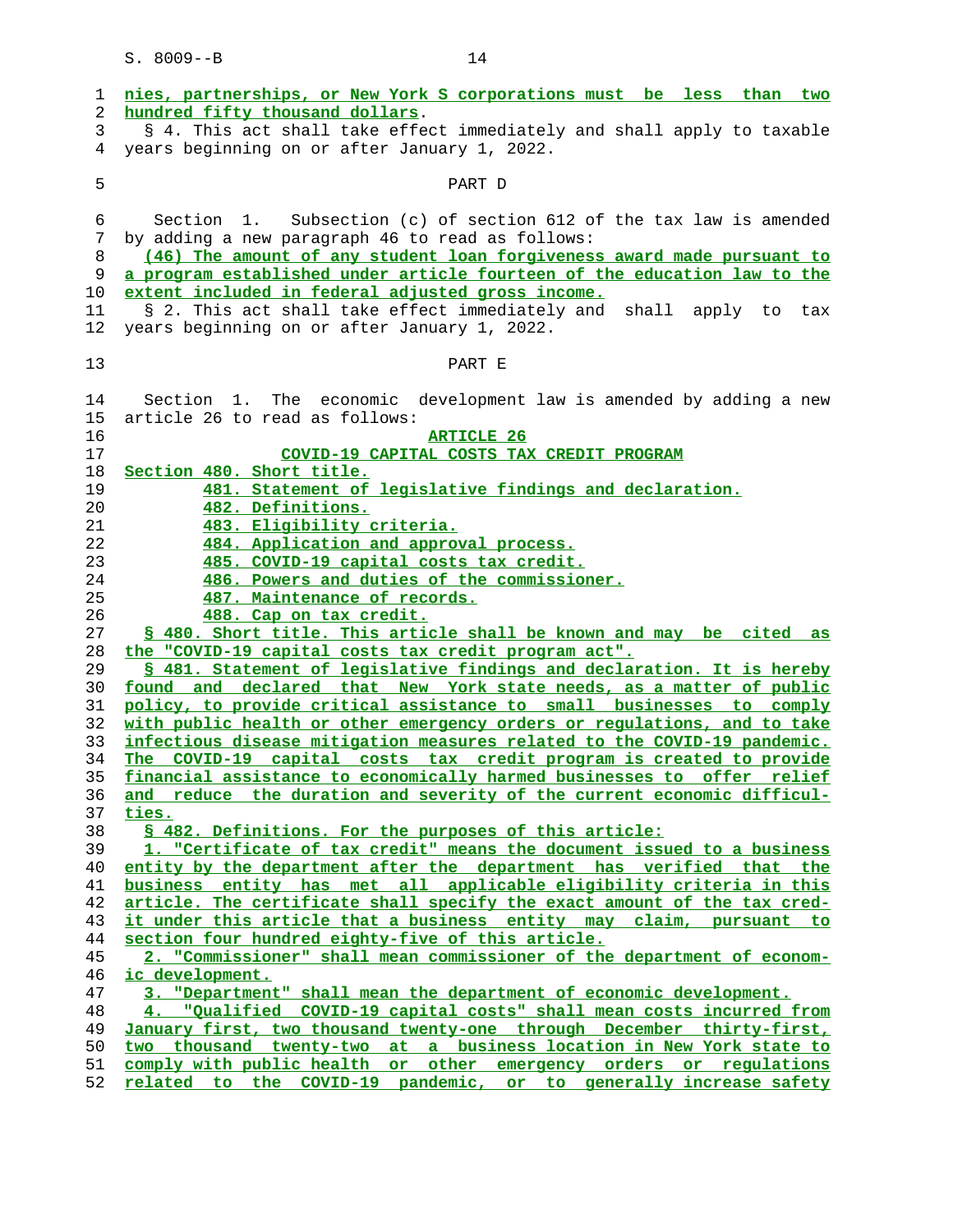nies, partnerships, or New York S corporations must be less than two hundred fifty thousand dollars.

§ 4. This act shall take effect immediately and shall apply to taxable years beginning on or after January 1, 2022.

PART D

Section 1. Subsection (c) of section 612 of the tax law is amended by adding a new paragraph 46 to read as follows:

(46) The amount of any student loan forgiveness award made pursuant to a program established under article fourteen of the education law to the extent included in federal adjusted gross income.

§ 2. This act shall take effect immediately and shall apply to tax years beginning on or after January 1, 2022.

PART E

Section 1. The economic development law is amended by adding a new article 26 to read as follows:

ARTICLE 26

COVID-19 CAPITAL COSTS TAX CREDIT PROGRAM

Section 480. Short title.
481. Statement of legislative findings and declaration.
482. Definitions.
483. Eligibility criteria.
484. Application and approval process.
485. COVID-19 capital costs tax credit.
486. Powers and duties of the commissioner.
487. Maintenance of records.
488. Cap on tax credit.

§ 480. Short title. This article shall be known and may be cited as the "COVID-19 capital costs tax credit program act".

§ 481. Statement of legislative findings and declaration. It is hereby found and declared that New York state needs, as a matter of public policy, to provide critical assistance to small businesses to comply with public health or other emergency orders or regulations, and to take infectious disease mitigation measures related to the COVID-19 pandemic. The COVID-19 capital costs tax credit program is created to provide financial assistance to economically harmed businesses to offer relief and reduce the duration and severity of the current economic difficulties.

§ 482. Definitions. For the purposes of this article:

1. "Certificate of tax credit" means the document issued to a business entity by the department after the department has verified that the business entity has met all applicable eligibility criteria in this article. The certificate shall specify the exact amount of the tax credit under this article that a business entity may claim, pursuant to section four hundred eighty-five of this article.

2. "Commissioner" shall mean commissioner of the department of economic development.

3. "Department" shall mean the department of economic development.

4. "Qualified COVID-19 capital costs" shall mean costs incurred from January first, two thousand twenty-one through December thirty-first, two thousand twenty-two at a business location in New York state to comply with public health or other emergency orders or regulations related to the COVID-19 pandemic, or to generally increase safety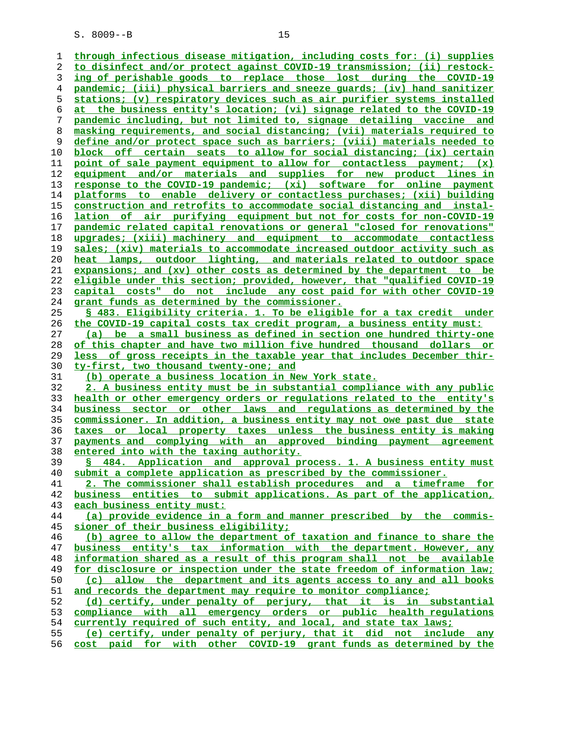through infectious disease mitigation, including costs for: (i) supplies to disinfect and/or protect against COVID-19 transmission; (ii) restocking of perishable goods to replace those lost during the COVID-19 pandemic; (iii) physical barriers and sneeze guards; (iv) hand sanitizer stations; (v) respiratory devices such as air purifier systems installed at the business entity's location; (vi) signage related to the COVID-19 pandemic including, but not limited to, signage detailing vaccine and masking requirements, and social distancing; (vii) materials required to define and/or protect space such as barriers; (viii) materials needed to block off certain seats to allow for social distancing; (ix) certain point of sale payment equipment to allow for contactless payment; (x) equipment and/or materials and supplies for new product lines in response to the COVID-19 pandemic; (xi) software for online payment platforms to enable delivery or contactless purchases; (xii) building construction and retrofits to accommodate social distancing and installation of air purifying equipment but not for costs for non-COVID-19 pandemic related capital renovations or general "closed for renovations" upgrades; (xiii) machinery and equipment to accommodate contactless sales; (xiv) materials to accommodate increased outdoor activity such as heat lamps, outdoor lighting, and materials related to outdoor space expansions; and (xv) other costs as determined by the department to be eligible under this section; provided, however, that "qualified COVID-19 capital costs" do not include any cost paid for with other COVID-19 grant funds as determined by the commissioner.

§ 483. Eligibility criteria. 1. To be eligible for a tax credit under the COVID-19 capital costs tax credit program, a business entity must:

(a) be a small business as defined in section one hundred thirty-one of this chapter and have two million five hundred thousand dollars or less of gross receipts in the taxable year that includes December thirty-first, two thousand twenty-one; and

(b) operate a business location in New York state.

2. A business entity must be in substantial compliance with any public health or other emergency orders or regulations related to the entity's business sector or other laws and regulations as determined by the commissioner. In addition, a business entity may not owe past due state taxes or local property taxes unless the business entity is making payments and complying with an approved binding payment agreement entered into with the taxing authority.

§ 484. Application and approval process. 1. A business entity must submit a complete application as prescribed by the commissioner.

2. The commissioner shall establish procedures and a timeframe for business entities to submit applications. As part of the application, each business entity must:

(a) provide evidence in a form and manner prescribed by the commissioner of their business eligibility;

(b) agree to allow the department of taxation and finance to share the business entity's tax information with the department. However, any information shared as a result of this program shall not be available for disclosure or inspection under the state freedom of information law;

(c) allow the department and its agents access to any and all books and records the department may require to monitor compliance;

(d) certify, under penalty of perjury, that it is in substantial compliance with all emergency orders or public health regulations currently required of such entity, and local, and state tax laws;

(e) certify, under penalty of perjury, that it did not include any cost paid for with other COVID-19 grant funds as determined by the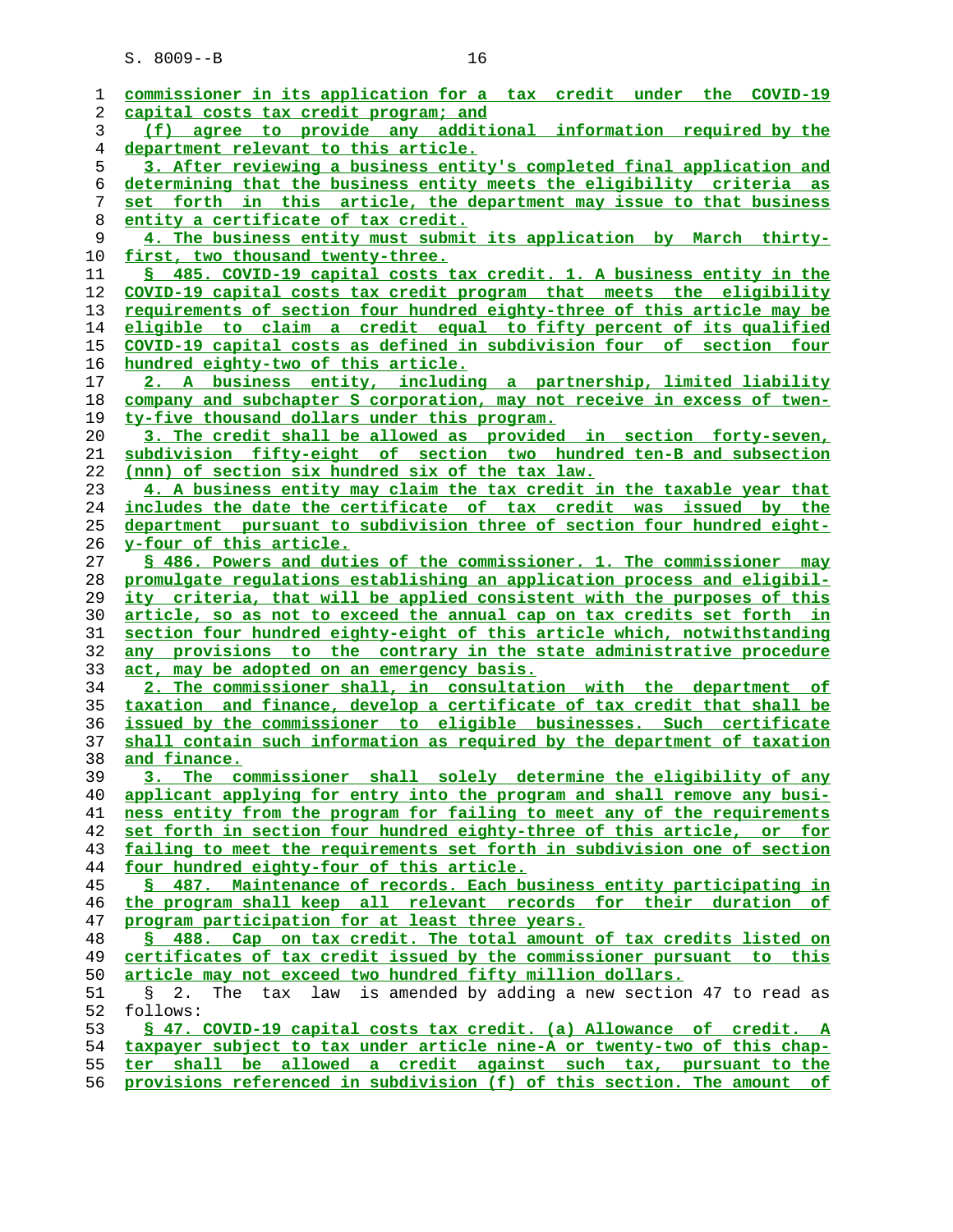commissioner in its application for a tax credit under the COVID-19 capital costs tax credit program; and

(f) agree to provide any additional information required by the department relevant to this article.

3. After reviewing a business entity's completed final application and determining that the business entity meets the eligibility criteria as set forth in this article, the department may issue to that business entity a certificate of tax credit.

4. The business entity must submit its application by March thirty-first, two thousand twenty-three.

§ 485. COVID-19 capital costs tax credit. 1. A business entity in the COVID-19 capital costs tax credit program that meets the eligibility requirements of section four hundred eighty-three of this article may be eligible to claim a credit equal to fifty percent of its qualified COVID-19 capital costs as defined in subdivision four of section four hundred eighty-two of this article.

2. A business entity, including a partnership, limited liability company and subchapter S corporation, may not receive in excess of twenty-five thousand dollars under this program.

3. The credit shall be allowed as provided in section forty-seven, subdivision fifty-eight of section two hundred ten-B and subsection (nnn) of section six hundred six of the tax law.

4. A business entity may claim the tax credit in the taxable year that includes the date the certificate of tax credit was issued by the department pursuant to subdivision three of section four hundred eighty-four of this article.

§ 486. Powers and duties of the commissioner. 1. The commissioner may promulgate regulations establishing an application process and eligibility criteria, that will be applied consistent with the purposes of this article, so as not to exceed the annual cap on tax credits set forth in section four hundred eighty-eight of this article which, notwithstanding any provisions to the contrary in the state administrative procedure act, may be adopted on an emergency basis.

2. The commissioner shall, in consultation with the department of taxation and finance, develop a certificate of tax credit that shall be issued by the commissioner to eligible businesses. Such certificate shall contain such information as required by the department of taxation and finance.

3. The commissioner shall solely determine the eligibility of any applicant applying for entry into the program and shall remove any business entity from the program for failing to meet any of the requirements set forth in section four hundred eighty-three of this article, or for failing to meet the requirements set forth in subdivision one of section four hundred eighty-four of this article.

§ 487. Maintenance of records. Each business entity participating in the program shall keep all relevant records for their duration of program participation for at least three years.

§ 488. Cap on tax credit. The total amount of tax credits listed on certificates of tax credit issued by the commissioner pursuant to this article may not exceed two hundred fifty million dollars.

§ 2. The tax law is amended by adding a new section 47 to read as follows:

§ 47. COVID-19 capital costs tax credit. (a) Allowance of credit. A taxpayer subject to tax under article nine-A or twenty-two of this chapter shall be allowed a credit against such tax, pursuant to the provisions referenced in subdivision (f) of this section. The amount of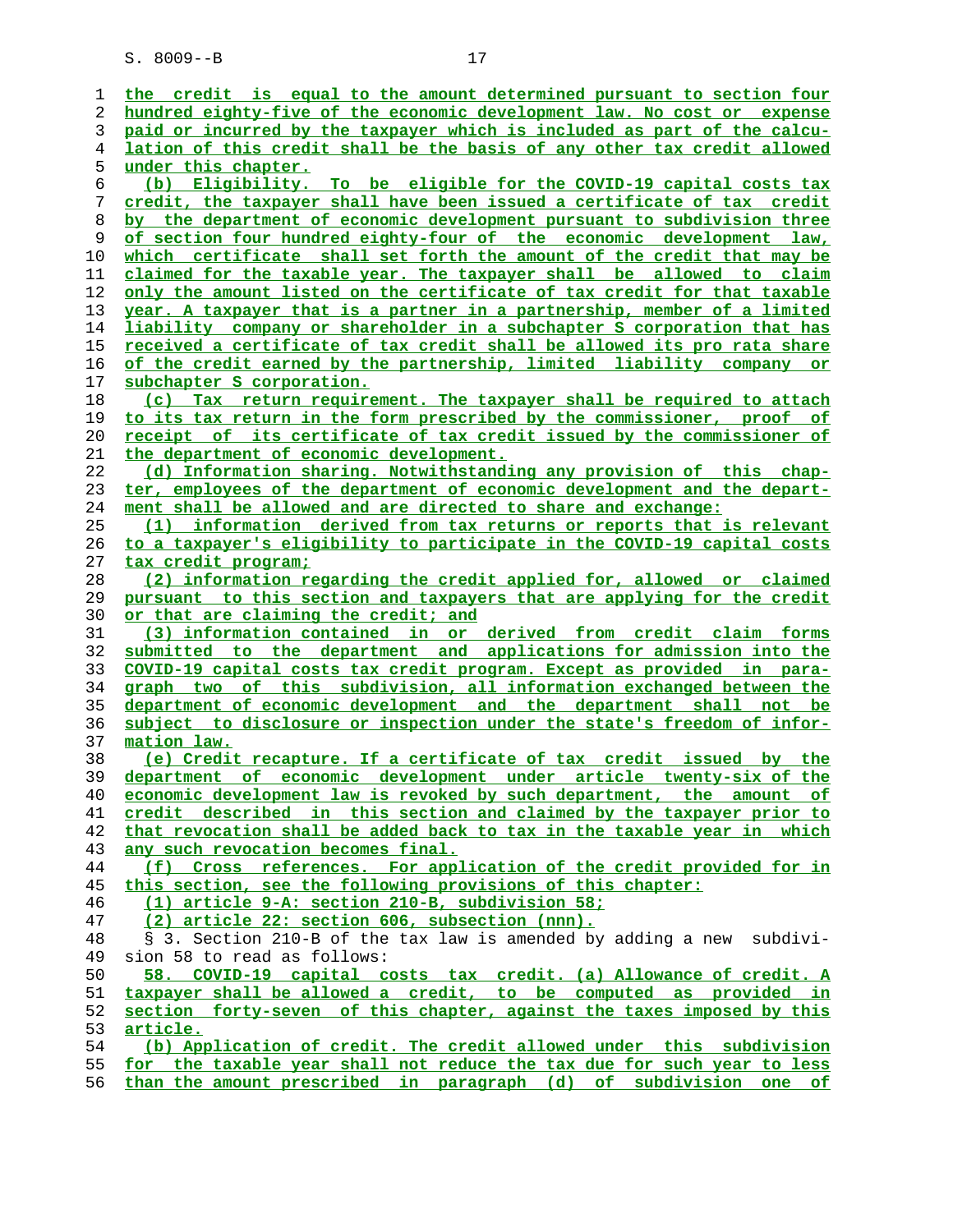the credit is equal to the amount determined pursuant to section four hundred eighty-five of the economic development law. No cost or expense paid or incurred by the taxpayer which is included as part of the calculation of this credit shall be the basis of any other tax credit allowed under this chapter.

(b) Eligibility. To be eligible for the COVID-19 capital costs tax credit, the taxpayer shall have been issued a certificate of tax credit by the department of economic development pursuant to subdivision three of section four hundred eighty-four of the economic development law, which certificate shall set forth the amount of the credit that may be claimed for the taxable year. The taxpayer shall be allowed to claim only the amount listed on the certificate of tax credit for that taxable year. A taxpayer that is a partner in a partnership, member of a limited liability company or shareholder in a subchapter S corporation that has received a certificate of tax credit shall be allowed its pro rata share of the credit earned by the partnership, limited liability company or subchapter S corporation.

(c) Tax return requirement. The taxpayer shall be required to attach to its tax return in the form prescribed by the commissioner, proof of receipt of its certificate of tax credit issued by the commissioner of the department of economic development.

(d) Information sharing. Notwithstanding any provision of this chapter, employees of the department of economic development and the department shall be allowed and are directed to share and exchange:

(1) information derived from tax returns or reports that is relevant to a taxpayer's eligibility to participate in the COVID-19 capital costs tax credit program;

(2) information regarding the credit applied for, allowed or claimed pursuant to this section and taxpayers that are applying for the credit or that are claiming the credit; and

(3) information contained in or derived from credit claim forms submitted to the department and applications for admission into the COVID-19 capital costs tax credit program. Except as provided in paragraph two of this subdivision, all information exchanged between the department of economic development and the department shall not be subject to disclosure or inspection under the state's freedom of information law.

(e) Credit recapture. If a certificate of tax credit issued by the department of economic development under article twenty-six of the economic development law is revoked by such department, the amount of credit described in this section and claimed by the taxpayer prior to that revocation shall be added back to tax in the taxable year in which any such revocation becomes final.

(f) Cross references. For application of the credit provided for in this section, see the following provisions of this chapter:

(1) article 9-A: section 210-B, subdivision 58;

(2) article 22: section 606, subsection (nnn).

§ 3. Section 210-B of the tax law is amended by adding a new subdivision 58 to read as follows:

58. COVID-19 capital costs tax credit. (a) Allowance of credit. A taxpayer shall be allowed a credit, to be computed as provided in section forty-seven of this chapter, against the taxes imposed by this article.

(b) Application of credit. The credit allowed under this subdivision for the taxable year shall not reduce the tax due for such year to less than the amount prescribed in paragraph (d) of subdivision one of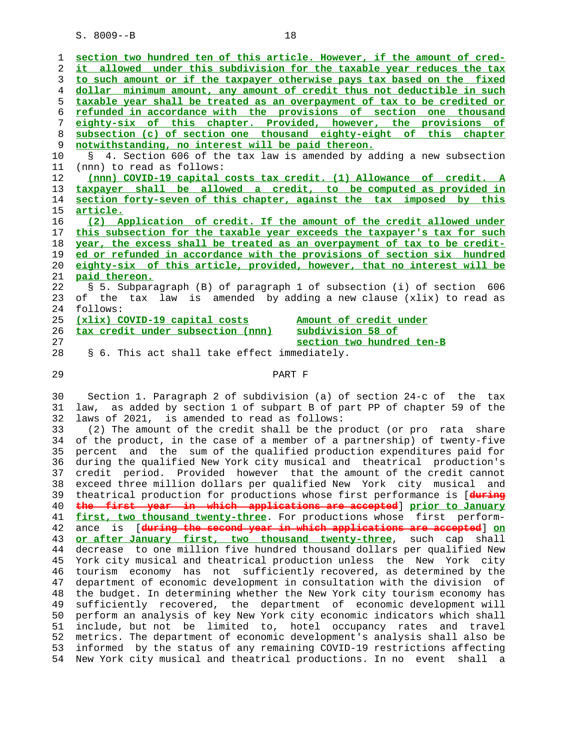section two hundred ten of this article. However, if the amount of credit allowed under this subdivision for the taxable year reduces the tax to such amount or if the taxpayer otherwise pays tax based on the fixed dollar minimum amount, any amount of credit thus not deductible in such taxable year shall be treated as an overpayment of tax to be credited or refunded in accordance with the provisions of section one thousand eighty-six of this chapter. Provided, however, the provisions of subsection (c) of section one thousand eighty-eight of this chapter notwithstanding, no interest will be paid thereon.

§ 4. Section 606 of the tax law is amended by adding a new subsection (nnn) to read as follows:

(nnn) COVID-19 capital costs tax credit. (1) Allowance of credit. A taxpayer shall be allowed a credit, to be computed as provided in section forty-seven of this chapter, against the tax imposed by this article.

(2) Application of credit. If the amount of the credit allowed under this subsection for the taxable year exceeds the taxpayer's tax for such year, the excess shall be treated as an overpayment of tax to be credited or refunded in accordance with the provisions of section six hundred eighty-six of this article, provided, however, that no interest will be paid thereon.

§ 5. Subparagraph (B) of paragraph 1 of subsection (i) of section 606 of the tax law is amended by adding a new clause (xlix) to read as follows:

| | |
|---|---|
| (xlix) COVID-19 capital costs tax credit under subsection (nnn) | Amount of credit under subdivision 58 of section two hundred ten-B |

§ 6. This act shall take effect immediately.

PART F

Section 1. Paragraph 2 of subdivision (a) of section 24-c of the tax law, as added by section 1 of subpart B of part PP of chapter 59 of the laws of 2021, is amended to read as follows:

(2) The amount of the credit shall be the product (or pro rata share of the product, in the case of a member of a partnership) of twenty-five percent and the sum of the qualified production expenditures paid for during the qualified New York city musical and theatrical production's credit period. Provided however that the amount of the credit cannot exceed three million dollars per qualified New York city musical and theatrical production for productions whose first performance is [~~during the first year in which applications are accepted~~] prior to January first, two thousand twenty-three. For productions whose first performance is [~~during the second year in which applications are accepted~~] on or after January first, two thousand twenty-three, such cap shall decrease to one million five hundred thousand dollars per qualified New York city musical and theatrical production unless the New York city tourism economy has not sufficiently recovered, as determined by the department of economic development in consultation with the division of the budget. In determining whether the New York city tourism economy has sufficiently recovered, the department of economic development will perform an analysis of key New York city economic indicators which shall include, but not be limited to, hotel occupancy rates and travel metrics. The department of economic development's analysis shall also be informed by the status of any remaining COVID-19 restrictions affecting New York city musical and theatrical productions. In no event shall a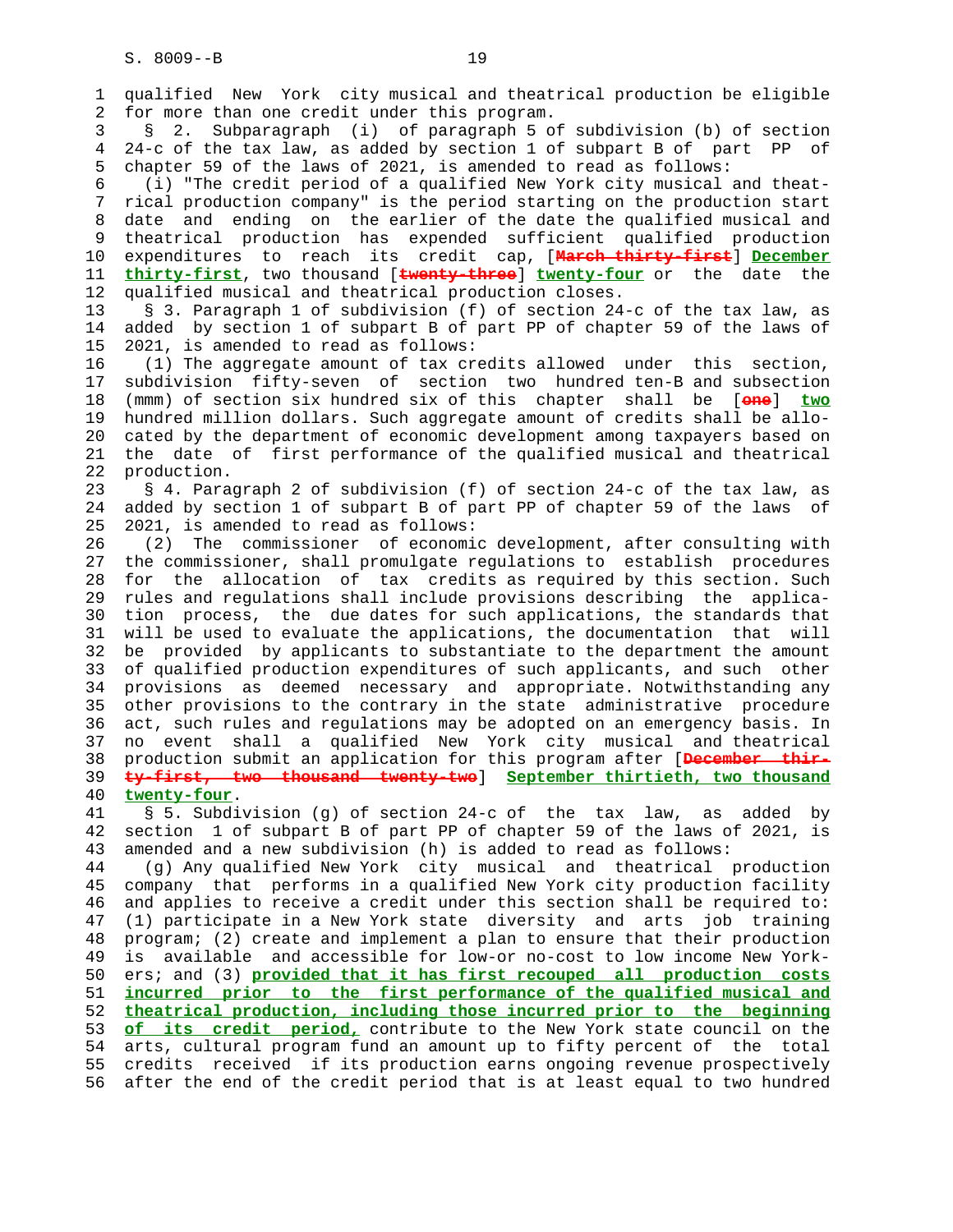qualified New York city musical and theatrical production be eligible for more than one credit under this program.

§ 2. Subparagraph (i) of paragraph 5 of subdivision (b) of section 24-c of the tax law, as added by section 1 of subpart B of part PP of chapter 59 of the laws of 2021, is amended to read as follows:

(i) "The credit period of a qualified New York city musical and theatrical production company" is the period starting on the production start date and ending on the earlier of the date the qualified musical and theatrical production has expended sufficient qualified production expenditures to reach its credit cap, [~~March thirty-first~~] **December thirty-first**, two thousand [~~twenty-three~~] **twenty-four** or the date the qualified musical and theatrical production closes.

§ 3. Paragraph 1 of subdivision (f) of section 24-c of the tax law, as added by section 1 of subpart B of part PP of chapter 59 of the laws of 2021, is amended to read as follows:

(1) The aggregate amount of tax credits allowed under this section, subdivision fifty-seven of section two hundred ten-B and subsection (mmm) of section six hundred six of this chapter shall be [~~one~~] **two** hundred million dollars. Such aggregate amount of credits shall be allocated by the department of economic development among taxpayers based on the date of first performance of the qualified musical and theatrical production.

§ 4. Paragraph 2 of subdivision (f) of section 24-c of the tax law, as added by section 1 of subpart B of part PP of chapter 59 of the laws of 2021, is amended to read as follows:

(2) The commissioner of economic development, after consulting with the commissioner, shall promulgate regulations to establish procedures for the allocation of tax credits as required by this section. Such rules and regulations shall include provisions describing the application process, the due dates for such applications, the standards that will be used to evaluate the applications, the documentation that will be provided by applicants to substantiate to the department the amount of qualified production expenditures of such applicants, and such other provisions as deemed necessary and appropriate. Notwithstanding any other provisions to the contrary in the state administrative procedure act, such rules and regulations may be adopted on an emergency basis. In no event shall a qualified New York city musical and theatrical production submit an application for this program after [~~December thirty-first, two thousand twenty-two~~] **September thirtieth, two thousand twenty-four**.

§ 5. Subdivision (g) of section 24-c of the tax law, as added by section 1 of subpart B of part PP of chapter 59 of the laws of 2021, is amended and a new subdivision (h) is added to read as follows:

(g) Any qualified New York city musical and theatrical production company that performs in a qualified New York city production facility and applies to receive a credit under this section shall be required to: (1) participate in a New York state diversity and arts job training program; (2) create and implement a plan to ensure that their production is available and accessible for low-or no-cost to low income New Yorkers; and (3) **provided that it has first recouped all production costs incurred prior to the first performance of the qualified musical and theatrical production, including those incurred prior to the beginning of its credit period,** contribute to the New York state council on the arts, cultural program fund an amount up to fifty percent of the total credits received if its production earns ongoing revenue prospectively after the end of the credit period that is at least equal to two hundred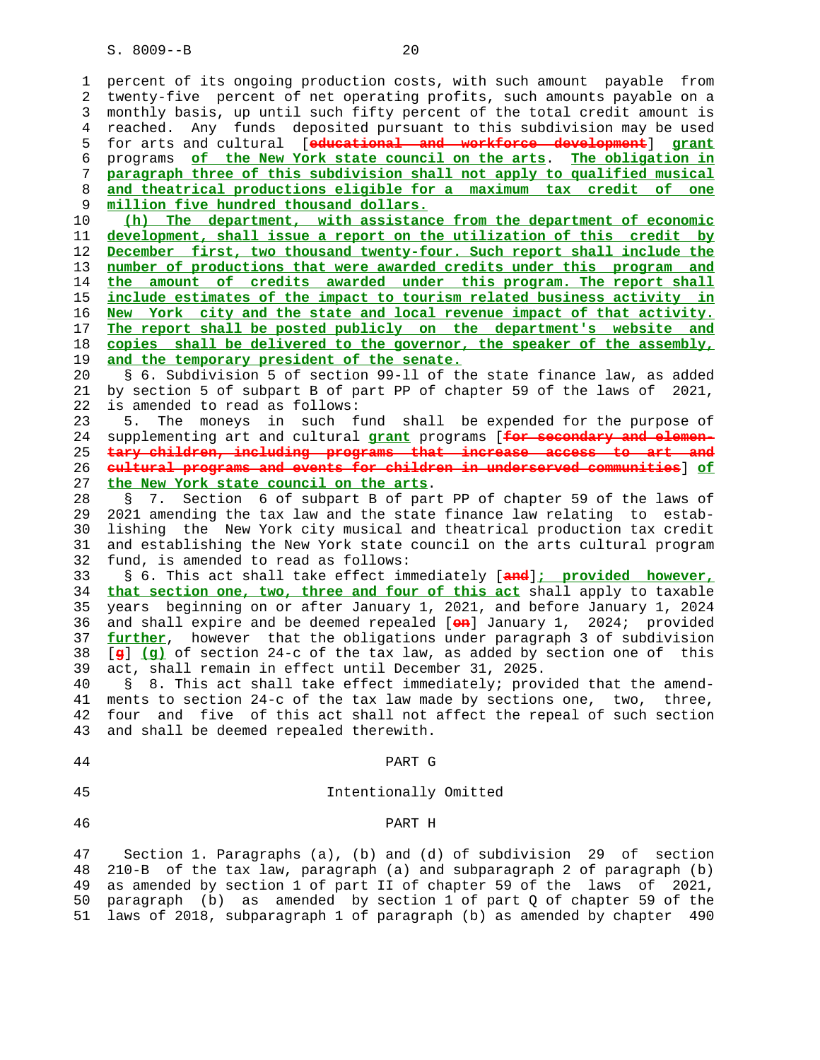percent of its ongoing production costs, with such amount payable from twenty-five percent of net operating profits, such amounts payable on a monthly basis, up until such fifty percent of the total credit amount is reached. Any funds deposited pursuant to this subdivision may be used for arts and cultural [~~educational and workforce development~~] **grant** programs **of the New York state council on the arts**. **The obligation in paragraph three of this subdivision shall not apply to qualified musical and theatrical productions eligible for a maximum tax credit of one million five hundred thousand dollars.**

**(h) The department, with assistance from the department of economic development, shall issue a report on the utilization of this credit by December first, two thousand twenty-four. Such report shall include the number of productions that were awarded credits under this program and the amount of credits awarded under this program. The report shall include estimates of the impact to tourism related business activity in New York city and the state and local revenue impact of that activity. The report shall be posted publicly on the department's website and copies shall be delivered to the governor, the speaker of the assembly, and the temporary president of the senate.**

§ 6. Subdivision 5 of section 99-ll of the state finance law, as added by section 5 of subpart B of part PP of chapter 59 of the laws of 2021, is amended to read as follows:

5. The moneys in such fund shall be expended for the purpose of supplementing art and cultural **grant** programs [~~for secondary and elementary children, including programs that increase access to art and cultural programs and events for children in underserved communities~~] **of the New York state council on the arts**.

§ 7. Section 6 of subpart B of part PP of chapter 59 of the laws of 2021 amending the tax law and the state finance law relating to establishing the New York city musical and theatrical production tax credit and establishing the New York state council on the arts cultural program fund, is amended to read as follows:

§ 6. This act shall take effect immediately [~~and~~]**; provided however, that section one, two, three and four of this act** shall apply to taxable years beginning on or after January 1, 2021, and before January 1, 2024 and shall expire and be deemed repealed [~~on~~] January 1, 2024; provided **further**, however that the obligations under paragraph 3 of subdivision [~~g~~] **(g)** of section 24-c of the tax law, as added by section one of this act, shall remain in effect until December 31, 2025.

§ 8. This act shall take effect immediately; provided that the amendments to section 24-c of the tax law made by sections one, two, three, four and five of this act shall not affect the repeal of such section and shall be deemed repealed therewith.

## PART G

Intentionally Omitted

## PART H

Section 1. Paragraphs (a), (b) and (d) of subdivision 29 of section 210-B of the tax law, paragraph (a) and subparagraph 2 of paragraph (b) as amended by section 1 of part II of chapter 59 of the laws of 2021, paragraph (b) as amended by section 1 of part Q of chapter 59 of the laws of 2018, subparagraph 1 of paragraph (b) as amended by chapter 490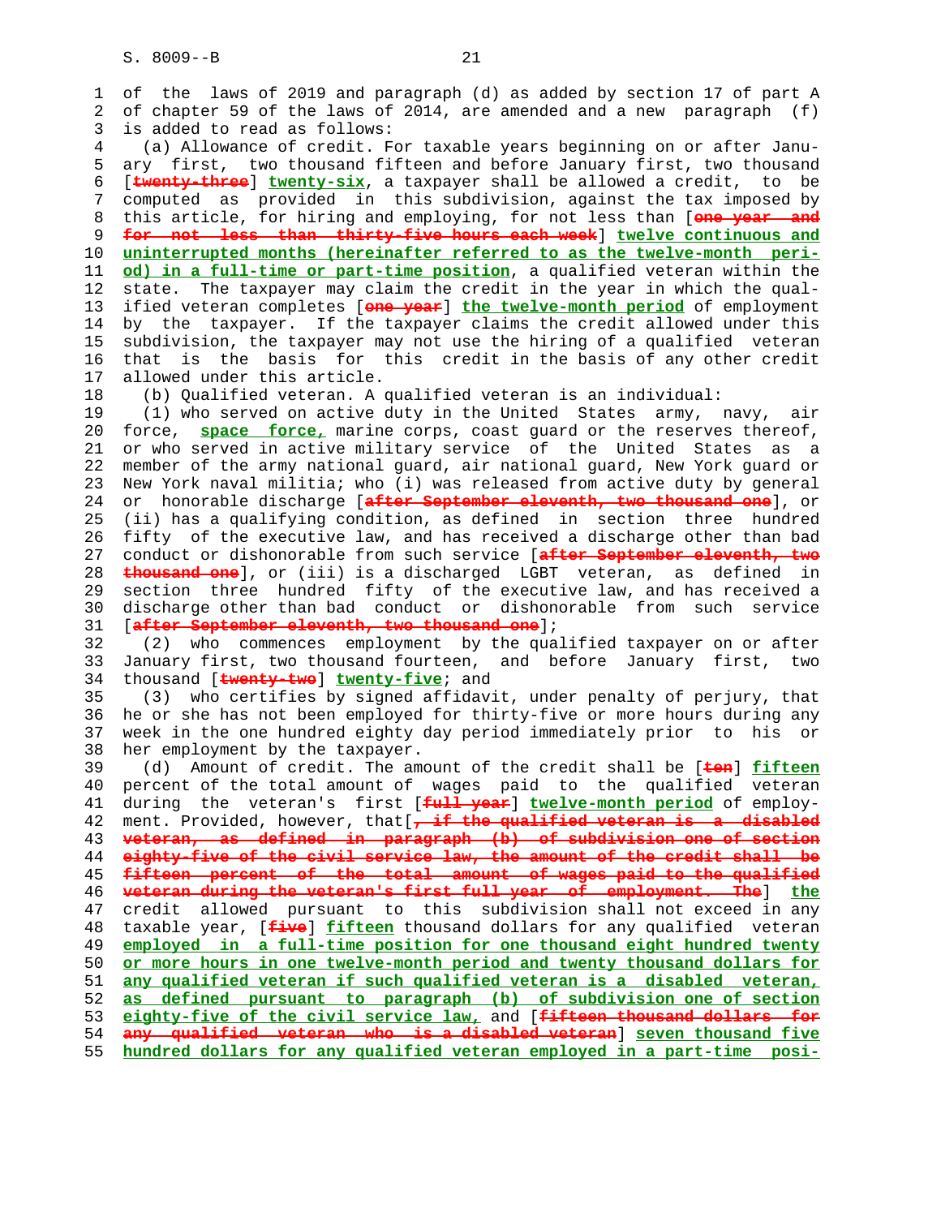of the laws of 2019 and paragraph (d) as added by section 17 of part A of chapter 59 of the laws of 2014, are amended and a new paragraph (f) is added to read as follows:

(a) Allowance of credit. For taxable years beginning on or after January first, two thousand fifteen and before January first, two thousand [~~twenty-three~~] **twenty-six**, a taxpayer shall be allowed a credit, to be computed as provided in this subdivision, against the tax imposed by this article, for hiring and employing, for not less than [~~one year and for not less than thirty-five hours each week~~] **twelve continuous and uninterrupted months (hereinafter referred to as the twelve-month period) in a full-time or part-time position**, a qualified veteran within the state. The taxpayer may claim the credit in the year in which the qualified veteran completes [~~one year~~] **the twelve-month period** of employment by the taxpayer. If the taxpayer claims the credit allowed under this subdivision, the taxpayer may not use the hiring of a qualified veteran that is the basis for this credit in the basis of any other credit allowed under this article.

(b) Qualified veteran. A qualified veteran is an individual:

(1) who served on active duty in the United States army, navy, air force, **space force,** marine corps, coast guard or the reserves thereof, or who served in active military service of the United States as a member of the army national guard, air national guard, New York guard or New York naval militia; who (i) was released from active duty by general or honorable discharge [~~after September eleventh, two thousand one~~], or (ii) has a qualifying condition, as defined in section three hundred fifty of the executive law, and has received a discharge other than bad conduct or dishonorable from such service [~~after September eleventh, two thousand one~~], or (iii) is a discharged LGBT veteran, as defined in section three hundred fifty of the executive law, and has received a discharge other than bad conduct or dishonorable from such service [~~after September eleventh, two thousand one~~];

(2) who commences employment by the qualified taxpayer on or after January first, two thousand fourteen, and before January first, two thousand [~~twenty-two~~] **twenty-five**; and

(3) who certifies by signed affidavit, under penalty of perjury, that he or she has not been employed for thirty-five or more hours during any week in the one hundred eighty day period immediately prior to his or her employment by the taxpayer.

(d) Amount of credit. The amount of the credit shall be [~~ten~~] **fifteen** percent of the total amount of wages paid to the qualified veteran during the veteran's first [~~full year~~] **twelve-month period** of employment. Provided, however, that[~~, if the qualified veteran is a disabled veteran, as defined in paragraph (b) of subdivision one of section eighty-five of the civil service law, the amount of the credit shall be fifteen percent of the total amount of wages paid to the qualified veteran during the veteran's first full year of employment. The~~] **the** credit allowed pursuant to this subdivision shall not exceed in any taxable year, [~~five~~] **fifteen** thousand dollars for any qualified veteran **employed in a full-time position for one thousand eight hundred twenty or more hours in one twelve-month period and twenty thousand dollars for any qualified veteran if such qualified veteran is a disabled veteran, as defined pursuant to paragraph (b) of subdivision one of section eighty-five of the civil service law,** and [~~fifteen thousand dollars for any qualified veteran who is a disabled veteran~~] **seven thousand five hundred dollars for any qualified veteran employed in a part-time posi-**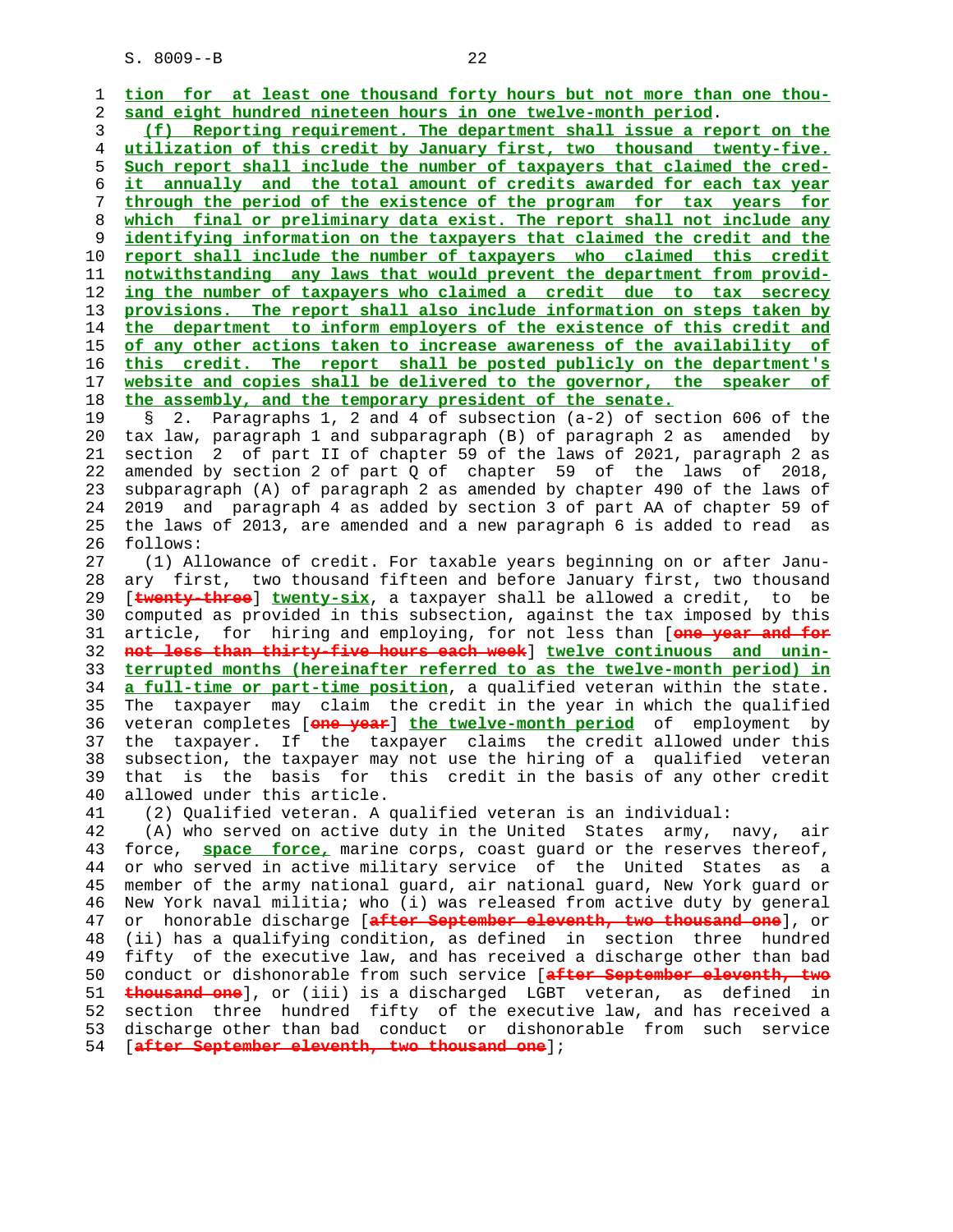tion for at least one thousand forty hours but not more than one thousand eight hundred nineteen hours in one twelve-month period.

(f) Reporting requirement. The department shall issue a report on the utilization of this credit by January first, two thousand twenty-five. Such report shall include the number of taxpayers that claimed the credit annually and the total amount of credits awarded for each tax year through the period of the existence of the program for tax years for which final or preliminary data exist. The report shall not include any identifying information on the taxpayers that claimed the credit and the report shall include the number of taxpayers who claimed this credit notwithstanding any laws that would prevent the department from providing the number of taxpayers who claimed a credit due to tax secrecy provisions. The report shall also include information on steps taken by the department to inform employers of the existence of this credit and of any other actions taken to increase awareness of the availability of this credit. The report shall be posted publicly on the department's website and copies shall be delivered to the governor, the speaker of the assembly, and the temporary president of the senate.

§ 2. Paragraphs 1, 2 and 4 of subsection (a-2) of section 606 of the tax law, paragraph 1 and subparagraph (B) of paragraph 2 as amended by section 2 of part II of chapter 59 of the laws of 2021, paragraph 2 as amended by section 2 of part Q of chapter 59 of the laws of 2018, subparagraph (A) of paragraph 2 as amended by chapter 490 of the laws of 2019 and paragraph 4 as added by section 3 of part AA of chapter 59 of the laws of 2013, are amended and a new paragraph 6 is added to read as follows:

(1) Allowance of credit. For taxable years beginning on or after January first, two thousand fifteen and before January first, two thousand [twenty-three] twenty-six, a taxpayer shall be allowed a credit, to be computed as provided in this subsection, against the tax imposed by this article, for hiring and employing, for not less than [one year and for not less than thirty-five hours each week] twelve continuous and uninterrupted months (hereinafter referred to as the twelve-month period) in a full-time or part-time position, a qualified veteran within the state. The taxpayer may claim the credit in the year in which the qualified veteran completes [one year] the twelve-month period of employment by the taxpayer. If the taxpayer claims the credit allowed under this subsection, the taxpayer may not use the hiring of a qualified veteran that is the basis for this credit in the basis of any other credit allowed under this article.

(2) Qualified veteran. A qualified veteran is an individual:

(A) who served on active duty in the United States army, navy, air force, space force, marine corps, coast guard or the reserves thereof, or who served in active military service of the United States as a member of the army national guard, air national guard, New York guard or New York naval militia; who (i) was released from active duty by general or honorable discharge [after September eleventh, two thousand one], or (ii) has a qualifying condition, as defined in section three hundred fifty of the executive law, and has received a discharge other than bad conduct or dishonorable from such service [after September eleventh, two thousand one], or (iii) is a discharged LGBT veteran, as defined in section three hundred fifty of the executive law, and has received a discharge other than bad conduct or dishonorable from such service [after September eleventh, two thousand one];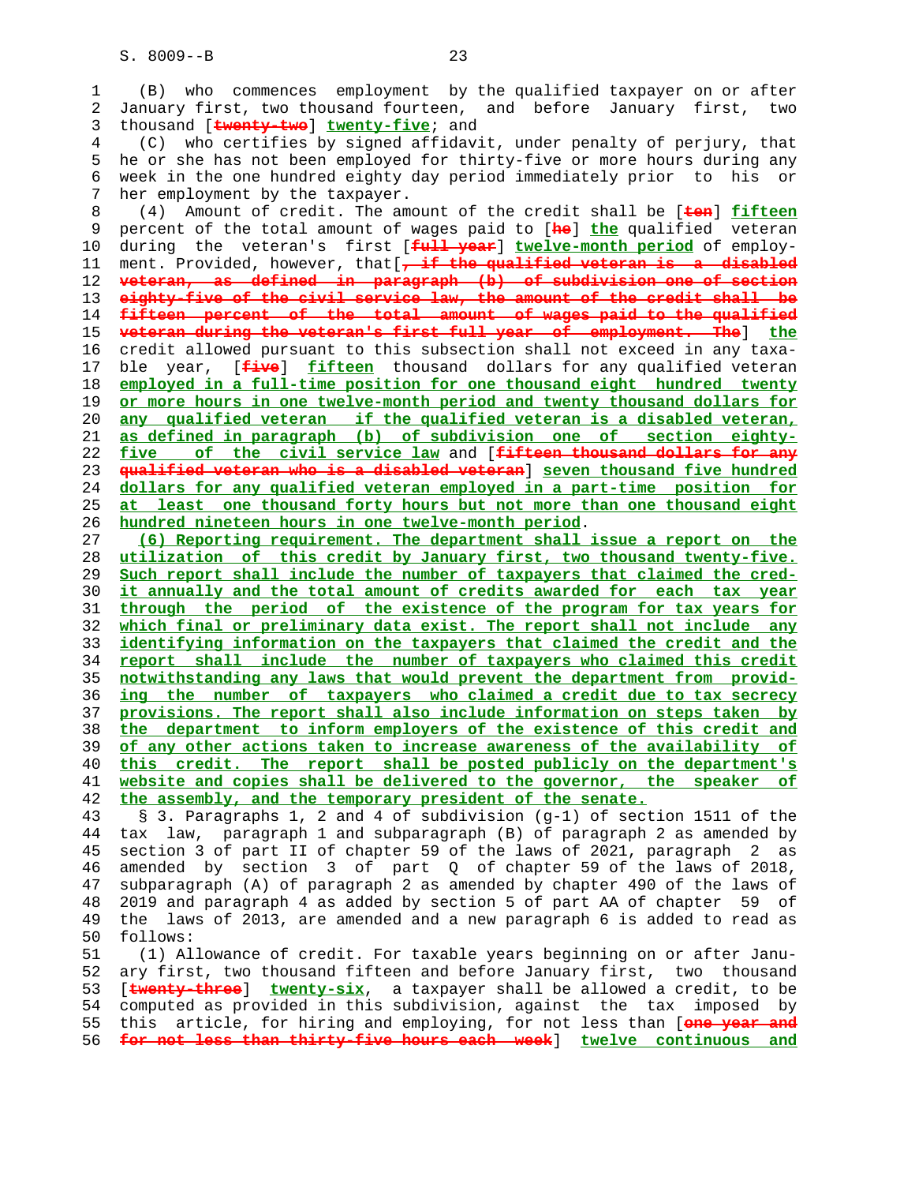(B) who commences employment by the qualified taxpayer on or after January first, two thousand fourteen, and before January first, two thousand [~~twenty-two~~] **twenty-five**; and

(C) who certifies by signed affidavit, under penalty of perjury, that he or she has not been employed for thirty-five or more hours during any week in the one hundred eighty day period immediately prior to his or her employment by the taxpayer.

(4) Amount of credit. The amount of the credit shall be [~~ten~~] **fifteen** percent of the total amount of wages paid to [~~he~~] **the** qualified veteran during the veteran's first [~~full year~~] **twelve-month period** of employment. Provided, however, that[~~, if the qualified veteran is a disabled veteran, as defined in paragraph (b) of subdivision one of section eighty-five of the civil service law, the amount of the credit shall be fifteen percent of the total amount of wages paid to the qualified veteran during the veteran's first full year of employment. The~~] **the** credit allowed pursuant to this subsection shall not exceed in any taxable year, [~~five~~] **fifteen** thousand dollars for any qualified veteran **employed in a full-time position for one thousand eight hundred twenty or more hours in one twelve-month period and twenty thousand dollars for any qualified veteran if the qualified veteran is a disabled veteran, as defined in paragraph (b) of subdivision one of section eighty-five of the civil service law** and [~~fifteen thousand dollars for any qualified veteran who is a disabled veteran~~] **seven thousand five hundred dollars for any qualified veteran employed in a part-time position for at least one thousand forty hours but not more than one thousand eight hundred nineteen hours in one twelve-month period**.

**(6) Reporting requirement. The department shall issue a report on the utilization of this credit by January first, two thousand twenty-five. Such report shall include the number of taxpayers that claimed the credit annually and the total amount of credits awarded for each tax year through the period of the existence of the program for tax years for which final or preliminary data exist. The report shall not include any identifying information on the taxpayers that claimed the credit and the report shall include the number of taxpayers who claimed this credit notwithstanding any laws that would prevent the department from providing the number of taxpayers who claimed a credit due to tax secrecy provisions. The report shall also include information on steps taken by the department to inform employers of the existence of this credit and of any other actions taken to increase awareness of the availability of this credit. The report shall be posted publicly on the department's website and copies shall be delivered to the governor, the speaker of the assembly, and the temporary president of the senate.**

§ 3. Paragraphs 1, 2 and 4 of subdivision (g-1) of section 1511 of the tax law, paragraph 1 and subparagraph (B) of paragraph 2 as amended by section 3 of part II of chapter 59 of the laws of 2021, paragraph 2 as amended by section 3 of part Q of chapter 59 of the laws of 2018, subparagraph (A) of paragraph 2 as amended by chapter 490 of the laws of 2019 and paragraph 4 as added by section 5 of part AA of chapter 59 of the laws of 2013, are amended and a new paragraph 6 is added to read as follows:

(1) Allowance of credit. For taxable years beginning on or after January first, two thousand fifteen and before January first, two thousand [~~twenty-three~~] **twenty-six**, a taxpayer shall be allowed a credit, to be computed as provided in this subdivision, against the tax imposed by this article, for hiring and employing, for not less than [~~one year and for not less than thirty-five hours each week~~] **twelve continuous and**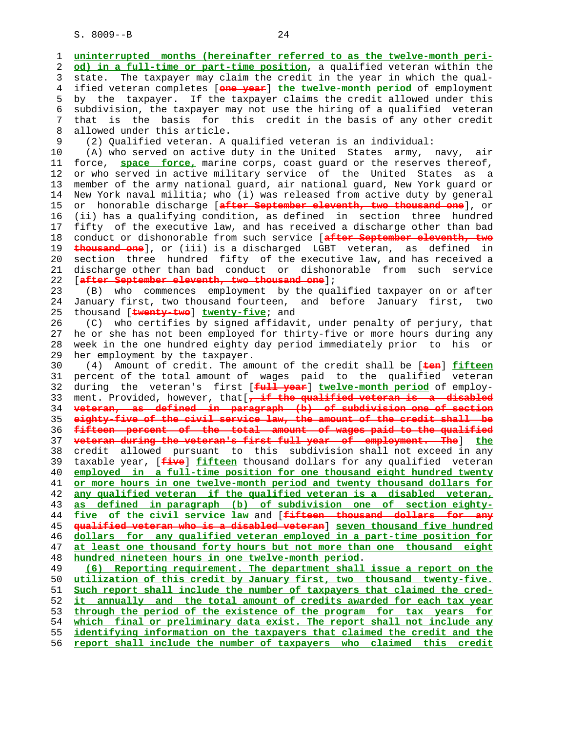uninterrupted months (hereinafter referred to as the twelve-month period) in a full-time or part-time position, a qualified veteran within the state. The taxpayer may claim the credit in the year in which the qualified veteran completes [one year] the twelve-month period of employment by the taxpayer. If the taxpayer claims the credit allowed under this subdivision, the taxpayer may not use the hiring of a qualified veteran that is the basis for this credit in the basis of any other credit allowed under this article.

(2) Qualified veteran. A qualified veteran is an individual:

(A) who served on active duty in the United States army, navy, air force, space force, marine corps, coast guard or the reserves thereof, or who served in active military service of the United States as a member of the army national guard, air national guard, New York guard or New York naval militia; who (i) was released from active duty by general or honorable discharge [after September eleventh, two thousand one], or (ii) has a qualifying condition, as defined in section three hundred fifty of the executive law, and has received a discharge other than bad conduct or dishonorable from such service [after September eleventh, two thousand one], or (iii) is a discharged LGBT veteran, as defined in section three hundred fifty of the executive law, and has received a discharge other than bad conduct or dishonorable from such service [after September eleventh, two thousand one];

(B) who commences employment by the qualified taxpayer on or after January first, two thousand fourteen, and before January first, two thousand [twenty-two] twenty-five; and

(C) who certifies by signed affidavit, under penalty of perjury, that he or she has not been employed for thirty-five or more hours during any week in the one hundred eighty day period immediately prior to his or her employment by the taxpayer.

(4) Amount of credit. The amount of the credit shall be [ten] fifteen percent of the total amount of wages paid to the qualified veteran during the veteran's first [full year] twelve-month period of employment. Provided, however, that[, if the qualified veteran is a disabled veteran, as defined in paragraph (b) of subdivision one of section eighty-five of the civil service law, the amount of the credit shall be fifteen percent of the total amount of wages paid to the qualified veteran during the veteran's first full year of employment. The] the credit allowed pursuant to this subdivision shall not exceed in any taxable year, [five] fifteen thousand dollars for any qualified veteran employed in a full-time position for one thousand eight hundred twenty or more hours in one twelve-month period and twenty thousand dollars for any qualified veteran if the qualified veteran is a disabled veteran, as defined in paragraph (b) of subdivision one of section eighty-five of the civil service law and [fifteen thousand dollars for any qualified veteran who is a disabled veteran] seven thousand five hundred dollars for any qualified veteran employed in a part-time position for at least one thousand forty hours but not more than one thousand eight hundred nineteen hours in one twelve-month period.

(6) Reporting requirement. The department shall issue a report on the utilization of this credit by January first, two thousand twenty-five. Such report shall include the number of taxpayers that claimed the credit annually and the total amount of credits awarded for each tax year through the period of the existence of the program for tax years for which final or preliminary data exist. The report shall not include any identifying information on the taxpayers that claimed the credit and the report shall include the number of taxpayers who claimed this credit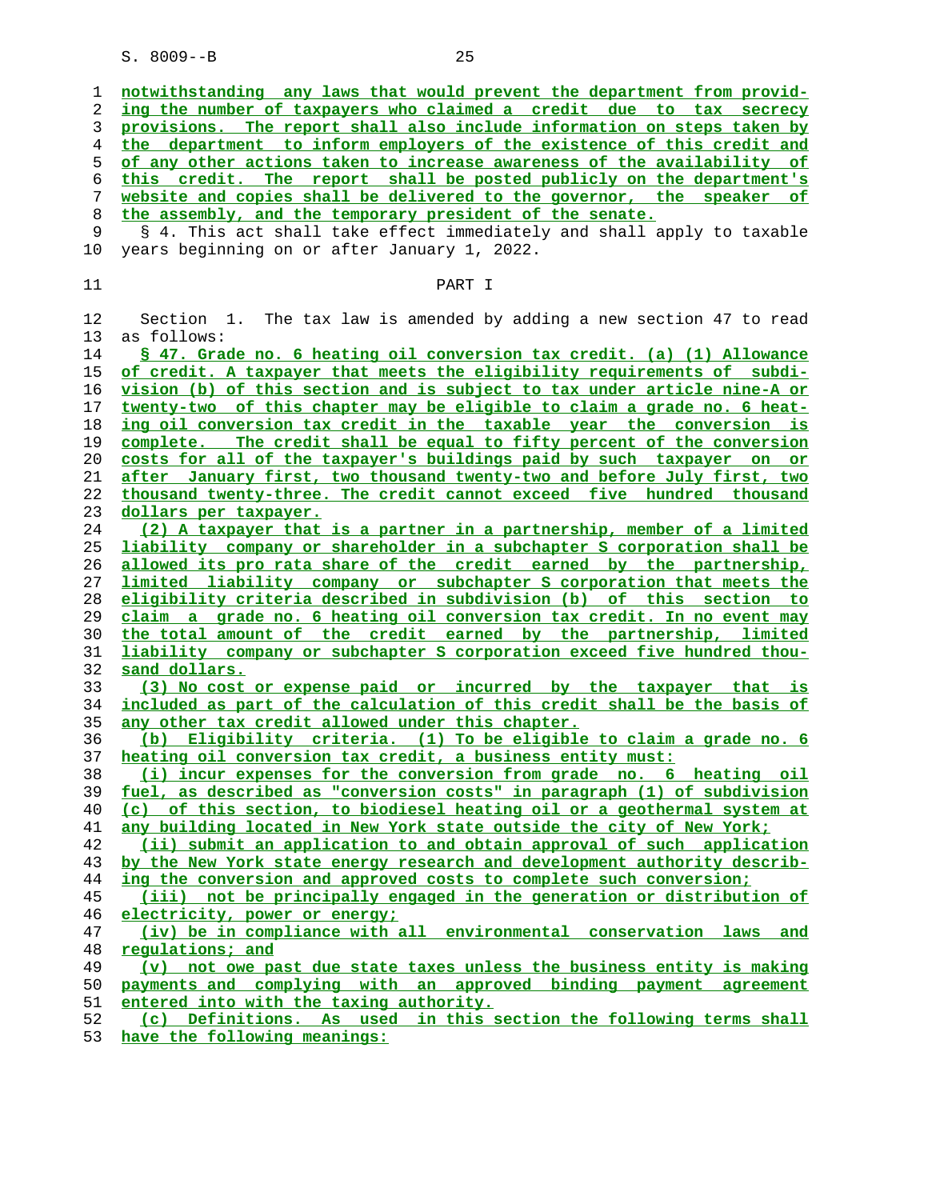notwithstanding any laws that would prevent the department from providing the number of taxpayers who claimed a credit due to tax secrecy provisions. The report shall also include information on steps taken by the department to inform employers of the existence of this credit and of any other actions taken to increase awareness of the availability of this credit. The report shall be posted publicly on the department's website and copies shall be delivered to the governor, the speaker of the assembly, and the temporary president of the senate.

§ 4. This act shall take effect immediately and shall apply to taxable years beginning on or after January 1, 2022.

PART I

Section 1. The tax law is amended by adding a new section 47 to read as follows:

**§ 47. Grade no. 6 heating oil conversion tax credit.** (a) (1) Allowance of credit. A taxpayer that meets the eligibility requirements of subdivision (b) of this section and is subject to tax under article nine-A or twenty-two of this chapter may be eligible to claim a grade no. 6 heating oil conversion tax credit in the taxable year the conversion is complete. The credit shall be equal to fifty percent of the conversion costs for all of the taxpayer's buildings paid by such taxpayer on or after January first, two thousand twenty-two and before July first, two thousand twenty-three. The credit cannot exceed five hundred thousand dollars per taxpayer.

(2) A taxpayer that is a partner in a partnership, member of a limited liability company or shareholder in a subchapter S corporation shall be allowed its pro rata share of the credit earned by the partnership, limited liability company or subchapter S corporation that meets the eligibility criteria described in subdivision (b) of this section to claim a grade no. 6 heating oil conversion tax credit. In no event may the total amount of the credit earned by the partnership, limited liability company or subchapter S corporation exceed five hundred thousand dollars.

(3) No cost or expense paid or incurred by the taxpayer that is included as part of the calculation of this credit shall be the basis of any other tax credit allowed under this chapter.

(b) Eligibility criteria. (1) To be eligible to claim a grade no. 6 heating oil conversion tax credit, a business entity must:

(i) incur expenses for the conversion from grade no. 6 heating oil fuel, as described as "conversion costs" in paragraph (1) of subdivision (c) of this section, to biodiesel heating oil or a geothermal system at any building located in New York state outside the city of New York;

(ii) submit an application to and obtain approval of such application by the New York state energy research and development authority describing the conversion and approved costs to complete such conversion;

(iii) not be principally engaged in the generation or distribution of electricity, power or energy;

(iv) be in compliance with all environmental conservation laws and regulations; and

(v) not owe past due state taxes unless the business entity is making payments and complying with an approved binding payment agreement entered into with the taxing authority.

(c) Definitions. As used in this section the following terms shall have the following meanings: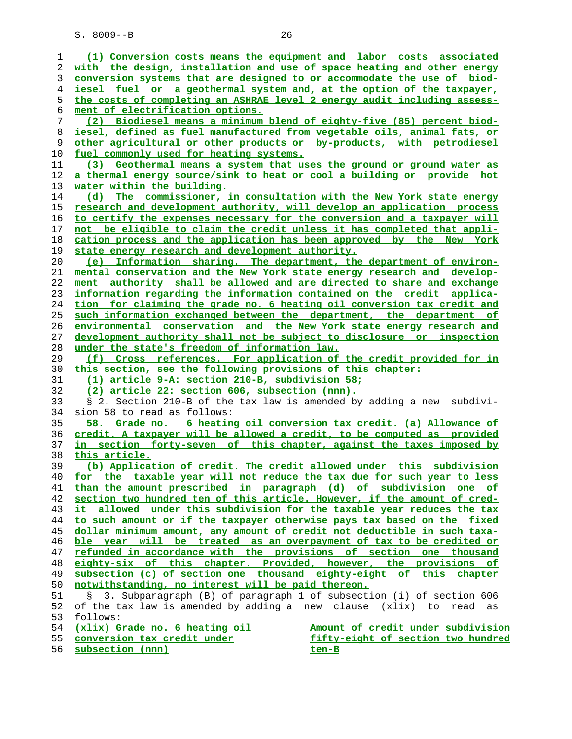(1) Conversion costs means the equipment and labor costs associated with the design, installation and use of space heating and other energy conversion systems that are designed to or accommodate the use of biodiesel fuel or a geothermal system and, at the option of the taxpayer, the costs of completing an ASHRAE level 2 energy audit including assessment of electrification options.

(2) Biodiesel means a minimum blend of eighty-five (85) percent biodiesel, defined as fuel manufactured from vegetable oils, animal fats, or other agricultural or other products or by-products, with petrodiesel fuel commonly used for heating systems.

(3) Geothermal means a system that uses the ground or ground water as a thermal energy source/sink to heat or cool a building or provide hot water within the building.

(d) The commissioner, in consultation with the New York state energy research and development authority, will develop an application process to certify the expenses necessary for the conversion and a taxpayer will not be eligible to claim the credit unless it has completed that application process and the application has been approved by the New York state energy research and development authority.

(e) Information sharing. The department, the department of environmental conservation and the New York state energy research and development authority shall be allowed and are directed to share and exchange information regarding the information contained on the credit application for claiming the grade no. 6 heating oil conversion tax credit and such information exchanged between the department, the department of environmental conservation and the New York state energy research and development authority shall not be subject to disclosure or inspection under the state's freedom of information law.

(f) Cross references. For application of the credit provided for in this section, see the following provisions of this chapter:

(1) article 9-A: section 210-B, subdivision 58;

(2) article 22: section 606, subsection (nnn).

§ 2. Section 210-B of the tax law is amended by adding a new subdivision 58 to read as follows:

58. Grade no. 6 heating oil conversion tax credit. (a) Allowance of credit. A taxpayer will be allowed a credit, to be computed as provided in section forty-seven of this chapter, against the taxes imposed by this article.

(b) Application of credit. The credit allowed under this subdivision for the taxable year will not reduce the tax due for such year to less than the amount prescribed in paragraph (d) of subdivision one of section two hundred ten of this article. However, if the amount of credit allowed under this subdivision for the taxable year reduces the tax to such amount or if the taxpayer otherwise pays tax based on the fixed dollar minimum amount, any amount of credit not deductible in such taxable year will be treated as an overpayment of tax to be credited or refunded in accordance with the provisions of section one thousand eighty-six of this chapter. Provided, however, the provisions of subsection (c) of section one thousand eighty-eight of this chapter notwithstanding, no interest will be paid thereon.

§ 3. Subparagraph (B) of paragraph 1 of subsection (i) of section 606 of the tax law is amended by adding a new clause (xlix) to read as follows:

| | |
|---|---|
| (xlix) Grade no. 6 heating oil conversion tax credit under subsection (nnn) | Amount of credit under subdivision fifty-eight of section two hundred ten-B |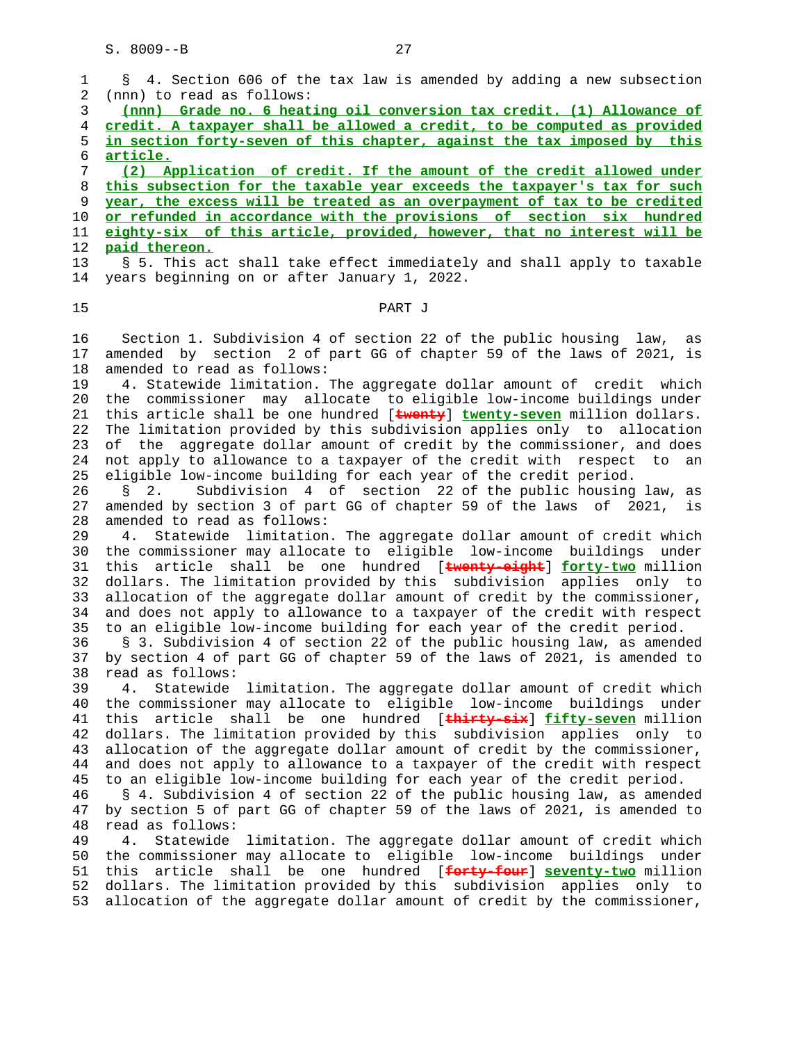§ 4. Section 606 of the tax law is amended by adding a new subsection (nnn) to read as follows:

**(nnn) Grade no. 6 heating oil conversion tax credit. (1) Allowance of credit. A taxpayer shall be allowed a credit, to be computed as provided in section forty-seven of this chapter, against the tax imposed by this article.**

**(2) Application of credit. If the amount of the credit allowed under this subsection for the taxable year exceeds the taxpayer's tax for such year, the excess will be treated as an overpayment of tax to be credited or refunded in accordance with the provisions of section six hundred eighty-six of this article, provided, however, that no interest will be paid thereon.**

§ 5. This act shall take effect immediately and shall apply to taxable years beginning on or after January 1, 2022.

PART J

Section 1. Subdivision 4 of section 22 of the public housing law, as amended by section 2 of part GG of chapter 59 of the laws of 2021, is amended to read as follows:

4. Statewide limitation. The aggregate dollar amount of credit which the commissioner may allocate to eligible low-income buildings under this article shall be one hundred [~~twenty~~] **twenty-seven** million dollars. The limitation provided by this subdivision applies only to allocation of the aggregate dollar amount of credit by the commissioner, and does not apply to allowance to a taxpayer of the credit with respect to an eligible low-income building for each year of the credit period.

§ 2. Subdivision 4 of section 22 of the public housing law, as amended by section 3 of part GG of chapter 59 of the laws of 2021, is amended to read as follows:

4. Statewide limitation. The aggregate dollar amount of credit which the commissioner may allocate to eligible low-income buildings under this article shall be one hundred [~~twenty-eight~~] **forty-two** million dollars. The limitation provided by this subdivision applies only to allocation of the aggregate dollar amount of credit by the commissioner, and does not apply to allowance to a taxpayer of the credit with respect to an eligible low-income building for each year of the credit period.

§ 3. Subdivision 4 of section 22 of the public housing law, as amended by section 4 of part GG of chapter 59 of the laws of 2021, is amended to read as follows:

4. Statewide limitation. The aggregate dollar amount of credit which the commissioner may allocate to eligible low-income buildings under this article shall be one hundred [~~thirty-six~~] **fifty-seven** million dollars. The limitation provided by this subdivision applies only to allocation of the aggregate dollar amount of credit by the commissioner, and does not apply to allowance to a taxpayer of the credit with respect to an eligible low-income building for each year of the credit period.

§ 4. Subdivision 4 of section 22 of the public housing law, as amended by section 5 of part GG of chapter 59 of the laws of 2021, is amended to read as follows:

4. Statewide limitation. The aggregate dollar amount of credit which the commissioner may allocate to eligible low-income buildings under this article shall be one hundred [~~forty-four~~] **seventy-two** million dollars. The limitation provided by this subdivision applies only to allocation of the aggregate dollar amount of credit by the commissioner,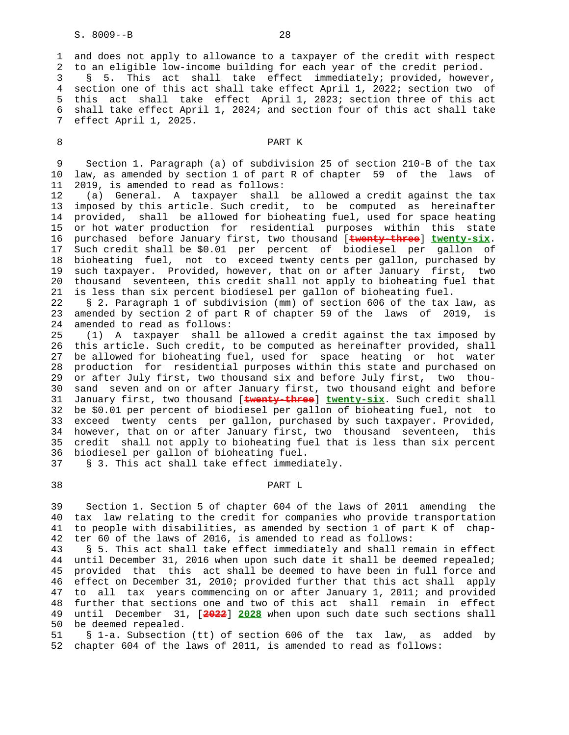and does not apply to allowance to a taxpayer of the credit with respect to an eligible low-income building for each year of the credit period.

§ 5. This act shall take effect immediately; provided, however, section one of this act shall take effect April 1, 2022; section two of this act shall take effect April 1, 2023; section three of this act shall take effect April 1, 2024; and section four of this act shall take effect April 1, 2025.

## PART K

Section 1. Paragraph (a) of subdivision 25 of section 210-B of the tax law, as amended by section 1 of part R of chapter 59 of the laws of 2019, is amended to read as follows:

(a) General. A taxpayer shall be allowed a credit against the tax imposed by this article. Such credit, to be computed as hereinafter provided, shall be allowed for bioheating fuel, used for space heating or hot water production for residential purposes within this state purchased before January first, two thousand [~~twenty-three~~] **twenty-six**. Such credit shall be $0.01 per percent of biodiesel per gallon of bioheating fuel, not to exceed twenty cents per gallon, purchased by such taxpayer. Provided, however, that on or after January first, two thousand seventeen, this credit shall not apply to bioheating fuel that is less than six percent biodiesel per gallon of bioheating fuel.

§ 2. Paragraph 1 of subdivision (mm) of section 606 of the tax law, as amended by section 2 of part R of chapter 59 of the laws of 2019, is amended to read as follows:

(1) A taxpayer shall be allowed a credit against the tax imposed by this article. Such credit, to be computed as hereinafter provided, shall be allowed for bioheating fuel, used for space heating or hot water production for residential purposes within this state and purchased on or after July first, two thousand six and before July first, two thousand seven and on or after January first, two thousand eight and before January first, two thousand [~~twenty-three~~] **twenty-six**. Such credit shall be $0.01 per percent of biodiesel per gallon of bioheating fuel, not to exceed twenty cents per gallon, purchased by such taxpayer. Provided, however, that on or after January first, two thousand seventeen, this credit shall not apply to bioheating fuel that is less than six percent biodiesel per gallon of bioheating fuel.

§ 3. This act shall take effect immediately.

## PART L

Section 1. Section 5 of chapter 604 of the laws of 2011 amending the tax law relating to the credit for companies who provide transportation to people with disabilities, as amended by section 1 of part K of chapter 60 of the laws of 2016, is amended to read as follows:

§ 5. This act shall take effect immediately and shall remain in effect until December 31, 2016 when upon such date it shall be deemed repealed; provided that this act shall be deemed to have been in full force and effect on December 31, 2010; provided further that this act shall apply to all tax years commencing on or after January 1, 2011; and provided further that sections one and two of this act shall remain in effect until December 31, [~~2022~~] **2028** when upon such date such sections shall be deemed repealed.

§ 1-a. Subsection (tt) of section 606 of the tax law, as added by chapter 604 of the laws of 2011, is amended to read as follows: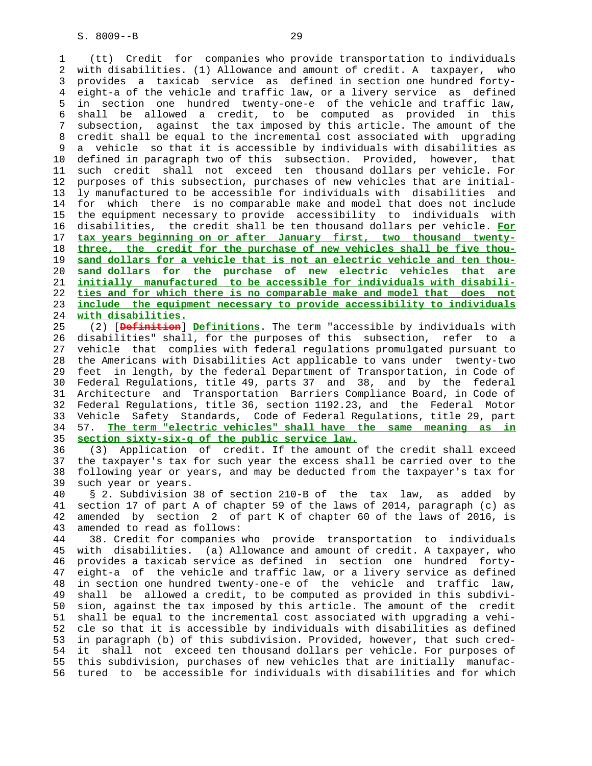(tt) Credit for companies who provide transportation to individuals with disabilities. (1) Allowance and amount of credit. A taxpayer, who provides a taxicab service as defined in section one hundred forty-eight-a of the vehicle and traffic law, or a livery service as defined in section one hundred twenty-one-e of the vehicle and traffic law, shall be allowed a credit, to be computed as provided in this subsection, against the tax imposed by this article. The amount of the credit shall be equal to the incremental cost associated with upgrading a vehicle so that it is accessible by individuals with disabilities as defined in paragraph two of this subsection. Provided, however, that such credit shall not exceed ten thousand dollars per vehicle. For purposes of this subsection, purchases of new vehicles that are initially manufactured to be accessible for individuals with disabilities and for which there is no comparable make and model that does not include the equipment necessary to provide accessibility to individuals with disabilities, the credit shall be ten thousand dollars per vehicle. **For tax years beginning on or after January first, two thousand twenty-three, the credit for the purchase of new vehicles shall be five thousand dollars for a vehicle that is not an electric vehicle and ten thousand dollars for the purchase of new electric vehicles that are initially manufactured to be accessible for individuals with disabilities and for which there is no comparable make and model that does not include the equipment necessary to provide accessibility to individuals with disabilities.**

(2) [~~Definition~~] **Definitions**. The term "accessible by individuals with disabilities" shall, for the purposes of this subsection, refer to a vehicle that complies with federal regulations promulgated pursuant to the Americans with Disabilities Act applicable to vans under twenty-two feet in length, by the federal Department of Transportation, in Code of Federal Regulations, title 49, parts 37 and 38, and by the federal Architecture and Transportation Barriers Compliance Board, in Code of Federal Regulations, title 36, section 1192.23, and the Federal Motor Vehicle Safety Standards, Code of Federal Regulations, title 29, part 57. **The term "electric vehicles" shall have the same meaning as in section sixty-six-q of the public service law.**

(3) Application of credit. If the amount of the credit shall exceed the taxpayer's tax for such year the excess shall be carried over to the following year or years, and may be deducted from the taxpayer's tax for such year or years.

§ 2. Subdivision 38 of section 210-B of the tax law, as added by section 17 of part A of chapter 59 of the laws of 2014, paragraph (c) as amended by section 2 of part K of chapter 60 of the laws of 2016, is amended to read as follows:

38. Credit for companies who provide transportation to individuals with disabilities. (a) Allowance and amount of credit. A taxpayer, who provides a taxicab service as defined in section one hundred forty-eight-a of the vehicle and traffic law, or a livery service as defined in section one hundred twenty-one-e of the vehicle and traffic law, shall be allowed a credit, to be computed as provided in this subdivision, against the tax imposed by this article. The amount of the credit shall be equal to the incremental cost associated with upgrading a vehicle so that it is accessible by individuals with disabilities as defined in paragraph (b) of this subdivision. Provided, however, that such credit shall not exceed ten thousand dollars per vehicle. For purposes of this subdivision, purchases of new vehicles that are initially manufactured to be accessible for individuals with disabilities and for which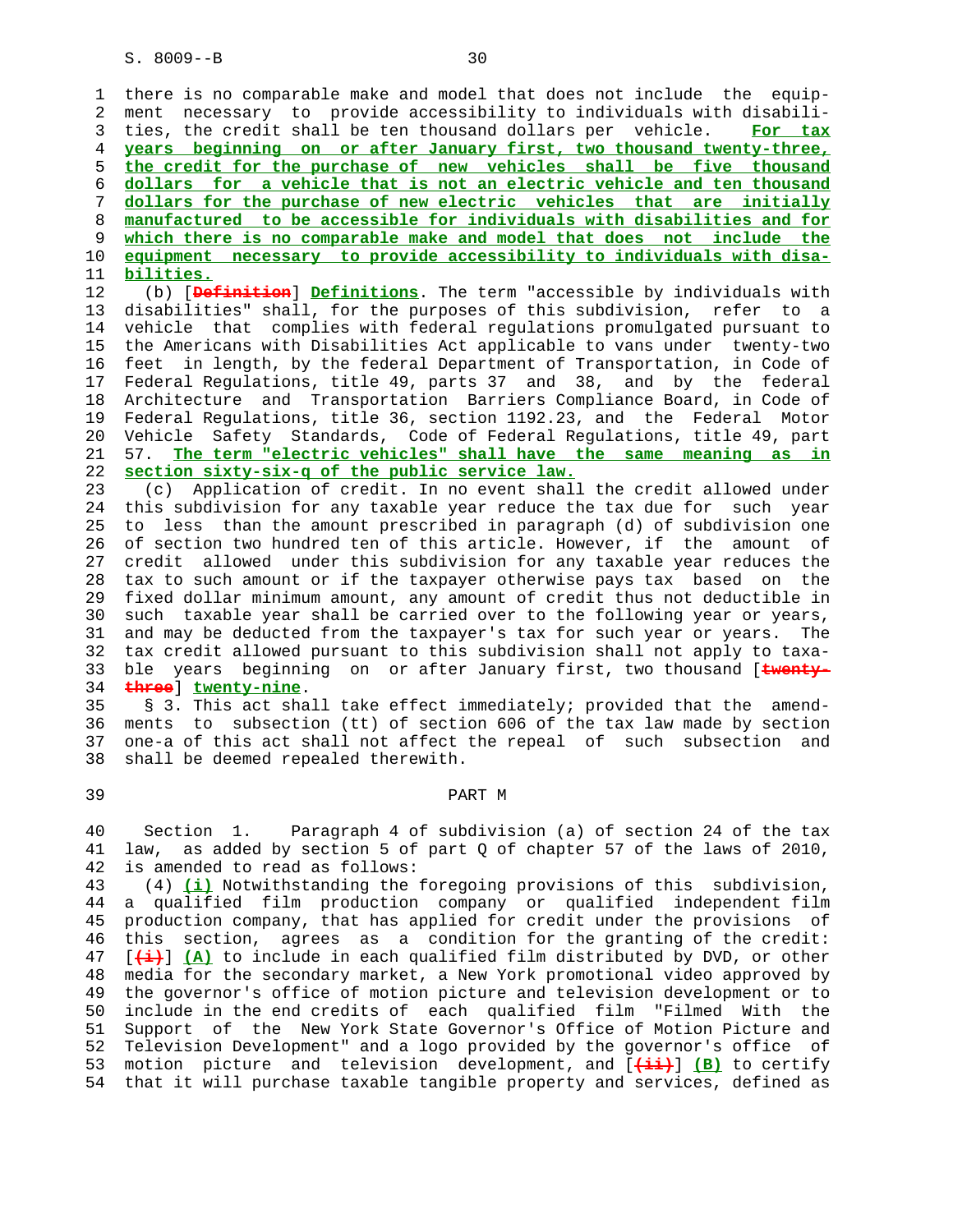there is no comparable make and model that does not include the equipment necessary to provide accessibility to individuals with disabilities, the credit shall be ten thousand dollars per vehicle. **For tax years beginning on or after January first, two thousand twenty-three, the credit for the purchase of new vehicles shall be five thousand dollars for a vehicle that is not an electric vehicle and ten thousand dollars for the purchase of new electric vehicles that are initially manufactured to be accessible for individuals with disabilities and for which there is no comparable make and model that does not include the equipment necessary to provide accessibility to individuals with disabilities.**

(b) [~~Definition~~] **Definitions**. The term "accessible by individuals with disabilities" shall, for the purposes of this subdivision, refer to a vehicle that complies with federal regulations promulgated pursuant to the Americans with Disabilities Act applicable to vans under twenty-two feet in length, by the federal Department of Transportation, in Code of Federal Regulations, title 49, parts 37 and 38, and by the federal Architecture and Transportation Barriers Compliance Board, in Code of Federal Regulations, title 36, section 1192.23, and the Federal Motor Vehicle Safety Standards, Code of Federal Regulations, title 49, part 57. **The term "electric vehicles" shall have the same meaning as in section sixty-six-q of the public service law.**

(c) Application of credit. In no event shall the credit allowed under this subdivision for any taxable year reduce the tax due for such year to less than the amount prescribed in paragraph (d) of subdivision one of section two hundred ten of this article. However, if the amount of credit allowed under this subdivision for any taxable year reduces the tax to such amount or if the taxpayer otherwise pays tax based on the fixed dollar minimum amount, any amount of credit thus not deductible in such taxable year shall be carried over to the following year or years, and may be deducted from the taxpayer's tax for such year or years. The tax credit allowed pursuant to this subdivision shall not apply to taxable years beginning on or after January first, two thousand [~~twenty-three~~] **twenty-nine**.

§ 3. This act shall take effect immediately; provided that the amendments to subsection (tt) of section 606 of the tax law made by section one-a of this act shall not affect the repeal of such subsection and shall be deemed repealed therewith.

## PART M

Section 1. Paragraph 4 of subdivision (a) of section 24 of the tax law, as added by section 5 of part Q of chapter 57 of the laws of 2010, is amended to read as follows:

(4) **(i)** Notwithstanding the foregoing provisions of this subdivision, a qualified film production company or qualified independent film production company, that has applied for credit under the provisions of this section, agrees as a condition for the granting of the credit: [~~(i)~~] **(A)** to include in each qualified film distributed by DVD, or other media for the secondary market, a New York promotional video approved by the governor's office of motion picture and television development or to include in the end credits of each qualified film "Filmed With the Support of the New York State Governor's Office of Motion Picture and Television Development" and a logo provided by the governor's office of motion picture and television development, and [~~(ii)~~] **(B)** to certify that it will purchase taxable tangible property and services, defined as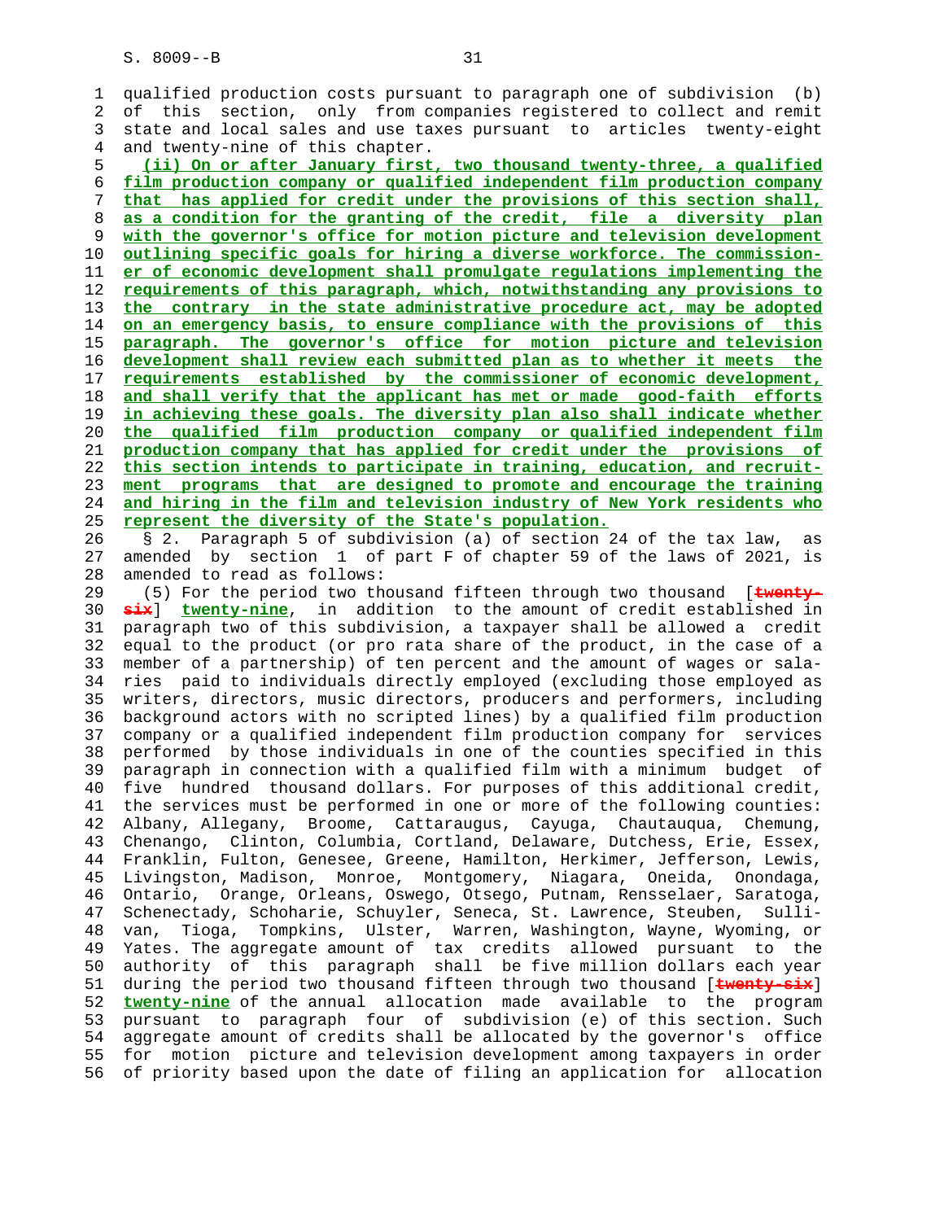qualified production costs pursuant to paragraph one of subdivision (b) of this section, only from companies registered to collect and remit state and local sales and use taxes pursuant to articles twenty-eight and twenty-nine of this chapter.

(ii) On or after January first, two thousand twenty-three, a qualified film production company or qualified independent film production company that has applied for credit under the provisions of this section shall, as a condition for the granting of the credit, file a diversity plan with the governor's office for motion picture and television development outlining specific goals for hiring a diverse workforce. The commissioner of economic development shall promulgate regulations implementing the requirements of this paragraph, which, notwithstanding any provisions to the contrary in the state administrative procedure act, may be adopted on an emergency basis, to ensure compliance with the provisions of this paragraph. The governor's office for motion picture and television development shall review each submitted plan as to whether it meets the requirements established by the commissioner of economic development, and shall verify that the applicant has met or made good-faith efforts in achieving these goals. The diversity plan also shall indicate whether the qualified film production company or qualified independent film production company that has applied for credit under the provisions of this section intends to participate in training, education, and recruitment programs that are designed to promote and encourage the training and hiring in the film and television industry of New York residents who represent the diversity of the State's population.

§ 2. Paragraph 5 of subdivision (a) of section 24 of the tax law, as amended by section 1 of part F of chapter 59 of the laws of 2021, is amended to read as follows:

(5) For the period two thousand fifteen through two thousand [twenty-six] twenty-nine, in addition to the amount of credit established in paragraph two of this subdivision, a taxpayer shall be allowed a credit equal to the product (or pro rata share of the product, in the case of a member of a partnership) of ten percent and the amount of wages or salaries paid to individuals directly employed (excluding those employed as writers, directors, music directors, producers and performers, including background actors with no scripted lines) by a qualified film production company or a qualified independent film production company for services performed by those individuals in one of the counties specified in this paragraph in connection with a qualified film with a minimum budget of five hundred thousand dollars. For purposes of this additional credit, the services must be performed in one or more of the following counties: Albany, Allegany, Broome, Cattaraugus, Cayuga, Chautauqua, Chemung, Chenango, Clinton, Columbia, Cortland, Delaware, Dutchess, Erie, Essex, Franklin, Fulton, Genesee, Greene, Hamilton, Herkimer, Jefferson, Lewis, Livingston, Madison, Monroe, Montgomery, Niagara, Oneida, Onondaga, Ontario, Orange, Orleans, Oswego, Otsego, Putnam, Rensselaer, Saratoga, Schenectady, Schoharie, Schuyler, Seneca, St. Lawrence, Steuben, Sullivan, Tioga, Tompkins, Ulster, Warren, Washington, Wayne, Wyoming, or Yates. The aggregate amount of tax credits allowed pursuant to the authority of this paragraph shall be five million dollars each year during the period two thousand fifteen through two thousand [twenty-six] twenty-nine of the annual allocation made available to the program pursuant to paragraph four of subdivision (e) of this section. Such aggregate amount of credits shall be allocated by the governor's office for motion picture and television development among taxpayers in order of priority based upon the date of filing an application for allocation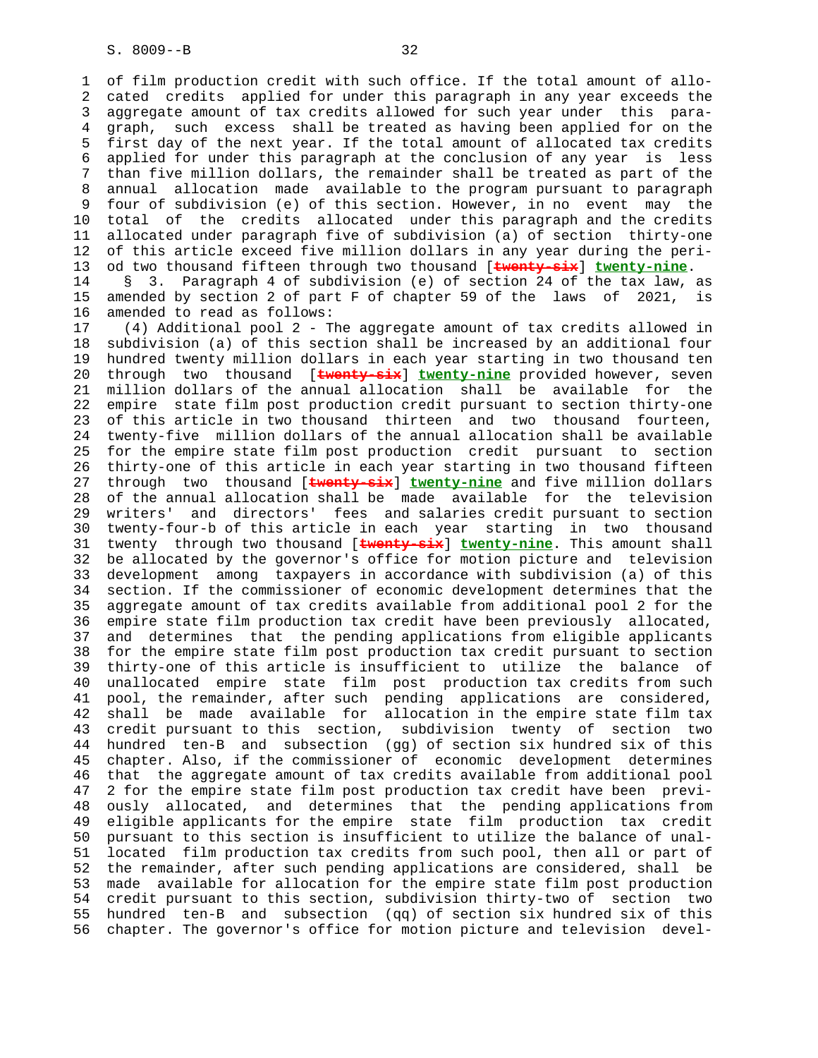of film production credit with such office. If the total amount of allocated credits applied for under this paragraph in any year exceeds the aggregate amount of tax credits allowed for such year under this paragraph, such excess shall be treated as having been applied for on the first day of the next year. If the total amount of allocated tax credits applied for under this paragraph at the conclusion of any year is less than five million dollars, the remainder shall be treated as part of the annual allocation made available to the program pursuant to paragraph four of subdivision (e) of this section. However, in no event may the total of the credits allocated under this paragraph and the credits allocated under paragraph five of subdivision (a) of section thirty-one of this article exceed five million dollars in any year during the period two thousand fifteen through two thousand [~~twenty-six~~] **twenty-nine**.

§ 3. Paragraph 4 of subdivision (e) of section 24 of the tax law, as amended by section 2 of part F of chapter 59 of the laws of 2021, is amended to read as follows:

(4) Additional pool 2 - The aggregate amount of tax credits allowed in subdivision (a) of this section shall be increased by an additional four hundred twenty million dollars in each year starting in two thousand ten through two thousand [~~twenty-six~~] **twenty-nine** provided however, seven million dollars of the annual allocation shall be available for the empire state film post production credit pursuant to section thirty-one of this article in two thousand thirteen and two thousand fourteen, twenty-five million dollars of the annual allocation shall be available for the empire state film post production credit pursuant to section thirty-one of this article in each year starting in two thousand fifteen through two thousand [~~twenty-six~~] **twenty-nine** and five million dollars of the annual allocation shall be made available for the television writers' and directors' fees and salaries credit pursuant to section twenty-four-b of this article in each year starting in two thousand twenty through two thousand [~~twenty-six~~] **twenty-nine**. This amount shall be allocated by the governor's office for motion picture and television development among taxpayers in accordance with subdivision (a) of this section. If the commissioner of economic development determines that the aggregate amount of tax credits available from additional pool 2 for the empire state film production tax credit have been previously allocated, and determines that the pending applications from eligible applicants for the empire state film post production tax credit pursuant to section thirty-one of this article is insufficient to utilize the balance of unallocated empire state film post production tax credits from such pool, the remainder, after such pending applications are considered, shall be made available for allocation in the empire state film tax credit pursuant to this section, subdivision twenty of section two hundred ten-B and subsection (gg) of section six hundred six of this chapter. Also, if the commissioner of economic development determines that the aggregate amount of tax credits available from additional pool 2 for the empire state film post production tax credit have been previously allocated, and determines that the pending applications from eligible applicants for the empire state film production tax credit pursuant to this section is insufficient to utilize the balance of unallocated film production tax credits from such pool, then all or part of the remainder, after such pending applications are considered, shall be made available for allocation for the empire state film post production credit pursuant to this section, subdivision thirty-two of section two hundred ten-B and subsection (qq) of section six hundred six of this chapter. The governor's office for motion picture and television devel-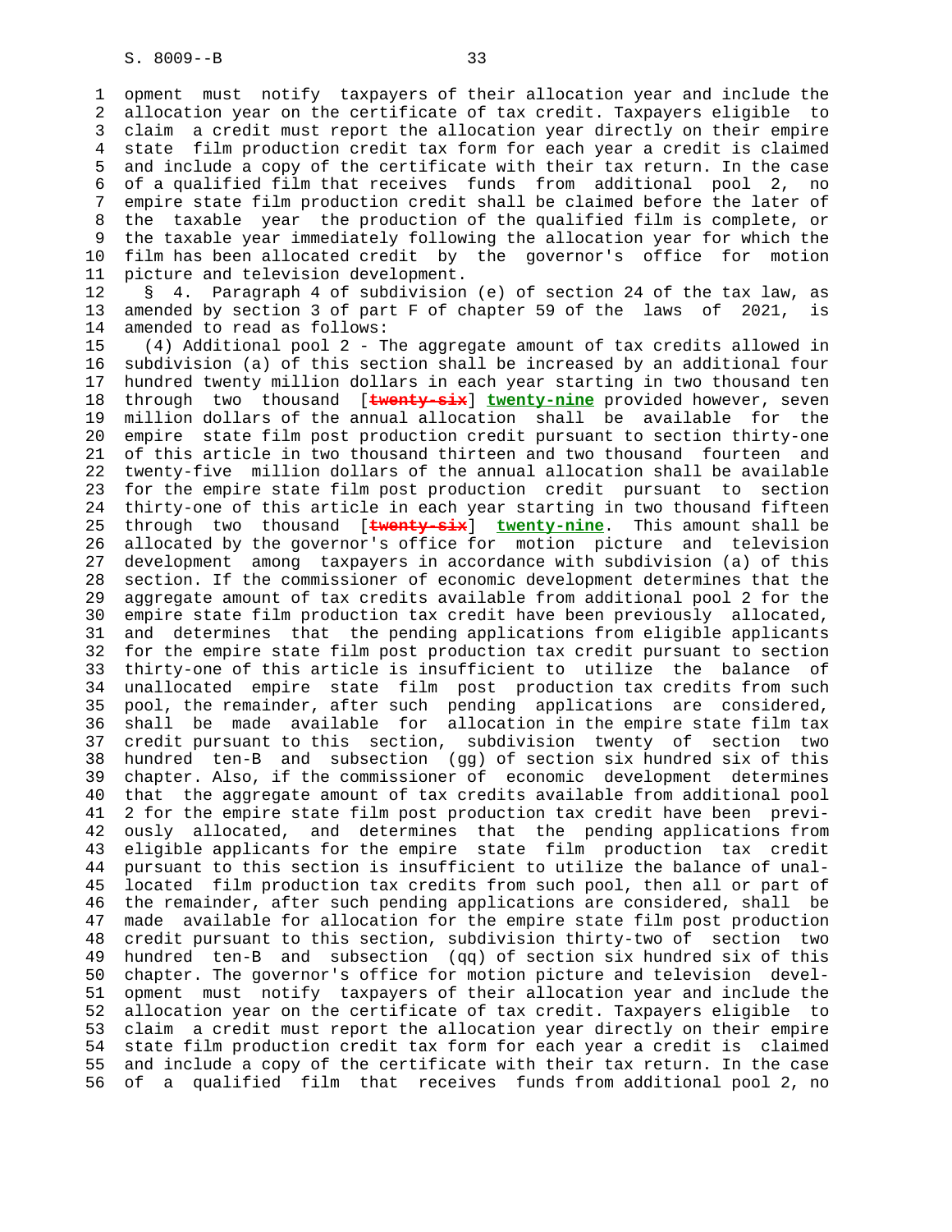opment must notify taxpayers of their allocation year and include the allocation year on the certificate of tax credit. Taxpayers eligible to claim a credit must report the allocation year directly on their empire state film production credit tax form for each year a credit is claimed and include a copy of the certificate with their tax return. In the case of a qualified film that receives funds from additional pool 2, no empire state film production credit shall be claimed before the later of the taxable year the production of the qualified film is complete, or the taxable year immediately following the allocation year for which the film has been allocated credit by the governor's office for motion picture and television development.

§ 4. Paragraph 4 of subdivision (e) of section 24 of the tax law, as amended by section 3 of part F of chapter 59 of the laws of 2021, is amended to read as follows:

(4) Additional pool 2 - The aggregate amount of tax credits allowed in subdivision (a) of this section shall be increased by an additional four hundred twenty million dollars in each year starting in two thousand ten through two thousand [~~twenty-six~~] __twenty-nine__ provided however, seven million dollars of the annual allocation shall be available for the empire state film post production credit pursuant to section thirty-one of this article in two thousand thirteen and two thousand fourteen and twenty-five million dollars of the annual allocation shall be available for the empire state film post production credit pursuant to section thirty-one of this article in each year starting in two thousand fifteen through two thousand [~~twenty-six~~] __twenty-nine__. This amount shall be allocated by the governor's office for motion picture and television development among taxpayers in accordance with subdivision (a) of this section. If the commissioner of economic development determines that the aggregate amount of tax credits available from additional pool 2 for the empire state film production tax credit have been previously allocated, and determines that the pending applications from eligible applicants for the empire state film post production tax credit pursuant to section thirty-one of this article is insufficient to utilize the balance of unallocated empire state film post production tax credits from such pool, the remainder, after such pending applications are considered, shall be made available for allocation in the empire state film tax credit pursuant to this section, subdivision twenty of section two hundred ten-B and subsection (gg) of section six hundred six of this chapter. Also, if the commissioner of economic development determines that the aggregate amount of tax credits available from additional pool 2 for the empire state film post production tax credit have been previously allocated, and determines that the pending applications from eligible applicants for the empire state film production tax credit pursuant to this section is insufficient to utilize the balance of unallocated film production tax credits from such pool, then all or part of the remainder, after such pending applications are considered, shall be made available for allocation for the empire state film post production credit pursuant to this section, subdivision thirty-two of section two hundred ten-B and subsection (qq) of section six hundred six of this chapter. The governor's office for motion picture and television development must notify taxpayers of their allocation year and include the allocation year on the certificate of tax credit. Taxpayers eligible to claim a credit must report the allocation year directly on their empire state film production credit tax form for each year a credit is claimed and include a copy of the certificate with their tax return. In the case of a qualified film that receives funds from additional pool 2, no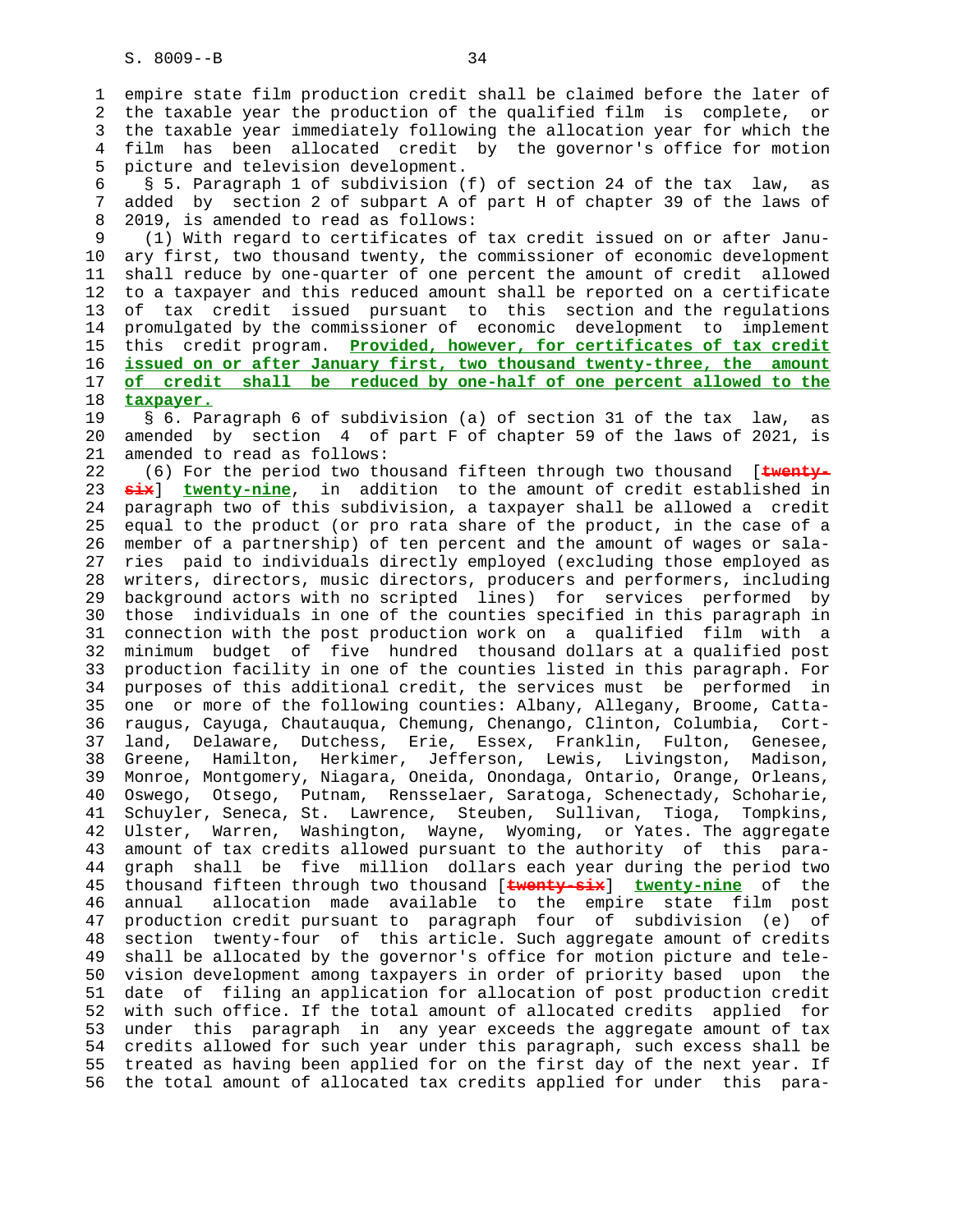empire state film production credit shall be claimed before the later of the taxable year the production of the qualified film is complete, or the taxable year immediately following the allocation year for which the film has been allocated credit by the governor's office for motion picture and television development.

§ 5. Paragraph 1 of subdivision (f) of section 24 of the tax law, as added by section 2 of subpart A of part H of chapter 39 of the laws of 2019, is amended to read as follows:

(1) With regard to certificates of tax credit issued on or after January first, two thousand twenty, the commissioner of economic development shall reduce by one-quarter of one percent the amount of credit allowed to a taxpayer and this reduced amount shall be reported on a certificate of tax credit issued pursuant to this section and the regulations promulgated by the commissioner of economic development to implement this credit program. **Provided, however, for certificates of tax credit issued on or after January first, two thousand twenty-three, the amount of credit shall be reduced by one-half of one percent allowed to the taxpayer.**

§ 6. Paragraph 6 of subdivision (a) of section 31 of the tax law, as amended by section 4 of part F of chapter 59 of the laws of 2021, is amended to read as follows:

(6) For the period two thousand fifteen through two thousand [~~twenty-six~~] **twenty-nine**, in addition to the amount of credit established in paragraph two of this subdivision, a taxpayer shall be allowed a credit equal to the product (or pro rata share of the product, in the case of a member of a partnership) of ten percent and the amount of wages or salaries paid to individuals directly employed (excluding those employed as writers, directors, music directors, producers and performers, including background actors with no scripted lines) for services performed by those individuals in one of the counties specified in this paragraph in connection with the post production work on a qualified film with a minimum budget of five hundred thousand dollars at a qualified post production facility in one of the counties listed in this paragraph. For purposes of this additional credit, the services must be performed in one or more of the following counties: Albany, Allegany, Broome, Cattaraugus, Cayuga, Chautauqua, Chemung, Chenango, Clinton, Columbia, Cortland, Delaware, Dutchess, Erie, Essex, Franklin, Fulton, Genesee, Greene, Hamilton, Herkimer, Jefferson, Lewis, Livingston, Madison, Monroe, Montgomery, Niagara, Oneida, Onondaga, Ontario, Orange, Orleans, Oswego, Otsego, Putnam, Rensselaer, Saratoga, Schenectady, Schoharie, Schuyler, Seneca, St. Lawrence, Steuben, Sullivan, Tioga, Tompkins, Ulster, Warren, Washington, Wayne, Wyoming, or Yates. The aggregate amount of tax credits allowed pursuant to the authority of this paragraph shall be five million dollars each year during the period two thousand fifteen through two thousand [~~twenty-six~~] **twenty-nine** of the annual allocation made available to the empire state film post production credit pursuant to paragraph four of subdivision (e) of section twenty-four of this article. Such aggregate amount of credits shall be allocated by the governor's office for motion picture and television development among taxpayers in order of priority based upon the date of filing an application for allocation of post production credit with such office. If the total amount of allocated credits applied for under this paragraph in any year exceeds the aggregate amount of tax credits allowed for such year under this paragraph, such excess shall be treated as having been applied for on the first day of the next year. If the total amount of allocated tax credits applied for under this para-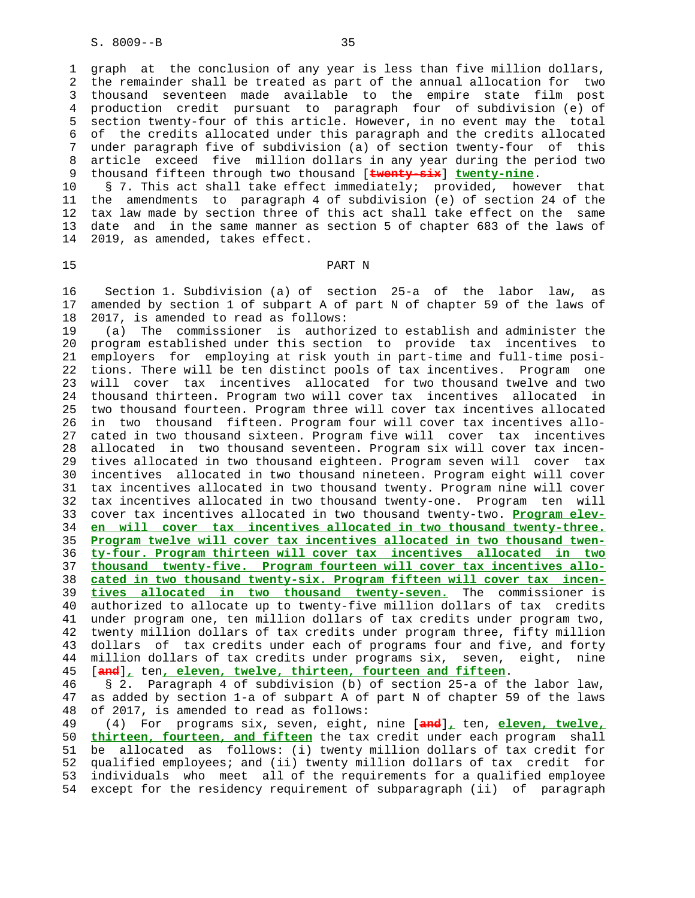graph at the conclusion of any year is less than five million dollars, the remainder shall be treated as part of the annual allocation for two thousand seventeen made available to the empire state film post production credit pursuant to paragraph four of subdivision (e) of section twenty-four of this article. However, in no event may the total of the credits allocated under this paragraph and the credits allocated under paragraph five of subdivision (a) of section twenty-four of this article exceed five million dollars in any year during the period two thousand fifteen through two thousand [~~twenty-six~~] **twenty-nine**.

§ 7. This act shall take effect immediately; provided, however that the amendments to paragraph 4 of subdivision (e) of section 24 of the tax law made by section three of this act shall take effect on the same date and in the same manner as section 5 of chapter 683 of the laws of 2019, as amended, takes effect.

## PART N

Section 1. Subdivision (a) of section 25-a of the labor law, as amended by section 1 of subpart A of part N of chapter 59 of the laws of 2017, is amended to read as follows:

(a) The commissioner is authorized to establish and administer the program established under this section to provide tax incentives to employers for employing at risk youth in part-time and full-time positions. There will be ten distinct pools of tax incentives. Program one will cover tax incentives allocated for two thousand twelve and two thousand thirteen. Program two will cover tax incentives allocated in two thousand fourteen. Program three will cover tax incentives allocated in two thousand fifteen. Program four will cover tax incentives allocated in two thousand sixteen. Program five will cover tax incentives allocated in two thousand seventeen. Program six will cover tax incentives allocated in two thousand eighteen. Program seven will cover tax incentives allocated in two thousand nineteen. Program eight will cover tax incentives allocated in two thousand twenty. Program nine will cover tax incentives allocated in two thousand twenty-one. Program ten will cover tax incentives allocated in two thousand twenty-two. **Program eleven will cover tax incentives allocated in two thousand twenty-three. Program twelve will cover tax incentives allocated in two thousand twenty-four. Program thirteen will cover tax incentives allocated in two thousand twenty-five. Program fourteen will cover tax incentives allocated in two thousand twenty-six. Program fifteen will cover tax incentives allocated in two thousand twenty-seven.** The commissioner is authorized to allocate up to twenty-five million dollars of tax credits under program one, ten million dollars of tax credits under program two, twenty million dollars of tax credits under program three, fifty million dollars of tax credits under each of programs four and five, and forty million dollars of tax credits under programs six, seven, eight, nine [~~and~~]**,** ten**, eleven, twelve, thirteen, fourteen and fifteen**.

§ 2. Paragraph 4 of subdivision (b) of section 25-a of the labor law, as added by section 1-a of subpart A of part N of chapter 59 of the laws of 2017, is amended to read as follows:

(4) For programs six, seven, eight, nine [~~and~~]**,** ten, **eleven, twelve, thirteen, fourteen, and fifteen** the tax credit under each program shall be allocated as follows: (i) twenty million dollars of tax credit for qualified employees; and (ii) twenty million dollars of tax credit for individuals who meet all of the requirements for a qualified employee except for the residency requirement of subparagraph (ii) of paragraph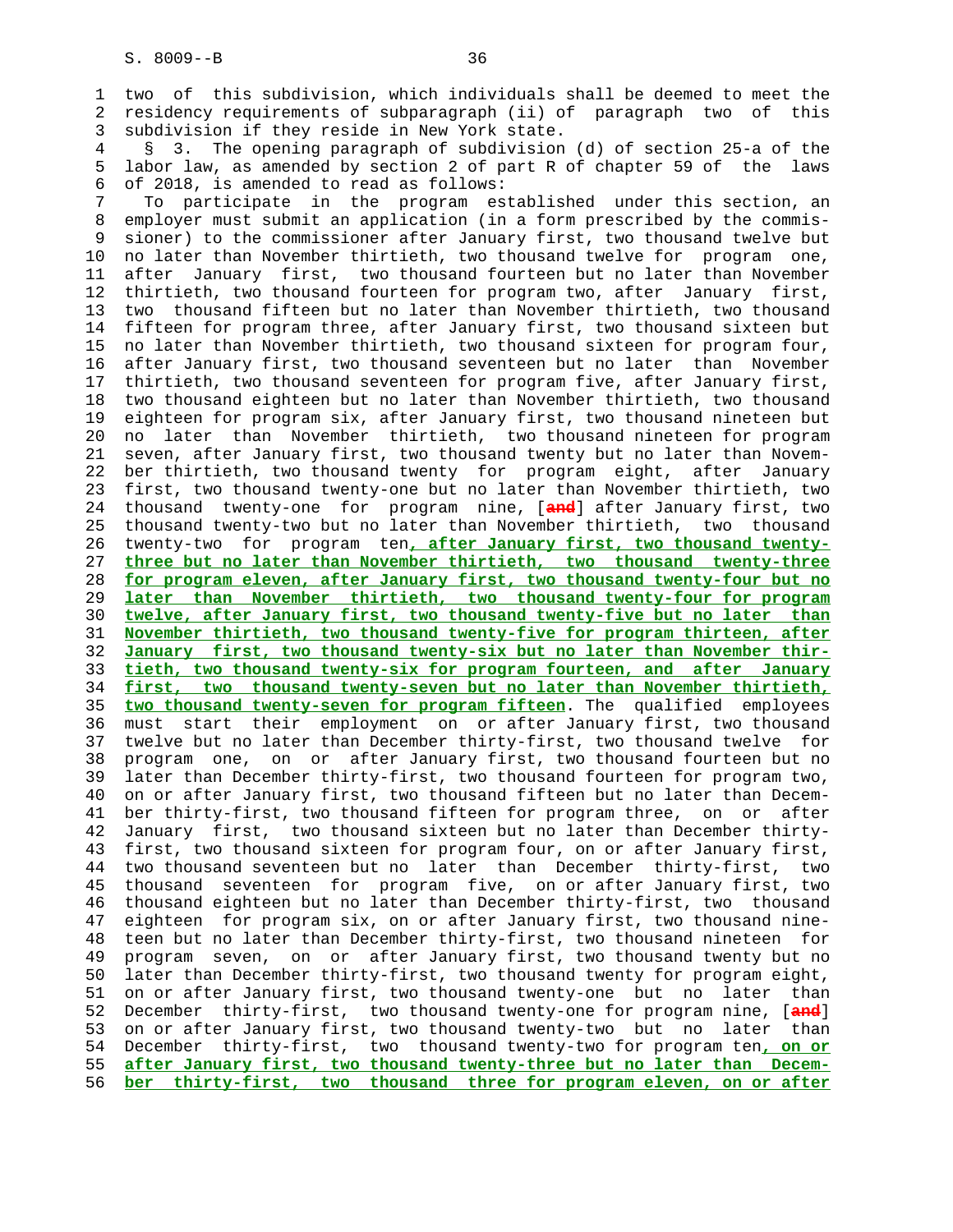two of this subdivision, which individuals shall be deemed to meet the residency requirements of subparagraph (ii) of paragraph two of this subdivision if they reside in New York state.

§ 3. The opening paragraph of subdivision (d) of section 25-a of the labor law, as amended by section 2 of part R of chapter 59 of the laws of 2018, is amended to read as follows:

To participate in the program established under this section, an employer must submit an application (in a form prescribed by the commissioner) to the commissioner after January first, two thousand twelve but no later than November thirtieth, two thousand twelve for program one, after January first, two thousand fourteen but no later than November thirtieth, two thousand fourteen for program two, after January first, two thousand fifteen but no later than November thirtieth, two thousand fifteen for program three, after January first, two thousand sixteen but no later than November thirtieth, two thousand sixteen for program four, after January first, two thousand seventeen but no later than November thirtieth, two thousand seventeen for program five, after January first, two thousand eighteen but no later than November thirtieth, two thousand eighteen for program six, after January first, two thousand nineteen but no later than November thirtieth, two thousand nineteen for program seven, after January first, two thousand twenty but no later than November thirtieth, two thousand twenty for program eight, after January first, two thousand twenty-one but no later than November thirtieth, two thousand twenty-one for program nine, [~~and~~] after January first, two thousand twenty-two but no later than November thirtieth, two thousand twenty-two for program ten**, after January first, two thousand twenty-three but no later than November thirtieth, two thousand twenty-three for program eleven, after January first, two thousand twenty-four but no later than November thirtieth, two thousand twenty-four for program twelve, after January first, two thousand twenty-five but no later than November thirtieth, two thousand twenty-five for program thirteen, after January first, two thousand twenty-six but no later than November thirtieth, two thousand twenty-six for program fourteen, and after January first, two thousand twenty-seven but no later than November thirtieth, two thousand twenty-seven for program fifteen**. The qualified employees must start their employment on or after January first, two thousand twelve but no later than December thirty-first, two thousand twelve for program one, on or after January first, two thousand fourteen but no later than December thirty-first, two thousand fourteen for program two, on or after January first, two thousand fifteen but no later than December thirty-first, two thousand fifteen for program three, on or after January first, two thousand sixteen but no later than December thirty-first, two thousand sixteen for program four, on or after January first, two thousand seventeen but no later than December thirty-first, two thousand seventeen for program five, on or after January first, two thousand eighteen but no later than December thirty-first, two thousand eighteen for program six, on or after January first, two thousand nineteen but no later than December thirty-first, two thousand nineteen for program seven, on or after January first, two thousand twenty but no later than December thirty-first, two thousand twenty for program eight, on or after January first, two thousand twenty-one but no later than December thirty-first, two thousand twenty-one for program nine, [~~and~~] on or after January first, two thousand twenty-two but no later than December thirty-first, two thousand twenty-two for program ten**, on or after January first, two thousand twenty-three but no later than December thirty-first, two thousand three for program eleven, on or after**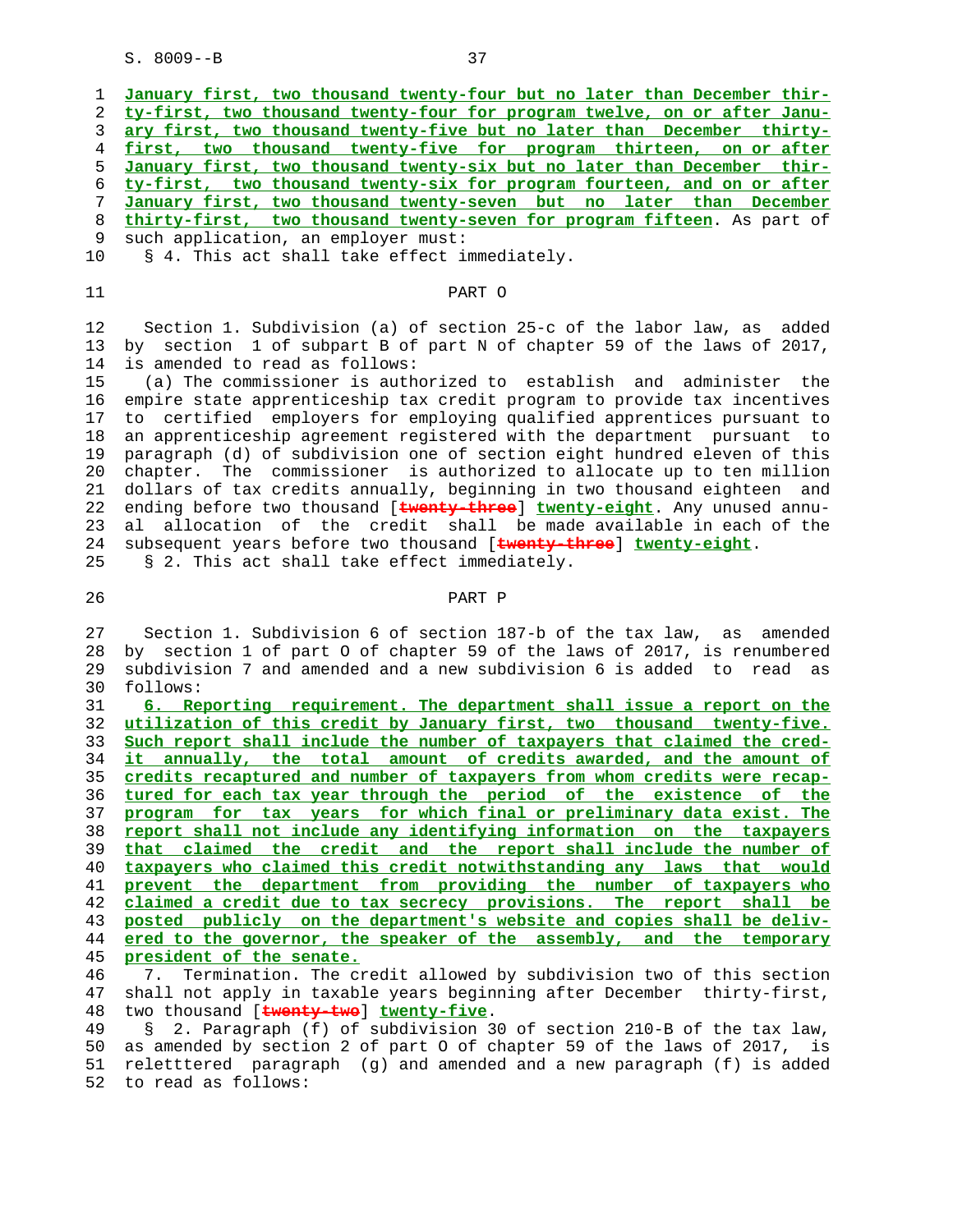January first, two thousand twenty-four but no later than December thirty-first, two thousand twenty-four for program twelve, on or after January first, two thousand twenty-five but no later than December thirty-first, two thousand twenty-five for program thirteen, on or after January first, two thousand twenty-six but no later than December thirty-first, two thousand twenty-six for program fourteen, and on or after January first, two thousand twenty-seven but no later than December thirty-first, two thousand twenty-seven for program fifteen. As part of such application, an employer must:

§ 4. This act shall take effect immediately.

PART O

Section 1. Subdivision (a) of section 25-c of the labor law, as added by section 1 of subpart B of part N of chapter 59 of the laws of 2017, is amended to read as follows:

(a) The commissioner is authorized to establish and administer the empire state apprenticeship tax credit program to provide tax incentives to certified employers for employing qualified apprentices pursuant to an apprenticeship agreement registered with the department pursuant to paragraph (d) of subdivision one of section eight hundred eleven of this chapter. The commissioner is authorized to allocate up to ten million dollars of tax credits annually, beginning in two thousand eighteen and ending before two thousand [~~twenty-three~~] twenty-eight. Any unused annual allocation of the credit shall be made available in each of the subsequent years before two thousand [~~twenty-three~~] twenty-eight.

§ 2. This act shall take effect immediately.

PART P

Section 1. Subdivision 6 of section 187-b of the tax law, as amended by section 1 of part O of chapter 59 of the laws of 2017, is renumbered subdivision 7 and amended and a new subdivision 6 is added to read as follows:

6. Reporting requirement. The department shall issue a report on the utilization of this credit by January first, two thousand twenty-five. Such report shall include the number of taxpayers that claimed the credit annually, the total amount of credits awarded, and the amount of credits recaptured and number of taxpayers from whom credits were recaptured for each tax year through the period of the existence of the program for tax years for which final or preliminary data exist. The report shall not include any identifying information on the taxpayers that claimed the credit and the report shall include the number of taxpayers who claimed this credit notwithstanding any laws that would prevent the department from providing the number of taxpayers who claimed a credit due to tax secrecy provisions. The report shall be posted publicly on the department's website and copies shall be delivered to the governor, the speaker of the assembly, and the temporary president of the senate.

7. Termination. The credit allowed by subdivision two of this section shall not apply in taxable years beginning after December thirty-first, two thousand [~~twenty-two~~] twenty-five.

§ 2. Paragraph (f) of subdivision 30 of section 210-B of the tax law, as amended by section 2 of part O of chapter 59 of the laws of 2017, is relettered paragraph (g) and amended and a new paragraph (f) is added to read as follows: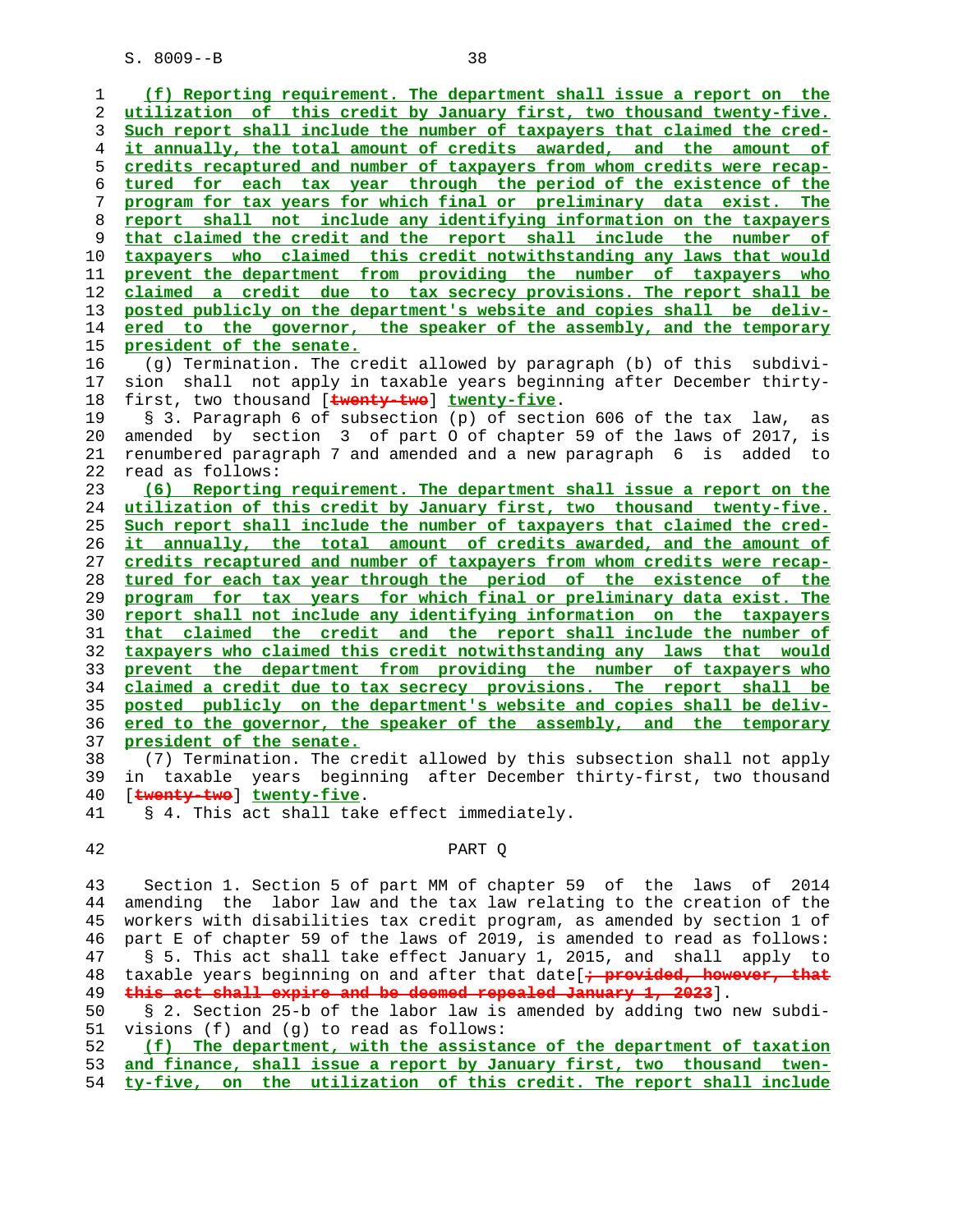(f) Reporting requirement. The department shall issue a report on the utilization of this credit by January first, two thousand twenty-five. Such report shall include the number of taxpayers that claimed the credit annually, the total amount of credits awarded, and the amount of credits recaptured and number of taxpayers from whom credits were recaptured for each tax year through the period of the existence of the program for tax years for which final or preliminary data exist. The report shall not include any identifying information on the taxpayers that claimed the credit and the report shall include the number of taxpayers who claimed this credit notwithstanding any laws that would prevent the department from providing the number of taxpayers who claimed a credit due to tax secrecy provisions. The report shall be posted publicly on the department's website and copies shall be delivered to the governor, the speaker of the assembly, and the temporary president of the senate.

(g) Termination. The credit allowed by paragraph (b) of this subdivision shall not apply in taxable years beginning after December thirty-first, two thousand [~~twenty-two~~] twenty-five.

§ 3. Paragraph 6 of subsection (p) of section 606 of the tax law, as amended by section 3 of part O of chapter 59 of the laws of 2017, is renumbered paragraph 7 and amended and a new paragraph 6 is added to read as follows:

(6) Reporting requirement. The department shall issue a report on the utilization of this credit by January first, two thousand twenty-five. Such report shall include the number of taxpayers that claimed the credit annually, the total amount of credits awarded, and the amount of credits recaptured and number of taxpayers from whom credits were recaptured for each tax year through the period of the existence of the program for tax years for which final or preliminary data exist. The report shall not include any identifying information on the taxpayers that claimed the credit and the report shall include the number of taxpayers who claimed this credit notwithstanding any laws that would prevent the department from providing the number of taxpayers who claimed a credit due to tax secrecy provisions. The report shall be posted publicly on the department's website and copies shall be delivered to the governor, the speaker of the assembly, and the temporary president of the senate.

(7) Termination. The credit allowed by this subsection shall not apply in taxable years beginning after December thirty-first, two thousand [~~twenty-two~~] twenty-five.

§ 4. This act shall take effect immediately.

PART Q

Section 1. Section 5 of part MM of chapter 59 of the laws of 2014 amending the labor law and the tax law relating to the creation of the workers with disabilities tax credit program, as amended by section 1 of part E of chapter 59 of the laws of 2019, is amended to read as follows:

§ 5. This act shall take effect January 1, 2015, and shall apply to taxable years beginning on and after that date[~~; provided, however, that this act shall expire and be deemed repealed January 1, 2023~~].

§ 2. Section 25-b of the labor law is amended by adding two new subdivisions (f) and (g) to read as follows:

(f) The department, with the assistance of the department of taxation and finance, shall issue a report by January first, two thousand twenty-five, on the utilization of this credit. The report shall include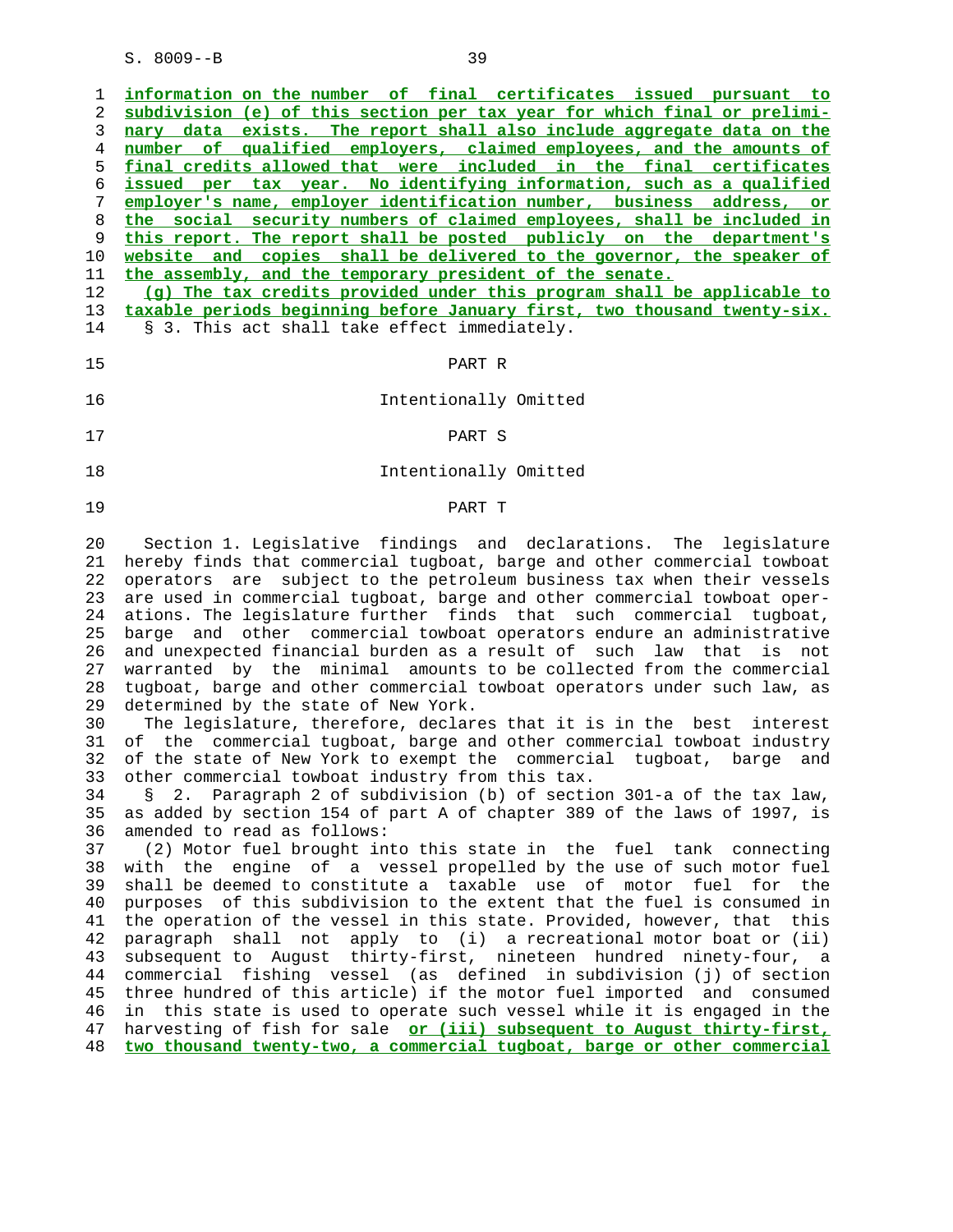information on the number of final certificates issued pursuant to subdivision (e) of this section per tax year for which final or preliminary data exists. The report shall also include aggregate data on the number of qualified employers, claimed employees, and the amounts of final credits allowed that were included in the final certificates issued per tax year. No identifying information, such as a qualified employer's name, employer identification number, business address, or the social security numbers of claimed employees, shall be included in this report. The report shall be posted publicly on the department's website and copies shall be delivered to the governor, the speaker of the assembly, and the temporary president of the senate.

(g) The tax credits provided under this program shall be applicable to taxable periods beginning before January first, two thousand twenty-six.

§ 3. This act shall take effect immediately.

PART R

Intentionally Omitted

PART S

Intentionally Omitted

PART T

Section 1. Legislative findings and declarations. The legislature hereby finds that commercial tugboat, barge and other commercial towboat operators are subject to the petroleum business tax when their vessels are used in commercial tugboat, barge and other commercial towboat operations. The legislature further finds that such commercial tugboat, barge and other commercial towboat operators endure an administrative and unexpected financial burden as a result of such law that is not warranted by the minimal amounts to be collected from the commercial tugboat, barge and other commercial towboat operators under such law, as determined by the state of New York.

The legislature, therefore, declares that it is in the best interest of the commercial tugboat, barge and other commercial towboat industry of the state of New York to exempt the commercial tugboat, barge and other commercial towboat industry from this tax.

§ 2. Paragraph 2 of subdivision (b) of section 301-a of the tax law, as added by section 154 of part A of chapter 389 of the laws of 1997, is amended to read as follows:

(2) Motor fuel brought into this state in the fuel tank connecting with the engine of a vessel propelled by the use of such motor fuel shall be deemed to constitute a taxable use of motor fuel for the purposes of this subdivision to the extent that the fuel is consumed in the operation of the vessel in this state. Provided, however, that this paragraph shall not apply to (i) a recreational motor boat or (ii) subsequent to August thirty-first, nineteen hundred ninety-four, a commercial fishing vessel (as defined in subdivision (j) of section three hundred of this article) if the motor fuel imported and consumed in this state is used to operate such vessel while it is engaged in the harvesting of fish for sale or (iii) subsequent to August thirty-first, two thousand twenty-two, a commercial tugboat, barge or other commercial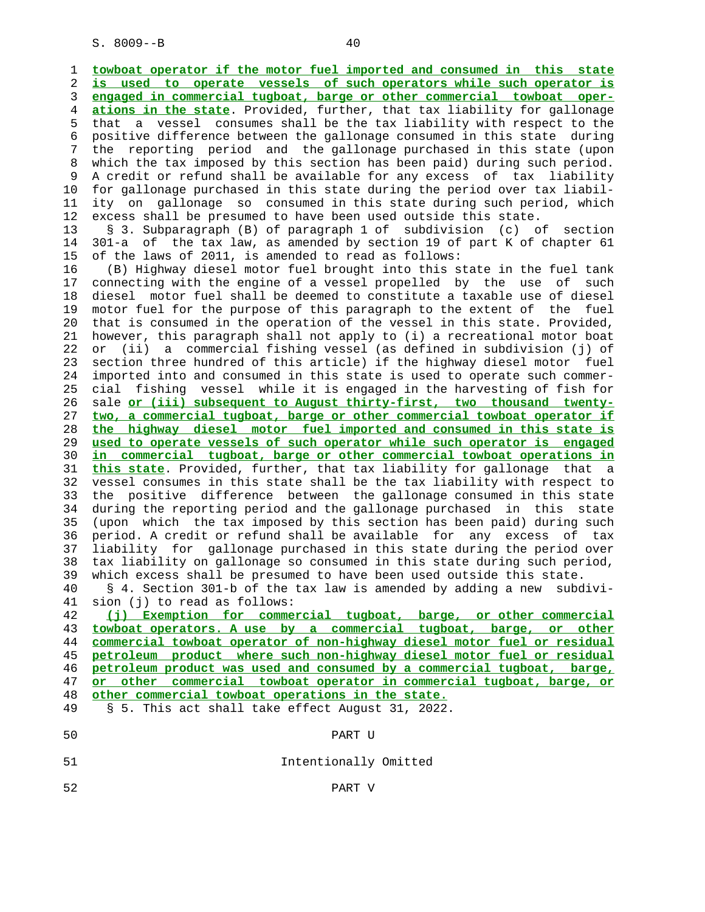towboat operator if the motor fuel imported and consumed in this state is used to operate vessels of such operators while such operator is engaged in commercial tugboat, barge or other commercial towboat operations in the state. Provided, further, that tax liability for gallonage that a vessel consumes shall be the tax liability with respect to the positive difference between the gallonage consumed in this state during the reporting period and the gallonage purchased in this state (upon which the tax imposed by this section has been paid) during such period. A credit or refund shall be available for any excess of tax liability for gallonage purchased in this state during the period over tax liability on gallonage so consumed in this state during such period, which excess shall be presumed to have been used outside this state.

§ 3. Subparagraph (B) of paragraph 1 of subdivision (c) of section 301-a of the tax law, as amended by section 19 of part K of chapter 61 of the laws of 2011, is amended to read as follows:

(B) Highway diesel motor fuel brought into this state in the fuel tank connecting with the engine of a vessel propelled by the use of such diesel motor fuel shall be deemed to constitute a taxable use of diesel motor fuel for the purpose of this paragraph to the extent of the fuel that is consumed in the operation of the vessel in this state. Provided, however, this paragraph shall not apply to (i) a recreational motor boat or (ii) a commercial fishing vessel (as defined in subdivision (j) of section three hundred of this article) if the highway diesel motor fuel imported into and consumed in this state is used to operate such commercial fishing vessel while it is engaged in the harvesting of fish for sale or (iii) subsequent to August thirty-first, two thousand twenty-two, a commercial tugboat, barge or other commercial towboat operator if the highway diesel motor fuel imported and consumed in this state is used to operate vessels of such operator while such operator is engaged in commercial tugboat, barge or other commercial towboat operations in this state. Provided, further, that tax liability for gallonage that a vessel consumes in this state shall be the tax liability with respect to the positive difference between the gallonage consumed in this state during the reporting period and the gallonage purchased in this state (upon which the tax imposed by this section has been paid) during such period. A credit or refund shall be available for any excess of tax liability for gallonage purchased in this state during the period over tax liability on gallonage so consumed in this state during such period, which excess shall be presumed to have been used outside this state.

§ 4. Section 301-b of the tax law is amended by adding a new subdivision (j) to read as follows:

(j) Exemption for commercial tugboat, barge, or other commercial towboat operators. A use by a commercial tugboat, barge, or other commercial towboat operator of non-highway diesel motor fuel or residual petroleum product where such non-highway diesel motor fuel or residual petroleum product was used and consumed by a commercial tugboat, barge, or other commercial towboat operator in commercial tugboat, barge, or other commercial towboat operations in the state.

§ 5. This act shall take effect August 31, 2022.

PART U

Intentionally Omitted

PART V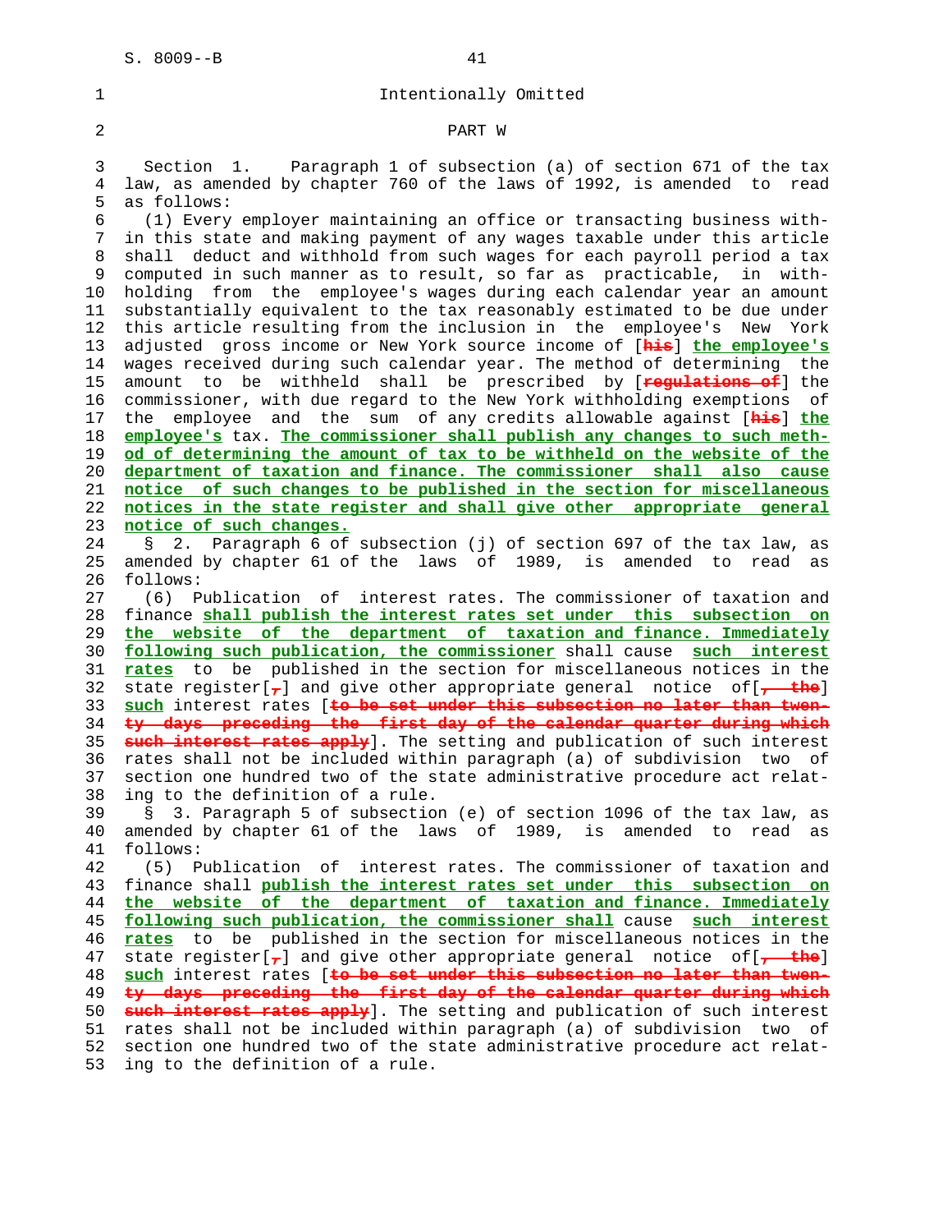Intentionally Omitted

PART W

Section 1. Paragraph 1 of subsection (a) of section 671 of the tax law, as amended by chapter 760 of the laws of 1992, is amended to read as follows:

(1) Every employer maintaining an office or transacting business within this state and making payment of any wages taxable under this article shall deduct and withhold from such wages for each payroll period a tax computed in such manner as to result, so far as practicable, in withholding from the employee's wages during each calendar year an amount substantially equivalent to the tax reasonably estimated to be due under this article resulting from the inclusion in the employee's New York adjusted gross income or New York source income of [~~his~~] **the employee's** wages received during such calendar year. The method of determining the amount to be withheld shall be prescribed by [~~regulations of~~] the commissioner, with due regard to the New York withholding exemptions of the employee and the sum of any credits allowable against [~~his~~] **the employee's** tax. **The commissioner shall publish any changes to such method of determining the amount of tax to be withheld on the website of the department of taxation and finance. The commissioner shall also cause notice of such changes to be published in the section for miscellaneous notices in the state register and shall give other appropriate general notice of such changes.**

§ 2. Paragraph 6 of subsection (j) of section 697 of the tax law, as amended by chapter 61 of the laws of 1989, is amended to read as follows:

(6) Publication of interest rates. The commissioner of taxation and finance **shall publish the interest rates set under this subsection on the website of the department of taxation and finance. Immediately following such publication, the commissioner** shall cause **such interest rates** to be published in the section for miscellaneous notices in the state register[~~,~~] and give other appropriate general notice of[~~, the~~] **such** interest rates [~~to be set under this subsection no later than twenty days preceding the first day of the calendar quarter during which such interest rates apply~~]. The setting and publication of such interest rates shall not be included within paragraph (a) of subdivision two of section one hundred two of the state administrative procedure act relating to the definition of a rule.

§ 3. Paragraph 5 of subsection (e) of section 1096 of the tax law, as amended by chapter 61 of the laws of 1989, is amended to read as follows:

(5) Publication of interest rates. The commissioner of taxation and finance shall **publish the interest rates set under this subsection on the website of the department of taxation and finance. Immediately following such publication, the commissioner shall** cause **such interest rates** to be published in the section for miscellaneous notices in the state register[~~,~~] and give other appropriate general notice of[~~, the~~] **such** interest rates [~~to be set under this subsection no later than twenty days preceding the first day of the calendar quarter during which such interest rates apply~~]. The setting and publication of such interest rates shall not be included within paragraph (a) of subdivision two of section one hundred two of the state administrative procedure act relating to the definition of a rule.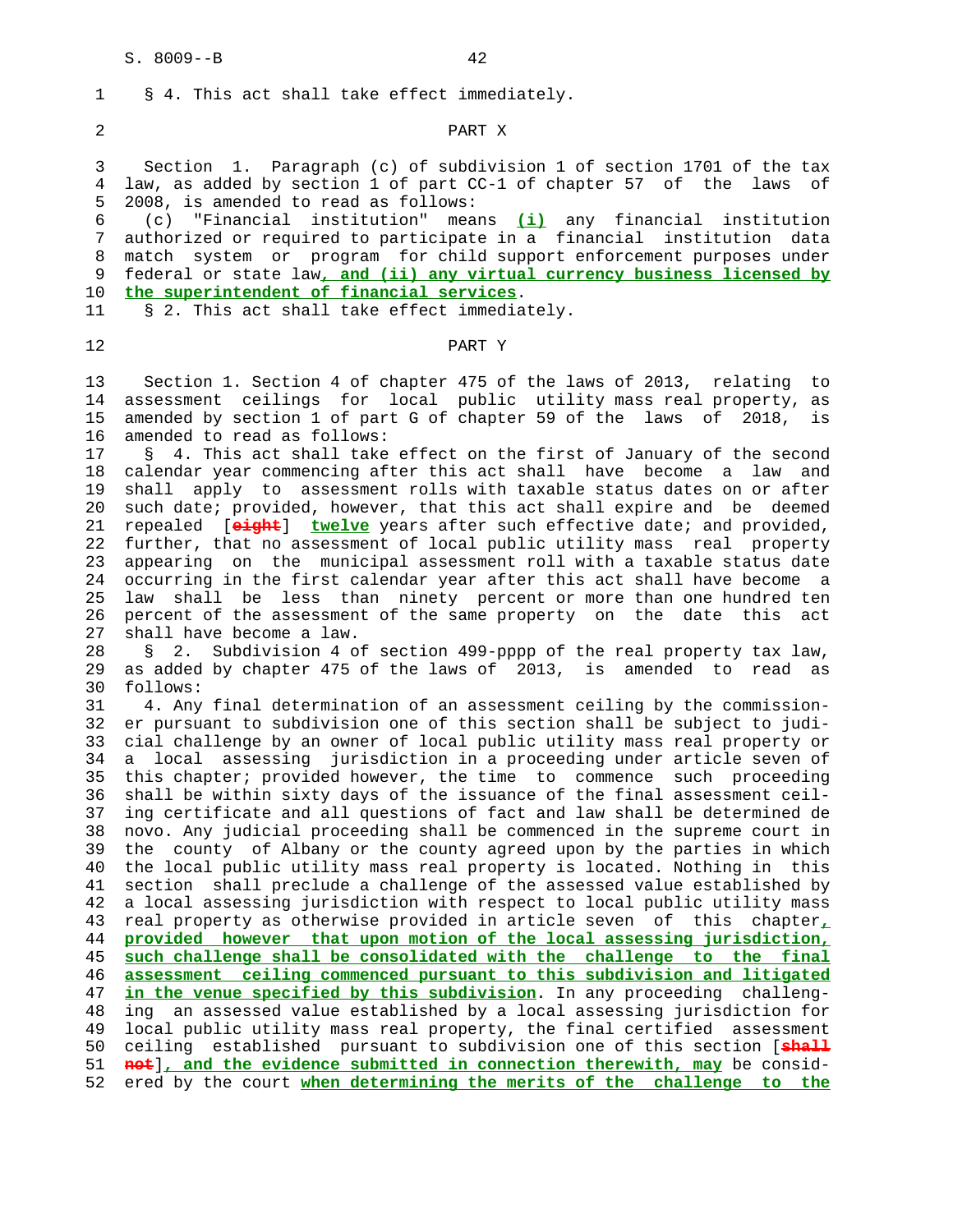§ 4. This act shall take effect immediately.

## PART X

Section 1. Paragraph (c) of subdivision 1 of section 1701 of the tax law, as added by section 1 of part CC-1 of chapter 57 of the laws of 2008, is amended to read as follows:

(c) "Financial institution" means **(i)** any financial institution authorized or required to participate in a financial institution data match system or program for child support enforcement purposes under federal or state law**, and (ii) any virtual currency business licensed by the superintendent of financial services**.

§ 2. This act shall take effect immediately.

## PART Y

Section 1. Section 4 of chapter 475 of the laws of 2013, relating to assessment ceilings for local public utility mass real property, as amended by section 1 of part G of chapter 59 of the laws of 2018, is amended to read as follows:

§ 4. This act shall take effect on the first of January of the second calendar year commencing after this act shall have become a law and shall apply to assessment rolls with taxable status dates on or after such date; provided, however, that this act shall expire and be deemed repealed [~~eight~~] **twelve** years after such effective date; and provided, further, that no assessment of local public utility mass real property appearing on the municipal assessment roll with a taxable status date occurring in the first calendar year after this act shall have become a law shall be less than ninety percent or more than one hundred ten percent of the assessment of the same property on the date this act shall have become a law.

§ 2. Subdivision 4 of section 499-pppp of the real property tax law, as added by chapter 475 of the laws of 2013, is amended to read as follows:

4. Any final determination of an assessment ceiling by the commissioner pursuant to subdivision one of this section shall be subject to judicial challenge by an owner of local public utility mass real property or a local assessing jurisdiction in a proceeding under article seven of this chapter; provided however, the time to commence such proceeding shall be within sixty days of the issuance of the final assessment ceiling certificate and all questions of fact and law shall be determined de novo. Any judicial proceeding shall be commenced in the supreme court in the county of Albany or the county agreed upon by the parties in which the local public utility mass real property is located. Nothing in this section shall preclude a challenge of the assessed value established by a local assessing jurisdiction with respect to local public utility mass real property as otherwise provided in article seven of this chapter**, provided however that upon motion of the local assessing jurisdiction, such challenge shall be consolidated with the challenge to the final assessment ceiling commenced pursuant to this subdivision and litigated in the venue specified by this subdivision**. In any proceeding challenging an assessed value established by a local assessing jurisdiction for local public utility mass real property, the final certified assessment ceiling established pursuant to subdivision one of this section [~~shall not~~]**, and the evidence submitted in connection therewith, may** be considered by the court **when determining the merits of the challenge to the**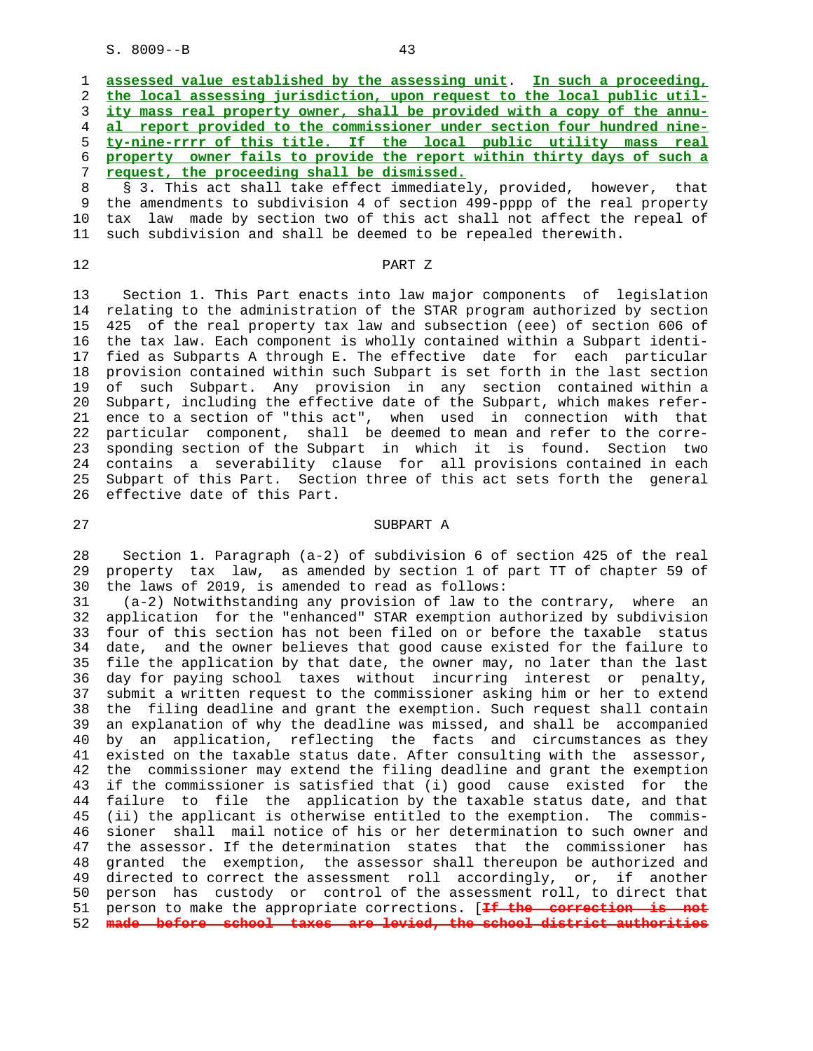**assessed value established by the assessing unit**. **In such a proceeding, the local assessing jurisdiction, upon request to the local public utility mass real property owner, shall be provided with a copy of the annual report provided to the commissioner under section four hundred ninety-nine-rrrr of this title. If the local public utility mass real property owner fails to provide the report within thirty days of such a request, the proceeding shall be dismissed.**

§ 3. This act shall take effect immediately, provided, however, that the amendments to subdivision 4 of section 499-pppp of the real property tax law made by section two of this act shall not affect the repeal of such subdivision and shall be deemed to be repealed therewith.

PART Z

Section 1. This Part enacts into law major components of legislation relating to the administration of the STAR program authorized by section 425 of the real property tax law and subsection (eee) of section 606 of the tax law. Each component is wholly contained within a Subpart identified as Subparts A through E. The effective date for each particular provision contained within such Subpart is set forth in the last section of such Subpart. Any provision in any section contained within a Subpart, including the effective date of the Subpart, which makes reference to a section of "this act", when used in connection with that particular component, shall be deemed to mean and refer to the corresponding section of the Subpart in which it is found. Section two contains a severability clause for all provisions contained in each Subpart of this Part. Section three of this act sets forth the general effective date of this Part.

SUBPART A

Section 1. Paragraph (a-2) of subdivision 6 of section 425 of the real property tax law, as amended by section 1 of part TT of chapter 59 of the laws of 2019, is amended to read as follows:

(a-2) Notwithstanding any provision of law to the contrary, where an application for the "enhanced" STAR exemption authorized by subdivision four of this section has not been filed on or before the taxable status date, and the owner believes that good cause existed for the failure to file the application by that date, the owner may, no later than the last day for paying school taxes without incurring interest or penalty, submit a written request to the commissioner asking him or her to extend the filing deadline and grant the exemption. Such request shall contain an explanation of why the deadline was missed, and shall be accompanied by an application, reflecting the facts and circumstances as they existed on the taxable status date. After consulting with the assessor, the commissioner may extend the filing deadline and grant the exemption if the commissioner is satisfied that (i) good cause existed for the failure to file the application by the taxable status date, and that (ii) the applicant is otherwise entitled to the exemption. The commissioner shall mail notice of his or her determination to such owner and the assessor. If the determination states that the commissioner has granted the exemption, the assessor shall thereupon be authorized and directed to correct the assessment roll accordingly, or, if another person has custody or control of the assessment roll, to direct that person to make the appropriate corrections. [~~If the correction is not made before school taxes are levied, the school district authorities~~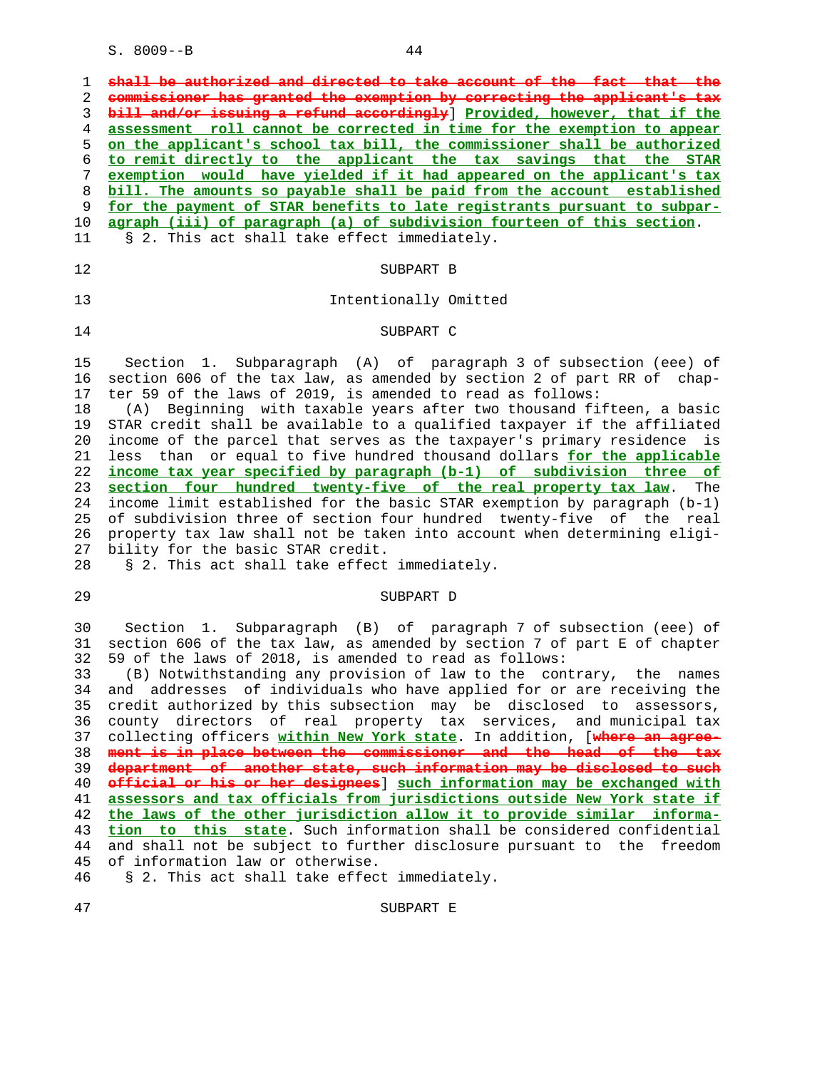~~shall be authorized and directed to take account of the fact that the commissioner has granted the exemption by correcting the applicant's tax bill and/or issuing a refund accordingly~~] **Provided, however, that if the assessment roll cannot be corrected in time for the exemption to appear on the applicant's school tax bill, the commissioner shall be authorized to remit directly to the applicant the tax savings that the STAR exemption would have yielded if it had appeared on the applicant's tax bill. The amounts so payable shall be paid from the account established for the payment of STAR benefits to late registrants pursuant to subparagraph (iii) of paragraph (a) of subdivision fourteen of this section**.

§ 2. This act shall take effect immediately.

SUBPART B

Intentionally Omitted

SUBPART C

Section 1. Subparagraph (A) of paragraph 3 of subsection (eee) of section 606 of the tax law, as amended by section 2 of part RR of chapter 59 of the laws of 2019, is amended to read as follows:

(A) Beginning with taxable years after two thousand fifteen, a basic STAR credit shall be available to a qualified taxpayer if the affiliated income of the parcel that serves as the taxpayer's primary residence is less than or equal to five hundred thousand dollars **for the applicable income tax year specified by paragraph (b-1) of subdivision three of section four hundred twenty-five of the real property tax law**. The income limit established for the basic STAR exemption by paragraph (b-1) of subdivision three of section four hundred twenty-five of the real property tax law shall not be taken into account when determining eligibility for the basic STAR credit.

§ 2. This act shall take effect immediately.

SUBPART D

Section 1. Subparagraph (B) of paragraph 7 of subsection (eee) of section 606 of the tax law, as amended by section 7 of part E of chapter 59 of the laws of 2018, is amended to read as follows:

(B) Notwithstanding any provision of law to the contrary, the names and addresses of individuals who have applied for or are receiving the credit authorized by this subsection may be disclosed to assessors, county directors of real property tax services, and municipal tax collecting officers **within New York state**. In addition, [~~where an agreement is in place between the commissioner and the head of the tax department of another state, such information may be disclosed to such official or his or her designees~~] **such information may be exchanged with assessors and tax officials from jurisdictions outside New York state if the laws of the other jurisdiction allow it to provide similar information to this state**. Such information shall be considered confidential and shall not be subject to further disclosure pursuant to the freedom of information law or otherwise.

§ 2. This act shall take effect immediately.

SUBPART E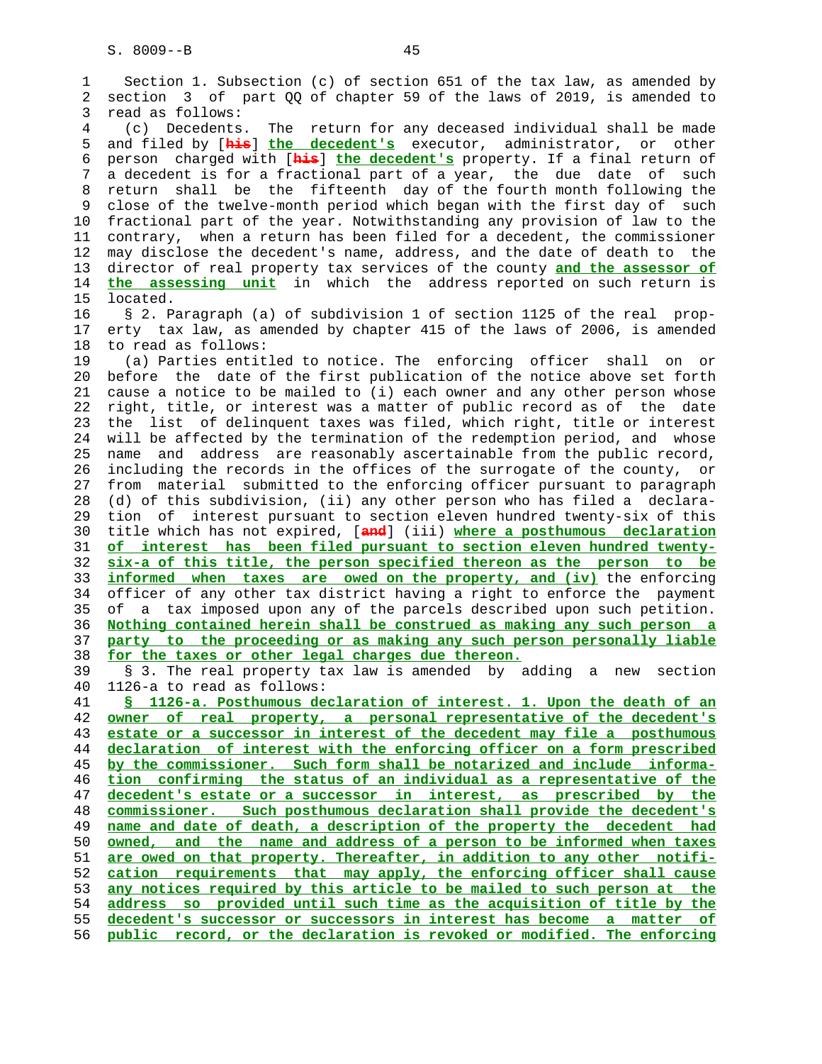Section 1. Subsection (c) of section 651 of the tax law, as amended by section 3 of part QQ of chapter 59 of the laws of 2019, is amended to read as follows:

(c) Decedents. The return for any deceased individual shall be made and filed by [~~his~~] **the decedent's** executor, administrator, or other person charged with [~~his~~] **the decedent's** property. If a final return of a decedent is for a fractional part of a year, the due date of such return shall be the fifteenth day of the fourth month following the close of the twelve-month period which began with the first day of such fractional part of the year. Notwithstanding any provision of law to the contrary, when a return has been filed for a decedent, the commissioner may disclose the decedent's name, address, and the date of death to the director of real property tax services of the county **and the assessor of the assessing unit** in which the address reported on such return is located.

§ 2. Paragraph (a) of subdivision 1 of section 1125 of the real property tax law, as amended by chapter 415 of the laws of 2006, is amended to read as follows:

(a) Parties entitled to notice. The enforcing officer shall on or before the date of the first publication of the notice above set forth cause a notice to be mailed to (i) each owner and any other person whose right, title, or interest was a matter of public record as of the date the list of delinquent taxes was filed, which right, title or interest will be affected by the termination of the redemption period, and whose name and address are reasonably ascertainable from the public record, including the records in the offices of the surrogate of the county, or from material submitted to the enforcing officer pursuant to paragraph (d) of this subdivision, (ii) any other person who has filed a declaration of interest pursuant to section eleven hundred twenty-six of this title which has not expired, [~~and~~] (iii) **where a posthumous declaration of interest has been filed pursuant to section eleven hundred twenty-six-a of this title, the person specified thereon as the person to be informed when taxes are owed on the property, and (iv)** the enforcing officer of any other tax district having a right to enforce the payment of a tax imposed upon any of the parcels described upon such petition. **Nothing contained herein shall be construed as making any such person a party to the proceeding or as making any such person personally liable for the taxes or other legal charges due thereon.**

§ 3. The real property tax law is amended by adding a new section 1126-a to read as follows:

**§ 1126-a. Posthumous declaration of interest. 1. Upon the death of an owner of real property, a personal representative of the decedent's estate or a successor in interest of the decedent may file a posthumous declaration of interest with the enforcing officer on a form prescribed by the commissioner. Such form shall be notarized and include information confirming the status of an individual as a representative of the decedent's estate or a successor in interest, as prescribed by the commissioner. Such posthumous declaration shall provide the decedent's name and date of death, a description of the property the decedent had owned, and the name and address of a person to be informed when taxes are owed on that property. Thereafter, in addition to any other notification requirements that may apply, the enforcing officer shall cause any notices required by this article to be mailed to such person at the address so provided until such time as the acquisition of title by the decedent's successor or successors in interest has become a matter of public record, or the declaration is revoked or modified. The enforcing**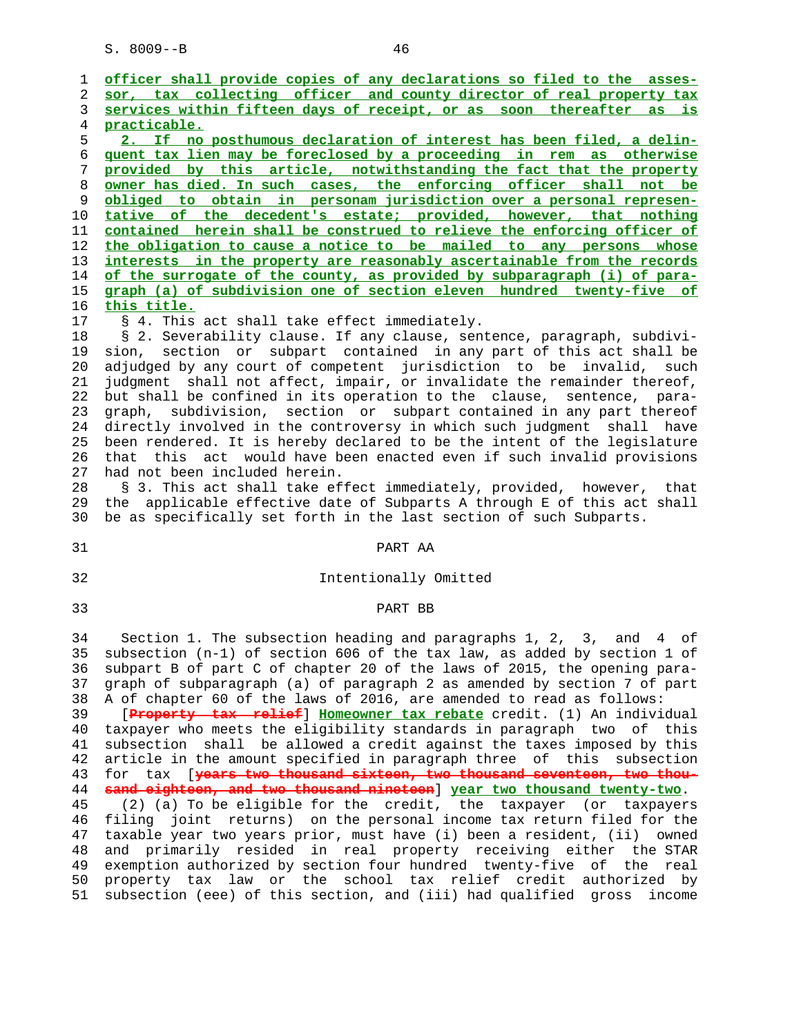officer shall provide copies of any declarations so filed to the assessor, tax collecting officer and county director of real property tax services within fifteen days of receipt, or as soon thereafter as is practicable.

2. If no posthumous declaration of interest has been filed, a delinquent tax lien may be foreclosed by a proceeding in rem as otherwise provided by this article, notwithstanding the fact that the property owner has died. In such cases, the enforcing officer shall not be obliged to obtain in personam jurisdiction over a personal representative of the decedent's estate; provided, however, that nothing contained herein shall be construed to relieve the enforcing officer of the obligation to cause a notice to be mailed to any persons whose interests in the property are reasonably ascertainable from the records of the surrogate of the county, as provided by subparagraph (i) of paragraph (a) of subdivision one of section eleven hundred twenty-five of this title.

§ 4. This act shall take effect immediately.

§ 2. Severability clause. If any clause, sentence, paragraph, subdivision, section or subpart contained in any part of this act shall be adjudged by any court of competent jurisdiction to be invalid, such judgment shall not affect, impair, or invalidate the remainder thereof, but shall be confined in its operation to the clause, sentence, paragraph, subdivision, section or subpart contained in any part thereof directly involved in the controversy in which such judgment shall have been rendered. It is hereby declared to be the intent of the legislature that this act would have been enacted even if such invalid provisions had not been included herein.

§ 3. This act shall take effect immediately, provided, however, that the applicable effective date of Subparts A through E of this act shall be as specifically set forth in the last section of such Subparts.

PART AA

Intentionally Omitted

PART BB

Section 1. The subsection heading and paragraphs 1, 2, 3, and 4 of subsection (n-1) of section 606 of the tax law, as added by section 1 of subpart B of part C of chapter 20 of the laws of 2015, the opening paragraph of subparagraph (a) of paragraph 2 as amended by section 7 of part A of chapter 60 of the laws of 2016, are amended to read as follows:

[Property tax relief] Homeowner tax rebate credit. (1) An individual taxpayer who meets the eligibility standards in paragraph two of this subsection shall be allowed a credit against the taxes imposed by this article in the amount specified in paragraph three of this subsection for tax [years two thousand sixteen, two thousand seventeen, two thousand eighteen, and two thousand nineteen] year two thousand twenty-two.

(2) (a) To be eligible for the credit, the taxpayer (or taxpayers filing joint returns) on the personal income tax return filed for the taxable year two years prior, must have (i) been a resident, (ii) owned and primarily resided in real property receiving either the STAR exemption authorized by section four hundred twenty-five of the real property tax law or the school tax relief credit authorized by subsection (eee) of this section, and (iii) had qualified gross income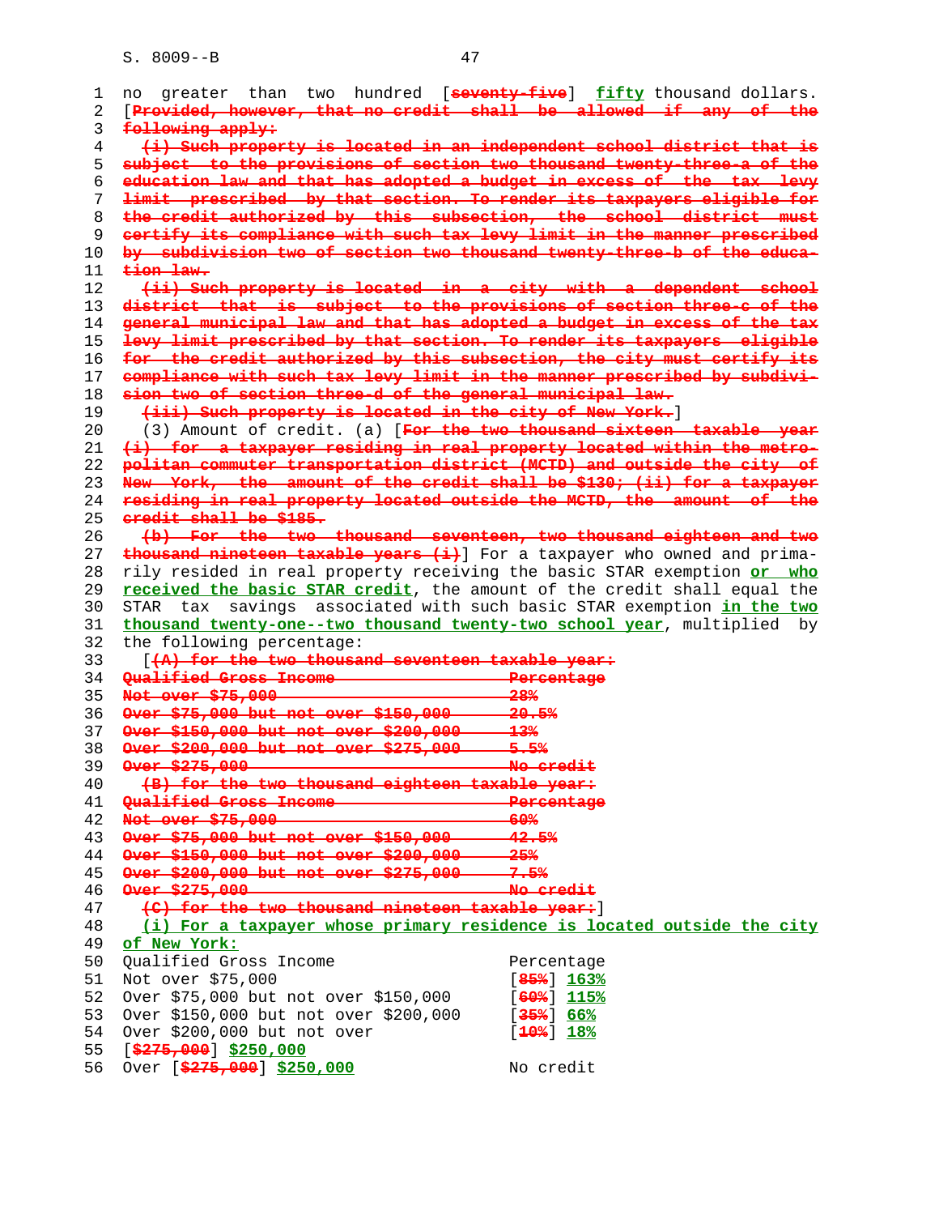no greater than two hundred [~~seventy-five~~] **fifty** thousand dollars. [~~Provided, however, that no credit shall be allowed if any of the following apply:~~

~~(i) Such property is located in an independent school district that is subject to the provisions of section two thousand twenty-three-a of the education law and that has adopted a budget in excess of the tax levy limit prescribed by that section. To render its taxpayers eligible for the credit authorized by this subsection, the school district must certify its compliance with such tax levy limit in the manner prescribed by subdivision two of section two thousand twenty-three-b of the education law.~~

~~(ii) Such property is located in a city with a dependent school district that is subject to the provisions of section three-c of the general municipal law and that has adopted a budget in excess of the tax levy limit prescribed by that section. To render its taxpayers eligible for the credit authorized by this subsection, the city must certify its compliance with such tax levy limit in the manner prescribed by subdivision two of section three-d of the general municipal law.~~

~~(iii) Such property is located in the city of New York.~~]

(3) Amount of credit. (a) [~~For the two thousand sixteen taxable year (i) for a taxpayer residing in real property located within the metropolitan commuter transportation district (MCTD) and outside the city of New York, the amount of the credit shall be $130; (ii) for a taxpayer residing in real property located outside the MCTD, the amount of the credit shall be $185.~~

~~(b) For the two thousand seventeen, two thousand eighteen and two thousand nineteen taxable years (i)~~] For a taxpayer who owned and primarily resided in real property receiving the basic STAR exemption **or who received the basic STAR credit**, the amount of the credit shall equal the STAR tax savings associated with such basic STAR exemption **in the two thousand twenty-one--two thousand twenty-two school year**, multiplied by the following percentage:

[~~(A) for the two thousand seventeen taxable year:~~

| ~~Qualified Gross Income~~ | ~~Percentage~~ |
|---|---|
| ~~Not over $75,000~~ | ~~28%~~ |
| ~~Over $75,000 but not over $150,000~~ | ~~20.5%~~ |
| ~~Over $150,000 but not over $200,000~~ | ~~13%~~ |
| ~~Over $200,000 but not over $275,000~~ | ~~5.5%~~ |
| ~~Over $275,000~~ | ~~No credit~~ |

~~(B) for the two thousand eighteen taxable year:~~

| ~~Qualified Gross Income~~ | ~~Percentage~~ |
|---|---|
| ~~Not over $75,000~~ | ~~60%~~ |
| ~~Over $75,000 but not over $150,000~~ | ~~42.5%~~ |
| ~~Over $150,000 but not over $200,000~~ | ~~25%~~ |
| ~~Over $200,000 but not over $275,000~~ | ~~7.5%~~ |
| ~~Over $275,000~~ | ~~No credit~~ |

~~(C) for the two thousand nineteen taxable year:~~]

**(i) For a taxpayer whose primary residence is located outside the city of New York:**

| Qualified Gross Income | Percentage |
|---|---|
| Not over $75,000 | [~~85%~~] **163%** |
| Over $75,000 but not over $150,000 | [~~60%~~] **115%** |
| Over $150,000 but not over $200,000 | [~~35%~~] **66%** |
| Over $200,000 but not over [~~$275,000~~] **$250,000** | [~~10%~~] **18%** |
| Over [~~$275,000~~] **$250,000** | No credit |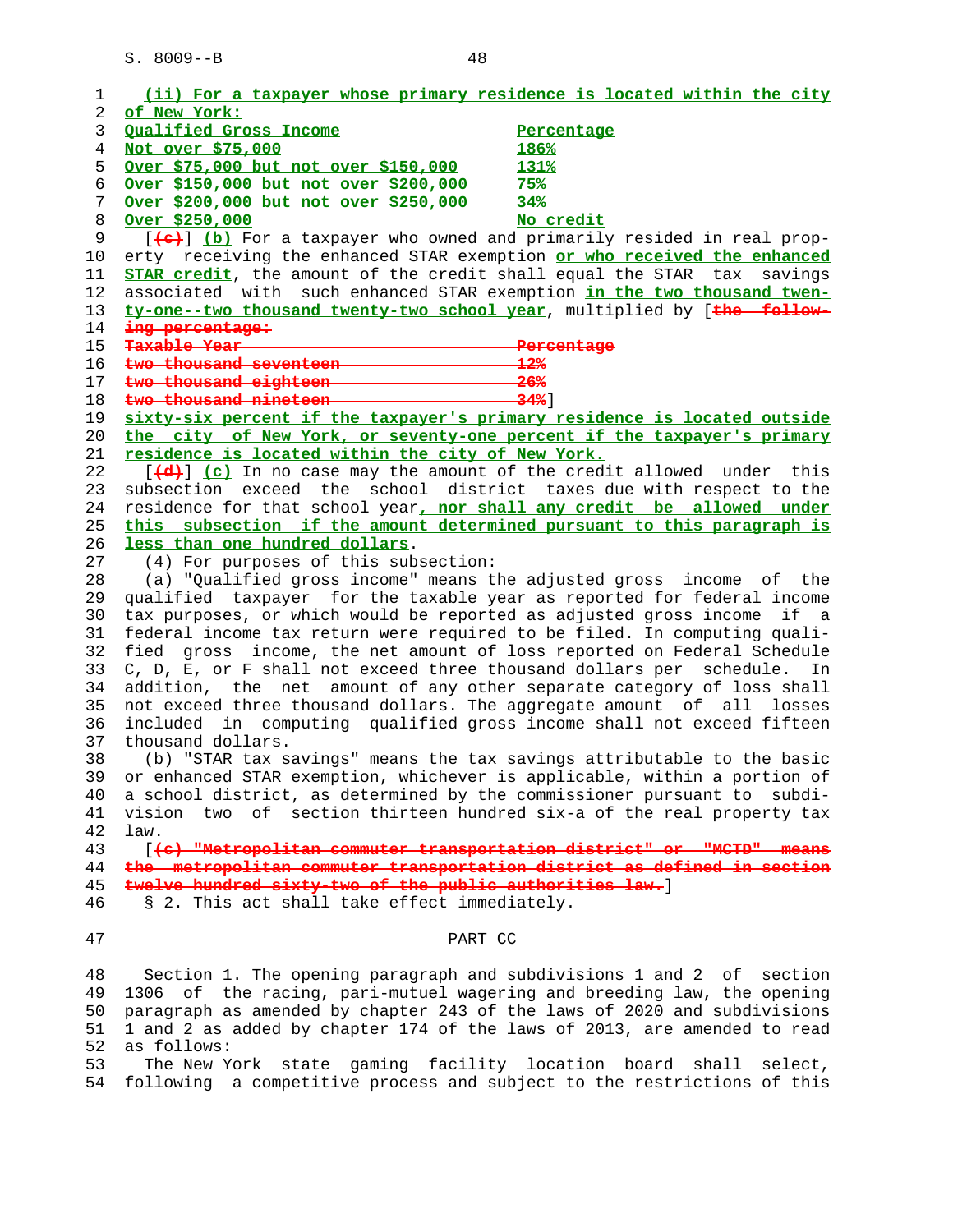(ii) For a taxpayer whose primary residence is located within the city of New York:

| Qualified Gross Income | Percentage |
| --- | --- |
| Not over $75,000 | 186% |
| Over $75,000 but not over $150,000 | 131% |
| Over $150,000 but not over $200,000 | 75% |
| Over $200,000 but not over $250,000 | 34% |
| Over $250,000 | No credit |

[~~(c)~~] (b) For a taxpayer who owned and primarily resided in real property receiving the enhanced STAR exemption or who received the enhanced STAR credit, the amount of the credit shall equal the STAR tax savings associated with such enhanced STAR exemption in the two thousand twenty-one--two thousand twenty-two school year, multiplied by [~~the following percentage:~~

| ~~Taxable Year~~ | ~~Percentage~~ |
| --- | --- |
| ~~two thousand seventeen~~ | ~~12%~~ |
| ~~two thousand eighteen~~ | ~~26%~~ |
| ~~two thousand nineteen~~ | ~~34%~~] |

sixty-six percent if the taxpayer's primary residence is located outside the city of New York, or seventy-one percent if the taxpayer's primary residence is located within the city of New York.

[~~(d)~~] (c) In no case may the amount of the credit allowed under this subsection exceed the school district taxes due with respect to the residence for that school year, nor shall any credit be allowed under this subsection if the amount determined pursuant to this paragraph is less than one hundred dollars.

(4) For purposes of this subsection:

(a) "Qualified gross income" means the adjusted gross income of the qualified taxpayer for the taxable year as reported for federal income tax purposes, or which would be reported as adjusted gross income if a federal income tax return were required to be filed. In computing qualified gross income, the net amount of loss reported on Federal Schedule C, D, E, or F shall not exceed three thousand dollars per schedule. In addition, the net amount of any other separate category of loss shall not exceed three thousand dollars. The aggregate amount of all losses included in computing qualified gross income shall not exceed fifteen thousand dollars.

(b) "STAR tax savings" means the tax savings attributable to the basic or enhanced STAR exemption, whichever is applicable, within a portion of a school district, as determined by the commissioner pursuant to subdivision two of section thirteen hundred six-a of the real property tax law.

[~~(c) "Metropolitan commuter transportation district" or "MCTD" means the metropolitan commuter transportation district as defined in section twelve hundred sixty-two of the public authorities law.~~]

§ 2. This act shall take effect immediately.

PART CC

Section 1. The opening paragraph and subdivisions 1 and 2 of section 1306 of the racing, pari-mutuel wagering and breeding law, the opening paragraph as amended by chapter 243 of the laws of 2020 and subdivisions 1 and 2 as added by chapter 174 of the laws of 2013, are amended to read as follows:

The New York state gaming facility location board shall select, following a competitive process and subject to the restrictions of this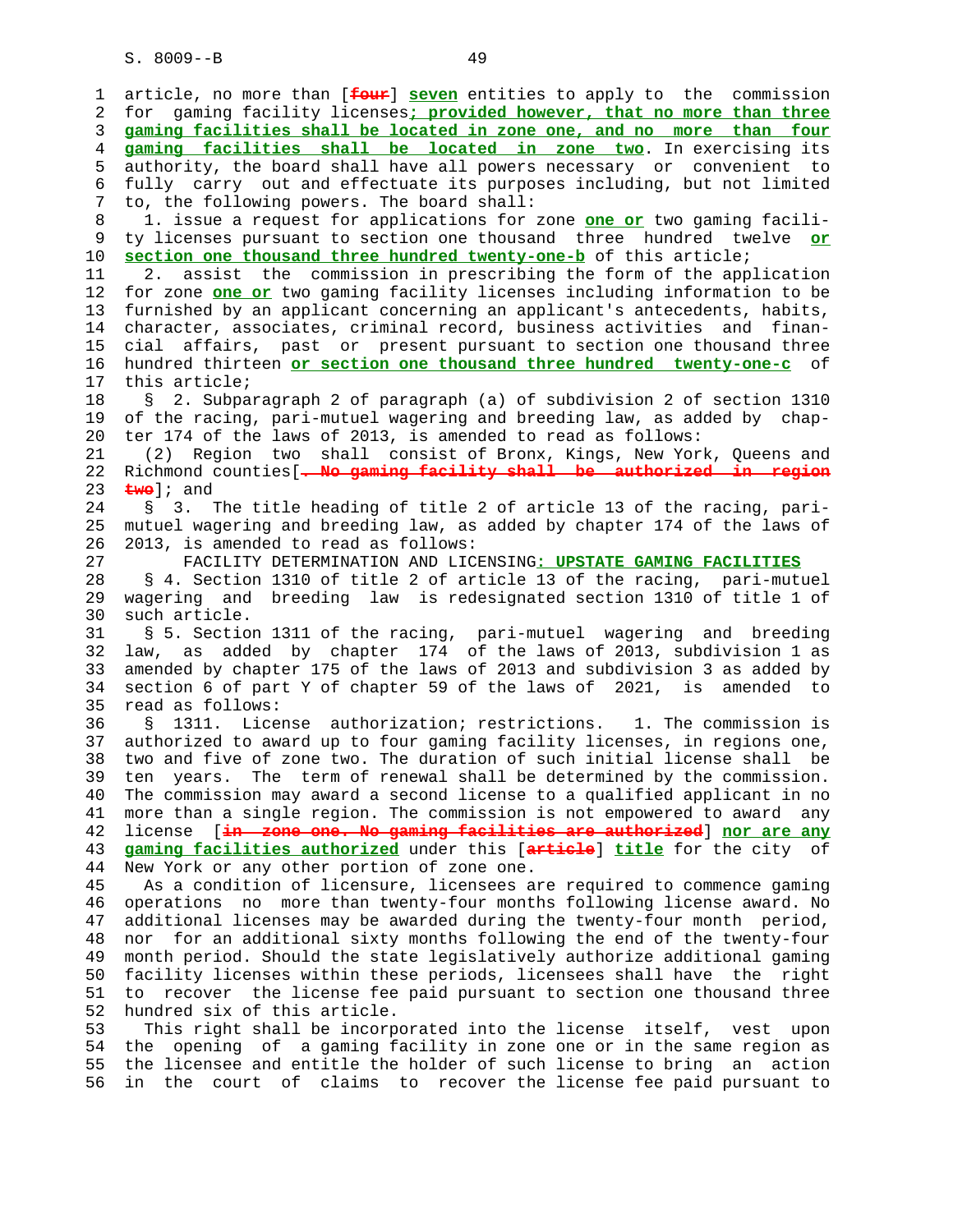article, no more than [~~four~~] **seven** entities to apply to the commission for gaming facility licenses**; provided however, that no more than three gaming facilities shall be located in zone one, and no more than four gaming facilities shall be located in zone two**. In exercising its authority, the board shall have all powers necessary or convenient to fully carry out and effectuate its purposes including, but not limited to, the following powers. The board shall:

1. issue a request for applications for zone **one or** two gaming facility licenses pursuant to section one thousand three hundred twelve **or section one thousand three hundred twenty-one-b** of this article;

2. assist the commission in prescribing the form of the application for zone **one or** two gaming facility licenses including information to be furnished by an applicant concerning an applicant's antecedents, habits, character, associates, criminal record, business activities and financial affairs, past or present pursuant to section one thousand three hundred thirteen **or section one thousand three hundred twenty-one-c** of this article;

§ 2. Subparagraph 2 of paragraph (a) of subdivision 2 of section 1310 of the racing, pari-mutuel wagering and breeding law, as added by chapter 174 of the laws of 2013, is amended to read as follows:

(2) Region two shall consist of Bronx, Kings, New York, Queens and Richmond counties[~~. No gaming facility shall be authorized in region two~~]; and

§ 3. The title heading of title 2 of article 13 of the racing, pari-mutuel wagering and breeding law, as added by chapter 174 of the laws of 2013, is amended to read as follows:

FACILITY DETERMINATION AND LICENSING**: UPSTATE GAMING FACILITIES**

§ 4. Section 1310 of title 2 of article 13 of the racing, pari-mutuel wagering and breeding law is redesignated section 1310 of title 1 of such article.

§ 5. Section 1311 of the racing, pari-mutuel wagering and breeding law, as added by chapter 174 of the laws of 2013, subdivision 1 as amended by chapter 175 of the laws of 2013 and subdivision 3 as added by section 6 of part Y of chapter 59 of the laws of 2021, is amended to read as follows:

§ 1311. License authorization; restrictions. 1. The commission is authorized to award up to four gaming facility licenses, in regions one, two and five of zone two. The duration of such initial license shall be ten years. The term of renewal shall be determined by the commission. The commission may award a second license to a qualified applicant in no more than a single region. The commission is not empowered to award any license [~~in zone one. No gaming facilities are authorized~~] **nor are any gaming facilities authorized** under this [~~article~~] **title** for the city of New York or any other portion of zone one.

As a condition of licensure, licensees are required to commence gaming operations no more than twenty-four months following license award. No additional licenses may be awarded during the twenty-four month period, nor for an additional sixty months following the end of the twenty-four month period. Should the state legislatively authorize additional gaming facility licenses within these periods, licensees shall have the right to recover the license fee paid pursuant to section one thousand three hundred six of this article.

This right shall be incorporated into the license itself, vest upon the opening of a gaming facility in zone one or in the same region as the licensee and entitle the holder of such license to bring an action in the court of claims to recover the license fee paid pursuant to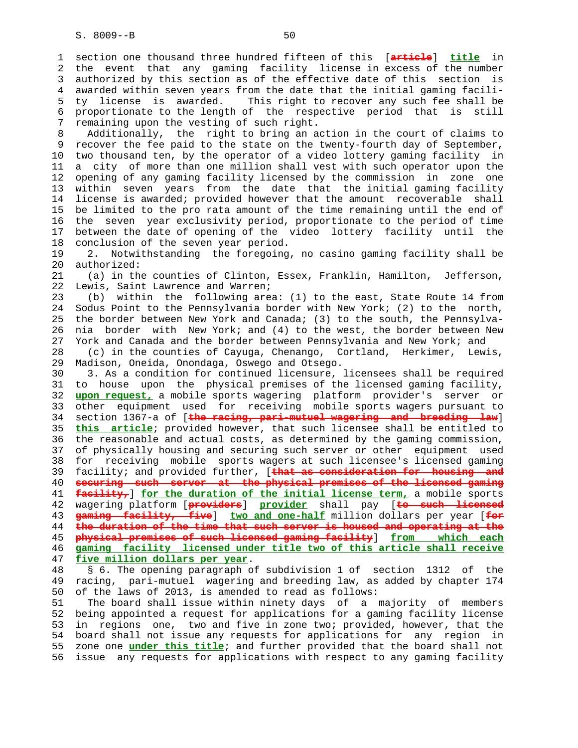section one thousand three hundred fifteen of this [~~article~~] **title** in the event that any gaming facility license in excess of the number authorized by this section as of the effective date of this section is awarded within seven years from the date that the initial gaming facility license is awarded. This right to recover any such fee shall be proportionate to the length of the respective period that is still remaining upon the vesting of such right.

Additionally, the right to bring an action in the court of claims to recover the fee paid to the state on the twenty-fourth day of September, two thousand ten, by the operator of a video lottery gaming facility in a city of more than one million shall vest with such operator upon the opening of any gaming facility licensed by the commission in zone one within seven years from the date that the initial gaming facility license is awarded; provided however that the amount recoverable shall be limited to the pro rata amount of the time remaining until the end of the seven year exclusivity period, proportionate to the period of time between the date of opening of the video lottery facility until the conclusion of the seven year period.

2. Notwithstanding the foregoing, no casino gaming facility shall be authorized:

(a) in the counties of Clinton, Essex, Franklin, Hamilton, Jefferson, Lewis, Saint Lawrence and Warren;

(b) within the following area: (1) to the east, State Route 14 from Sodus Point to the Pennsylvania border with New York; (2) to the north, the border between New York and Canada; (3) to the south, the Pennsylvania border with New York; and (4) to the west, the border between New York and Canada and the border between Pennsylvania and New York; and

(c) in the counties of Cayuga, Chenango, Cortland, Herkimer, Lewis, Madison, Oneida, Onondaga, Oswego and Otsego.

3. As a condition for continued licensure, licensees shall be required to house upon the physical premises of the licensed gaming facility, **upon request,** a mobile sports wagering platform provider's server or other equipment used for receiving mobile sports wagers pursuant to section 1367-a of [~~the racing, pari-mutuel wagering and breeding law~~] **this article**; provided however, that such licensee shall be entitled to the reasonable and actual costs, as determined by the gaming commission, of physically housing and securing such server or other equipment used for receiving mobile sports wagers at such licensee's licensed gaming facility; and provided further, [~~that as consideration for housing and securing such server at the physical premises of the licensed gaming facility,~~] **for the duration of the initial license term,** a mobile sports wagering platform [~~providers~~] **provider** shall pay [~~to such licensed gaming facility, five~~] **two and one-half** million dollars per year [~~for the duration of the time that such server is housed and operating at the physical premises of such licensed gaming facility~~] **from which each gaming facility licensed under title two of this article shall receive five million dollars per year**.

§ 6. The opening paragraph of subdivision 1 of section 1312 of the racing, pari-mutuel wagering and breeding law, as added by chapter 174 of the laws of 2013, is amended to read as follows:

The board shall issue within ninety days of a majority of members being appointed a request for applications for a gaming facility license in regions one, two and five in zone two; provided, however, that the board shall not issue any requests for applications for any region in zone one **under this title**; and further provided that the board shall not issue any requests for applications with respect to any gaming facility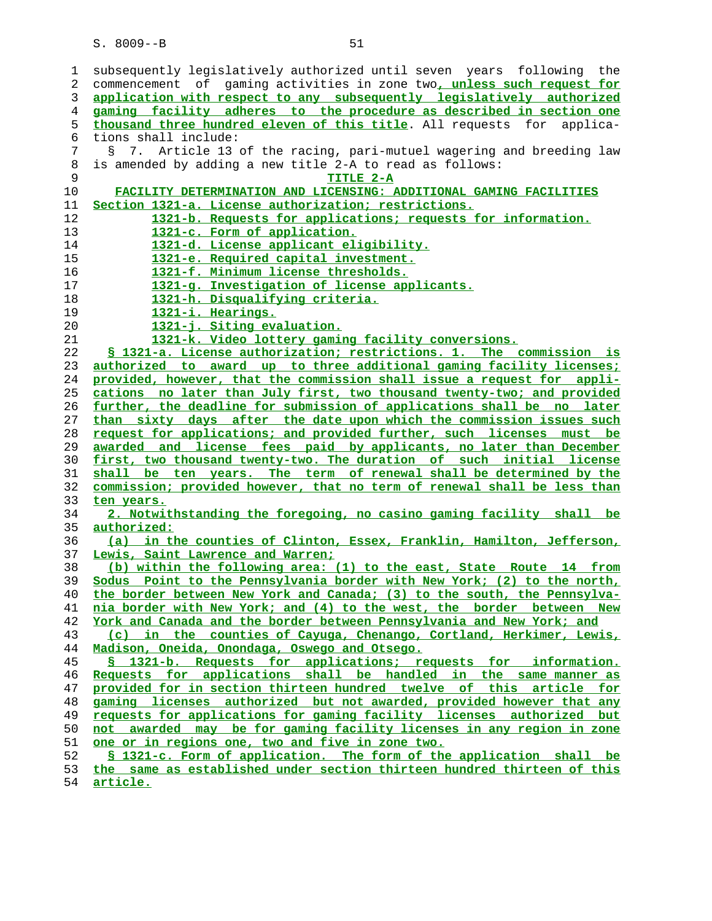subsequently legislatively authorized until seven years following the commencement of gaming activities in zone two, unless such request for application with respect to any subsequently legislatively authorized gaming facility adheres to the procedure as described in section one thousand three hundred eleven of this title. All requests for applications shall include:

§ 7. Article 13 of the racing, pari-mutuel wagering and breeding law is amended by adding a new title 2-A to read as follows:

TITLE 2-A

FACILITY DETERMINATION AND LICENSING: ADDITIONAL GAMING FACILITIES

Section 1321-a. License authorization; restrictions.
1321-b. Requests for applications; requests for information.
1321-c. Form of application.
1321-d. License applicant eligibility.
1321-e. Required capital investment.
1321-f. Minimum license thresholds.
1321-g. Investigation of license applicants.
1321-h. Disqualifying criteria.
1321-i. Hearings.
1321-j. Siting evaluation.
1321-k. Video lottery gaming facility conversions.

§ 1321-a. License authorization; restrictions. 1. The commission is authorized to award up to three additional gaming facility licenses; provided, however, that the commission shall issue a request for applications no later than July first, two thousand twenty-two; and provided further, the deadline for submission of applications shall be no later than sixty days after the date upon which the commission issues such request for applications; and provided further, such licenses must be awarded and license fees paid by applicants, no later than December first, two thousand twenty-two. The duration of such initial license shall be ten years. The term of renewal shall be determined by the commission; provided however, that no term of renewal shall be less than ten years.

2. Notwithstanding the foregoing, no casino gaming facility shall be authorized:

(a) in the counties of Clinton, Essex, Franklin, Hamilton, Jefferson, Lewis, Saint Lawrence and Warren;

(b) within the following area: (1) to the east, State Route 14 from Sodus Point to the Pennsylvania border with New York; (2) to the north, the border between New York and Canada; (3) to the south, the Pennsylvania border with New York; and (4) to the west, the border between New York and Canada and the border between Pennsylvania and New York; and

(c) in the counties of Cayuga, Chenango, Cortland, Herkimer, Lewis, Madison, Oneida, Onondaga, Oswego and Otsego.

§ 1321-b. Requests for applications; requests for information. Requests for applications shall be handled in the same manner as provided for in section thirteen hundred twelve of this article for gaming licenses authorized but not awarded, provided however that any requests for applications for gaming facility licenses authorized but not awarded may be for gaming facility licenses in any region in zone one or in regions one, two and five in zone two.

§ 1321-c. Form of application. The form of the application shall be the same as established under section thirteen hundred thirteen of this article.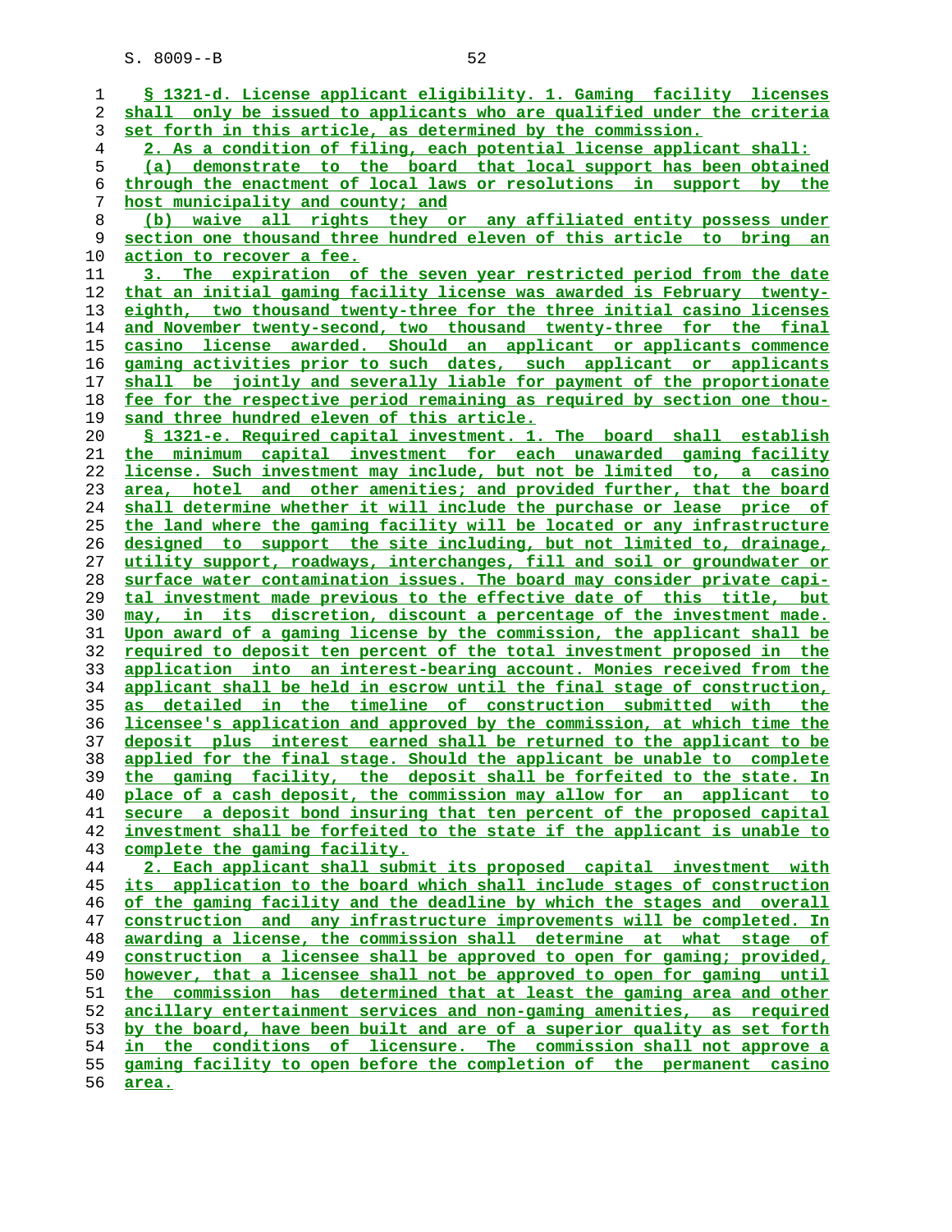§ 1321-d. License applicant eligibility. 1. Gaming facility licenses shall only be issued to applicants who are qualified under the criteria set forth in this article, as determined by the commission.

2. As a condition of filing, each potential license applicant shall:

(a) demonstrate to the board that local support has been obtained through the enactment of local laws or resolutions in support by the host municipality and county; and

(b) waive all rights they or any affiliated entity possess under section one thousand three hundred eleven of this article to bring an action to recover a fee.

3. The expiration of the seven year restricted period from the date that an initial gaming facility license was awarded is February twenty-eighth, two thousand twenty-three for the three initial casino licenses and November twenty-second, two thousand twenty-three for the final casino license awarded. Should an applicant or applicants commence gaming activities prior to such dates, such applicant or applicants shall be jointly and severally liable for payment of the proportionate fee for the respective period remaining as required by section one thousand three hundred eleven of this article.

§ 1321-e. Required capital investment. 1. The board shall establish the minimum capital investment for each unawarded gaming facility license. Such investment may include, but not be limited to, a casino area, hotel and other amenities; and provided further, that the board shall determine whether it will include the purchase or lease price of the land where the gaming facility will be located or any infrastructure designed to support the site including, but not limited to, drainage, utility support, roadways, interchanges, fill and soil or groundwater or surface water contamination issues. The board may consider private capital investment made previous to the effective date of this title, but may, in its discretion, discount a percentage of the investment made. Upon award of a gaming license by the commission, the applicant shall be required to deposit ten percent of the total investment proposed in the application into an interest-bearing account. Monies received from the applicant shall be held in escrow until the final stage of construction, as detailed in the timeline of construction submitted with the licensee's application and approved by the commission, at which time the deposit plus interest earned shall be returned to the applicant to be applied for the final stage. Should the applicant be unable to complete the gaming facility, the deposit shall be forfeited to the state. In place of a cash deposit, the commission may allow for an applicant to secure a deposit bond insuring that ten percent of the proposed capital investment shall be forfeited to the state if the applicant is unable to complete the gaming facility.

2. Each applicant shall submit its proposed capital investment with its application to the board which shall include stages of construction of the gaming facility and the deadline by which the stages and overall construction and any infrastructure improvements will be completed. In awarding a license, the commission shall determine at what stage of construction a licensee shall be approved to open for gaming; provided, however, that a licensee shall not be approved to open for gaming until the commission has determined that at least the gaming area and other ancillary entertainment services and non-gaming amenities, as required by the board, have been built and are of a superior quality as set forth in the conditions of licensure. The commission shall not approve a gaming facility to open before the completion of the permanent casino area.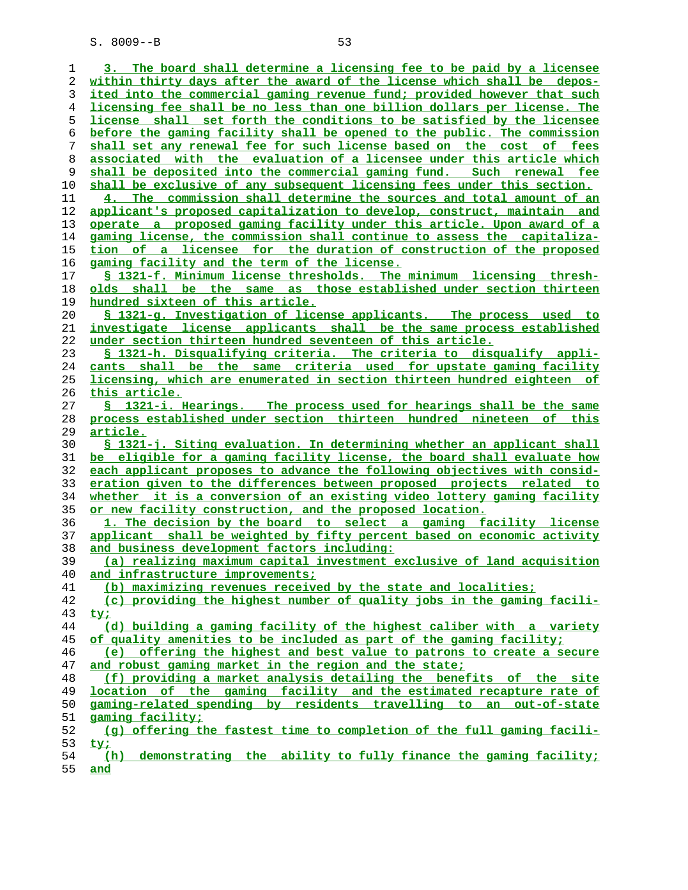3. The board shall determine a licensing fee to be paid by a licensee within thirty days after the award of the license which shall be deposited into the commercial gaming revenue fund; provided however that such licensing fee shall be no less than one billion dollars per license. The license shall set forth the conditions to be satisfied by the licensee before the gaming facility shall be opened to the public. The commission shall set any renewal fee for such license based on the cost of fees associated with the evaluation of a licensee under this article which shall be deposited into the commercial gaming fund. Such renewal fee shall be exclusive of any subsequent licensing fees under this section.

4. The commission shall determine the sources and total amount of an applicant's proposed capitalization to develop, construct, maintain and operate a proposed gaming facility under this article. Upon award of a gaming license, the commission shall continue to assess the capitalization of a licensee for the duration of construction of the proposed gaming facility and the term of the license.

§ 1321-f. Minimum license thresholds. The minimum licensing thresholds shall be the same as those established under section thirteen hundred sixteen of this article.

§ 1321-g. Investigation of license applicants. The process used to investigate license applicants shall be the same process established under section thirteen hundred seventeen of this article.

§ 1321-h. Disqualifying criteria. The criteria to disqualify applicants shall be the same criteria used for upstate gaming facility licensing, which are enumerated in section thirteen hundred eighteen of this article.

§ 1321-i. Hearings. The process used for hearings shall be the same process established under section thirteen hundred nineteen of this article.

§ 1321-j. Siting evaluation. In determining whether an applicant shall be eligible for a gaming facility license, the board shall evaluate how each applicant proposes to advance the following objectives with consideration given to the differences between proposed projects related to whether it is a conversion of an existing video lottery gaming facility or new facility construction, and the proposed location.

1. The decision by the board to select a gaming facility license applicant shall be weighted by fifty percent based on economic activity and business development factors including:

(a) realizing maximum capital investment exclusive of land acquisition and infrastructure improvements;

(b) maximizing revenues received by the state and localities;

(c) providing the highest number of quality jobs in the gaming facility;

(d) building a gaming facility of the highest caliber with a variety of quality amenities to be included as part of the gaming facility;

(e) offering the highest and best value to patrons to create a secure and robust gaming market in the region and the state;

(f) providing a market analysis detailing the benefits of the site location of the gaming facility and the estimated recapture rate of gaming-related spending by residents travelling to an out-of-state gaming facility;

(g) offering the fastest time to completion of the full gaming facility;

(h) demonstrating the ability to fully finance the gaming facility; and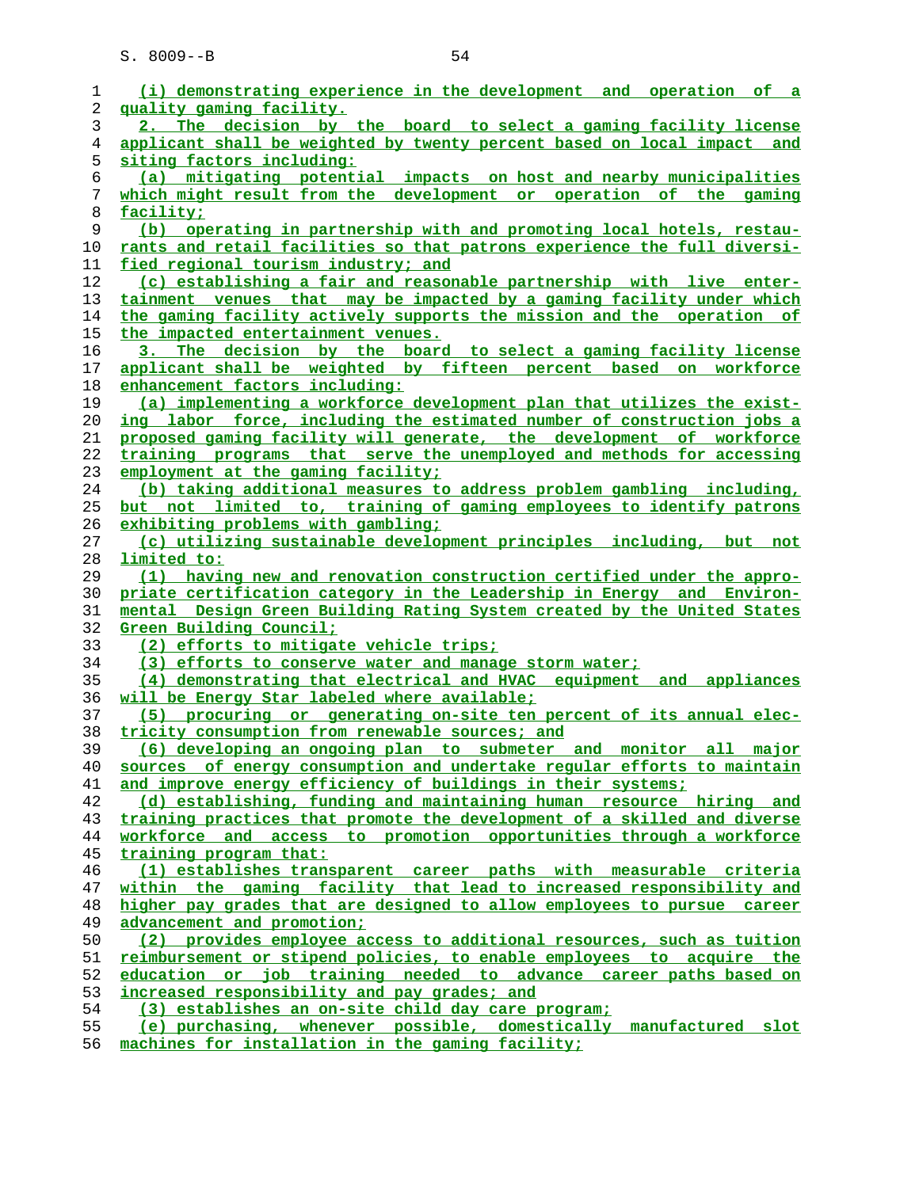(i) demonstrating experience in the development and operation of a quality gaming facility.

2. The decision by the board to select a gaming facility license applicant shall be weighted by twenty percent based on local impact and siting factors including:

(a) mitigating potential impacts on host and nearby municipalities which might result from the development or operation of the gaming facility;

(b) operating in partnership with and promoting local hotels, restaurants and retail facilities so that patrons experience the full diversified regional tourism industry; and

(c) establishing a fair and reasonable partnership with live entertainment venues that may be impacted by a gaming facility under which the gaming facility actively supports the mission and the operation of the impacted entertainment venues.

3. The decision by the board to select a gaming facility license applicant shall be weighted by fifteen percent based on workforce enhancement factors including:

(a) implementing a workforce development plan that utilizes the existing labor force, including the estimated number of construction jobs a proposed gaming facility will generate, the development of workforce training programs that serve the unemployed and methods for accessing employment at the gaming facility;

(b) taking additional measures to address problem gambling including, but not limited to, training of gaming employees to identify patrons exhibiting problems with gambling;

(c) utilizing sustainable development principles including, but not limited to:

(1) having new and renovation construction certified under the appropriate certification category in the Leadership in Energy and Environmental Design Green Building Rating System created by the United States Green Building Council;

(2) efforts to mitigate vehicle trips;

(3) efforts to conserve water and manage storm water;

(4) demonstrating that electrical and HVAC equipment and appliances will be Energy Star labeled where available;

(5) procuring or generating on-site ten percent of its annual electricity consumption from renewable sources; and

(6) developing an ongoing plan to submeter and monitor all major sources of energy consumption and undertake regular efforts to maintain and improve energy efficiency of buildings in their systems;

(d) establishing, funding and maintaining human resource hiring and training practices that promote the development of a skilled and diverse workforce and access to promotion opportunities through a workforce training program that:

(1) establishes transparent career paths with measurable criteria within the gaming facility that lead to increased responsibility and higher pay grades that are designed to allow employees to pursue career advancement and promotion;

(2) provides employee access to additional resources, such as tuition reimbursement or stipend policies, to enable employees to acquire the education or job training needed to advance career paths based on increased responsibility and pay grades; and

(3) establishes an on-site child day care program;

(e) purchasing, whenever possible, domestically manufactured slot machines for installation in the gaming facility;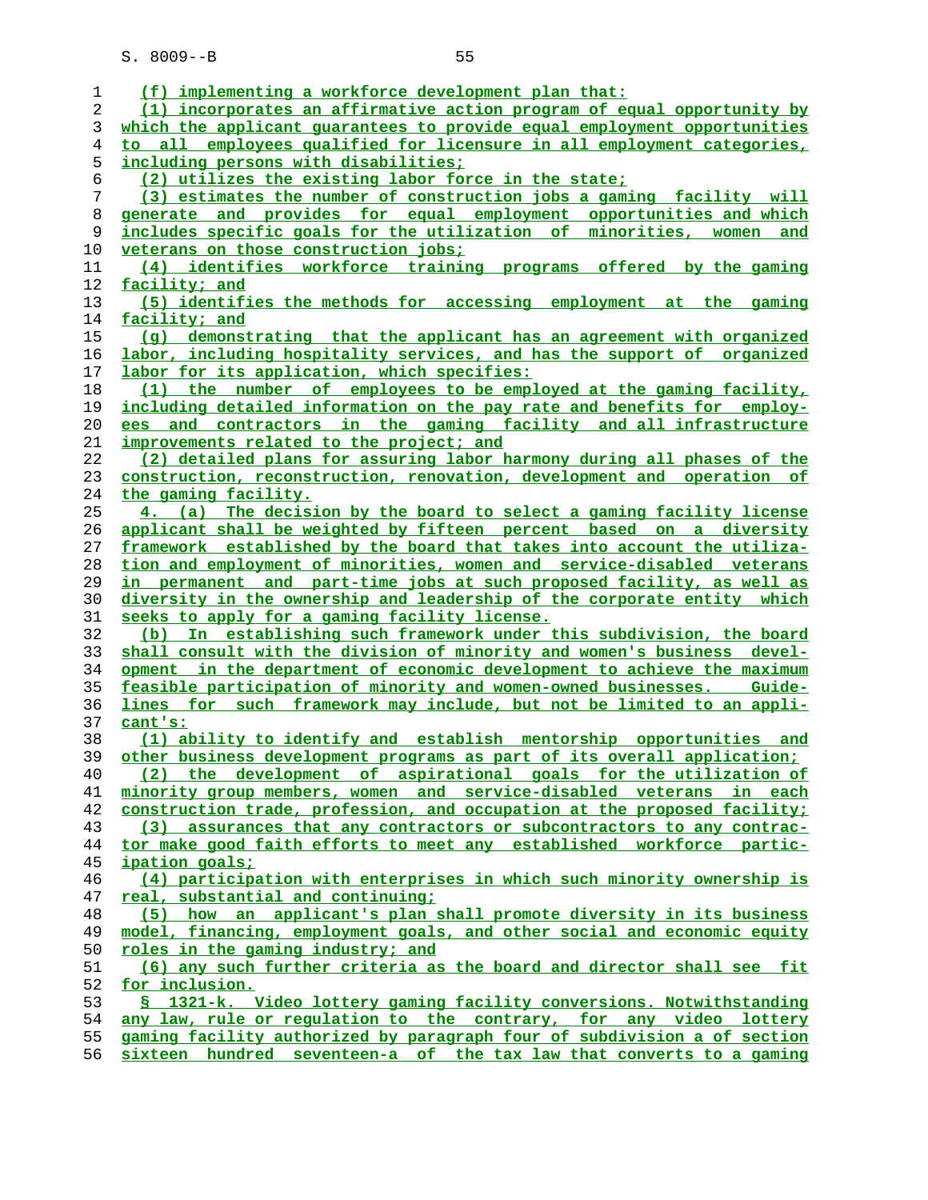(f) implementing a workforce development plan that:

(1) incorporates an affirmative action program of equal opportunity by which the applicant guarantees to provide equal employment opportunities to all employees qualified for licensure in all employment categories, including persons with disabilities;

(2) utilizes the existing labor force in the state;

(3) estimates the number of construction jobs a gaming facility will generate and provides for equal employment opportunities and which includes specific goals for the utilization of minorities, women and veterans on those construction jobs;

(4) identifies workforce training programs offered by the gaming facility; and

(5) identifies the methods for accessing employment at the gaming facility; and

(g) demonstrating that the applicant has an agreement with organized labor, including hospitality services, and has the support of organized labor for its application, which specifies:

(1) the number of employees to be employed at the gaming facility, including detailed information on the pay rate and benefits for employees and contractors in the gaming facility and all infrastructure improvements related to the project; and

(2) detailed plans for assuring labor harmony during all phases of the construction, reconstruction, renovation, development and operation of the gaming facility.

4. (a) The decision by the board to select a gaming facility license applicant shall be weighted by fifteen percent based on a diversity framework established by the board that takes into account the utilization and employment of minorities, women and service-disabled veterans in permanent and part-time jobs at such proposed facility, as well as diversity in the ownership and leadership of the corporate entity which seeks to apply for a gaming facility license.

(b) In establishing such framework under this subdivision, the board shall consult with the division of minority and women's business development in the department of economic development to achieve the maximum feasible participation of minority and women-owned businesses. Guidelines for such framework may include, but not be limited to an applicant's:

(1) ability to identify and establish mentorship opportunities and other business development programs as part of its overall application;

(2) the development of aspirational goals for the utilization of minority group members, women and service-disabled veterans in each construction trade, profession, and occupation at the proposed facility;

(3) assurances that any contractors or subcontractors to any contractor make good faith efforts to meet any established workforce participation goals;

(4) participation with enterprises in which such minority ownership is real, substantial and continuing;

(5) how an applicant's plan shall promote diversity in its business model, financing, employment goals, and other social and economic equity roles in the gaming industry; and

(6) any such further criteria as the board and director shall see fit for inclusion.

§ 1321-k. Video lottery gaming facility conversions. Notwithstanding any law, rule or regulation to the contrary, for any video lottery gaming facility authorized by paragraph four of subdivision a of section sixteen hundred seventeen-a of the tax law that converts to a gaming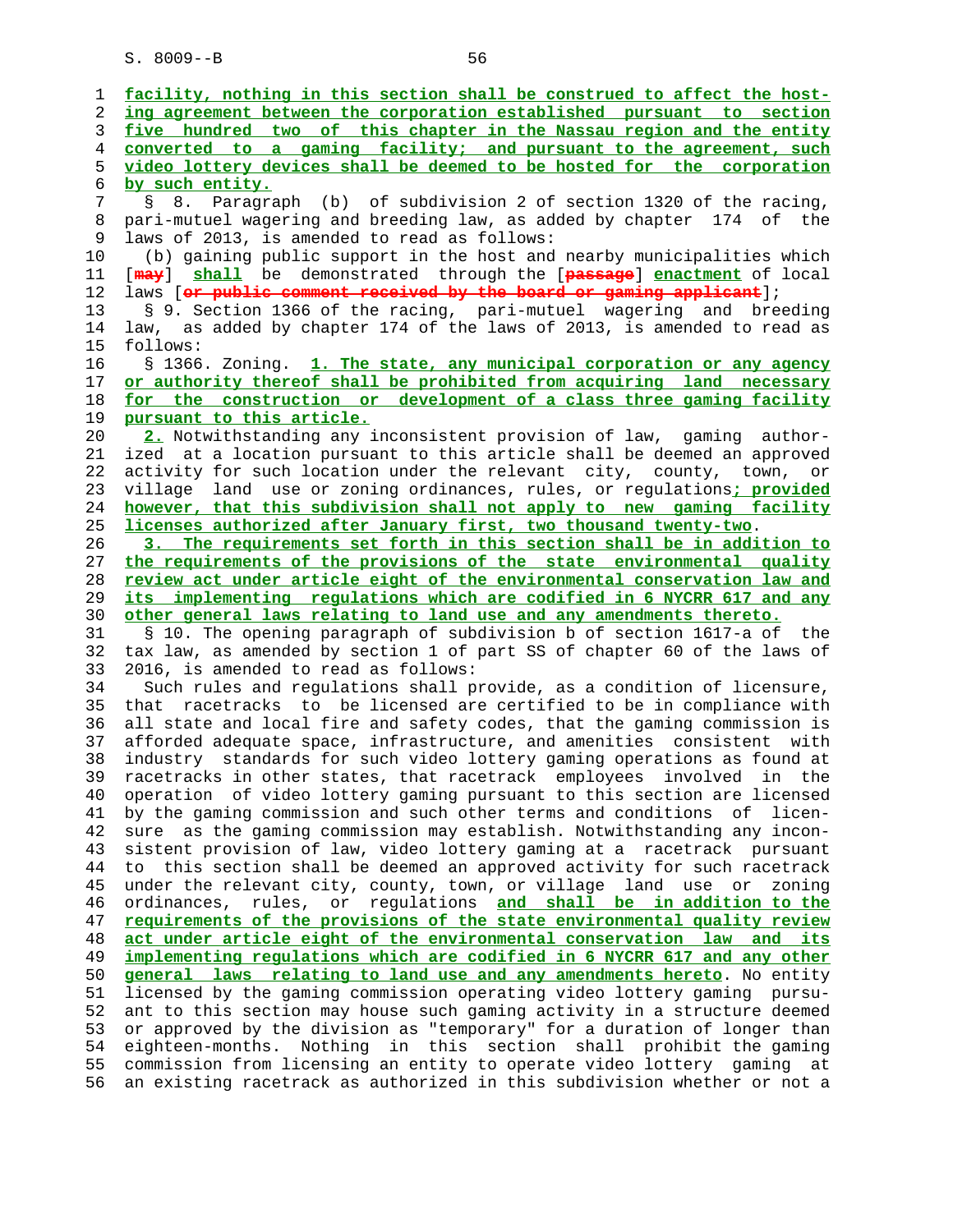facility, nothing in this section shall be construed to affect the hosting agreement between the corporation established pursuant to section five hundred two of this chapter in the Nassau region and the entity converted to a gaming facility; and pursuant to the agreement, such video lottery devices shall be deemed to be hosted for the corporation by such entity.

§ 8. Paragraph (b) of subdivision 2 of section 1320 of the racing, pari-mutuel wagering and breeding law, as added by chapter 174 of the laws of 2013, is amended to read as follows:

(b) gaining public support in the host and nearby municipalities which [may] shall be demonstrated through the [passage] enactment of local laws [or public comment received by the board or gaming applicant];

§ 9. Section 1366 of the racing, pari-mutuel wagering and breeding law, as added by chapter 174 of the laws of 2013, is amended to read as follows:

§ 1366. Zoning. 1. The state, any municipal corporation or any agency or authority thereof shall be prohibited from acquiring land necessary for the construction or development of a class three gaming facility pursuant to this article.

2. Notwithstanding any inconsistent provision of law, gaming authorized at a location pursuant to this article shall be deemed an approved activity for such location under the relevant city, county, town, or village land use or zoning ordinances, rules, or regulations; provided however, that this subdivision shall not apply to new gaming facility licenses authorized after January first, two thousand twenty-two.

3. The requirements set forth in this section shall be in addition to the requirements of the provisions of the state environmental quality review act under article eight of the environmental conservation law and its implementing regulations which are codified in 6 NYCRR 617 and any other general laws relating to land use and any amendments thereto.

§ 10. The opening paragraph of subdivision b of section 1617-a of the tax law, as amended by section 1 of part SS of chapter 60 of the laws of 2016, is amended to read as follows:

Such rules and regulations shall provide, as a condition of licensure, that racetracks to be licensed are certified to be in compliance with all state and local fire and safety codes, that the gaming commission is afforded adequate space, infrastructure, and amenities consistent with industry standards for such video lottery gaming operations as found at racetracks in other states, that racetrack employees involved in the operation of video lottery gaming pursuant to this section are licensed by the gaming commission and such other terms and conditions of licensure as the gaming commission may establish. Notwithstanding any inconsistent provision of law, video lottery gaming at a racetrack pursuant to this section shall be deemed an approved activity for such racetrack under the relevant city, county, town, or village land use or zoning ordinances, rules, or regulations and shall be in addition to the requirements of the provisions of the state environmental quality review act under article eight of the environmental conservation law and its implementing regulations which are codified in 6 NYCRR 617 and any other general laws relating to land use and any amendments hereto. No entity licensed by the gaming commission operating video lottery gaming pursuant to this section may house such gaming activity in a structure deemed or approved by the division as "temporary" for a duration of longer than eighteen-months. Nothing in this section shall prohibit the gaming commission from licensing an entity to operate video lottery gaming at an existing racetrack as authorized in this subdivision whether or not a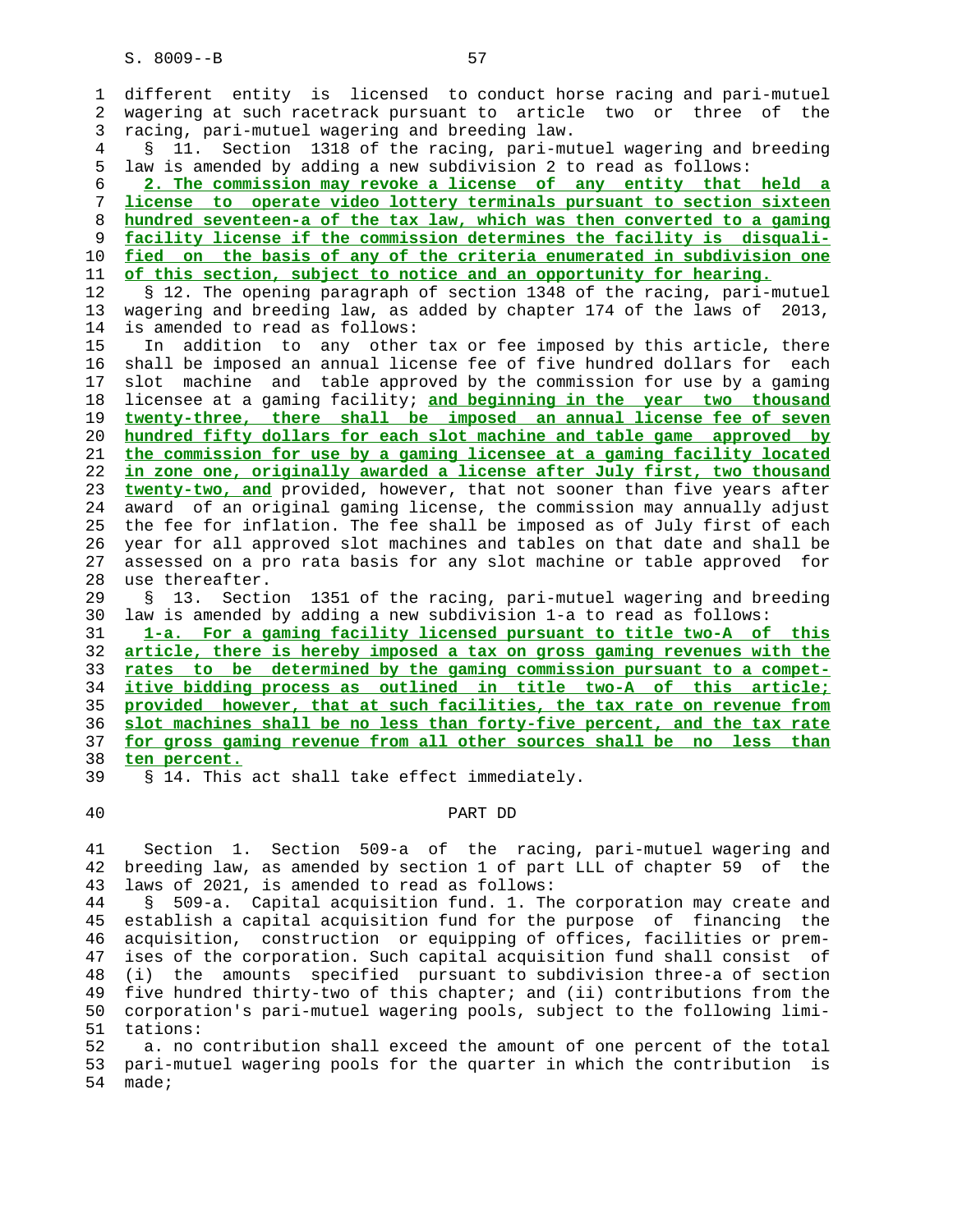different entity is licensed to conduct horse racing and pari-mutuel wagering at such racetrack pursuant to article two or three of the racing, pari-mutuel wagering and breeding law.

§ 11. Section 1318 of the racing, pari-mutuel wagering and breeding law is amended by adding a new subdivision 2 to read as follows:

**2. The commission may revoke a license of any entity that held a license to operate video lottery terminals pursuant to section sixteen hundred seventeen-a of the tax law, which was then converted to a gaming facility license if the commission determines the facility is disqualified on the basis of any of the criteria enumerated in subdivision one of this section, subject to notice and an opportunity for hearing.**

§ 12. The opening paragraph of section 1348 of the racing, pari-mutuel wagering and breeding law, as added by chapter 174 of the laws of 2013, is amended to read as follows:

In addition to any other tax or fee imposed by this article, there shall be imposed an annual license fee of five hundred dollars for each slot machine and table approved by the commission for use by a gaming licensee at a gaming facility; **and beginning in the year two thousand twenty-three, there shall be imposed an annual license fee of seven hundred fifty dollars for each slot machine and table game approved by the commission for use by a gaming licensee at a gaming facility located in zone one, originally awarded a license after July first, two thousand twenty-two, and** provided, however, that not sooner than five years after award of an original gaming license, the commission may annually adjust the fee for inflation. The fee shall be imposed as of July first of each year for all approved slot machines and tables on that date and shall be assessed on a pro rata basis for any slot machine or table approved for use thereafter.

§ 13. Section 1351 of the racing, pari-mutuel wagering and breeding law is amended by adding a new subdivision 1-a to read as follows:

**1-a. For a gaming facility licensed pursuant to title two-A of this article, there is hereby imposed a tax on gross gaming revenues with the rates to be determined by the gaming commission pursuant to a competitive bidding process as outlined in title two-A of this article; provided however, that at such facilities, the tax rate on revenue from slot machines shall be no less than forty-five percent, and the tax rate for gross gaming revenue from all other sources shall be no less than ten percent.**

§ 14. This act shall take effect immediately.

## PART DD

Section 1. Section 509-a of the racing, pari-mutuel wagering and breeding law, as amended by section 1 of part LLL of chapter 59 of the laws of 2021, is amended to read as follows:

§ 509-a. Capital acquisition fund. 1. The corporation may create and establish a capital acquisition fund for the purpose of financing the acquisition, construction or equipping of offices, facilities or premises of the corporation. Such capital acquisition fund shall consist of (i) the amounts specified pursuant to subdivision three-a of section five hundred thirty-two of this chapter; and (ii) contributions from the corporation's pari-mutuel wagering pools, subject to the following limitations:

a. no contribution shall exceed the amount of one percent of the total pari-mutuel wagering pools for the quarter in which the contribution is made;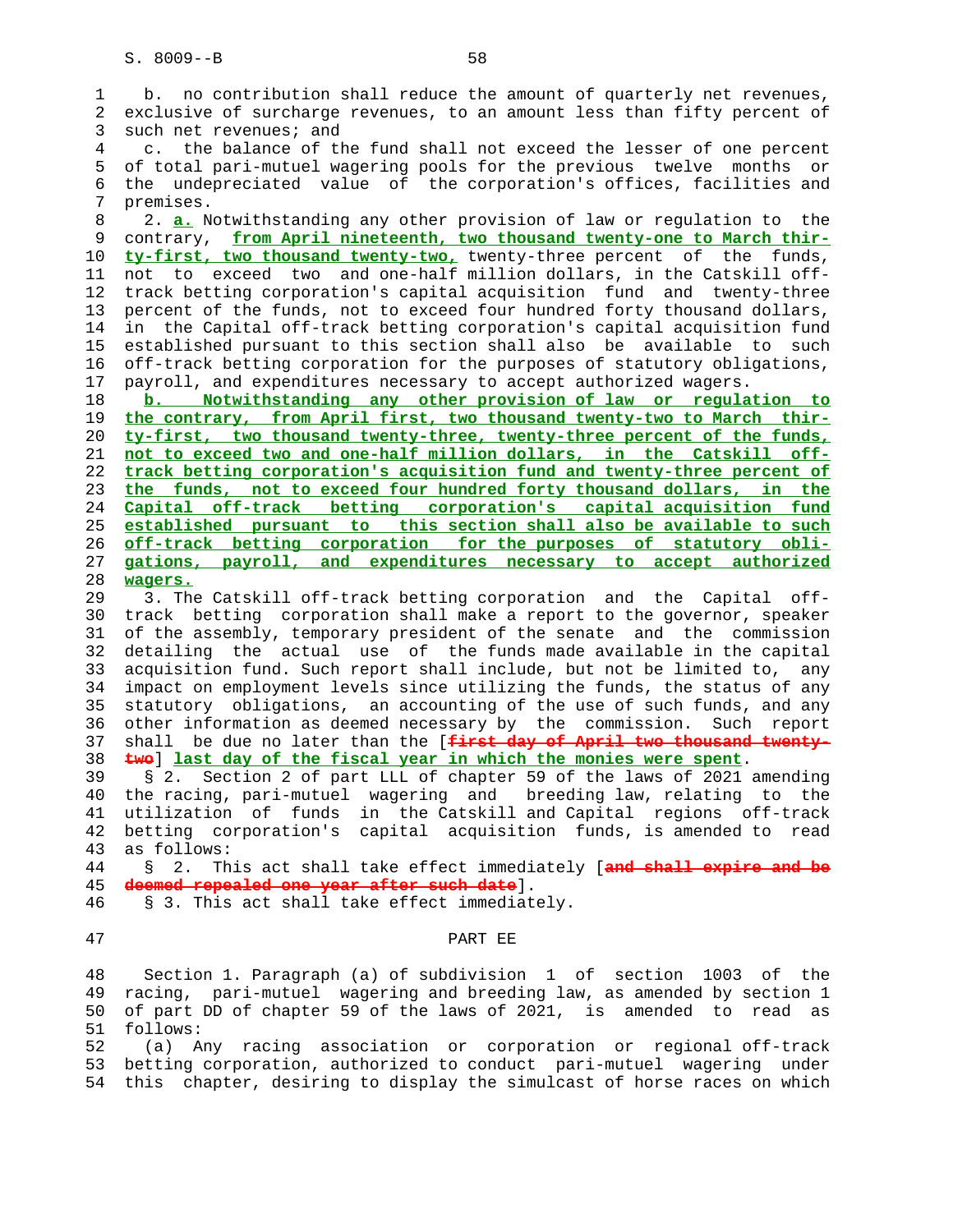b. no contribution shall reduce the amount of quarterly net revenues, exclusive of surcharge revenues, to an amount less than fifty percent of such net revenues; and

c. the balance of the fund shall not exceed the lesser of one percent of total pari-mutuel wagering pools for the previous twelve months or the undepreciated value of the corporation's offices, facilities and premises.

2. a. Notwithstanding any other provision of law or regulation to the contrary, from April nineteenth, two thousand twenty-one to March thirty-first, two thousand twenty-two, twenty-three percent of the funds, not to exceed two and one-half million dollars, in the Catskill off-track betting corporation's capital acquisition fund and twenty-three percent of the funds, not to exceed four hundred forty thousand dollars, in the Capital off-track betting corporation's capital acquisition fund established pursuant to this section shall also be available to such off-track betting corporation for the purposes of statutory obligations, payroll, and expenditures necessary to accept authorized wagers.

b. Notwithstanding any other provision of law or regulation to the contrary, from April first, two thousand twenty-two to March thirty-first, two thousand twenty-three, twenty-three percent of the funds, not to exceed two and one-half million dollars, in the Catskill off-track betting corporation's acquisition fund and twenty-three percent of the funds, not to exceed four hundred forty thousand dollars, in the Capital off-track betting corporation's capital acquisition fund established pursuant to this section shall also be available to such off-track betting corporation for the purposes of statutory obligations, payroll, and expenditures necessary to accept authorized wagers.

3. The Catskill off-track betting corporation and the Capital off-track betting corporation shall make a report to the governor, speaker of the assembly, temporary president of the senate and the commission detailing the actual use of the funds made available in the capital acquisition fund. Such report shall include, but not be limited to, any impact on employment levels since utilizing the funds, the status of any statutory obligations, an accounting of the use of such funds, and any other information as deemed necessary by the commission. Such report shall be due no later than the [~~first day of April two thousand twenty-two~~] last day of the fiscal year in which the monies were spent.

§ 2. Section 2 of part LLL of chapter 59 of the laws of 2021 amending the racing, pari-mutuel wagering and breeding law, relating to the utilization of funds in the Catskill and Capital regions off-track betting corporation's capital acquisition funds, is amended to read as follows:

§ 2. This act shall take effect immediately [~~and shall expire and be deemed repealed one year after such date~~].

§ 3. This act shall take effect immediately.

## PART EE

Section 1. Paragraph (a) of subdivision 1 of section 1003 of the racing, pari-mutuel wagering and breeding law, as amended by section 1 of part DD of chapter 59 of the laws of 2021, is amended to read as follows:

(a) Any racing association or corporation or regional off-track betting corporation, authorized to conduct pari-mutuel wagering under this chapter, desiring to display the simulcast of horse races on which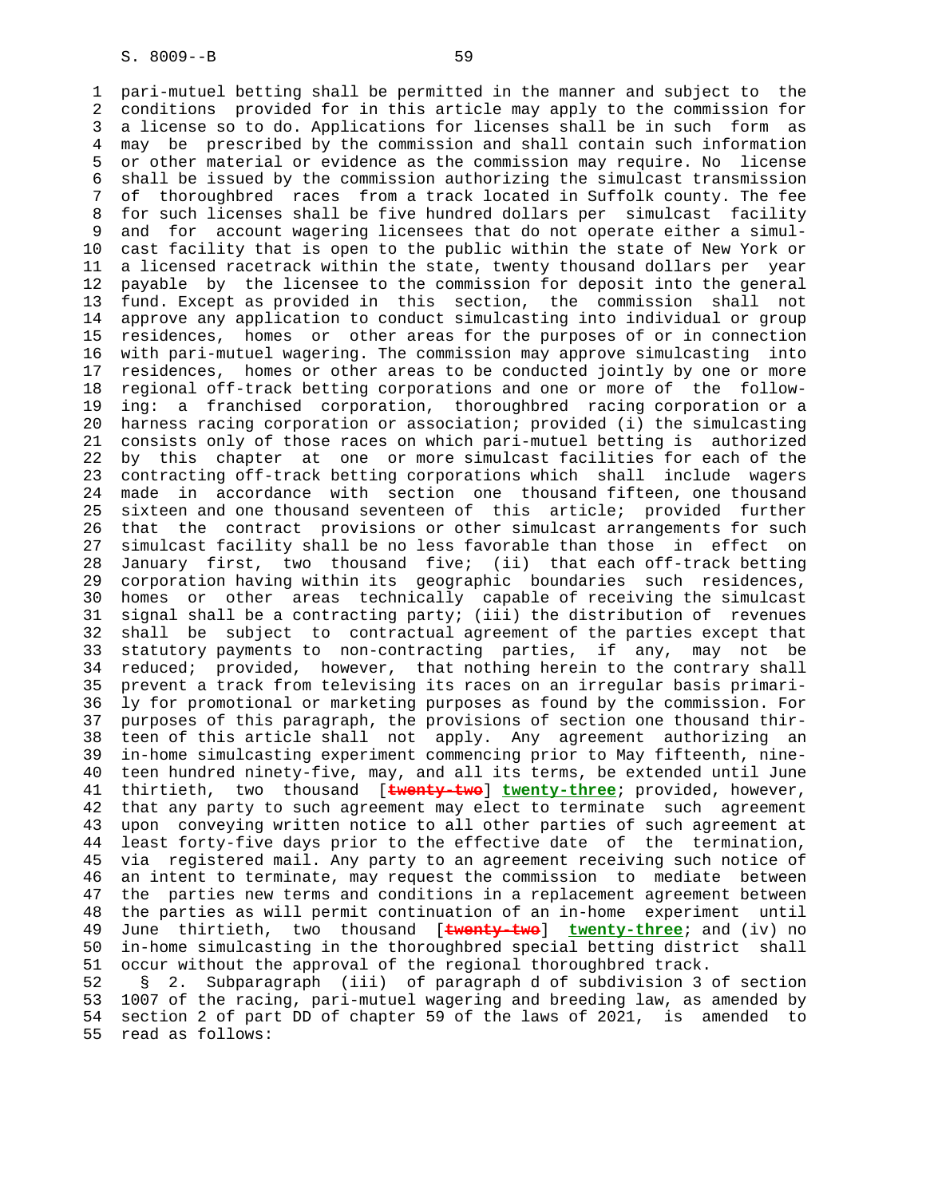pari-mutuel betting shall be permitted in the manner and subject to the conditions provided for in this article may apply to the commission for a license so to do. Applications for licenses shall be in such form as may be prescribed by the commission and shall contain such information or other material or evidence as the commission may require. No license shall be issued by the commission authorizing the simulcast transmission of thoroughbred races from a track located in Suffolk county. The fee for such licenses shall be five hundred dollars per simulcast facility and for account wagering licensees that do not operate either a simulcast facility that is open to the public within the state of New York or a licensed racetrack within the state, twenty thousand dollars per year payable by the licensee to the commission for deposit into the general fund. Except as provided in this section, the commission shall not approve any application to conduct simulcasting into individual or group residences, homes or other areas for the purposes of or in connection with pari-mutuel wagering. The commission may approve simulcasting into residences, homes or other areas to be conducted jointly by one or more regional off-track betting corporations and one or more of the following: a franchised corporation, thoroughbred racing corporation or a harness racing corporation or association; provided (i) the simulcasting consists only of those races on which pari-mutuel betting is authorized by this chapter at one or more simulcast facilities for each of the contracting off-track betting corporations which shall include wagers made in accordance with section one thousand fifteen, one thousand sixteen and one thousand seventeen of this article; provided further that the contract provisions or other simulcast arrangements for such simulcast facility shall be no less favorable than those in effect on January first, two thousand five; (ii) that each off-track betting corporation having within its geographic boundaries such residences, homes or other areas technically capable of receiving the simulcast signal shall be a contracting party; (iii) the distribution of revenues shall be subject to contractual agreement of the parties except that statutory payments to non-contracting parties, if any, may not be reduced; provided, however, that nothing herein to the contrary shall prevent a track from televising its races on an irregular basis primarily for promotional or marketing purposes as found by the commission. For purposes of this paragraph, the provisions of section one thousand thirteen of this article shall not apply. Any agreement authorizing an in-home simulcasting experiment commencing prior to May fifteenth, nineteen hundred ninety-five, may, and all its terms, be extended until June thirtieth, two thousand [~~twenty-two~~] **twenty-three**; provided, however, that any party to such agreement may elect to terminate such agreement upon conveying written notice to all other parties of such agreement at least forty-five days prior to the effective date of the termination, via registered mail. Any party to an agreement receiving such notice of an intent to terminate, may request the commission to mediate between the parties new terms and conditions in a replacement agreement between the parties as will permit continuation of an in-home experiment until June thirtieth, two thousand [~~twenty-two~~] **twenty-three**; and (iv) no in-home simulcasting in the thoroughbred special betting district shall occur without the approval of the regional thoroughbred track.

§ 2. Subparagraph (iii) of paragraph d of subdivision 3 of section 1007 of the racing, pari-mutuel wagering and breeding law, as amended by section 2 of part DD of chapter 59 of the laws of 2021, is amended to read as follows: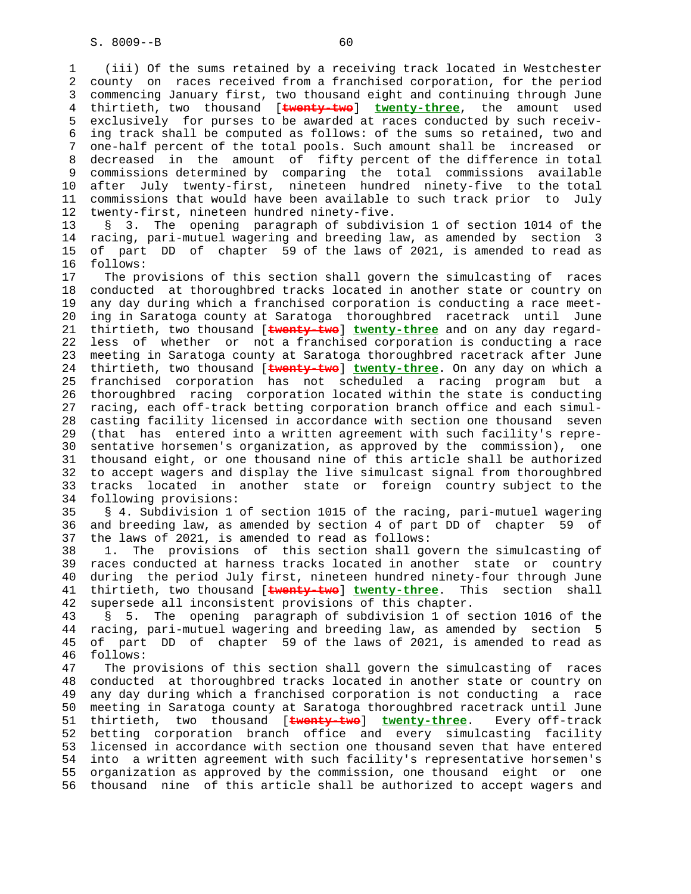(iii) Of the sums retained by a receiving track located in Westchester county on races received from a franchised corporation, for the period commencing January first, two thousand eight and continuing through June thirtieth, two thousand [~~twenty-two~~] **twenty-three**, the amount used exclusively for purses to be awarded at races conducted by such receiving track shall be computed as follows: of the sums so retained, two and one-half percent of the total pools. Such amount shall be increased or decreased in the amount of fifty percent of the difference in total commissions determined by comparing the total commissions available after July twenty-first, nineteen hundred ninety-five to the total commissions that would have been available to such track prior to July twenty-first, nineteen hundred ninety-five.

§ 3. The opening paragraph of subdivision 1 of section 1014 of the racing, pari-mutuel wagering and breeding law, as amended by section 3 of part DD of chapter 59 of the laws of 2021, is amended to read as follows:

The provisions of this section shall govern the simulcasting of races conducted at thoroughbred tracks located in another state or country on any day during which a franchised corporation is conducting a race meeting in Saratoga county at Saratoga thoroughbred racetrack until June thirtieth, two thousand [~~twenty-two~~] **twenty-three** and on any day regardless of whether or not a franchised corporation is conducting a race meeting in Saratoga county at Saratoga thoroughbred racetrack after June thirtieth, two thousand [~~twenty-two~~] **twenty-three**. On any day on which a franchised corporation has not scheduled a racing program but a thoroughbred racing corporation located within the state is conducting racing, each off-track betting corporation branch office and each simulcasting facility licensed in accordance with section one thousand seven (that has entered into a written agreement with such facility's representative horsemen's organization, as approved by the commission), one thousand eight, or one thousand nine of this article shall be authorized to accept wagers and display the live simulcast signal from thoroughbred tracks located in another state or foreign country subject to the following provisions:

§ 4. Subdivision 1 of section 1015 of the racing, pari-mutuel wagering and breeding law, as amended by section 4 of part DD of chapter 59 of the laws of 2021, is amended to read as follows:

1. The provisions of this section shall govern the simulcasting of races conducted at harness tracks located in another state or country during the period July first, nineteen hundred ninety-four through June thirtieth, two thousand [~~twenty-two~~] **twenty-three**. This section shall supersede all inconsistent provisions of this chapter.

§ 5. The opening paragraph of subdivision 1 of section 1016 of the racing, pari-mutuel wagering and breeding law, as amended by section 5 of part DD of chapter 59 of the laws of 2021, is amended to read as follows:

The provisions of this section shall govern the simulcasting of races conducted at thoroughbred tracks located in another state or country on any day during which a franchised corporation is not conducting a race meeting in Saratoga county at Saratoga thoroughbred racetrack until June thirtieth, two thousand [~~twenty-two~~] **twenty-three**. Every off-track betting corporation branch office and every simulcasting facility licensed in accordance with section one thousand seven that have entered into a written agreement with such facility's representative horsemen's organization as approved by the commission, one thousand eight or one thousand nine of this article shall be authorized to accept wagers and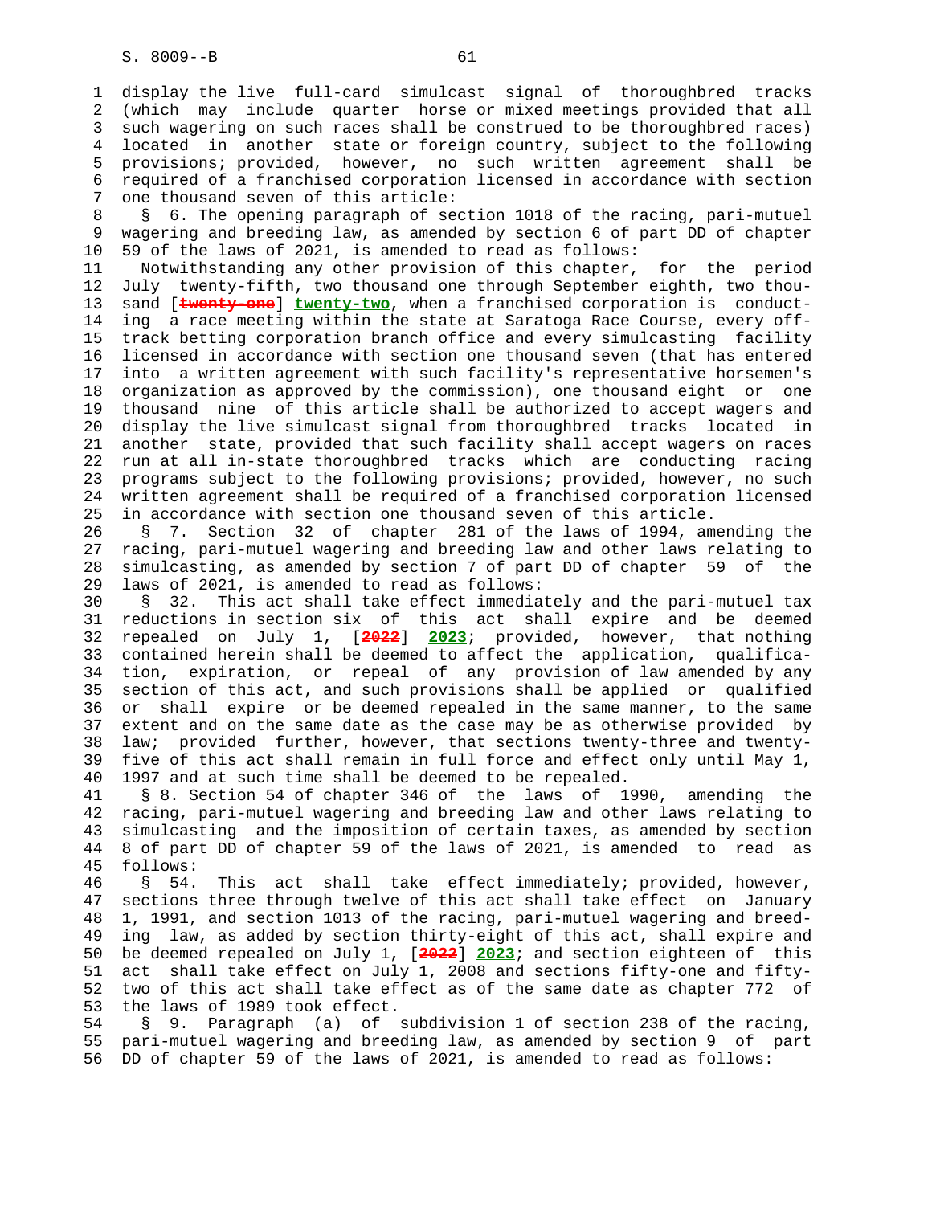display the live full-card simulcast signal of thoroughbred tracks (which may include quarter horse or mixed meetings provided that all such wagering on such races shall be construed to be thoroughbred races) located in another state or foreign country, subject to the following provisions; provided, however, no such written agreement shall be required of a franchised corporation licensed in accordance with section one thousand seven of this article:

§ 6. The opening paragraph of section 1018 of the racing, pari-mutuel wagering and breeding law, as amended by section 6 of part DD of chapter 59 of the laws of 2021, is amended to read as follows:

Notwithstanding any other provision of this chapter, for the period July twenty-fifth, two thousand one through September eighth, two thousand [~~twenty-one~~] **twenty-two**, when a franchised corporation is conducting a race meeting within the state at Saratoga Race Course, every off-track betting corporation branch office and every simulcasting facility licensed in accordance with section one thousand seven (that has entered into a written agreement with such facility's representative horsemen's organization as approved by the commission), one thousand eight or one thousand nine of this article shall be authorized to accept wagers and display the live simulcast signal from thoroughbred tracks located in another state, provided that such facility shall accept wagers on races run at all in-state thoroughbred tracks which are conducting racing programs subject to the following provisions; provided, however, no such written agreement shall be required of a franchised corporation licensed in accordance with section one thousand seven of this article.

§ 7. Section 32 of chapter 281 of the laws of 1994, amending the racing, pari-mutuel wagering and breeding law and other laws relating to simulcasting, as amended by section 7 of part DD of chapter 59 of the laws of 2021, is amended to read as follows:

§ 32. This act shall take effect immediately and the pari-mutuel tax reductions in section six of this act shall expire and be deemed repealed on July 1, [~~2022~~] **2023**; provided, however, that nothing contained herein shall be deemed to affect the application, qualification, expiration, or repeal of any provision of law amended by any section of this act, and such provisions shall be applied or qualified or shall expire or be deemed repealed in the same manner, to the same extent and on the same date as the case may be as otherwise provided by law; provided further, however, that sections twenty-three and twenty-five of this act shall remain in full force and effect only until May 1, 1997 and at such time shall be deemed to be repealed.

§ 8. Section 54 of chapter 346 of the laws of 1990, amending the racing, pari-mutuel wagering and breeding law and other laws relating to simulcasting and the imposition of certain taxes, as amended by section 8 of part DD of chapter 59 of the laws of 2021, is amended to read as follows:

§ 54. This act shall take effect immediately; provided, however, sections three through twelve of this act shall take effect on January 1, 1991, and section 1013 of the racing, pari-mutuel wagering and breeding law, as added by section thirty-eight of this act, shall expire and be deemed repealed on July 1, [~~2022~~] **2023**; and section eighteen of this act shall take effect on July 1, 2008 and sections fifty-one and fifty-two of this act shall take effect as of the same date as chapter 772 of the laws of 1989 took effect.

§ 9. Paragraph (a) of subdivision 1 of section 238 of the racing, pari-mutuel wagering and breeding law, as amended by section 9 of part DD of chapter 59 of the laws of 2021, is amended to read as follows: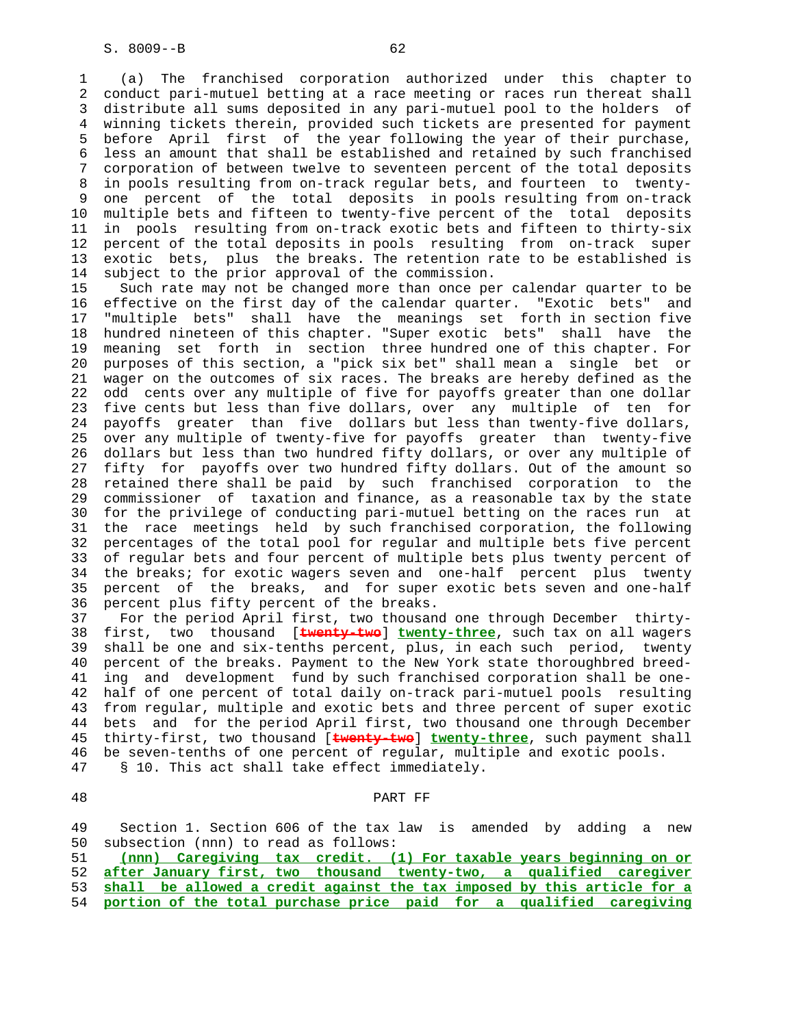(a) The franchised corporation authorized under this chapter to conduct pari-mutuel betting at a race meeting or races run thereat shall distribute all sums deposited in any pari-mutuel pool to the holders of winning tickets therein, provided such tickets are presented for payment before April first of the year following the year of their purchase, less an amount that shall be established and retained by such franchised corporation of between twelve to seventeen percent of the total deposits in pools resulting from on-track regular bets, and fourteen to twenty-one percent of the total deposits in pools resulting from on-track multiple bets and fifteen to twenty-five percent of the total deposits in pools resulting from on-track exotic bets and fifteen to thirty-six percent of the total deposits in pools resulting from on-track super exotic bets, plus the breaks. The retention rate to be established is subject to the prior approval of the commission.

Such rate may not be changed more than once per calendar quarter to be effective on the first day of the calendar quarter. "Exotic bets" and "multiple bets" shall have the meanings set forth in section five hundred nineteen of this chapter. "Super exotic bets" shall have the meaning set forth in section three hundred one of this chapter. For purposes of this section, a "pick six bet" shall mean a single bet or wager on the outcomes of six races. The breaks are hereby defined as the odd cents over any multiple of five for payoffs greater than one dollar five cents but less than five dollars, over any multiple of ten for payoffs greater than five dollars but less than twenty-five dollars, over any multiple of twenty-five for payoffs greater than twenty-five dollars but less than two hundred fifty dollars, or over any multiple of fifty for payoffs over two hundred fifty dollars. Out of the amount so retained there shall be paid by such franchised corporation to the commissioner of taxation and finance, as a reasonable tax by the state for the privilege of conducting pari-mutuel betting on the races run at the race meetings held by such franchised corporation, the following percentages of the total pool for regular and multiple bets five percent of regular bets and four percent of multiple bets plus twenty percent of the breaks; for exotic wagers seven and one-half percent plus twenty percent of the breaks, and for super exotic bets seven and one-half percent plus fifty percent of the breaks.

For the period April first, two thousand one through December thirty-first, two thousand [~~twenty-two~~] **twenty-three**, such tax on all wagers shall be one and six-tenths percent, plus, in each such period, twenty percent of the breaks. Payment to the New York state thoroughbred breeding and development fund by such franchised corporation shall be one-half of one percent of total daily on-track pari-mutuel pools resulting from regular, multiple and exotic bets and three percent of super exotic bets and for the period April first, two thousand one through December thirty-first, two thousand [~~twenty-two~~] **twenty-three**, such payment shall be seven-tenths of one percent of regular, multiple and exotic pools.

§ 10. This act shall take effect immediately.

PART FF

Section 1. Section 606 of the tax law is amended by adding a new subsection (nnn) to read as follows:

**(nnn) Caregiving tax credit. (1) For taxable years beginning on or after January first, two thousand twenty-two, a qualified caregiver shall be allowed a credit against the tax imposed by this article for a portion of the total purchase price paid for a qualified caregiving**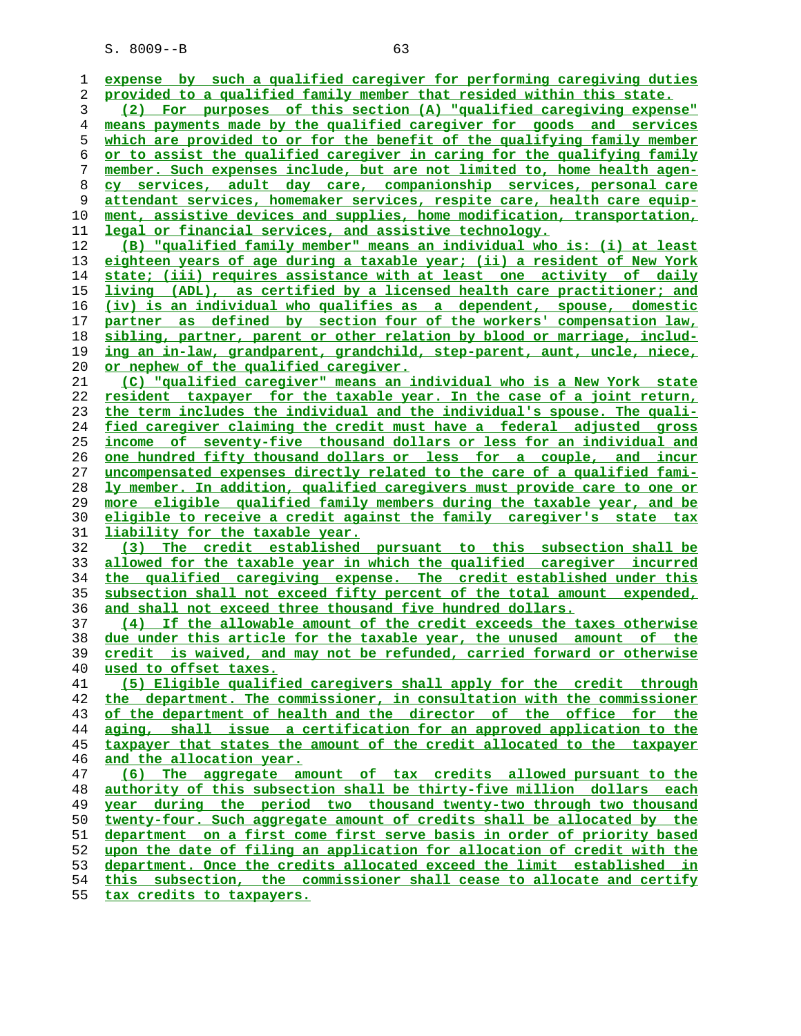expense by such a qualified caregiver for performing caregiving duties provided to a qualified family member that resided within this state.

(2) For purposes of this section (A) "qualified caregiving expense" means payments made by the qualified caregiver for goods and services which are provided to or for the benefit of the qualifying family member or to assist the qualified caregiver in caring for the qualifying family member. Such expenses include, but are not limited to, home health agency services, adult day care, companionship services, personal care attendant services, homemaker services, respite care, health care equipment, assistive devices and supplies, home modification, transportation, legal or financial services, and assistive technology.

(B) "qualified family member" means an individual who is: (i) at least eighteen years of age during a taxable year; (ii) a resident of New York state; (iii) requires assistance with at least one activity of daily living (ADL), as certified by a licensed health care practitioner; and (iv) is an individual who qualifies as a dependent, spouse, domestic partner as defined by section four of the workers' compensation law, sibling, partner, parent or other relation by blood or marriage, including an in-law, grandparent, grandchild, step-parent, aunt, uncle, niece, or nephew of the qualified caregiver.

(C) "qualified caregiver" means an individual who is a New York state resident taxpayer for the taxable year. In the case of a joint return, the term includes the individual and the individual's spouse. The qualified caregiver claiming the credit must have a federal adjusted gross income of seventy-five thousand dollars or less for an individual and one hundred fifty thousand dollars or less for a couple, and incur uncompensated expenses directly related to the care of a qualified family member. In addition, qualified caregivers must provide care to one or more eligible qualified family members during the taxable year, and be eligible to receive a credit against the family caregiver's state tax liability for the taxable year.

(3) The credit established pursuant to this subsection shall be allowed for the taxable year in which the qualified caregiver incurred the qualified caregiving expense. The credit established under this subsection shall not exceed fifty percent of the total amount expended, and shall not exceed three thousand five hundred dollars.

(4) If the allowable amount of the credit exceeds the taxes otherwise due under this article for the taxable year, the unused amount of the credit is waived, and may not be refunded, carried forward or otherwise used to offset taxes.

(5) Eligible qualified caregivers shall apply for the credit through the department. The commissioner, in consultation with the commissioner of the department of health and the director of the office for the aging, shall issue a certification for an approved application to the taxpayer that states the amount of the credit allocated to the taxpayer and the allocation year.

(6) The aggregate amount of tax credits allowed pursuant to the authority of this subsection shall be thirty-five million dollars each year during the period two thousand twenty-two through two thousand twenty-four. Such aggregate amount of credits shall be allocated by the department on a first come first serve basis in order of priority based upon the date of filing an application for allocation of credit with the department. Once the credits allocated exceed the limit established in this subsection, the commissioner shall cease to allocate and certify tax credits to taxpayers.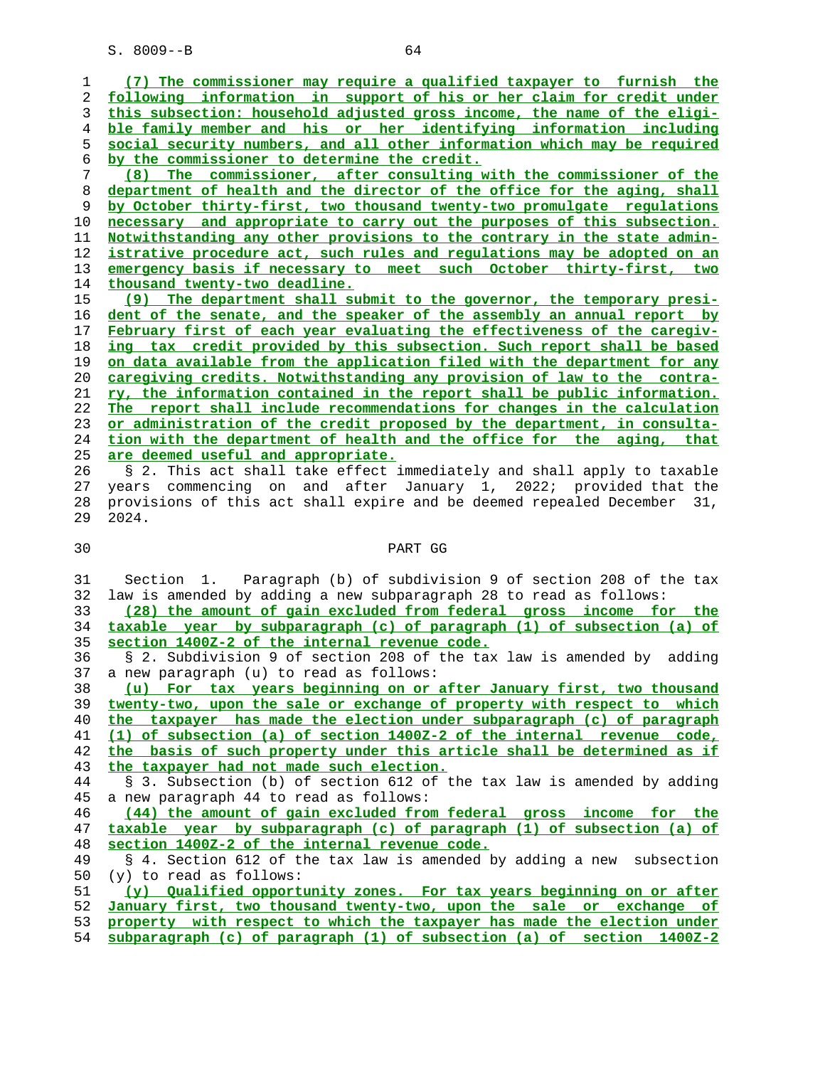(7) The commissioner may require a qualified taxpayer to furnish the following information in support of his or her claim for credit under this subsection: household adjusted gross income, the name of the eligible family member and his or her identifying information including social security numbers, and all other information which may be required by the commissioner to determine the credit.

(8) The commissioner, after consulting with the commissioner of the department of health and the director of the office for the aging, shall by October thirty-first, two thousand twenty-two promulgate regulations necessary and appropriate to carry out the purposes of this subsection. Notwithstanding any other provisions to the contrary in the state administrative procedure act, such rules and regulations may be adopted on an emergency basis if necessary to meet such October thirty-first, two thousand twenty-two deadline.

(9) The department shall submit to the governor, the temporary president of the senate, and the speaker of the assembly an annual report by February first of each year evaluating the effectiveness of the caregiving tax credit provided by this subsection. Such report shall be based on data available from the application filed with the department for any caregiving credits. Notwithstanding any provision of law to the contrary, the information contained in the report shall be public information. The report shall include recommendations for changes in the calculation or administration of the credit proposed by the department, in consultation with the department of health and the office for the aging, that are deemed useful and appropriate.

§ 2. This act shall take effect immediately and shall apply to taxable years commencing on and after January 1, 2022; provided that the provisions of this act shall expire and be deemed repealed December 31, 2024.

PART GG

Section 1. Paragraph (b) of subdivision 9 of section 208 of the tax law is amended by adding a new subparagraph 28 to read as follows:

(28) the amount of gain excluded from federal gross income for the taxable year by subparagraph (c) of paragraph (1) of subsection (a) of section 1400Z-2 of the internal revenue code.

§ 2. Subdivision 9 of section 208 of the tax law is amended by adding a new paragraph (u) to read as follows:

(u) For tax years beginning on or after January first, two thousand twenty-two, upon the sale or exchange of property with respect to which the taxpayer has made the election under subparagraph (c) of paragraph (1) of subsection (a) of section 1400Z-2 of the internal revenue code, the basis of such property under this article shall be determined as if the taxpayer had not made such election.

§ 3. Subsection (b) of section 612 of the tax law is amended by adding a new paragraph 44 to read as follows:

(44) the amount of gain excluded from federal gross income for the taxable year by subparagraph (c) of paragraph (1) of subsection (a) of section 1400Z-2 of the internal revenue code.

§ 4. Section 612 of the tax law is amended by adding a new subsection (y) to read as follows:

(y) Qualified opportunity zones. For tax years beginning on or after January first, two thousand twenty-two, upon the sale or exchange of property with respect to which the taxpayer has made the election under subparagraph (c) of paragraph (1) of subsection (a) of section 1400Z-2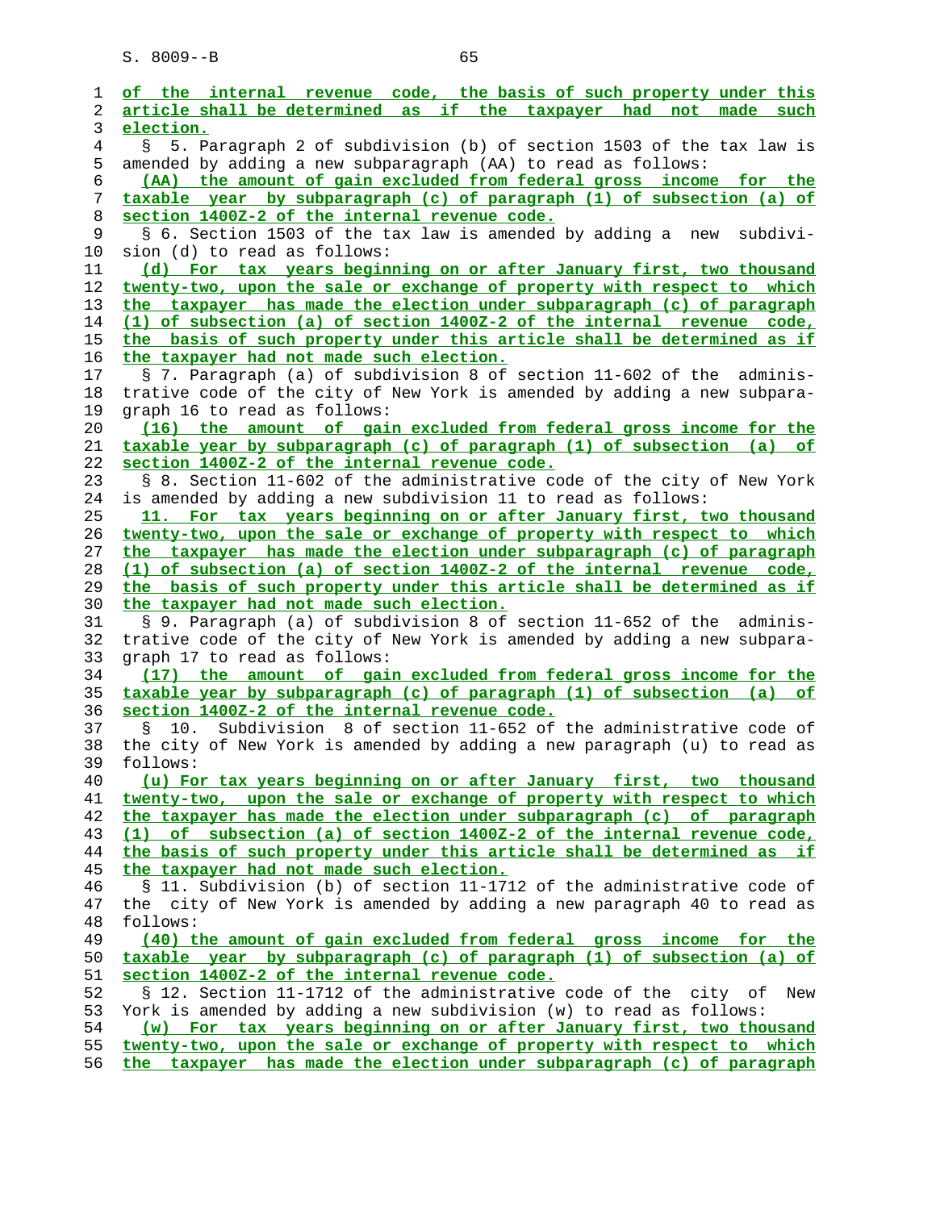of the internal revenue code, the basis of such property under this article shall be determined as if the taxpayer had not made such election.

§ 5. Paragraph 2 of subdivision (b) of section 1503 of the tax law is amended by adding a new subparagraph (AA) to read as follows:

(AA) the amount of gain excluded from federal gross income for the taxable year by subparagraph (c) of paragraph (1) of subsection (a) of section 1400Z-2 of the internal revenue code.

§ 6. Section 1503 of the tax law is amended by adding a new subdivision (d) to read as follows:

(d) For tax years beginning on or after January first, two thousand twenty-two, upon the sale or exchange of property with respect to which the taxpayer has made the election under subparagraph (c) of paragraph (1) of subsection (a) of section 1400Z-2 of the internal revenue code, the basis of such property under this article shall be determined as if the taxpayer had not made such election.

§ 7. Paragraph (a) of subdivision 8 of section 11-602 of the administrative code of the city of New York is amended by adding a new subparagraph 16 to read as follows:

(16) the amount of gain excluded from federal gross income for the taxable year by subparagraph (c) of paragraph (1) of subsection (a) of section 1400Z-2 of the internal revenue code.

§ 8. Section 11-602 of the administrative code of the city of New York is amended by adding a new subdivision 11 to read as follows:

11. For tax years beginning on or after January first, two thousand twenty-two, upon the sale or exchange of property with respect to which the taxpayer has made the election under subparagraph (c) of paragraph (1) of subsection (a) of section 1400Z-2 of the internal revenue code, the basis of such property under this article shall be determined as if the taxpayer had not made such election.

§ 9. Paragraph (a) of subdivision 8 of section 11-652 of the administrative code of the city of New York is amended by adding a new subparagraph 17 to read as follows:

(17) the amount of gain excluded from federal gross income for the taxable year by subparagraph (c) of paragraph (1) of subsection (a) of section 1400Z-2 of the internal revenue code.

§ 10. Subdivision 8 of section 11-652 of the administrative code of the city of New York is amended by adding a new paragraph (u) to read as follows:

(u) For tax years beginning on or after January first, two thousand twenty-two, upon the sale or exchange of property with respect to which the taxpayer has made the election under subparagraph (c) of paragraph (1) of subsection (a) of section 1400Z-2 of the internal revenue code, the basis of such property under this article shall be determined as if the taxpayer had not made such election.

§ 11. Subdivision (b) of section 11-1712 of the administrative code of the city of New York is amended by adding a new paragraph 40 to read as follows:

(40) the amount of gain excluded from federal gross income for the taxable year by subparagraph (c) of paragraph (1) of subsection (a) of section 1400Z-2 of the internal revenue code.

§ 12. Section 11-1712 of the administrative code of the city of New York is amended by adding a new subdivision (w) to read as follows:

(w) For tax years beginning on or after January first, two thousand twenty-two, upon the sale or exchange of property with respect to which the taxpayer has made the election under subparagraph (c) of paragraph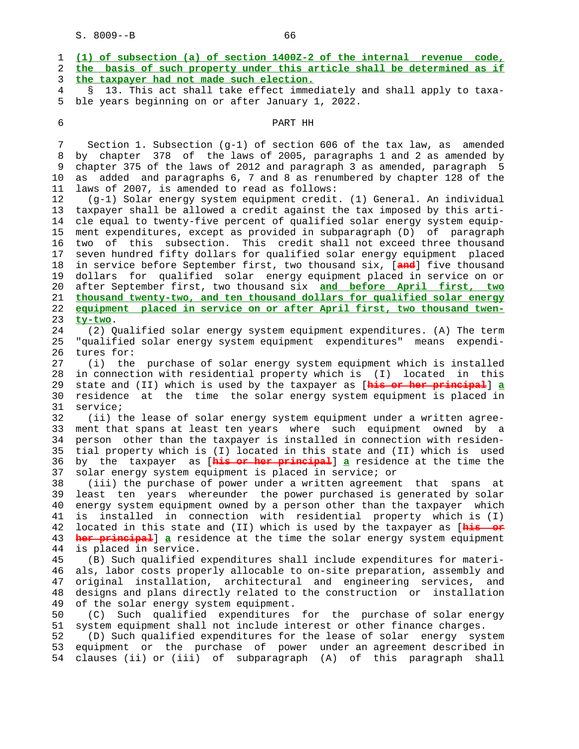**(1) of subsection (a) of section 1400Z-2 of the internal revenue code, the basis of such property under this article shall be determined as if the taxpayer had not made such election.**

§ 13. This act shall take effect immediately and shall apply to taxable years beginning on or after January 1, 2022.

## PART HH

Section 1. Subsection (g-1) of section 606 of the tax law, as amended by chapter 378 of the laws of 2005, paragraphs 1 and 2 as amended by chapter 375 of the laws of 2012 and paragraph 3 as amended, paragraph 5 as added and paragraphs 6, 7 and 8 as renumbered by chapter 128 of the laws of 2007, is amended to read as follows:

(g-1) Solar energy system equipment credit. (1) General. An individual taxpayer shall be allowed a credit against the tax imposed by this article equal to twenty-five percent of qualified solar energy system equipment expenditures, except as provided in subparagraph (D) of paragraph two of this subsection. This credit shall not exceed three thousand seven hundred fifty dollars for qualified solar energy equipment placed in service before September first, two thousand six, [~~and~~] five thousand dollars for qualified solar energy equipment placed in service on or after September first, two thousand six **and before April first, two thousand twenty-two, and ten thousand dollars for qualified solar energy equipment placed in service on or after April first, two thousand twenty-two**.

(2) Qualified solar energy system equipment expenditures. (A) The term "qualified solar energy system equipment expenditures" means expenditures for:

(i) the purchase of solar energy system equipment which is installed in connection with residential property which is (I) located in this state and (II) which is used by the taxpayer as [~~his or her principal~~] **a** residence at the time the solar energy system equipment is placed in service;

(ii) the lease of solar energy system equipment under a written agreement that spans at least ten years where such equipment owned by a person other than the taxpayer is installed in connection with residential property which is (I) located in this state and (II) which is used by the taxpayer as [~~his or her principal~~] **a** residence at the time the solar energy system equipment is placed in service; or

(iii) the purchase of power under a written agreement that spans at least ten years whereunder the power purchased is generated by solar energy system equipment owned by a person other than the taxpayer which is installed in connection with residential property which is (I) located in this state and (II) which is used by the taxpayer as [~~his or her principal~~] **a** residence at the time the solar energy system equipment is placed in service.

(B) Such qualified expenditures shall include expenditures for materials, labor costs properly allocable to on-site preparation, assembly and original installation, architectural and engineering services, and designs and plans directly related to the construction or installation of the solar energy system equipment.

(C) Such qualified expenditures for the purchase of solar energy system equipment shall not include interest or other finance charges.

(D) Such qualified expenditures for the lease of solar energy system equipment or the purchase of power under an agreement described in clauses (ii) or (iii) of subparagraph (A) of this paragraph shall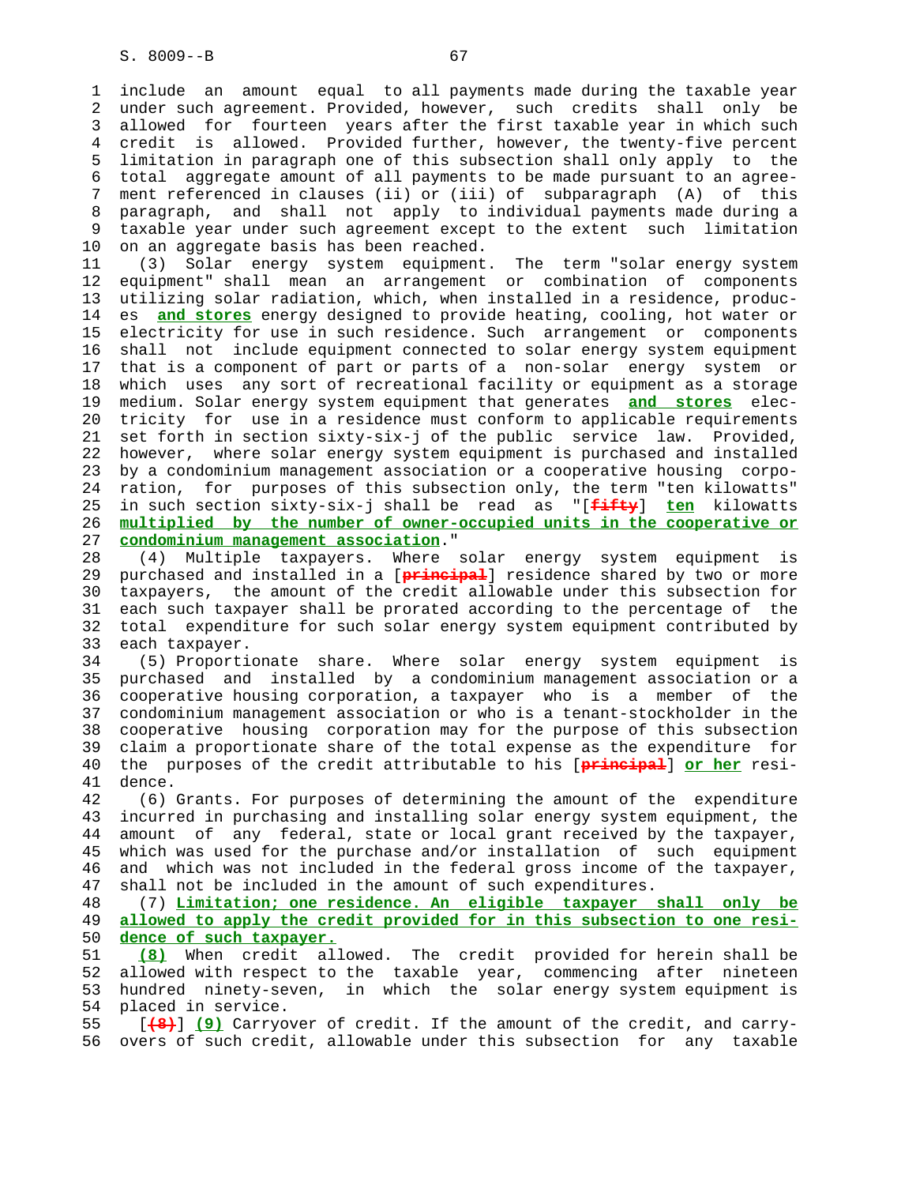include an amount equal to all payments made during the taxable year under such agreement. Provided, however, such credits shall only be allowed for fourteen years after the first taxable year in which such credit is allowed. Provided further, however, the twenty-five percent limitation in paragraph one of this subsection shall only apply to the total aggregate amount of all payments to be made pursuant to an agreement referenced in clauses (ii) or (iii) of subparagraph (A) of this paragraph, and shall not apply to individual payments made during a taxable year under such agreement except to the extent such limitation on an aggregate basis has been reached.

(3) Solar energy system equipment. The term "solar energy system equipment" shall mean an arrangement or combination of components utilizing solar radiation, which, when installed in a residence, produces **and stores** energy designed to provide heating, cooling, hot water or electricity for use in such residence. Such arrangement or components shall not include equipment connected to solar energy system equipment that is a component of part or parts of a non-solar energy system or which uses any sort of recreational facility or equipment as a storage medium. Solar energy system equipment that generates **and stores** electricity for use in a residence must conform to applicable requirements set forth in section sixty-six-j of the public service law. Provided, however, where solar energy system equipment is purchased and installed by a condominium management association or a cooperative housing corporation, for purposes of this subsection only, the term "ten kilowatts" in such section sixty-six-j shall be read as "[~~fifty~~] **ten** kilowatts **multiplied by the number of owner-occupied units in the cooperative or condominium management association**."

(4) Multiple taxpayers. Where solar energy system equipment is purchased and installed in a [~~principal~~] residence shared by two or more taxpayers, the amount of the credit allowable under this subsection for each such taxpayer shall be prorated according to the percentage of the total expenditure for such solar energy system equipment contributed by each taxpayer.

(5) Proportionate share. Where solar energy system equipment is purchased and installed by a condominium management association or a cooperative housing corporation, a taxpayer who is a member of the condominium management association or who is a tenant-stockholder in the cooperative housing corporation may for the purpose of this subsection claim a proportionate share of the total expense as the expenditure for the purposes of the credit attributable to his [~~principal~~] **or her** residence.

(6) Grants. For purposes of determining the amount of the expenditure incurred in purchasing and installing solar energy system equipment, the amount of any federal, state or local grant received by the taxpayer, which was used for the purchase and/or installation of such equipment and which was not included in the federal gross income of the taxpayer, shall not be included in the amount of such expenditures.

(7) **Limitation; one residence. An eligible taxpayer shall only be allowed to apply the credit provided for in this subsection to one residence of such taxpayer.**

**(8)** When credit allowed. The credit provided for herein shall be allowed with respect to the taxable year, commencing after nineteen hundred ninety-seven, in which the solar energy system equipment is placed in service.

[~~(8)~~] **(9)** Carryover of credit. If the amount of the credit, and carryovers of such credit, allowable under this subsection for any taxable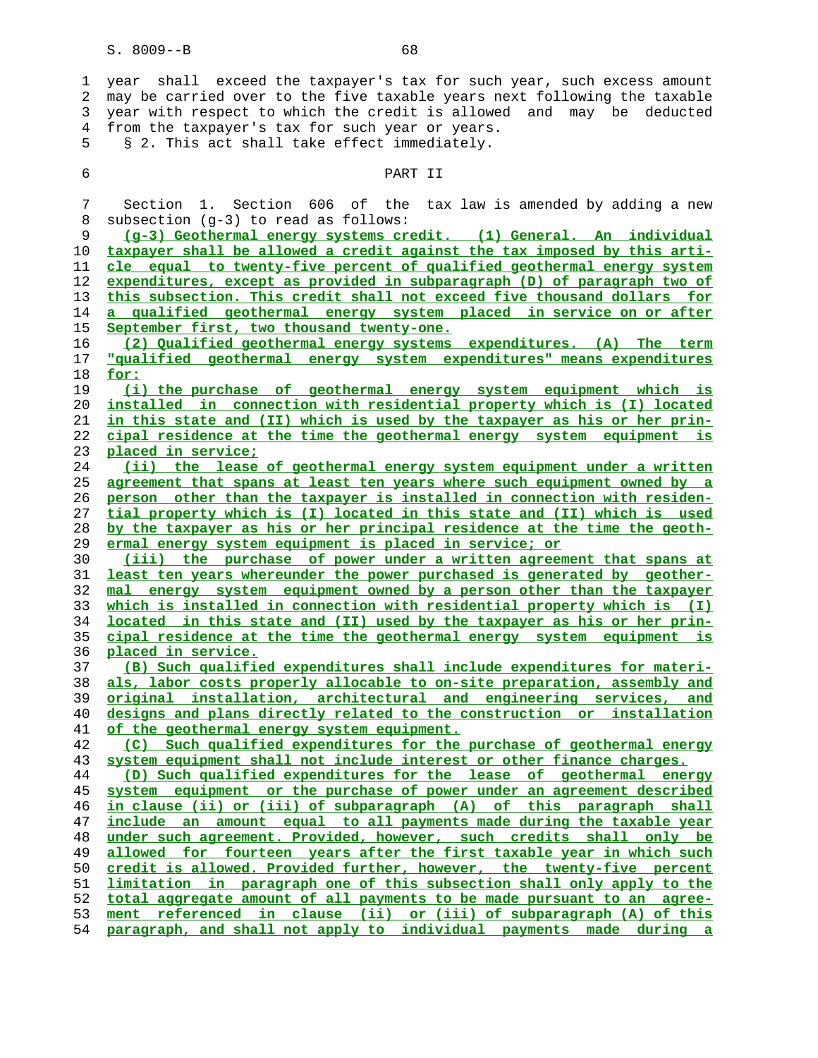year shall exceed the taxpayer's tax for such year, such excess amount may be carried over to the five taxable years next following the taxable year with respect to which the credit is allowed and may be deducted from the taxpayer's tax for such year or years.

§ 2. This act shall take effect immediately.

PART II

Section 1. Section 606 of the tax law is amended by adding a new subsection (g-3) to read as follows:

(g-3) Geothermal energy systems credit. (1) General. An individual taxpayer shall be allowed a credit against the tax imposed by this article equal to twenty-five percent of qualified geothermal energy system expenditures, except as provided in subparagraph (D) of paragraph two of this subsection. This credit shall not exceed five thousand dollars for a qualified geothermal energy system placed in service on or after September first, two thousand twenty-one.

(2) Qualified geothermal energy systems expenditures. (A) The term "qualified geothermal energy system expenditures" means expenditures for:

(i) the purchase of geothermal energy system equipment which is installed in connection with residential property which is (I) located in this state and (II) which is used by the taxpayer as his or her principal residence at the time the geothermal energy system equipment is placed in service;

(ii) the lease of geothermal energy system equipment under a written agreement that spans at least ten years where such equipment owned by a person other than the taxpayer is installed in connection with residential property which is (I) located in this state and (II) which is used by the taxpayer as his or her principal residence at the time the geothermal energy system equipment is placed in service; or

(iii) the purchase of power under a written agreement that spans at least ten years whereunder the power purchased is generated by geothermal energy system equipment owned by a person other than the taxpayer which is installed in connection with residential property which is (I) located in this state and (II) used by the taxpayer as his or her principal residence at the time the geothermal energy system equipment is placed in service.

(B) Such qualified expenditures shall include expenditures for materials, labor costs properly allocable to on-site preparation, assembly and original installation, architectural and engineering services, and designs and plans directly related to the construction or installation of the geothermal energy system equipment.

(C) Such qualified expenditures for the purchase of geothermal energy system equipment shall not include interest or other finance charges.

(D) Such qualified expenditures for the lease of geothermal energy system equipment or the purchase of power under an agreement described in clause (ii) or (iii) of subparagraph (A) of this paragraph shall include an amount equal to all payments made during the taxable year under such agreement. Provided, however, such credits shall only be allowed for fourteen years after the first taxable year in which such credit is allowed. Provided further, however, the twenty-five percent limitation in paragraph one of this subsection shall only apply to the total aggregate amount of all payments to be made pursuant to an agreement referenced in clause (ii) or (iii) of subparagraph (A) of this paragraph, and shall not apply to individual payments made during a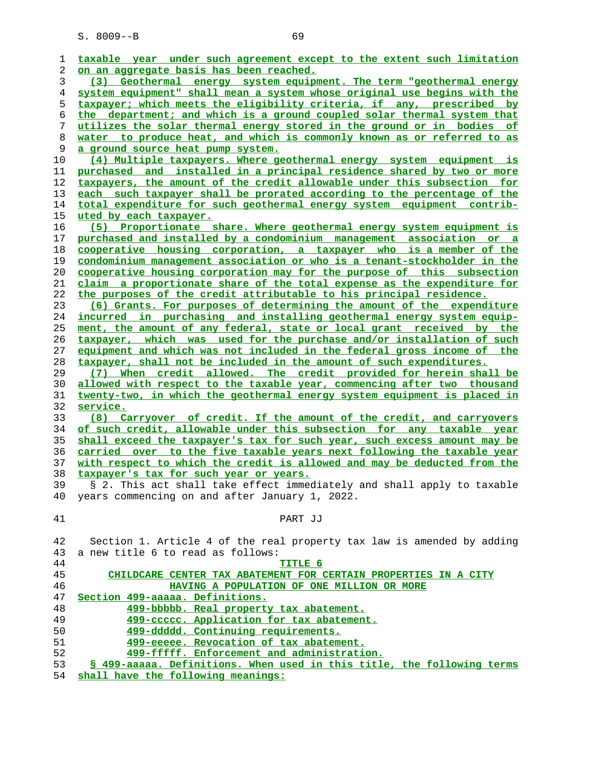taxable year under such agreement except to the extent such limitation on an aggregate basis has been reached.

(3) Geothermal energy system equipment. The term "geothermal energy system equipment" shall mean a system whose original use begins with the taxpayer; which meets the eligibility criteria, if any, prescribed by the department; and which is a ground coupled solar thermal system that utilizes the solar thermal energy stored in the ground or in bodies of water to produce heat, and which is commonly known as or referred to as a ground source heat pump system.

(4) Multiple taxpayers. Where geothermal energy system equipment is purchased and installed in a principal residence shared by two or more taxpayers, the amount of the credit allowable under this subsection for each such taxpayer shall be prorated according to the percentage of the total expenditure for such geothermal energy system equipment contributed by each taxpayer.

(5) Proportionate share. Where geothermal energy system equipment is purchased and installed by a condominium management association or a cooperative housing corporation, a taxpayer who is a member of the condominium management association or who is a tenant-stockholder in the cooperative housing corporation may for the purpose of this subsection claim a proportionate share of the total expense as the expenditure for the purposes of the credit attributable to his principal residence.

(6) Grants. For purposes of determining the amount of the expenditure incurred in purchasing and installing geothermal energy system equipment, the amount of any federal, state or local grant received by the taxpayer, which was used for the purchase and/or installation of such equipment and which was not included in the federal gross income of the taxpayer, shall not be included in the amount of such expenditures.

(7) When credit allowed. The credit provided for herein shall be allowed with respect to the taxable year, commencing after two thousand twenty-two, in which the geothermal energy system equipment is placed in service.

(8) Carryover of credit. If the amount of the credit, and carryovers of such credit, allowable under this subsection for any taxable year shall exceed the taxpayer's tax for such year, such excess amount may be carried over to the five taxable years next following the taxable year with respect to which the credit is allowed and may be deducted from the taxpayer's tax for such year or years.

§ 2. This act shall take effect immediately and shall apply to taxable years commencing on and after January 1, 2022.

PART JJ

Section 1. Article 4 of the real property tax law is amended by adding a new title 6 to read as follows:

TITLE 6

CHILDCARE CENTER TAX ABATEMENT FOR CERTAIN PROPERTIES IN A CITY HAVING A POPULATION OF ONE MILLION OR MORE

Section 499-aaaaa. Definitions.
499-bbbbb. Real property tax abatement.
499-ccccc. Application for tax abatement.
499-ddddd. Continuing requirements.
499-eeeee. Revocation of tax abatement.
499-fffff. Enforcement and administration.

§ 499-aaaaa. Definitions. When used in this title, the following terms shall have the following meanings: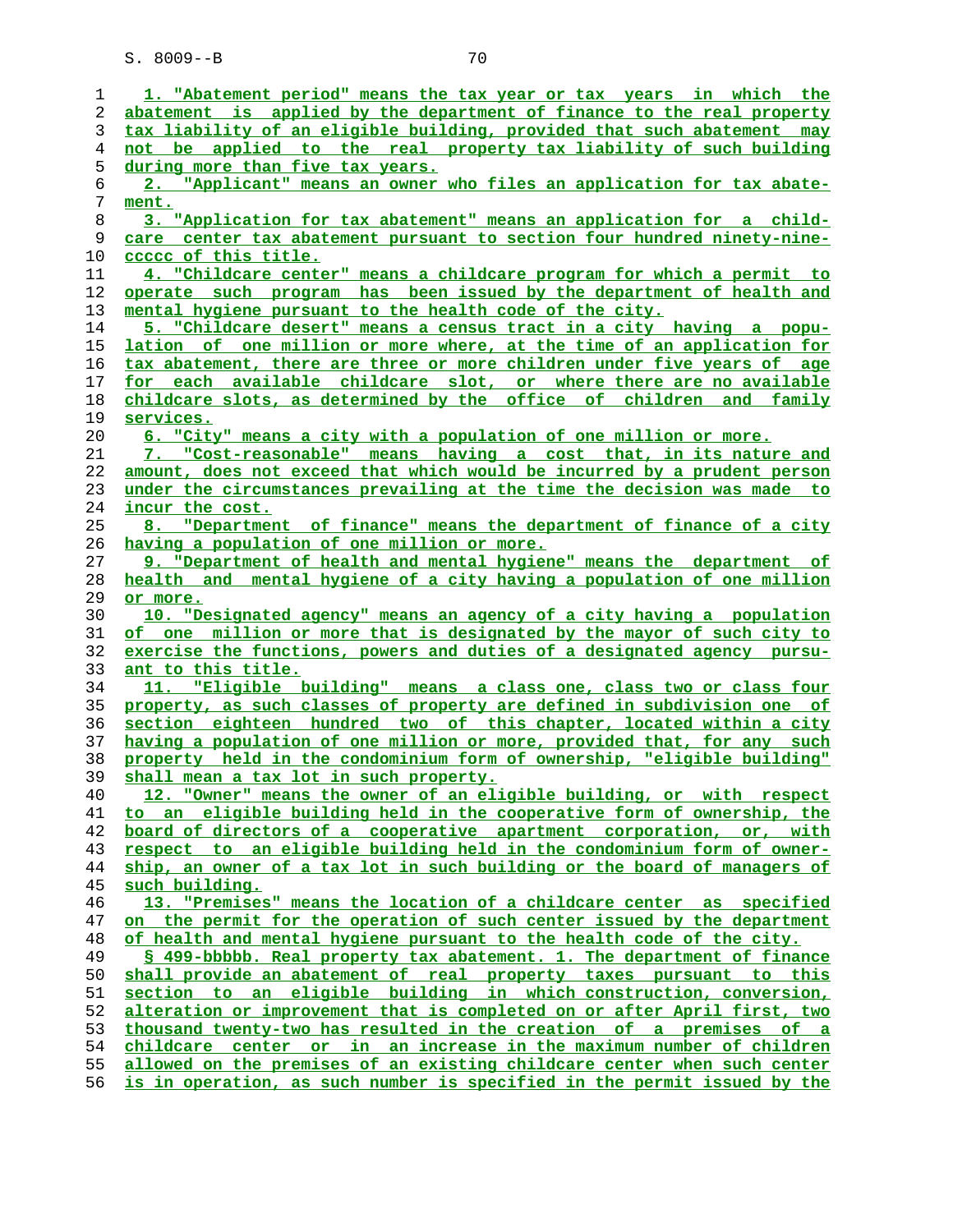1. "Abatement period" means the tax year or tax years in which the abatement is applied by the department of finance to the real property tax liability of an eligible building, provided that such abatement may not be applied to the real property tax liability of such building during more than five tax years.

2. "Applicant" means an owner who files an application for tax abatement.

3. "Application for tax abatement" means an application for a childcare center tax abatement pursuant to section four hundred ninety-nine-ccccc of this title.

4. "Childcare center" means a childcare program for which a permit to operate such program has been issued by the department of health and mental hygiene pursuant to the health code of the city.

5. "Childcare desert" means a census tract in a city having a population of one million or more where, at the time of an application for tax abatement, there are three or more children under five years of age for each available childcare slot, or where there are no available childcare slots, as determined by the office of children and family services.

6. "City" means a city with a population of one million or more.

7. "Cost-reasonable" means having a cost that, in its nature and amount, does not exceed that which would be incurred by a prudent person under the circumstances prevailing at the time the decision was made to incur the cost.

8. "Department of finance" means the department of finance of a city having a population of one million or more.

9. "Department of health and mental hygiene" means the department of health and mental hygiene of a city having a population of one million or more.

10. "Designated agency" means an agency of a city having a population of one million or more that is designated by the mayor of such city to exercise the functions, powers and duties of a designated agency pursuant to this title.

11. "Eligible building" means a class one, class two or class four property, as such classes of property are defined in subdivision one of section eighteen hundred two of this chapter, located within a city having a population of one million or more, provided that, for any such property held in the condominium form of ownership, "eligible building" shall mean a tax lot in such property.

12. "Owner" means the owner of an eligible building, or with respect to an eligible building held in the cooperative form of ownership, the board of directors of a cooperative apartment corporation, or, with respect to an eligible building held in the condominium form of ownership, an owner of a tax lot in such building or the board of managers of such building.

13. "Premises" means the location of a childcare center as specified on the permit for the operation of such center issued by the department of health and mental hygiene pursuant to the health code of the city.

§ 499-bbbbb. Real property tax abatement. 1. The department of finance shall provide an abatement of real property taxes pursuant to this section to an eligible building in which construction, conversion, alteration or improvement that is completed on or after April first, two thousand twenty-two has resulted in the creation of a premises of a childcare center or in an increase in the maximum number of children allowed on the premises of an existing childcare center when such center is in operation, as such number is specified in the permit issued by the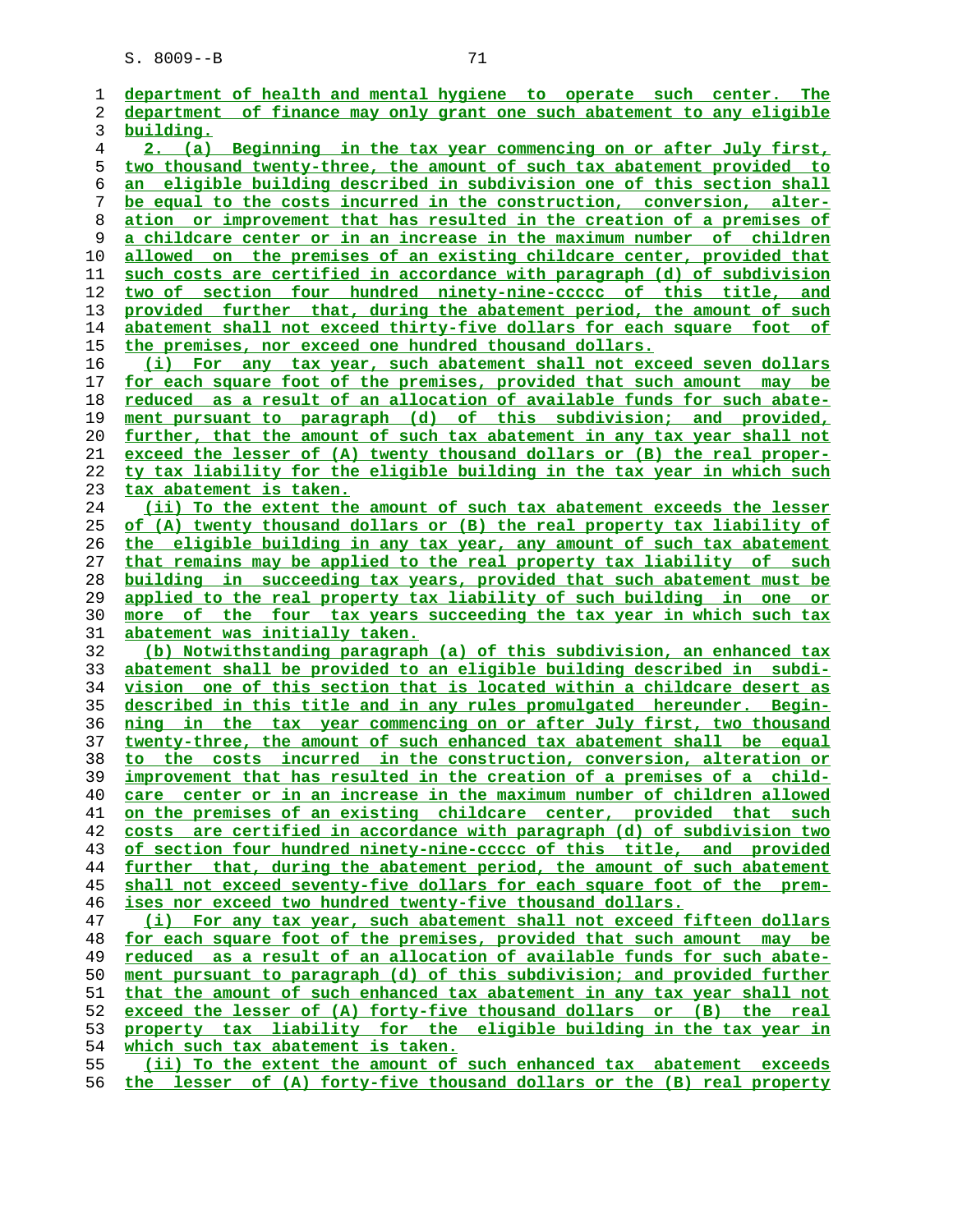department of health and mental hygiene to operate such center. The department of finance may only grant one such abatement to any eligible building.

2. (a) Beginning in the tax year commencing on or after July first, two thousand twenty-three, the amount of such tax abatement provided to an eligible building described in subdivision one of this section shall be equal to the costs incurred in the construction, conversion, alteration or improvement that has resulted in the creation of a premises of a childcare center or in an increase in the maximum number of children allowed on the premises of an existing childcare center, provided that such costs are certified in accordance with paragraph (d) of subdivision two of section four hundred ninety-nine-ccccc of this title, and provided further that, during the abatement period, the amount of such abatement shall not exceed thirty-five dollars for each square foot of the premises, nor exceed one hundred thousand dollars.

(i) For any tax year, such abatement shall not exceed seven dollars for each square foot of the premises, provided that such amount may be reduced as a result of an allocation of available funds for such abatement pursuant to paragraph (d) of this subdivision; and provided, further, that the amount of such tax abatement in any tax year shall not exceed the lesser of (A) twenty thousand dollars or (B) the real property tax liability for the eligible building in the tax year in which such tax abatement is taken.

(ii) To the extent the amount of such tax abatement exceeds the lesser of (A) twenty thousand dollars or (B) the real property tax liability of the eligible building in any tax year, any amount of such tax abatement that remains may be applied to the real property tax liability of such building in succeeding tax years, provided that such abatement must be applied to the real property tax liability of such building in one or more of the four tax years succeeding the tax year in which such tax abatement was initially taken.

(b) Notwithstanding paragraph (a) of this subdivision, an enhanced tax abatement shall be provided to an eligible building described in subdivision one of this section that is located within a childcare desert as described in this title and in any rules promulgated hereunder. Beginning in the tax year commencing on or after July first, two thousand twenty-three, the amount of such enhanced tax abatement shall be equal to the costs incurred in the construction, conversion, alteration or improvement that has resulted in the creation of a premises of a childcare center or in an increase in the maximum number of children allowed on the premises of an existing childcare center, provided that such costs are certified in accordance with paragraph (d) of subdivision two of section four hundred ninety-nine-ccccc of this title, and provided further that, during the abatement period, the amount of such abatement shall not exceed seventy-five dollars for each square foot of the premises nor exceed two hundred twenty-five thousand dollars.

(i) For any tax year, such abatement shall not exceed fifteen dollars for each square foot of the premises, provided that such amount may be reduced as a result of an allocation of available funds for such abatement pursuant to paragraph (d) of this subdivision; and provided further that the amount of such enhanced tax abatement in any tax year shall not exceed the lesser of (A) forty-five thousand dollars or (B) the real property tax liability for the eligible building in the tax year in which such tax abatement is taken.

(ii) To the extent the amount of such enhanced tax abatement exceeds the lesser of (A) forty-five thousand dollars or the (B) real property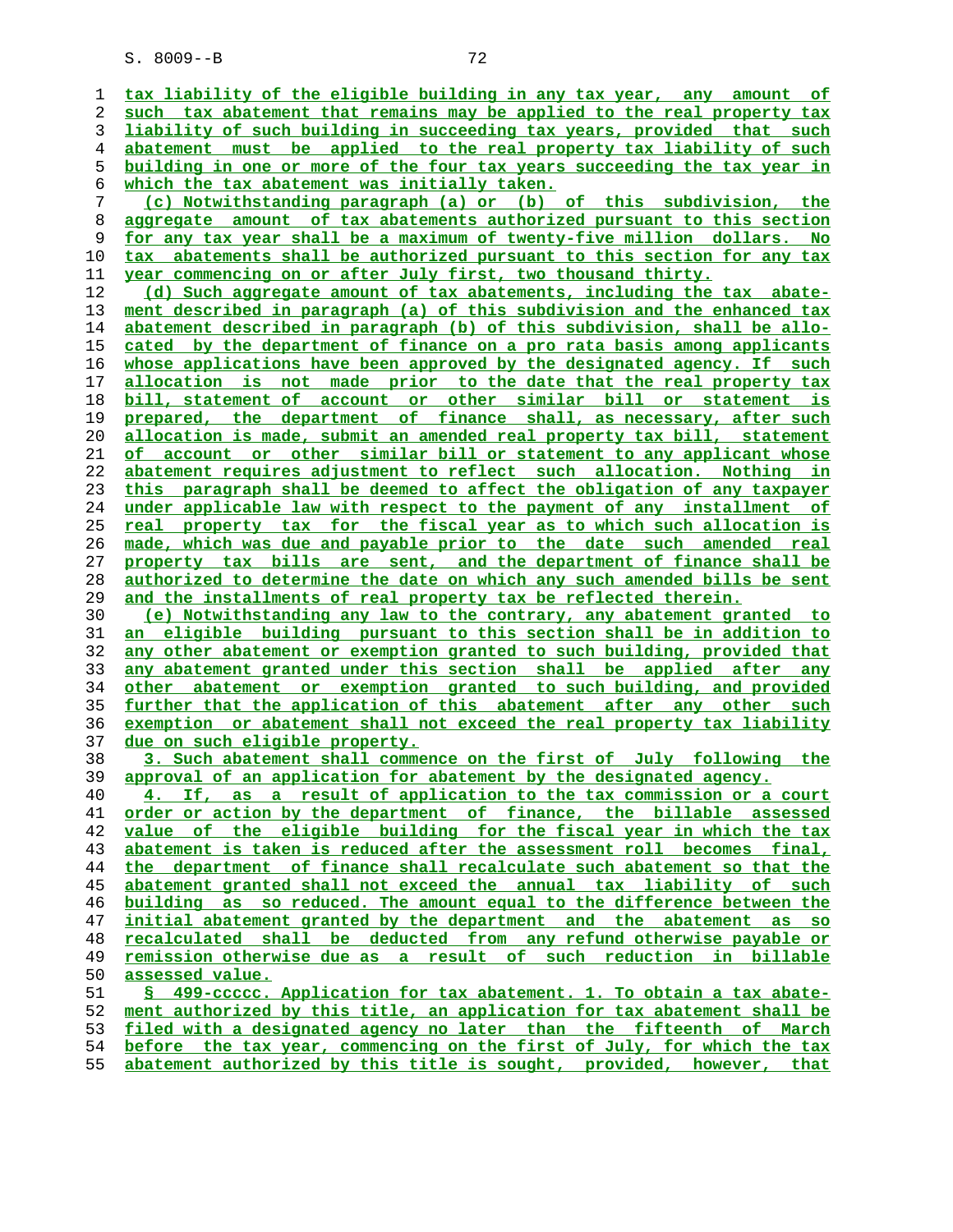tax liability of the eligible building in any tax year, any amount of such tax abatement that remains may be applied to the real property tax liability of such building in succeeding tax years, provided that such abatement must be applied to the real property tax liability of such building in one or more of the four tax years succeeding the tax year in which the tax abatement was initially taken.

(c) Notwithstanding paragraph (a) or (b) of this subdivision, the aggregate amount of tax abatements authorized pursuant to this section for any tax year shall be a maximum of twenty-five million dollars. No tax abatements shall be authorized pursuant to this section for any tax year commencing on or after July first, two thousand thirty.

(d) Such aggregate amount of tax abatements, including the tax abatement described in paragraph (a) of this subdivision and the enhanced tax abatement described in paragraph (b) of this subdivision, shall be allocated by the department of finance on a pro rata basis among applicants whose applications have been approved by the designated agency. If such allocation is not made prior to the date that the real property tax bill, statement of account or other similar bill or statement is prepared, the department of finance shall, as necessary, after such allocation is made, submit an amended real property tax bill, statement of account or other similar bill or statement to any applicant whose abatement requires adjustment to reflect such allocation. Nothing in this paragraph shall be deemed to affect the obligation of any taxpayer under applicable law with respect to the payment of any installment of real property tax for the fiscal year as to which such allocation is made, which was due and payable prior to the date such amended real property tax bills are sent, and the department of finance shall be authorized to determine the date on which any such amended bills be sent and the installments of real property tax be reflected therein.

(e) Notwithstanding any law to the contrary, any abatement granted to an eligible building pursuant to this section shall be in addition to any other abatement or exemption granted to such building, provided that any abatement granted under this section shall be applied after any other abatement or exemption granted to such building, and provided further that the application of this abatement after any other such exemption or abatement shall not exceed the real property tax liability due on such eligible property.

3. Such abatement shall commence on the first of July following the approval of an application for abatement by the designated agency.

4. If, as a result of application to the tax commission or a court order or action by the department of finance, the billable assessed value of the eligible building for the fiscal year in which the tax abatement is taken is reduced after the assessment roll becomes final, the department of finance shall recalculate such abatement so that the abatement granted shall not exceed the annual tax liability of such building as so reduced. The amount equal to the difference between the initial abatement granted by the department and the abatement as so recalculated shall be deducted from any refund otherwise payable or remission otherwise due as a result of such reduction in billable assessed value.

§ 499-ccccc. Application for tax abatement. 1. To obtain a tax abatement authorized by this title, an application for tax abatement shall be filed with a designated agency no later than the fifteenth of March before the tax year, commencing on the first of July, for which the tax abatement authorized by this title is sought, provided, however, that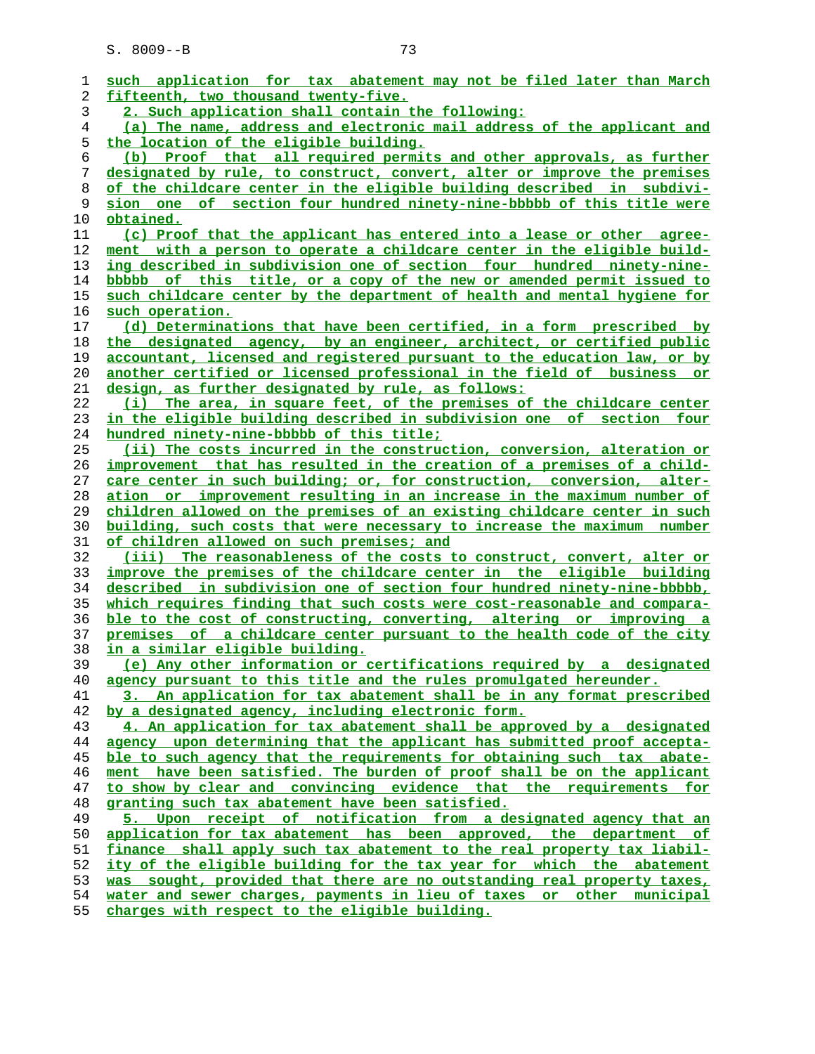such application for tax abatement may not be filed later than March fifteenth, two thousand twenty-five.

2. Such application shall contain the following:

(a) The name, address and electronic mail address of the applicant and the location of the eligible building.

(b) Proof that all required permits and other approvals, as further designated by rule, to construct, convert, alter or improve the premises of the childcare center in the eligible building described in subdivision one of section four hundred ninety-nine-bbbbb of this title were obtained.

(c) Proof that the applicant has entered into a lease or other agreement with a person to operate a childcare center in the eligible building described in subdivision one of section four hundred ninety-nine-bbbbb of this title, or a copy of the new or amended permit issued to such childcare center by the department of health and mental hygiene for such operation.

(d) Determinations that have been certified, in a form prescribed by the designated agency, by an engineer, architect, or certified public accountant, licensed and registered pursuant to the education law, or by another certified or licensed professional in the field of business or design, as further designated by rule, as follows:

(i) The area, in square feet, of the premises of the childcare center in the eligible building described in subdivision one of section four hundred ninety-nine-bbbbb of this title;

(ii) The costs incurred in the construction, conversion, alteration or improvement that has resulted in the creation of a premises of a childcare center in such building; or, for construction, conversion, alteration or improvement resulting in an increase in the maximum number of children allowed on the premises of an existing childcare center in such building, such costs that were necessary to increase the maximum number of children allowed on such premises; and

(iii) The reasonableness of the costs to construct, convert, alter or improve the premises of the childcare center in the eligible building described in subdivision one of section four hundred ninety-nine-bbbbb, which requires finding that such costs were cost-reasonable and comparable to the cost of constructing, converting, altering or improving a premises of a childcare center pursuant to the health code of the city in a similar eligible building.

(e) Any other information or certifications required by a designated agency pursuant to this title and the rules promulgated hereunder.

3. An application for tax abatement shall be in any format prescribed by a designated agency, including electronic form.

4. An application for tax abatement shall be approved by a designated agency upon determining that the applicant has submitted proof acceptable to such agency that the requirements for obtaining such tax abatement have been satisfied. The burden of proof shall be on the applicant to show by clear and convincing evidence that the requirements for granting such tax abatement have been satisfied.

5. Upon receipt of notification from a designated agency that an application for tax abatement has been approved, the department of finance shall apply such tax abatement to the real property tax liability of the eligible building for the tax year for which the abatement was sought, provided that there are no outstanding real property taxes, water and sewer charges, payments in lieu of taxes or other municipal charges with respect to the eligible building.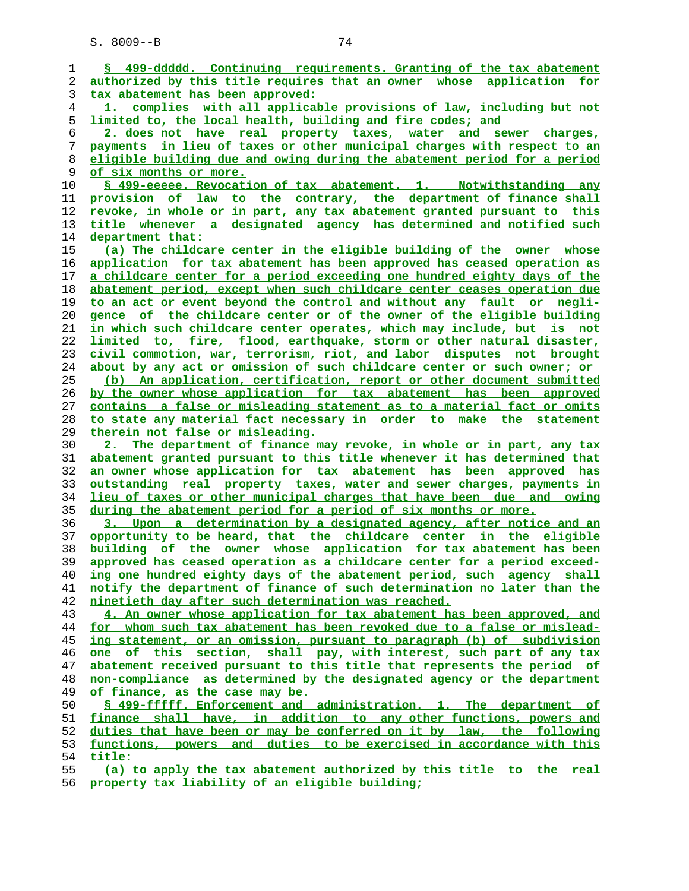§ 499-ddddd. Continuing requirements. Granting of the tax abatement authorized by this title requires that an owner whose application for tax abatement has been approved:

1. complies with all applicable provisions of law, including but not limited to, the local health, building and fire codes; and

2. does not have real property taxes, water and sewer charges, payments in lieu of taxes or other municipal charges with respect to an eligible building due and owing during the abatement period for a period of six months or more.

§ 499-eeeee. Revocation of tax abatement. 1. Notwithstanding any provision of law to the contrary, the department of finance shall revoke, in whole or in part, any tax abatement granted pursuant to this title whenever a designated agency has determined and notified such department that:

(a) The childcare center in the eligible building of the owner whose application for tax abatement has been approved has ceased operation as a childcare center for a period exceeding one hundred eighty days of the abatement period, except when such childcare center ceases operation due to an act or event beyond the control and without any fault or negligence of the childcare center or of the owner of the eligible building in which such childcare center operates, which may include, but is not limited to, fire, flood, earthquake, storm or other natural disaster, civil commotion, war, terrorism, riot, and labor disputes not brought about by any act or omission of such childcare center or such owner; or

(b) An application, certification, report or other document submitted by the owner whose application for tax abatement has been approved contains a false or misleading statement as to a material fact or omits to state any material fact necessary in order to make the statement therein not false or misleading.

2. The department of finance may revoke, in whole or in part, any tax abatement granted pursuant to this title whenever it has determined that an owner whose application for tax abatement has been approved has outstanding real property taxes, water and sewer charges, payments in lieu of taxes or other municipal charges that have been due and owing during the abatement period for a period of six months or more.

3. Upon a determination by a designated agency, after notice and an opportunity to be heard, that the childcare center in the eligible building of the owner whose application for tax abatement has been approved has ceased operation as a childcare center for a period exceeding one hundred eighty days of the abatement period, such agency shall notify the department of finance of such determination no later than the ninetieth day after such determination was reached.

4. An owner whose application for tax abatement has been approved, and for whom such tax abatement has been revoked due to a false or misleading statement, or an omission, pursuant to paragraph (b) of subdivision one of this section, shall pay, with interest, such part of any tax abatement received pursuant to this title that represents the period of non-compliance as determined by the designated agency or the department of finance, as the case may be.

§ 499-fffff. Enforcement and administration. 1. The department of finance shall have, in addition to any other functions, powers and duties that have been or may be conferred on it by law, the following functions, powers and duties to be exercised in accordance with this title:

(a) to apply the tax abatement authorized by this title to the real property tax liability of an eligible building;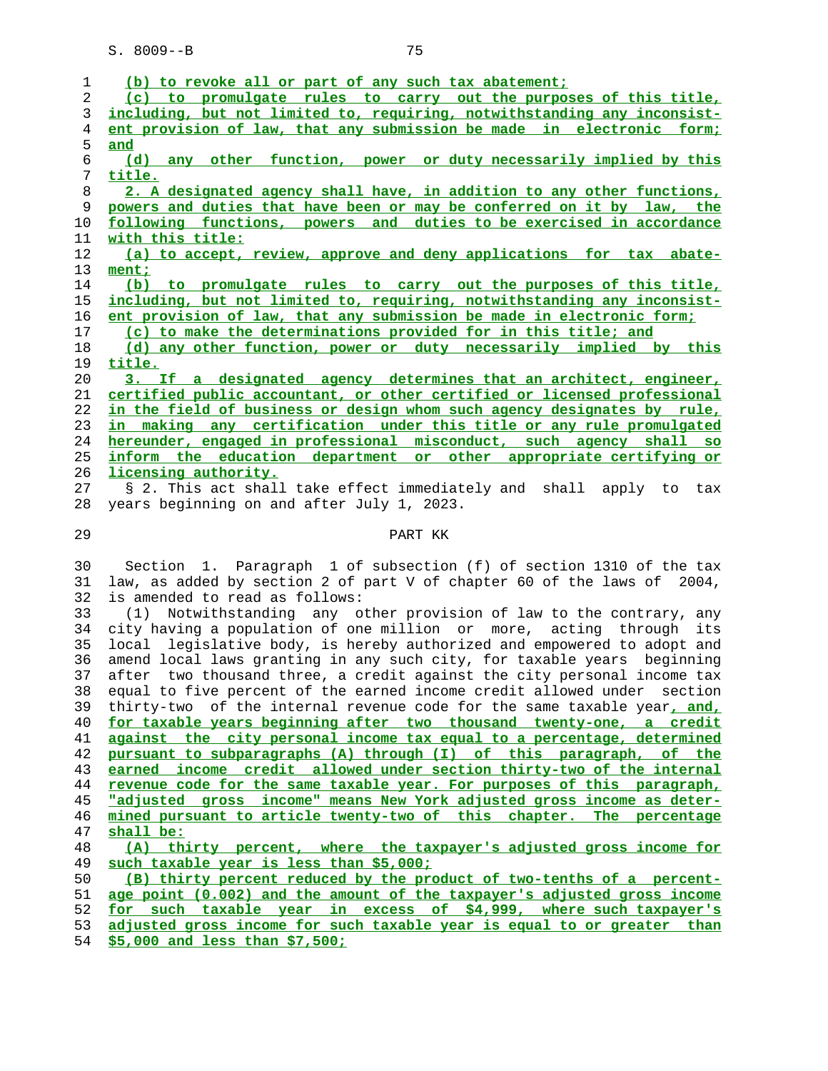(b) to revoke all or part of any such tax abatement;

(c) to promulgate rules to carry out the purposes of this title, including, but not limited to, requiring, notwithstanding any inconsistent provision of law, that any submission be made in electronic form; and

(d) any other function, power or duty necessarily implied by this title.

2. A designated agency shall have, in addition to any other functions, powers and duties that have been or may be conferred on it by law, the following functions, powers and duties to be exercised in accordance with this title:

(a) to accept, review, approve and deny applications for tax abatement;

(b) to promulgate rules to carry out the purposes of this title, including, but not limited to, requiring, notwithstanding any inconsistent provision of law, that any submission be made in electronic form;

(c) to make the determinations provided for in this title; and

(d) any other function, power or duty necessarily implied by this title.

3. If a designated agency determines that an architect, engineer, certified public accountant, or other certified or licensed professional in the field of business or design whom such agency designates by rule, in making any certification under this title or any rule promulgated hereunder, engaged in professional misconduct, such agency shall so inform the education department or other appropriate certifying or licensing authority.

§ 2. This act shall take effect immediately and shall apply to tax years beginning on and after July 1, 2023.

PART KK

Section 1. Paragraph 1 of subsection (f) of section 1310 of the tax law, as added by section 2 of part V of chapter 60 of the laws of 2004, is amended to read as follows:

(1) Notwithstanding any other provision of law to the contrary, any city having a population of one million or more, acting through its local legislative body, is hereby authorized and empowered to adopt and amend local laws granting in any such city, for taxable years beginning after two thousand three, a credit against the city personal income tax equal to five percent of the earned income credit allowed under section thirty-two of the internal revenue code for the same taxable year, and, for taxable years beginning after two thousand twenty-one, a credit against the city personal income tax equal to a percentage, determined pursuant to subparagraphs (A) through (I) of this paragraph, of the earned income credit allowed under section thirty-two of the internal revenue code for the same taxable year. For purposes of this paragraph, "adjusted gross income" means New York adjusted gross income as determined pursuant to article twenty-two of this chapter. The percentage shall be:

(A) thirty percent, where the taxpayer's adjusted gross income for such taxable year is less than $5,000;

(B) thirty percent reduced by the product of two-tenths of a percentage point (0.002) and the amount of the taxpayer's adjusted gross income for such taxable year in excess of $4,999, where such taxpayer's adjusted gross income for such taxable year is equal to or greater than $5,000 and less than $7,500;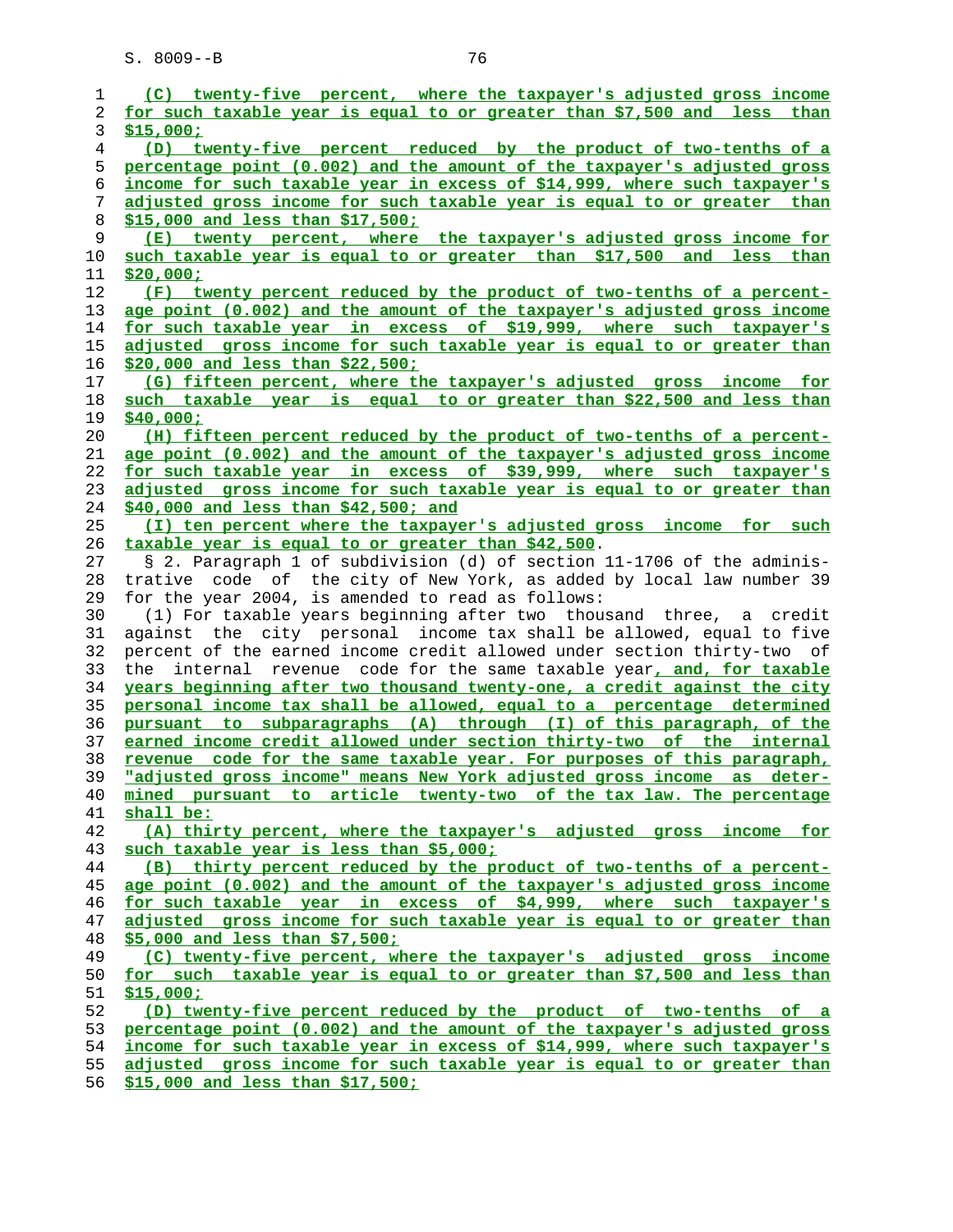(C) twenty-five percent, where the taxpayer's adjusted gross income for such taxable year is equal to or greater than $7,500 and less than $15,000;

(D) twenty-five percent reduced by the product of two-tenths of a percentage point (0.002) and the amount of the taxpayer's adjusted gross income for such taxable year in excess of $14,999, where such taxpayer's adjusted gross income for such taxable year is equal to or greater than $15,000 and less than $17,500;

(E) twenty percent, where the taxpayer's adjusted gross income for such taxable year is equal to or greater than $17,500 and less than $20,000;

(F) twenty percent reduced by the product of two-tenths of a percentage point (0.002) and the amount of the taxpayer's adjusted gross income for such taxable year in excess of $19,999, where such taxpayer's adjusted gross income for such taxable year is equal to or greater than $20,000 and less than $22,500;

(G) fifteen percent, where the taxpayer's adjusted gross income for such taxable year is equal to or greater than $22,500 and less than $40,000;

(H) fifteen percent reduced by the product of two-tenths of a percentage point (0.002) and the amount of the taxpayer's adjusted gross income for such taxable year in excess of $39,999, where such taxpayer's adjusted gross income for such taxable year is equal to or greater than $40,000 and less than $42,500; and

(I) ten percent where the taxpayer's adjusted gross income for such taxable year is equal to or greater than $42,500.

§ 2. Paragraph 1 of subdivision (d) of section 11-1706 of the administrative code of the city of New York, as added by local law number 39 for the year 2004, is amended to read as follows:

(1) For taxable years beginning after two thousand three, a credit against the city personal income tax shall be allowed, equal to five percent of the earned income credit allowed under section thirty-two of the internal revenue code for the same taxable year, and, for taxable years beginning after two thousand twenty-one, a credit against the city personal income tax shall be allowed, equal to a percentage determined pursuant to subparagraphs (A) through (I) of this paragraph, of the earned income credit allowed under section thirty-two of the internal revenue code for the same taxable year. For purposes of this paragraph, "adjusted gross income" means New York adjusted gross income as determined pursuant to article twenty-two of the tax law. The percentage shall be:

(A) thirty percent, where the taxpayer's adjusted gross income for such taxable year is less than $5,000;

(B) thirty percent reduced by the product of two-tenths of a percentage point (0.002) and the amount of the taxpayer's adjusted gross income for such taxable year in excess of $4,999, where such taxpayer's adjusted gross income for such taxable year is equal to or greater than $5,000 and less than $7,500;

(C) twenty-five percent, where the taxpayer's adjusted gross income for such taxable year is equal to or greater than $7,500 and less than $15,000;

(D) twenty-five percent reduced by the product of two-tenths of a percentage point (0.002) and the amount of the taxpayer's adjusted gross income for such taxable year in excess of $14,999, where such taxpayer's adjusted gross income for such taxable year is equal to or greater than $15,000 and less than $17,500;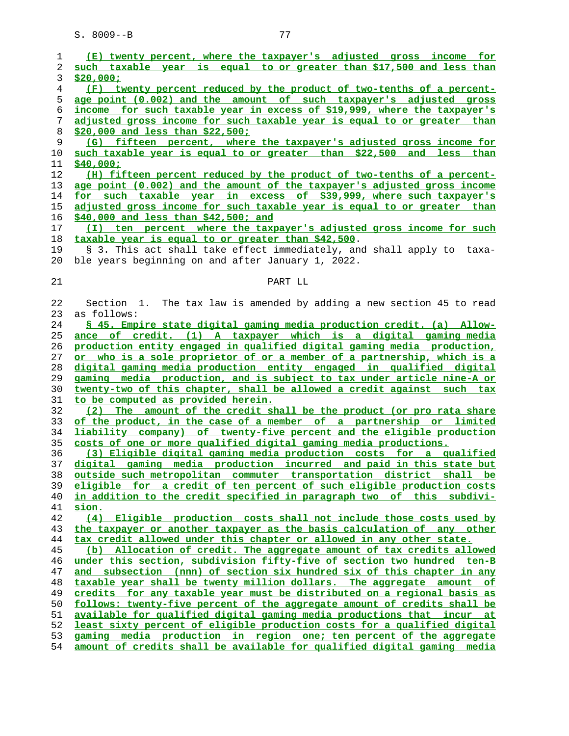(E) twenty percent, where the taxpayer's adjusted gross income for such taxable year is equal to or greater than $17,500 and less than $20,000;

(F) twenty percent reduced by the product of two-tenths of a percentage point (0.002) and the amount of such taxpayer's adjusted gross income for such taxable year in excess of $19,999, where the taxpayer's adjusted gross income for such taxable year is equal to or greater than $20,000 and less than $22,500;

(G) fifteen percent, where the taxpayer's adjusted gross income for such taxable year is equal to or greater than $22,500 and less than $40,000;

(H) fifteen percent reduced by the product of two-tenths of a percentage point (0.002) and the amount of the taxpayer's adjusted gross income for such taxable year in excess of $39,999, where such taxpayer's adjusted gross income for such taxable year is equal to or greater than $40,000 and less than $42,500; and

(I) ten percent where the taxpayer's adjusted gross income for such taxable year is equal to or greater than $42,500.

§ 3. This act shall take effect immediately, and shall apply to taxable years beginning on and after January 1, 2022.

PART LL

Section 1. The tax law is amended by adding a new section 45 to read as follows:

§ 45. Empire state digital gaming media production credit. (a) Allowance of credit. (1) A taxpayer which is a digital gaming media production entity engaged in qualified digital gaming media production, or who is a sole proprietor of or a member of a partnership, which is a digital gaming media production entity engaged in qualified digital gaming media production, and is subject to tax under article nine-A or twenty-two of this chapter, shall be allowed a credit against such tax to be computed as provided herein.

(2) The amount of the credit shall be the product (or pro rata share of the product, in the case of a member of a partnership or limited liability company) of twenty-five percent and the eligible production costs of one or more qualified digital gaming media productions.

(3) Eligible digital gaming media production costs for a qualified digital gaming media production incurred and paid in this state but outside such metropolitan commuter transportation district shall be eligible for a credit of ten percent of such eligible production costs in addition to the credit specified in paragraph two of this subdivision.

(4) Eligible production costs shall not include those costs used by the taxpayer or another taxpayer as the basis calculation of any other tax credit allowed under this chapter or allowed in any other state.

(b) Allocation of credit. The aggregate amount of tax credits allowed under this section, subdivision fifty-five of section two hundred ten-B and subsection (nnn) of section six hundred six of this chapter in any taxable year shall be twenty million dollars. The aggregate amount of credits for any taxable year must be distributed on a regional basis as follows: twenty-five percent of the aggregate amount of credits shall be available for qualified digital gaming media productions that incur at least sixty percent of eligible production costs for a qualified digital gaming media production in region one; ten percent of the aggregate amount of credits shall be available for qualified digital gaming media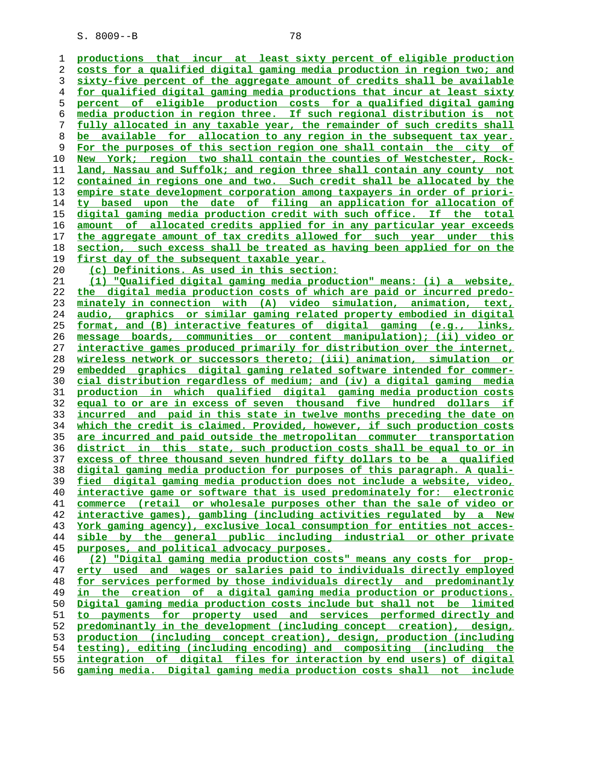productions that incur at least sixty percent of eligible production costs for a qualified digital gaming media production in region two; and sixty-five percent of the aggregate amount of credits shall be available for qualified digital gaming media productions that incur at least sixty percent of eligible production costs for a qualified digital gaming media production in region three. If such regional distribution is not fully allocated in any taxable year, the remainder of such credits shall be available for allocation to any region in the subsequent tax year. For the purposes of this section region one shall contain the city of New York; region two shall contain the counties of Westchester, Rockland, Nassau and Suffolk; and region three shall contain any county not contained in regions one and two. Such credit shall be allocated by the empire state development corporation among taxpayers in order of priority based upon the date of filing an application for allocation of digital gaming media production credit with such office. If the total amount of allocated credits applied for in any particular year exceeds the aggregate amount of tax credits allowed for such year under this section, such excess shall be treated as having been applied for on the first day of the subsequent taxable year.

(c) Definitions. As used in this section:

(1) "Qualified digital gaming media production" means: (i) a website, the digital media production costs of which are paid or incurred predominately in connection with (A) video simulation, animation, text, audio, graphics or similar gaming related property embodied in digital format, and (B) interactive features of digital gaming (e.g., links, message boards, communities or content manipulation); (ii) video or interactive games produced primarily for distribution over the internet, wireless network or successors thereto; (iii) animation, simulation or embedded graphics digital gaming related software intended for commercial distribution regardless of medium; and (iv) a digital gaming media production in which qualified digital gaming media production costs equal to or are in excess of seven thousand five hundred dollars if incurred and paid in this state in twelve months preceding the date on which the credit is claimed. Provided, however, if such production costs are incurred and paid outside the metropolitan commuter transportation district in this state, such production costs shall be equal to or in excess of three thousand seven hundred fifty dollars to be a qualified digital gaming media production for purposes of this paragraph. A qualified digital gaming media production does not include a website, video, interactive game or software that is used predominately for: electronic commerce (retail or wholesale purposes other than the sale of video or interactive games), gambling (including activities regulated by a New York gaming agency), exclusive local consumption for entities not accessible by the general public including industrial or other private purposes, and political advocacy purposes.

(2) "Digital gaming media production costs" means any costs for property used and wages or salaries paid to individuals directly employed for services performed by those individuals directly and predominantly in the creation of a digital gaming media production or productions. Digital gaming media production costs include but shall not be limited to payments for property used and services performed directly and predominantly in the development (including concept creation), design, production (including concept creation), design, production (including testing), editing (including encoding) and compositing (including the integration of digital files for interaction by end users) of digital gaming media. Digital gaming media production costs shall not include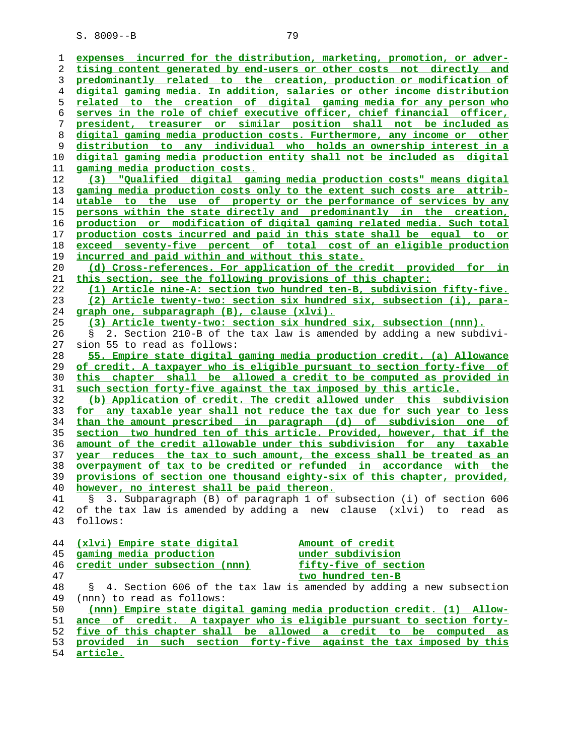expenses incurred for the distribution, marketing, promotion, or advertising content generated by end-users or other costs not directly and predominantly related to the creation, production or modification of digital gaming media. In addition, salaries or other income distribution related to the creation of digital gaming media for any person who serves in the role of chief executive officer, chief financial officer, president, treasurer or similar position shall not be included as digital gaming media production costs. Furthermore, any income or other distribution to any individual who holds an ownership interest in a digital gaming media production entity shall not be included as digital gaming media production costs.

(3) "Qualified digital gaming media production costs" means digital gaming media production costs only to the extent such costs are attributable to the use of property or the performance of services by any persons within the state directly and predominantly in the creation, production or modification of digital gaming related media. Such total production costs incurred and paid in this state shall be equal to or exceed seventy-five percent of total cost of an eligible production incurred and paid within and without this state.

(d) Cross-references. For application of the credit provided for in this section, see the following provisions of this chapter:

(1) Article nine-A: section two hundred ten-B, subdivision fifty-five.

(2) Article twenty-two: section six hundred six, subsection (i), paragraph one, subparagraph (B), clause (xlvi).

(3) Article twenty-two: section six hundred six, subsection (nnn).

§ 2. Section 210-B of the tax law is amended by adding a new subdivision 55 to read as follows:

55. Empire state digital gaming media production credit. (a) Allowance of credit. A taxpayer who is eligible pursuant to section forty-five of this chapter shall be allowed a credit to be computed as provided in such section forty-five against the tax imposed by this article.

(b) Application of credit. The credit allowed under this subdivision for any taxable year shall not reduce the tax due for such year to less than the amount prescribed in paragraph (d) of subdivision one of section two hundred ten of this article. Provided, however, that if the amount of the credit allowable under this subdivision for any taxable year reduces the tax to such amount, the excess shall be treated as an overpayment of tax to be credited or refunded in accordance with the provisions of section one thousand eighty-six of this chapter, provided, however, no interest shall be paid thereon.

§ 3. Subparagraph (B) of paragraph 1 of subsection (i) of section 606 of the tax law is amended by adding a new clause (xlvi) to read as follows:

| | |
|---|---|
| (xlvi) Empire state digital gaming media production credit under subsection (nnn) | Amount of credit under subdivision fifty-five of section two hundred ten-B |

§ 4. Section 606 of the tax law is amended by adding a new subsection (nnn) to read as follows:

(nnn) Empire state digital gaming media production credit. (1) Allowance of credit. A taxpayer who is eligible pursuant to section forty-five of this chapter shall be allowed a credit to be computed as provided in such section forty-five against the tax imposed by this article.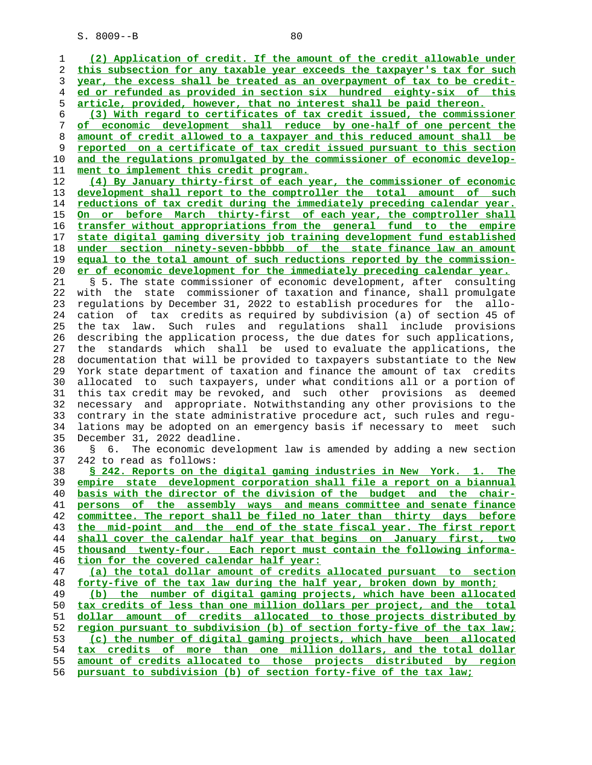(2) Application of credit. If the amount of the credit allowable under this subsection for any taxable year exceeds the taxpayer's tax for such year, the excess shall be treated as an overpayment of tax to be credited or refunded as provided in section six hundred eighty-six of this article, provided, however, that no interest shall be paid thereon.

(3) With regard to certificates of tax credit issued, the commissioner of economic development shall reduce by one-half of one percent the amount of credit allowed to a taxpayer and this reduced amount shall be reported on a certificate of tax credit issued pursuant to this section and the regulations promulgated by the commissioner of economic development to implement this credit program.

(4) By January thirty-first of each year, the commissioner of economic development shall report to the comptroller the total amount of such reductions of tax credit during the immediately preceding calendar year. On or before March thirty-first of each year, the comptroller shall transfer without appropriations from the general fund to the empire state digital gaming diversity job training development fund established under section ninety-seven-bbbbb of the state finance law an amount equal to the total amount of such reductions reported by the commissioner of economic development for the immediately preceding calendar year.

§ 5. The state commissioner of economic development, after consulting with the state commissioner of taxation and finance, shall promulgate regulations by December 31, 2022 to establish procedures for the allocation of tax credits as required by subdivision (a) of section 45 of the tax law. Such rules and regulations shall include provisions describing the application process, the due dates for such applications, the standards which shall be used to evaluate the applications, the documentation that will be provided to taxpayers substantiate to the New York state department of taxation and finance the amount of tax credits allocated to such taxpayers, under what conditions all or a portion of this tax credit may be revoked, and such other provisions as deemed necessary and appropriate. Notwithstanding any other provisions to the contrary in the state administrative procedure act, such rules and regulations may be adopted on an emergency basis if necessary to meet such December 31, 2022 deadline.

§ 6. The economic development law is amended by adding a new section 242 to read as follows:

**§ 242. Reports on the digital gaming industries in New York.** 1. The empire state development corporation shall file a report on a biannual basis with the director of the division of the budget and the chairpersons of the assembly ways and means committee and senate finance committee. The report shall be filed no later than thirty days before the mid-point and the end of the state fiscal year. The first report shall cover the calendar half year that begins on January first, two thousand twenty-four. Each report must contain the following information for the covered calendar half year:

(a) the total dollar amount of credits allocated pursuant to section forty-five of the tax law during the half year, broken down by month;

(b) the number of digital gaming projects, which have been allocated tax credits of less than one million dollars per project, and the total dollar amount of credits allocated to those projects distributed by region pursuant to subdivision (b) of section forty-five of the tax law;

(c) the number of digital gaming projects, which have been allocated tax credits of more than one million dollars, and the total dollar amount of credits allocated to those projects distributed by region pursuant to subdivision (b) of section forty-five of the tax law;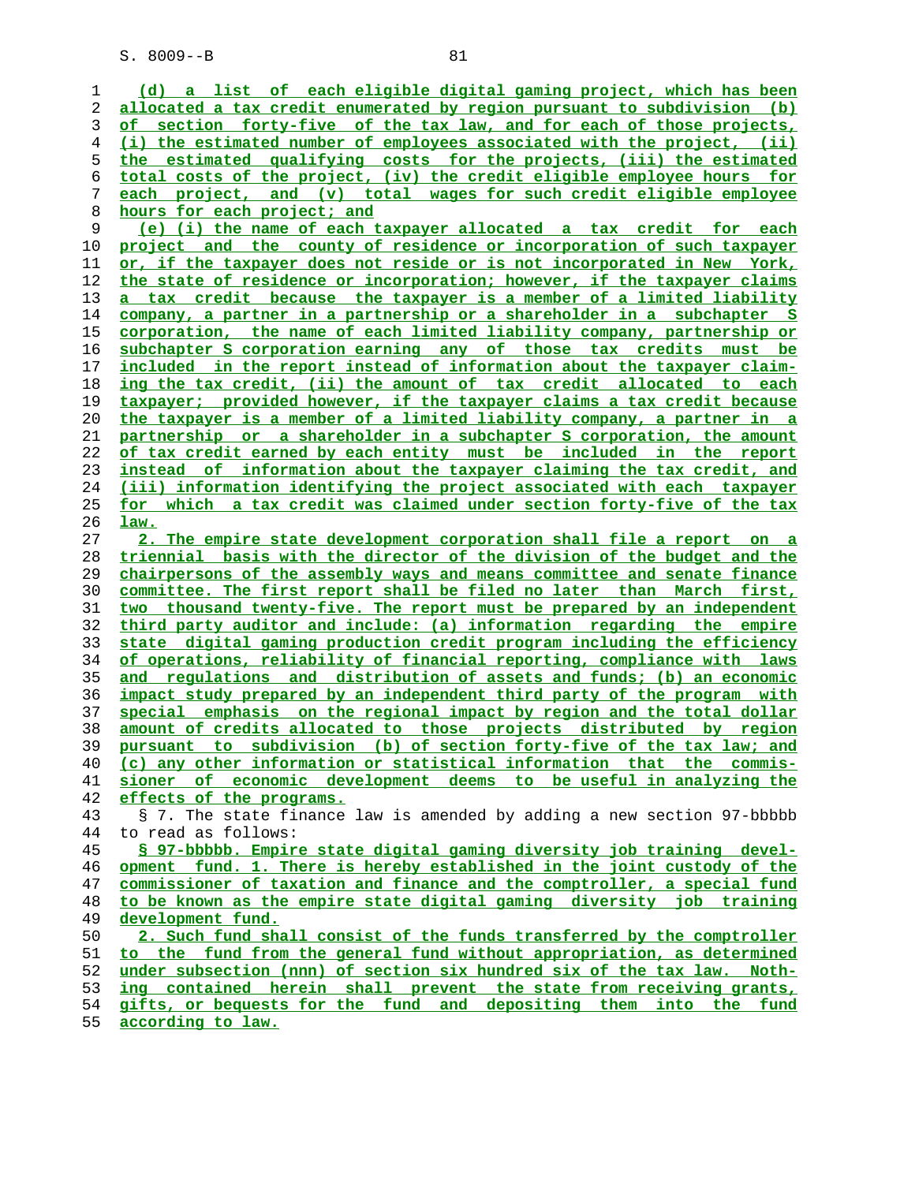(d) a list of each eligible digital gaming project, which has been allocated a tax credit enumerated by region pursuant to subdivision (b) of section forty-five of the tax law, and for each of those projects, (i) the estimated number of employees associated with the project, (ii) the estimated qualifying costs for the projects, (iii) the estimated total costs of the project, (iv) the credit eligible employee hours for each project, and (v) total wages for such credit eligible employee hours for each project; and

(e) (i) the name of each taxpayer allocated a tax credit for each project and the county of residence or incorporation of such taxpayer or, if the taxpayer does not reside or is not incorporated in New York, the state of residence or incorporation; however, if the taxpayer claims a tax credit because the taxpayer is a member of a limited liability company, a partner in a partnership or a shareholder in a subchapter S corporation, the name of each limited liability company, partnership or subchapter S corporation earning any of those tax credits must be included in the report instead of information about the taxpayer claiming the tax credit, (ii) the amount of tax credit allocated to each taxpayer; provided however, if the taxpayer claims a tax credit because the taxpayer is a member of a limited liability company, a partner in a partnership or a shareholder in a subchapter S corporation, the amount of tax credit earned by each entity must be included in the report instead of information about the taxpayer claiming the tax credit, and (iii) information identifying the project associated with each taxpayer for which a tax credit was claimed under section forty-five of the tax law.

2. The empire state development corporation shall file a report on a triennial basis with the director of the division of the budget and the chairpersons of the assembly ways and means committee and senate finance committee. The first report shall be filed no later than March first, two thousand twenty-five. The report must be prepared by an independent third party auditor and include: (a) information regarding the empire state digital gaming production credit program including the efficiency of operations, reliability of financial reporting, compliance with laws and regulations and distribution of assets and funds; (b) an economic impact study prepared by an independent third party of the program with special emphasis on the regional impact by region and the total dollar amount of credits allocated to those projects distributed by region pursuant to subdivision (b) of section forty-five of the tax law; and (c) any other information or statistical information that the commissioner of economic development deems to be useful in analyzing the effects of the programs.

§ 7. The state finance law is amended by adding a new section 97-bbbbb to read as follows:

§ 97-bbbbb. Empire state digital gaming diversity job training development fund. 1. There is hereby established in the joint custody of the commissioner of taxation and finance and the comptroller, a special fund to be known as the empire state digital gaming diversity job training development fund.

2. Such fund shall consist of the funds transferred by the comptroller to the fund from the general fund without appropriation, as determined under subsection (nnn) of section six hundred six of the tax law. Nothing contained herein shall prevent the state from receiving grants, gifts, or bequests for the fund and depositing them into the fund according to law.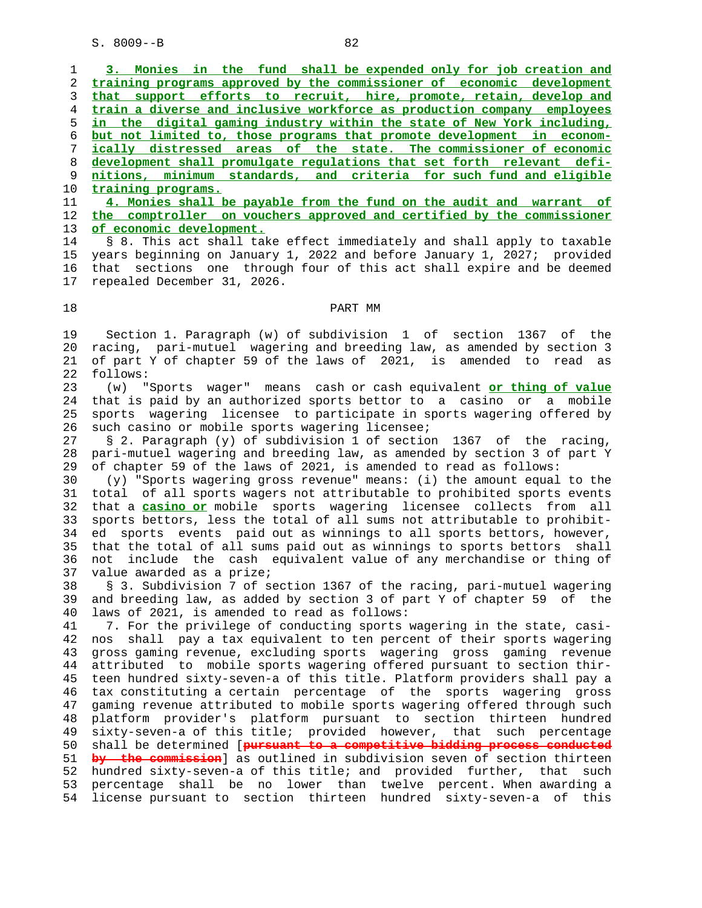3. Monies in the fund shall be expended only for job creation and training programs approved by the commissioner of economic development that support efforts to recruit, hire, promote, retain, develop and train a diverse and inclusive workforce as production company employees in the digital gaming industry within the state of New York including, but not limited to, those programs that promote development in economically distressed areas of the state. The commissioner of economic development shall promulgate regulations that set forth relevant definitions, minimum standards, and criteria for such fund and eligible training programs.

4. Monies shall be payable from the fund on the audit and warrant of the comptroller on vouchers approved and certified by the commissioner of economic development.

§ 8. This act shall take effect immediately and shall apply to taxable years beginning on January 1, 2022 and before January 1, 2027; provided that sections one through four of this act shall expire and be deemed repealed December 31, 2026.

PART MM

Section 1. Paragraph (w) of subdivision 1 of section 1367 of the racing, pari-mutuel wagering and breeding law, as amended by section 3 of part Y of chapter 59 of the laws of 2021, is amended to read as follows:

(w) "Sports wager" means cash or cash equivalent **or thing of value** that is paid by an authorized sports bettor to a casino or a mobile sports wagering licensee to participate in sports wagering offered by such casino or mobile sports wagering licensee;

§ 2. Paragraph (y) of subdivision 1 of section 1367 of the racing, pari-mutuel wagering and breeding law, as amended by section 3 of part Y of chapter 59 of the laws of 2021, is amended to read as follows:

(y) "Sports wagering gross revenue" means: (i) the amount equal to the total of all sports wagers not attributable to prohibited sports events that a **casino or** mobile sports wagering licensee collects from all sports bettors, less the total of all sums not attributable to prohibited sports events paid out as winnings to all sports bettors, however, that the total of all sums paid out as winnings to sports bettors shall not include the cash equivalent value of any merchandise or thing of value awarded as a prize;

§ 3. Subdivision 7 of section 1367 of the racing, pari-mutuel wagering and breeding law, as added by section 3 of part Y of chapter 59 of the laws of 2021, is amended to read as follows:

7. For the privilege of conducting sports wagering in the state, casinos shall pay a tax equivalent to ten percent of their sports wagering gross gaming revenue, excluding sports wagering gross gaming revenue attributed to mobile sports wagering offered pursuant to section thirteen hundred sixty-seven-a of this title. Platform providers shall pay a tax constituting a certain percentage of the sports wagering gross gaming revenue attributed to mobile sports wagering offered through such platform provider's platform pursuant to section thirteen hundred sixty-seven-a of this title; provided however, that such percentage shall be determined [~~pursuant to a competitive bidding process conducted by the commission~~] as outlined in subdivision seven of section thirteen hundred sixty-seven-a of this title; and provided further, that such percentage shall be no lower than twelve percent. When awarding a license pursuant to section thirteen hundred sixty-seven-a of this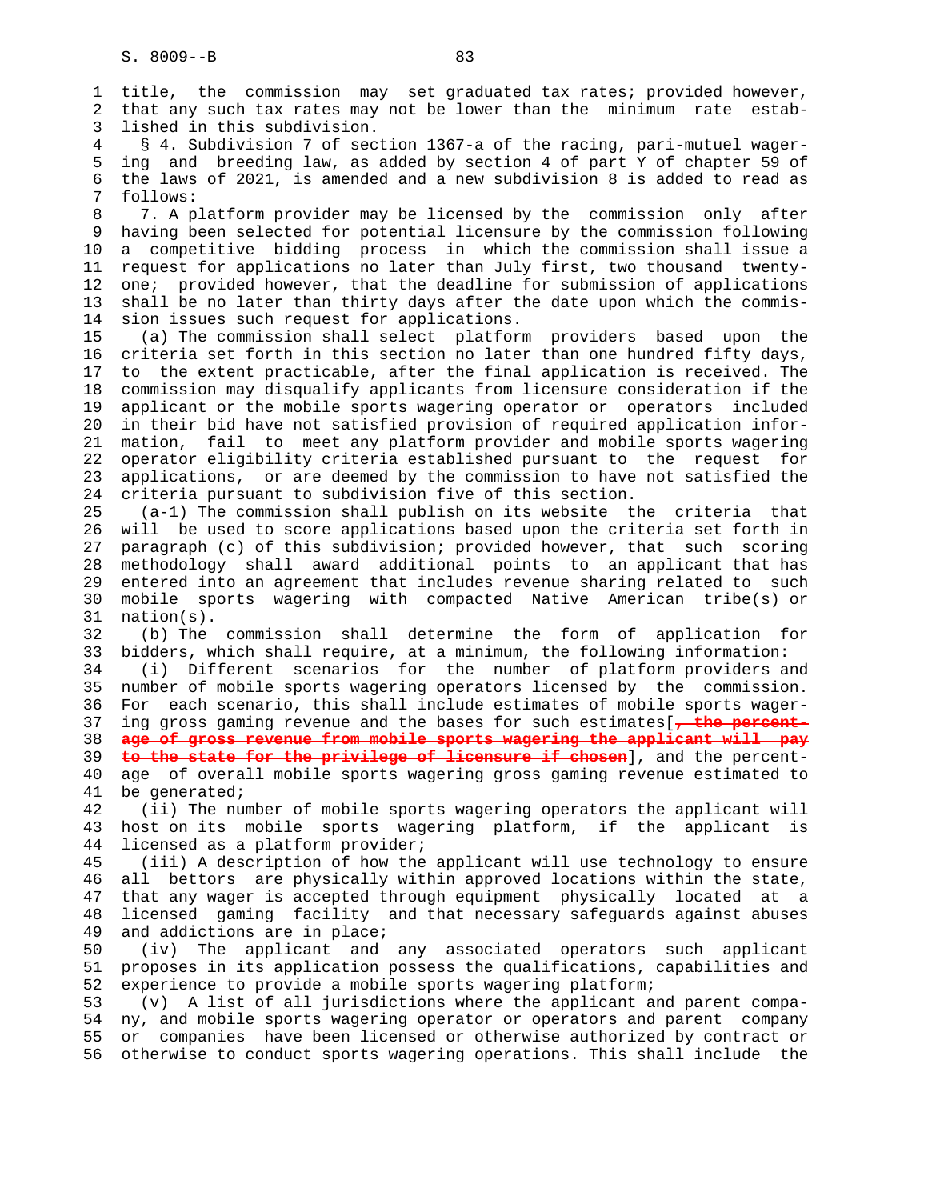title, the commission may set graduated tax rates; provided however, that any such tax rates may not be lower than the minimum rate established in this subdivision.

§ 4. Subdivision 7 of section 1367-a of the racing, pari-mutuel wagering and breeding law, as added by section 4 of part Y of chapter 59 of the laws of 2021, is amended and a new subdivision 8 is added to read as follows:

7. A platform provider may be licensed by the commission only after having been selected for potential licensure by the commission following a competitive bidding process in which the commission shall issue a request for applications no later than July first, two thousand twenty-one; provided however, that the deadline for submission of applications shall be no later than thirty days after the date upon which the commission issues such request for applications.

(a) The commission shall select platform providers based upon the criteria set forth in this section no later than one hundred fifty days, to the extent practicable, after the final application is received. The commission may disqualify applicants from licensure consideration if the applicant or the mobile sports wagering operator or operators included in their bid have not satisfied provision of required application information, fail to meet any platform provider and mobile sports wagering operator eligibility criteria established pursuant to the request for applications, or are deemed by the commission to have not satisfied the criteria pursuant to subdivision five of this section.

(a-1) The commission shall publish on its website the criteria that will be used to score applications based upon the criteria set forth in paragraph (c) of this subdivision; provided however, that such scoring methodology shall award additional points to an applicant that has entered into an agreement that includes revenue sharing related to such mobile sports wagering with compacted Native American tribe(s) or nation(s).

(b) The commission shall determine the form of application for bidders, which shall require, at a minimum, the following information:

(i) Different scenarios for the number of platform providers and number of mobile sports wagering operators licensed by the commission. For each scenario, this shall include estimates of mobile sports wagering gross gaming revenue and the bases for such estimates[~~, the percentage of gross revenue from mobile sports wagering the applicant will pay to the state for the privilege of licensure if chosen~~], and the percentage of overall mobile sports wagering gross gaming revenue estimated to be generated;

(ii) The number of mobile sports wagering operators the applicant will host on its mobile sports wagering platform, if the applicant is licensed as a platform provider;

(iii) A description of how the applicant will use technology to ensure all bettors are physically within approved locations within the state, that any wager is accepted through equipment physically located at a licensed gaming facility and that necessary safeguards against abuses and addictions are in place;

(iv) The applicant and any associated operators such applicant proposes in its application possess the qualifications, capabilities and experience to provide a mobile sports wagering platform;

(v) A list of all jurisdictions where the applicant and parent company, and mobile sports wagering operator or operators and parent company or companies have been licensed or otherwise authorized by contract or otherwise to conduct sports wagering operations. This shall include the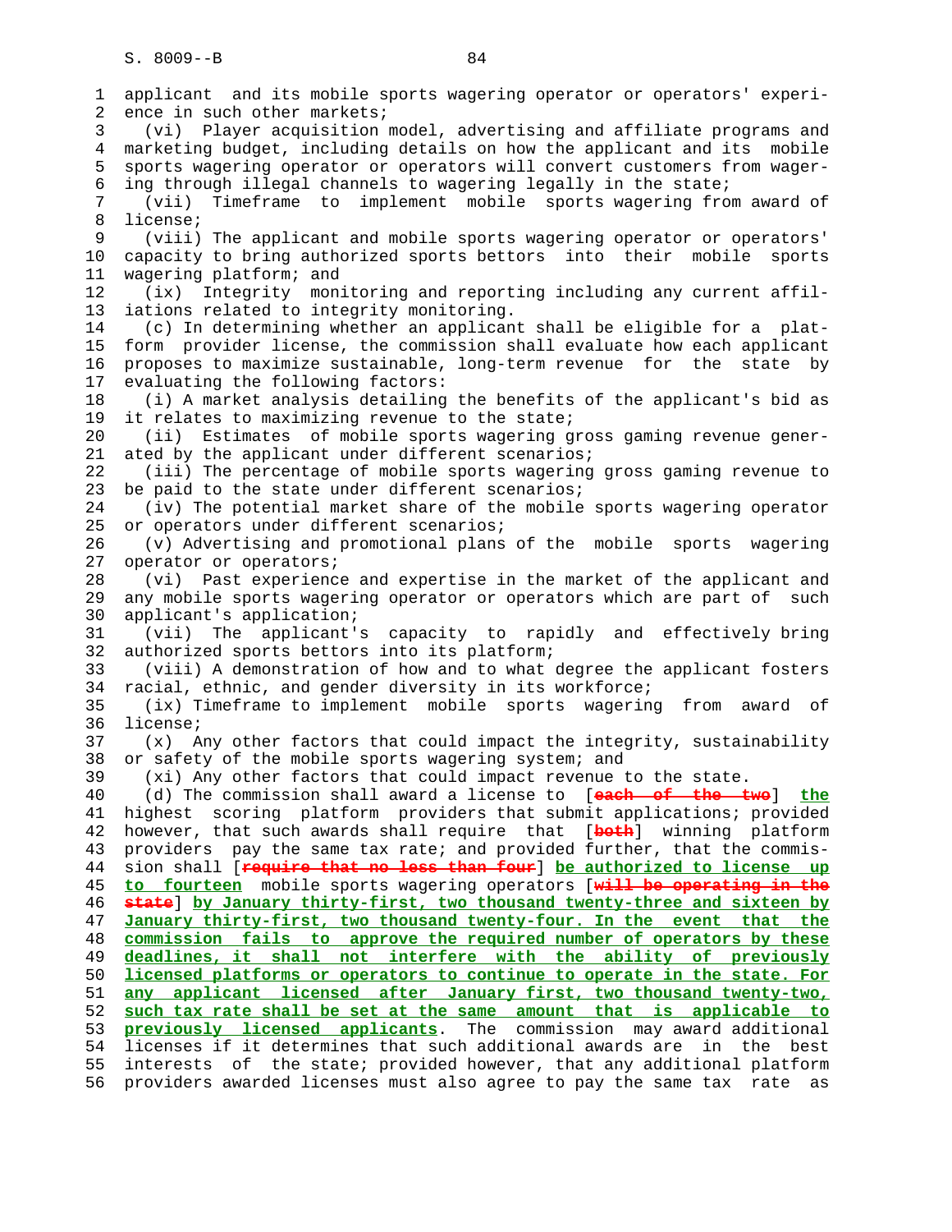applicant and its mobile sports wagering operator or operators' experience in such other markets;

(vi) Player acquisition model, advertising and affiliate programs and marketing budget, including details on how the applicant and its mobile sports wagering operator or operators will convert customers from wagering through illegal channels to wagering legally in the state;

(vii) Timeframe to implement mobile sports wagering from award of license;

(viii) The applicant and mobile sports wagering operator or operators' capacity to bring authorized sports bettors into their mobile sports wagering platform; and

(ix) Integrity monitoring and reporting including any current affiliations related to integrity monitoring.

(c) In determining whether an applicant shall be eligible for a platform provider license, the commission shall evaluate how each applicant proposes to maximize sustainable, long-term revenue for the state by evaluating the following factors:

(i) A market analysis detailing the benefits of the applicant's bid as it relates to maximizing revenue to the state;

(ii) Estimates of mobile sports wagering gross gaming revenue generated by the applicant under different scenarios;

(iii) The percentage of mobile sports wagering gross gaming revenue to be paid to the state under different scenarios;

(iv) The potential market share of the mobile sports wagering operator or operators under different scenarios;

(v) Advertising and promotional plans of the mobile sports wagering operator or operators;

(vi) Past experience and expertise in the market of the applicant and any mobile sports wagering operator or operators which are part of such applicant's application;

(vii) The applicant's capacity to rapidly and effectively bring authorized sports bettors into its platform;

(viii) A demonstration of how and to what degree the applicant fosters racial, ethnic, and gender diversity in its workforce;

(ix) Timeframe to implement mobile sports wagering from award of license;

(x) Any other factors that could impact the integrity, sustainability or safety of the mobile sports wagering system; and

(xi) Any other factors that could impact revenue to the state.

(d) The commission shall award a license to [~~each of the two~~] **the** highest scoring platform providers that submit applications; provided however, that such awards shall require that [~~both~~] winning platform providers pay the same tax rate; and provided further, that the commission shall [~~require that no less than four~~] **be authorized to license up to fourteen** mobile sports wagering operators [~~will be operating in the state~~] **by January thirty-first, two thousand twenty-three and sixteen by January thirty-first, two thousand twenty-four. In the event that the commission fails to approve the required number of operators by these deadlines, it shall not interfere with the ability of previously licensed platforms or operators to continue to operate in the state. For any applicant licensed after January first, two thousand twenty-two, such tax rate shall be set at the same amount that is applicable to previously licensed applicants**. The commission may award additional licenses if it determines that such additional awards are in the best interests of the state; provided however, that any additional platform providers awarded licenses must also agree to pay the same tax rate as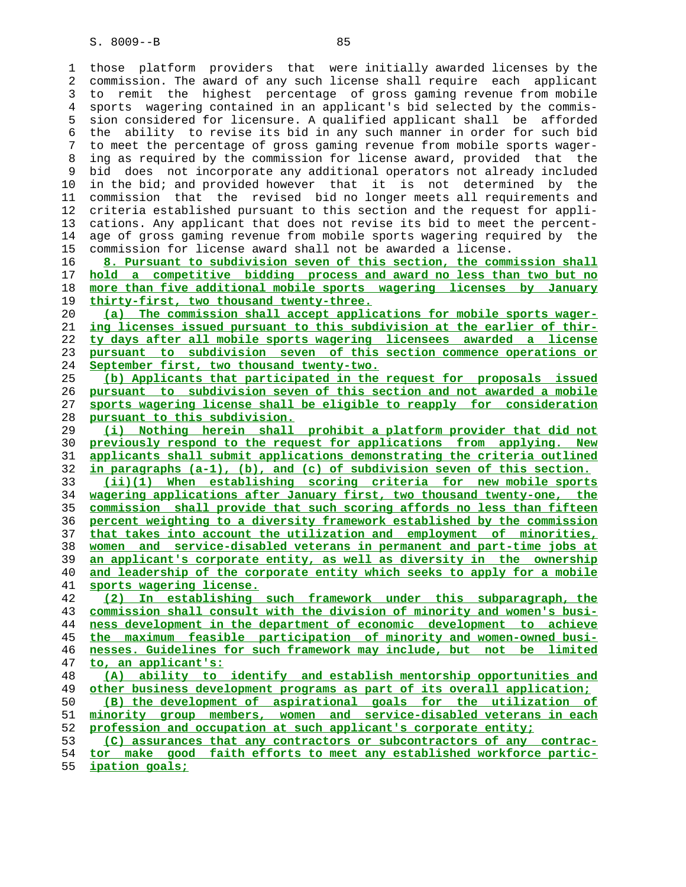those platform providers that were initially awarded licenses by the commission. The award of any such license shall require each applicant to remit the highest percentage of gross gaming revenue from mobile sports wagering contained in an applicant's bid selected by the commission considered for licensure. A qualified applicant shall be afforded the ability to revise its bid in any such manner in order for such bid to meet the percentage of gross gaming revenue from mobile sports wagering as required by the commission for license award, provided that the bid does not incorporate any additional operators not already included in the bid; and provided however that it is not determined by the commission that the revised bid no longer meets all requirements and criteria established pursuant to this section and the request for applications. Any applicant that does not revise its bid to meet the percentage of gross gaming revenue from mobile sports wagering required by the commission for license award shall not be awarded a license.

8. Pursuant to subdivision seven of this section, the commission shall hold a competitive bidding process and award no less than two but no more than five additional mobile sports wagering licenses by January thirty-first, two thousand twenty-three.

(a) The commission shall accept applications for mobile sports wagering licenses issued pursuant to this subdivision at the earlier of thirty days after all mobile sports wagering licensees awarded a license pursuant to subdivision seven of this section commence operations or September first, two thousand twenty-two.

(b) Applicants that participated in the request for proposals issued pursuant to subdivision seven of this section and not awarded a mobile sports wagering license shall be eligible to reapply for consideration pursuant to this subdivision.

(i) Nothing herein shall prohibit a platform provider that did not previously respond to the request for applications from applying. New applicants shall submit applications demonstrating the criteria outlined in paragraphs (a-1), (b), and (c) of subdivision seven of this section.

(ii)(1) When establishing scoring criteria for new mobile sports wagering applications after January first, two thousand twenty-one, the commission shall provide that such scoring affords no less than fifteen percent weighting to a diversity framework established by the commission that takes into account the utilization and employment of minorities, women and service-disabled veterans in permanent and part-time jobs at an applicant's corporate entity, as well as diversity in the ownership and leadership of the corporate entity which seeks to apply for a mobile sports wagering license.

(2) In establishing such framework under this subparagraph, the commission shall consult with the division of minority and women's business development in the department of economic development to achieve the maximum feasible participation of minority and women-owned businesses. Guidelines for such framework may include, but not be limited to, an applicant's:

(A) ability to identify and establish mentorship opportunities and other business development programs as part of its overall application;

(B) the development of aspirational goals for the utilization of minority group members, women and service-disabled veterans in each profession and occupation at such applicant's corporate entity;

(C) assurances that any contractors or subcontractors of any contractor make good faith efforts to meet any established workforce participation goals;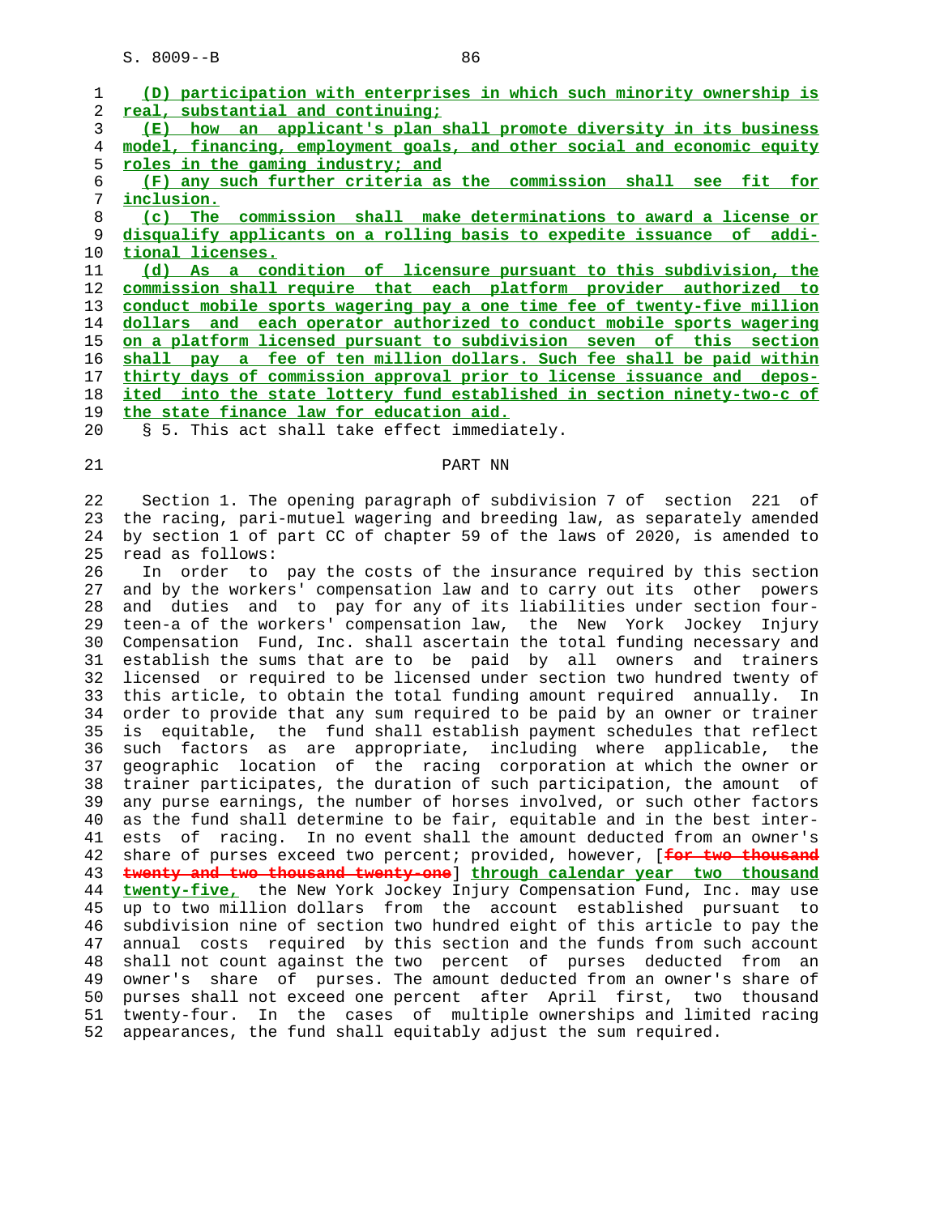(D) participation with enterprises in which such minority ownership is real, substantial and continuing;

(E) how an applicant's plan shall promote diversity in its business model, financing, employment goals, and other social and economic equity roles in the gaming industry; and

(F) any such further criteria as the commission shall see fit for inclusion.

(c) The commission shall make determinations to award a license or disqualify applicants on a rolling basis to expedite issuance of additional licenses.

(d) As a condition of licensure pursuant to this subdivision, the commission shall require that each platform provider authorized to conduct mobile sports wagering pay a one time fee of twenty-five million dollars and each operator authorized to conduct mobile sports wagering on a platform licensed pursuant to subdivision seven of this section shall pay a fee of ten million dollars. Such fee shall be paid within thirty days of commission approval prior to license issuance and deposited into the state lottery fund established in section ninety-two-c of the state finance law for education aid.

§ 5. This act shall take effect immediately.

PART NN

Section 1. The opening paragraph of subdivision 7 of section 221 of the racing, pari-mutuel wagering and breeding law, as separately amended by section 1 of part CC of chapter 59 of the laws of 2020, is amended to read as follows:

In order to pay the costs of the insurance required by this section and by the workers' compensation law and to carry out its other powers and duties and to pay for any of its liabilities under section fourteen-a of the workers' compensation law, the New York Jockey Injury Compensation Fund, Inc. shall ascertain the total funding necessary and establish the sums that are to be paid by all owners and trainers licensed or required to be licensed under section two hundred twenty of this article, to obtain the total funding amount required annually. In order to provide that any sum required to be paid by an owner or trainer is equitable, the fund shall establish payment schedules that reflect such factors as are appropriate, including where applicable, the geographic location of the racing corporation at which the owner or trainer participates, the duration of such participation, the amount of any purse earnings, the number of horses involved, or such other factors as the fund shall determine to be fair, equitable and in the best interests of racing. In no event shall the amount deducted from an owner's share of purses exceed two percent; provided, however, [~~for two thousand twenty and two thousand twenty-one~~] through calendar year two thousand twenty-five, the New York Jockey Injury Compensation Fund, Inc. may use up to two million dollars from the account established pursuant to subdivision nine of section two hundred eight of this article to pay the annual costs required by this section and the funds from such account shall not count against the two percent of purses deducted from an owner's share of purses. The amount deducted from an owner's share of purses shall not exceed one percent after April first, two thousand twenty-four. In the cases of multiple ownerships and limited racing appearances, the fund shall equitably adjust the sum required.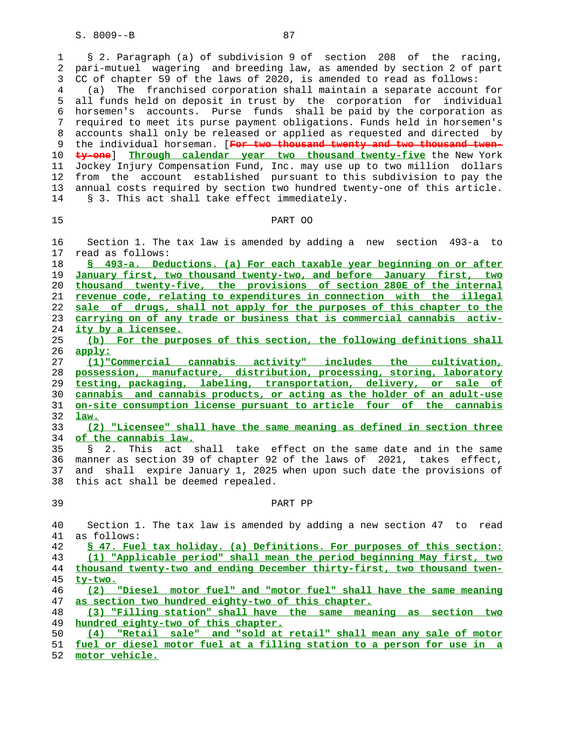§ 2. Paragraph (a) of subdivision 9 of section 208 of the racing, pari-mutuel wagering and breeding law, as amended by section 2 of part CC of chapter 59 of the laws of 2020, is amended to read as follows:

(a) The franchised corporation shall maintain a separate account for all funds held on deposit in trust by the corporation for individual horsemen's accounts. Purse funds shall be paid by the corporation as required to meet its purse payment obligations. Funds held in horsemen's accounts shall only be released or applied as requested and directed by the individual horseman. [~~For two thousand twenty and two thousand twenty-one~~] **Through calendar year two thousand twenty-five** the New York Jockey Injury Compensation Fund, Inc. may use up to two million dollars from the account established pursuant to this subdivision to pay the annual costs required by section two hundred twenty-one of this article.

§ 3. This act shall take effect immediately.

## PART OO

Section 1. The tax law is amended by adding a new section 493-a to read as follows:

**§ 493-a. Deductions. (a) For each taxable year beginning on or after January first, two thousand twenty-two, and before January first, two thousand twenty-five, the provisions of section 280E of the internal revenue code, relating to expenditures in connection with the illegal sale of drugs, shall not apply for the purposes of this chapter to the carrying on of any trade or business that is commercial cannabis activity by a licensee.**

**(b) For the purposes of this section, the following definitions shall apply:**

**(1)"Commercial cannabis activity" includes the cultivation, possession, manufacture, distribution, processing, storing, laboratory testing, packaging, labeling, transportation, delivery, or sale of cannabis and cannabis products, or acting as the holder of an adult-use on-site consumption license pursuant to article four of the cannabis law.**

**(2) "Licensee" shall have the same meaning as defined in section three of the cannabis law.**

§ 2. This act shall take effect on the same date and in the same manner as section 39 of chapter 92 of the laws of 2021, takes effect, and shall expire January 1, 2025 when upon such date the provisions of this act shall be deemed repealed.

## PART PP

Section 1. The tax law is amended by adding a new section 47 to read as follows:

**§ 47. Fuel tax holiday. (a) Definitions. For purposes of this section:**

**(1) "Applicable period" shall mean the period beginning May first, two thousand twenty-two and ending December thirty-first, two thousand twenty-two.**

**(2) "Diesel motor fuel" and "motor fuel" shall have the same meaning as section two hundred eighty-two of this chapter.**

**(3) "Filling station" shall have the same meaning as section two hundred eighty-two of this chapter.**

**(4) "Retail sale" and "sold at retail" shall mean any sale of motor fuel or diesel motor fuel at a filling station to a person for use in a motor vehicle.**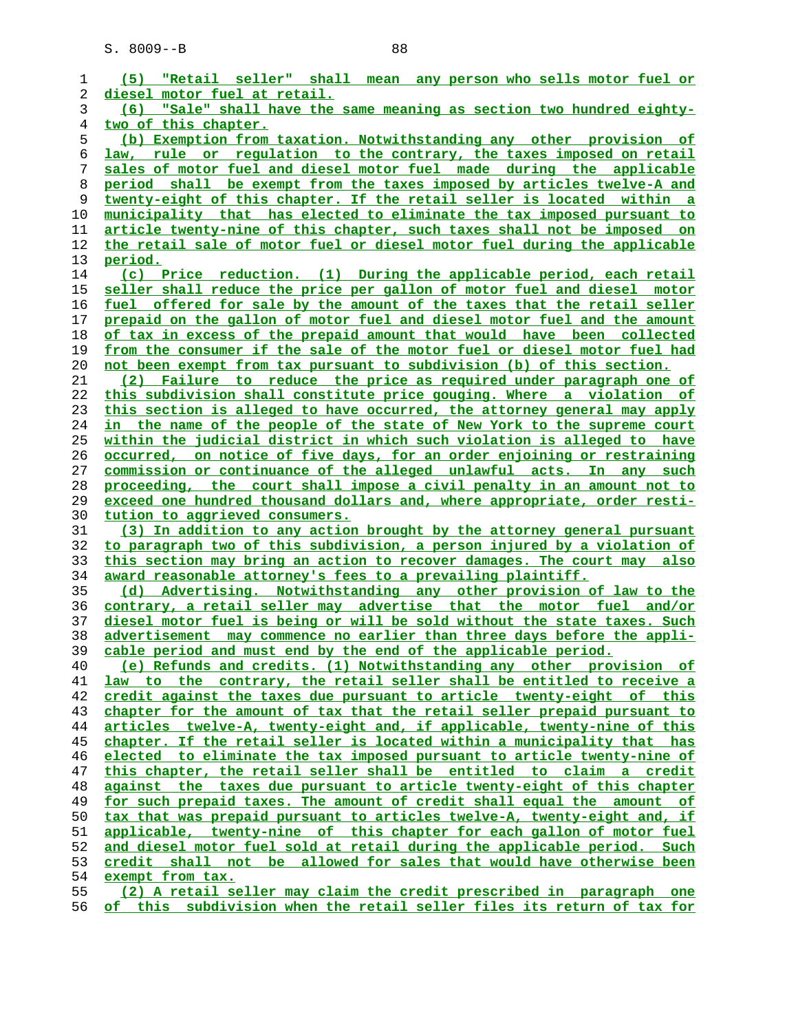(5) "Retail seller" shall mean any person who sells motor fuel or diesel motor fuel at retail.

(6) "Sale" shall have the same meaning as section two hundred eighty-two of this chapter.

(b) Exemption from taxation. Notwithstanding any other provision of law, rule or regulation to the contrary, the taxes imposed on retail sales of motor fuel and diesel motor fuel made during the applicable period shall be exempt from the taxes imposed by articles twelve-A and twenty-eight of this chapter. If the retail seller is located within a municipality that has elected to eliminate the tax imposed pursuant to article twenty-nine of this chapter, such taxes shall not be imposed on the retail sale of motor fuel or diesel motor fuel during the applicable period.

(c) Price reduction. (1) During the applicable period, each retail seller shall reduce the price per gallon of motor fuel and diesel motor fuel offered for sale by the amount of the taxes that the retail seller prepaid on the gallon of motor fuel and diesel motor fuel and the amount of tax in excess of the prepaid amount that would have been collected from the consumer if the sale of the motor fuel or diesel motor fuel had not been exempt from tax pursuant to subdivision (b) of this section.

(2) Failure to reduce the price as required under paragraph one of this subdivision shall constitute price gouging. Where a violation of this section is alleged to have occurred, the attorney general may apply in the name of the people of the state of New York to the supreme court within the judicial district in which such violation is alleged to have occurred, on notice of five days, for an order enjoining or restraining commission or continuance of the alleged unlawful acts. In any such proceeding, the court shall impose a civil penalty in an amount not to exceed one hundred thousand dollars and, where appropriate, order restitution to aggrieved consumers.

(3) In addition to any action brought by the attorney general pursuant to paragraph two of this subdivision, a person injured by a violation of this section may bring an action to recover damages. The court may also award reasonable attorney's fees to a prevailing plaintiff.

(d) Advertising. Notwithstanding any other provision of law to the contrary, a retail seller may advertise that the motor fuel and/or diesel motor fuel is being or will be sold without the state taxes. Such advertisement may commence no earlier than three days before the applicable period and must end by the end of the applicable period.

(e) Refunds and credits. (1) Notwithstanding any other provision of law to the contrary, the retail seller shall be entitled to receive a credit against the taxes due pursuant to article twenty-eight of this chapter for the amount of tax that the retail seller prepaid pursuant to articles twelve-A, twenty-eight and, if applicable, twenty-nine of this chapter. If the retail seller is located within a municipality that has elected to eliminate the tax imposed pursuant to article twenty-nine of this chapter, the retail seller shall be entitled to claim a credit against the taxes due pursuant to article twenty-eight of this chapter for such prepaid taxes. The amount of credit shall equal the amount of tax that was prepaid pursuant to articles twelve-A, twenty-eight and, if applicable, twenty-nine of this chapter for each gallon of motor fuel and diesel motor fuel sold at retail during the applicable period. Such credit shall not be allowed for sales that would have otherwise been exempt from tax.

(2) A retail seller may claim the credit prescribed in paragraph one of this subdivision when the retail seller files its return of tax for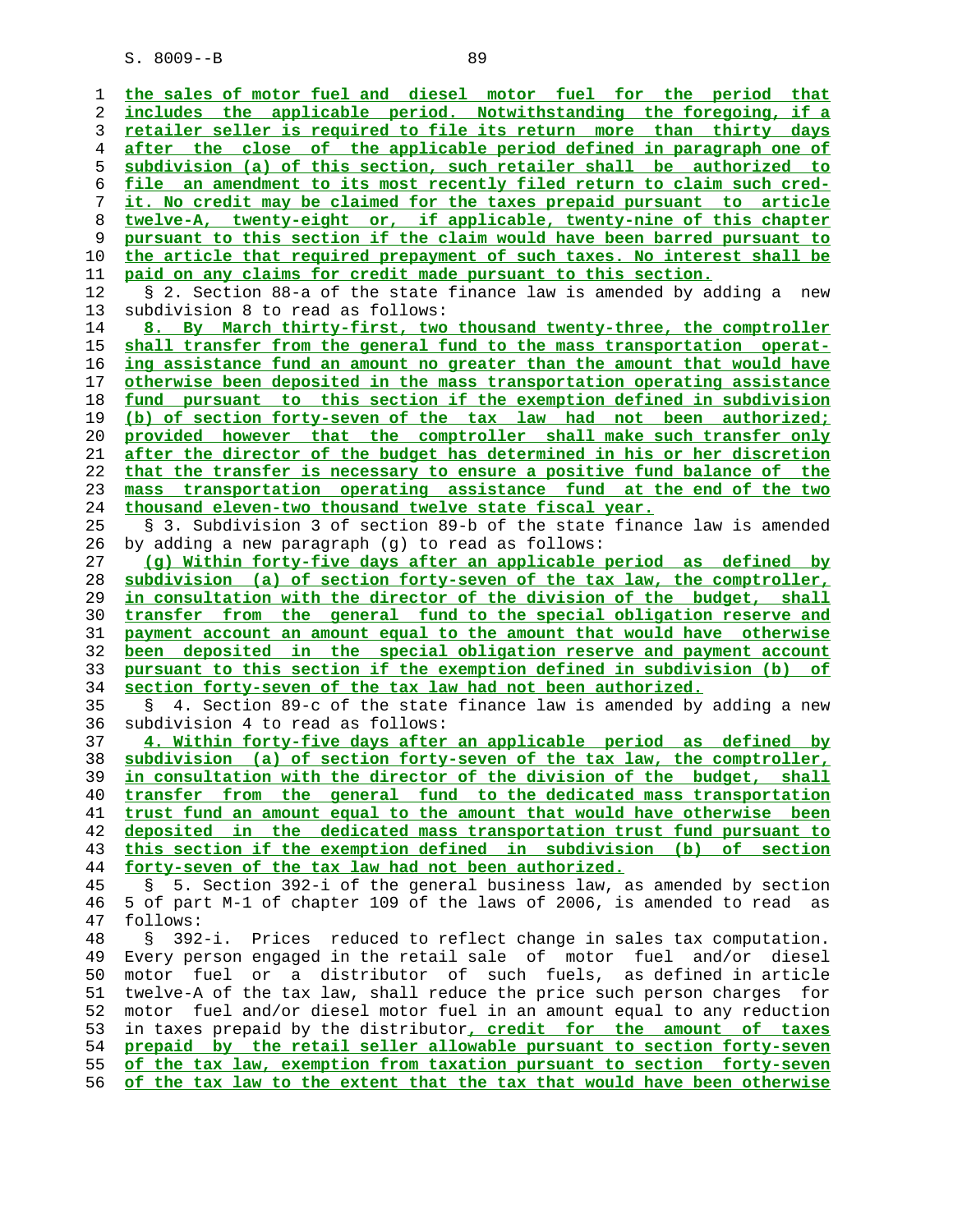the sales of motor fuel and diesel motor fuel for the period that includes the applicable period. Notwithstanding the foregoing, if a retailer seller is required to file its return more than thirty days after the close of the applicable period defined in paragraph one of subdivision (a) of this section, such retailer shall be authorized to file an amendment to its most recently filed return to claim such credit. No credit may be claimed for the taxes prepaid pursuant to article twelve-A, twenty-eight or, if applicable, twenty-nine of this chapter pursuant to this section if the claim would have been barred pursuant to the article that required prepayment of such taxes. No interest shall be paid on any claims for credit made pursuant to this section.

§ 2. Section 88-a of the state finance law is amended by adding a new subdivision 8 to read as follows:

8. By March thirty-first, two thousand twenty-three, the comptroller shall transfer from the general fund to the mass transportation operating assistance fund an amount no greater than the amount that would have otherwise been deposited in the mass transportation operating assistance fund pursuant to this section if the exemption defined in subdivision (b) of section forty-seven of the tax law had not been authorized; provided however that the comptroller shall make such transfer only after the director of the budget has determined in his or her discretion that the transfer is necessary to ensure a positive fund balance of the mass transportation operating assistance fund at the end of the two thousand eleven-two thousand twelve state fiscal year.

§ 3. Subdivision 3 of section 89-b of the state finance law is amended by adding a new paragraph (g) to read as follows:

(g) Within forty-five days after an applicable period as defined by subdivision (a) of section forty-seven of the tax law, the comptroller, in consultation with the director of the division of the budget, shall transfer from the general fund to the special obligation reserve and payment account an amount equal to the amount that would have otherwise been deposited in the special obligation reserve and payment account pursuant to this section if the exemption defined in subdivision (b) of section forty-seven of the tax law had not been authorized.

§ 4. Section 89-c of the state finance law is amended by adding a new subdivision 4 to read as follows:

4. Within forty-five days after an applicable period as defined by subdivision (a) of section forty-seven of the tax law, the comptroller, in consultation with the director of the division of the budget, shall transfer from the general fund to the dedicated mass transportation trust fund an amount equal to the amount that would have otherwise been deposited in the dedicated mass transportation trust fund pursuant to this section if the exemption defined in subdivision (b) of section forty-seven of the tax law had not been authorized.

§ 5. Section 392-i of the general business law, as amended by section 5 of part M-1 of chapter 109 of the laws of 2006, is amended to read as follows:

§ 392-i. Prices reduced to reflect change in sales tax computation. Every person engaged in the retail sale of motor fuel and/or diesel motor fuel or a distributor of such fuels, as defined in article twelve-A of the tax law, shall reduce the price such person charges for motor fuel and/or diesel motor fuel in an amount equal to any reduction in taxes prepaid by the distributor, credit for the amount of taxes prepaid by the retail seller allowable pursuant to section forty-seven of the tax law, exemption from taxation pursuant to section forty-seven of the tax law to the extent that the tax that would have been otherwise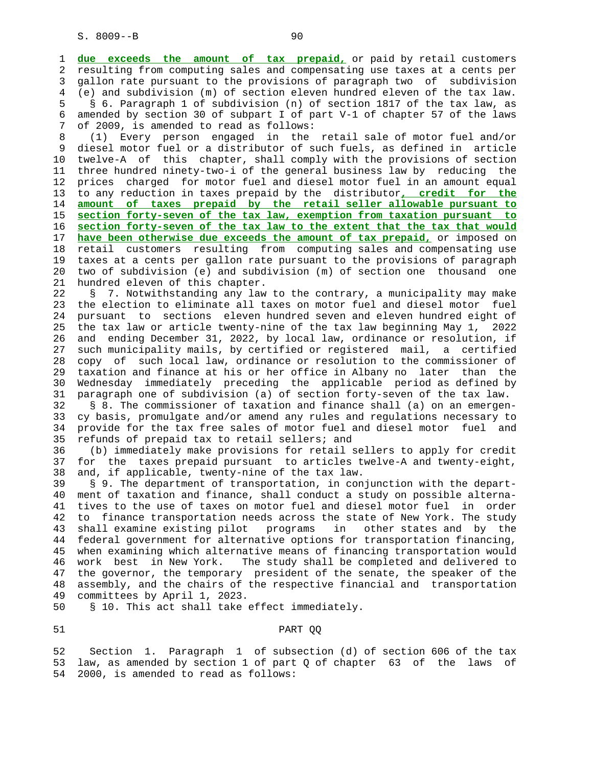due exceeds the amount of tax prepaid, or paid by retail customers resulting from computing sales and compensating use taxes at a cents per gallon rate pursuant to the provisions of paragraph two of subdivision (e) and subdivision (m) of section eleven hundred eleven of the tax law.

§ 6. Paragraph 1 of subdivision (n) of section 1817 of the tax law, as amended by section 30 of subpart I of part V-1 of chapter 57 of the laws of 2009, is amended to read as follows:

(1) Every person engaged in the retail sale of motor fuel and/or diesel motor fuel or a distributor of such fuels, as defined in article twelve-A of this chapter, shall comply with the provisions of section three hundred ninety-two-i of the general business law by reducing the prices charged for motor fuel and diesel motor fuel in an amount equal to any reduction in taxes prepaid by the distributor, credit for the amount of taxes prepaid by the retail seller allowable pursuant to section forty-seven of the tax law, exemption from taxation pursuant to section forty-seven of the tax law to the extent that the tax that would have been otherwise due exceeds the amount of tax prepaid, or imposed on retail customers resulting from computing sales and compensating use taxes at a cents per gallon rate pursuant to the provisions of paragraph two of subdivision (e) and subdivision (m) of section one thousand one hundred eleven of this chapter.

§ 7. Notwithstanding any law to the contrary, a municipality may make the election to eliminate all taxes on motor fuel and diesel motor fuel pursuant to sections eleven hundred seven and eleven hundred eight of the tax law or article twenty-nine of the tax law beginning May 1, 2022 and ending December 31, 2022, by local law, ordinance or resolution, if such municipality mails, by certified or registered mail, a certified copy of such local law, ordinance or resolution to the commissioner of taxation and finance at his or her office in Albany no later than the Wednesday immediately preceding the applicable period as defined by paragraph one of subdivision (a) of section forty-seven of the tax law.

§ 8. The commissioner of taxation and finance shall (a) on an emergency basis, promulgate and/or amend any rules and regulations necessary to provide for the tax free sales of motor fuel and diesel motor fuel and refunds of prepaid tax to retail sellers; and

(b) immediately make provisions for retail sellers to apply for credit for the taxes prepaid pursuant to articles twelve-A and twenty-eight, and, if applicable, twenty-nine of the tax law.

§ 9. The department of transportation, in conjunction with the department of taxation and finance, shall conduct a study on possible alternatives to the use of taxes on motor fuel and diesel motor fuel in order to finance transportation needs across the state of New York. The study shall examine existing pilot programs in other states and by the federal government for alternative options for transportation financing, when examining which alternative means of financing transportation would work best in New York. The study shall be completed and delivered to the governor, the temporary president of the senate, the speaker of the assembly, and the chairs of the respective financial and transportation committees by April 1, 2023.

§ 10. This act shall take effect immediately.

## PART QQ

Section 1. Paragraph 1 of subsection (d) of section 606 of the tax law, as amended by section 1 of part Q of chapter 63 of the laws of 2000, is amended to read as follows: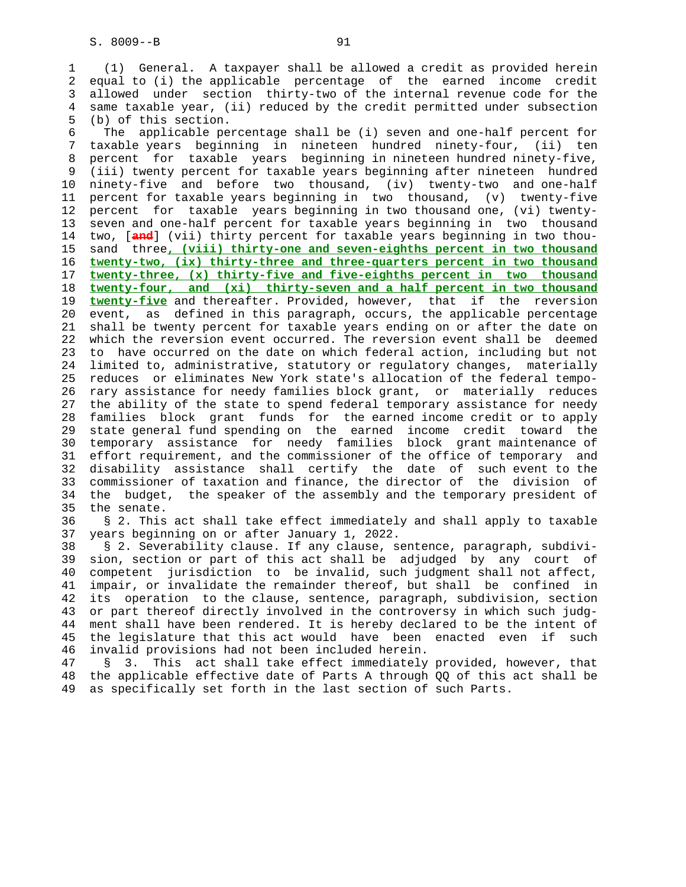(1) General. A taxpayer shall be allowed a credit as provided herein equal to (i) the applicable percentage of the earned income credit allowed under section thirty-two of the internal revenue code for the same taxable year, (ii) reduced by the credit permitted under subsection (b) of this section.

The applicable percentage shall be (i) seven and one-half percent for taxable years beginning in nineteen hundred ninety-four, (ii) ten percent for taxable years beginning in nineteen hundred ninety-five, (iii) twenty percent for taxable years beginning after nineteen hundred ninety-five and before two thousand, (iv) twenty-two and one-half percent for taxable years beginning in two thousand, (v) twenty-five percent for taxable years beginning in two thousand one, (vi) twenty-seven and one-half percent for taxable years beginning in two thousand two, [~~and~~] (vii) thirty percent for taxable years beginning in two thousand three**, (viii) thirty-one and seven-eighths percent in two thousand twenty-two, (ix) thirty-three and three-quarters percent in two thousand twenty-three, (x) thirty-five and five-eighths percent in two thousand twenty-four, and (xi) thirty-seven and a half percent in two thousand twenty-five** and thereafter. Provided, however, that if the reversion event, as defined in this paragraph, occurs, the applicable percentage shall be twenty percent for taxable years ending on or after the date on which the reversion event occurred. The reversion event shall be deemed to have occurred on the date on which federal action, including but not limited to, administrative, statutory or regulatory changes, materially reduces or eliminates New York state's allocation of the federal temporary assistance for needy families block grant, or materially reduces the ability of the state to spend federal temporary assistance for needy families block grant funds for the earned income credit or to apply state general fund spending on the earned income credit toward the temporary assistance for needy families block grant maintenance of effort requirement, and the commissioner of the office of temporary and disability assistance shall certify the date of such event to the commissioner of taxation and finance, the director of the division of the budget, the speaker of the assembly and the temporary president of the senate.

§ 2. This act shall take effect immediately and shall apply to taxable years beginning on or after January 1, 2022.

§ 2. Severability clause. If any clause, sentence, paragraph, subdivision, section or part of this act shall be adjudged by any court of competent jurisdiction to be invalid, such judgment shall not affect, impair, or invalidate the remainder thereof, but shall be confined in its operation to the clause, sentence, paragraph, subdivision, section or part thereof directly involved in the controversy in which such judgment shall have been rendered. It is hereby declared to be the intent of the legislature that this act would have been enacted even if such invalid provisions had not been included herein.

§ 3. This act shall take effect immediately provided, however, that the applicable effective date of Parts A through QQ of this act shall be as specifically set forth in the last section of such Parts.